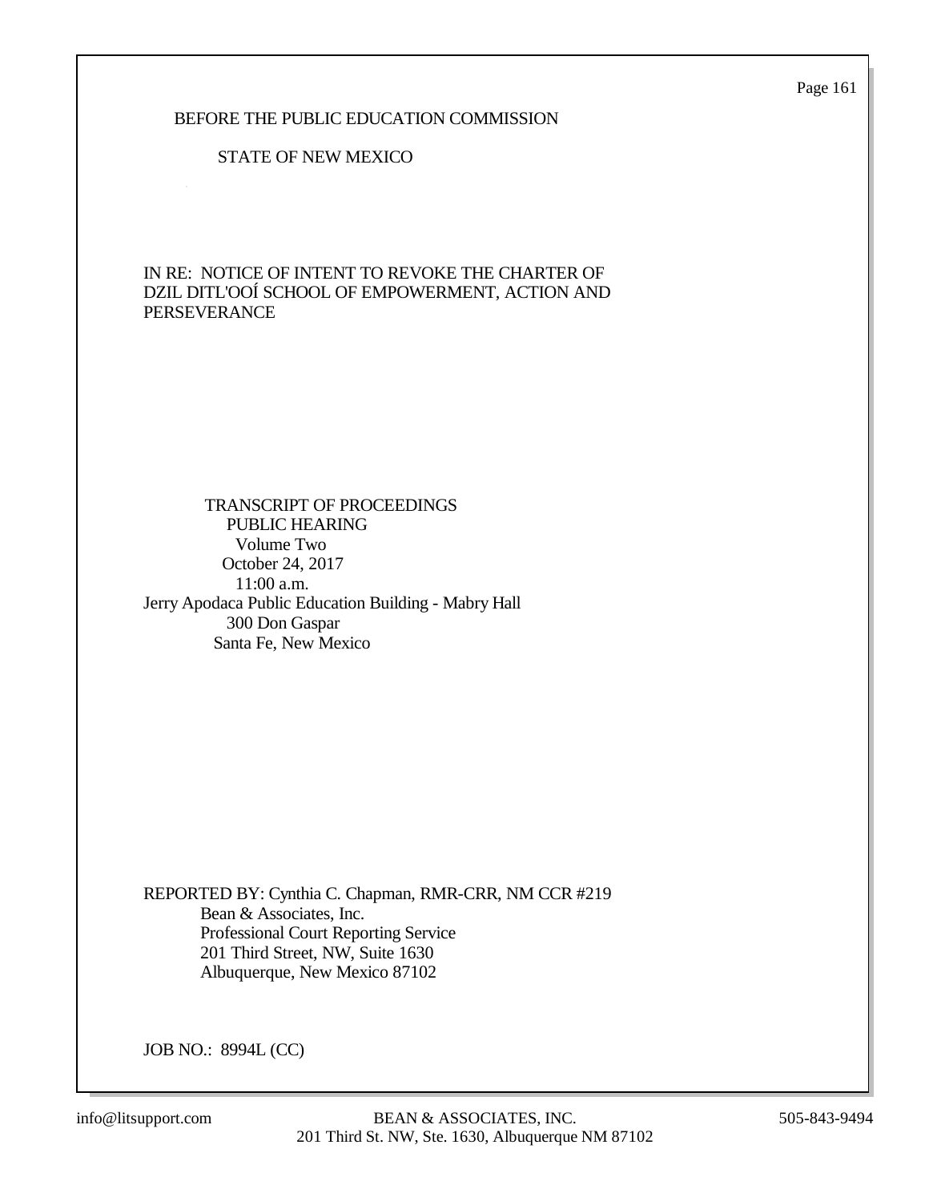BEFORE THE PUBLIC EDUCATION COMMISSION

STATE OF NEW MEXICO

IN RE: NOTICE OF INTENT TO REVOKE THE CHARTER OF DZIL DITL'OOÍ SCHOOL OF EMPOWERMENT, ACTION AND PERSEVERANCE

TRANSCRIPT OF PROCEEDINGS
PUBLIC HEARING
Volume Two
October 24, 2017
11:00 a.m.
Jerry Apodaca Public Education Building - Mabry Hall
300 Don Gaspar
Santa Fe, New Mexico

REPORTED BY: Cynthia C. Chapman, RMR-CRR, NM CCR #219
Bean & Associates, Inc.
Professional Court Reporting Service
201 Third Street, NW, Suite 1630
Albuquerque, New Mexico 87102

JOB NO.: 8994L (CC)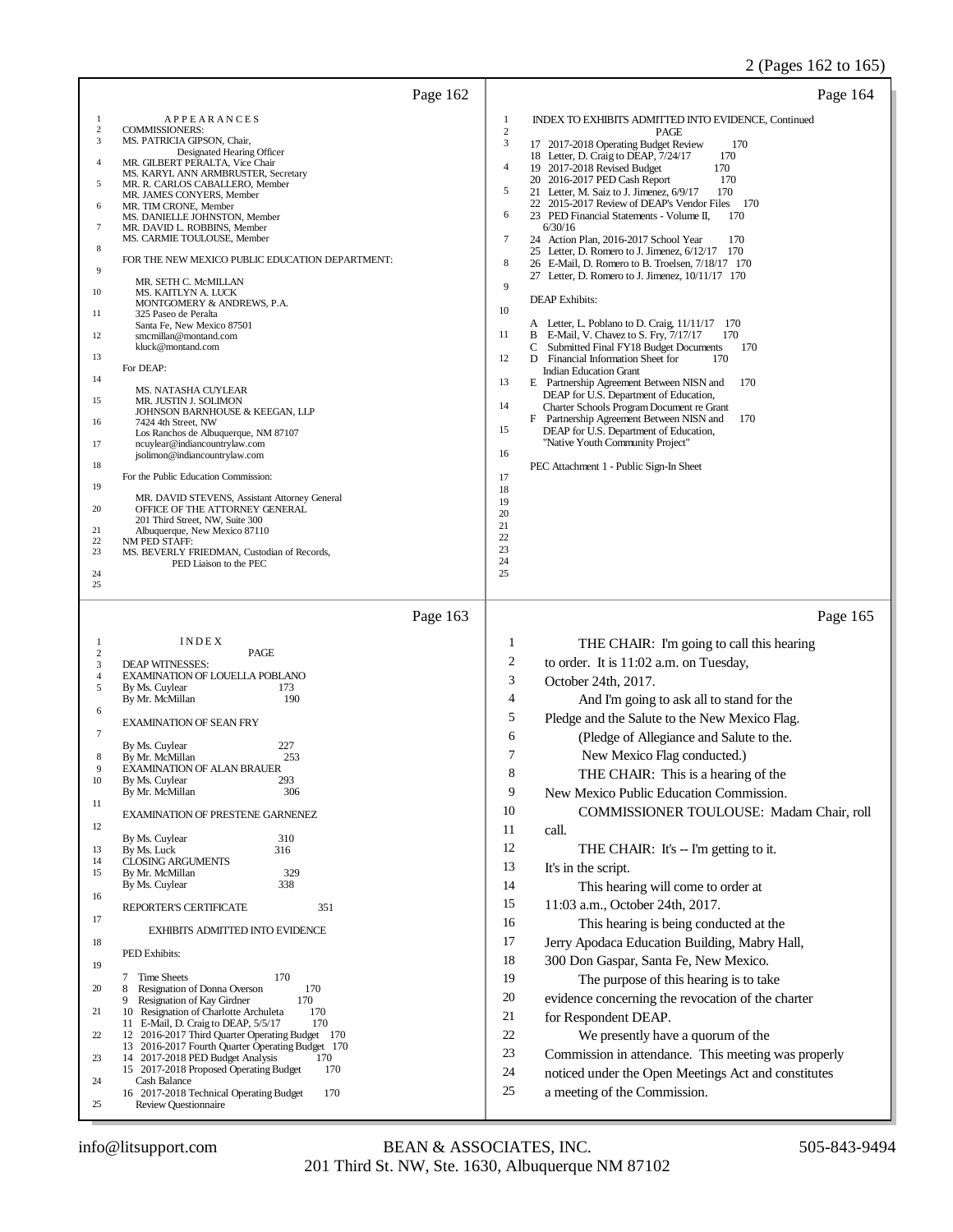Page 162

APPEARANCES

COMMISSIONERS:
MS. PATRICIA GIPSON, Chair,
Designated Hearing Officer
MR. GILBERT PERALTA, Vice Chair
MS. KARYL ANN ARMBRUSTER, Secretary
MR. R. CARLOS CABALLERO, Member
MR. JAMES CONYERS, Member
MR. TIM CRONE, Member
MS. DANIELLE JOHNSTON, Member
MR. DAVID L. ROBBINS, Member
MS. CARMIE TOULOUSE, Member

FOR THE NEW MEXICO PUBLIC EDUCATION DEPARTMENT:

MR. SETH C. McMILLAN
MS. KAITLYN A. LUCK
MONTGOMERY & ANDREWS, P.A.
325 Paseo de Peralta
Santa Fe, New Mexico 87501
smcmillan@montand.com
kluck@montand.com

For DEAP:

MS. NATASHA CUYLEAR
MR. JUSTIN J. SOLIMON
JOHNSON BARNHOUSE & KEEGAN, LLP
7424 4th Street, NW
Los Ranchos de Albuquerque, NM 87107
ncuylear@indiancountrylaw.com
jsolimon@indiancountrylaw.com

For the Public Education Commission:

MR. DAVID STEVENS, Assistant Attorney General
OFFICE OF THE ATTORNEY GENERAL
201 Third Street, NW, Suite 300
Albuquerque, New Mexico 87110

NM PED STAFF:
MS. BEVERLY FRIEDMAN, Custodian of Records,
PED Liaison to the PEC

Page 163

INDEX

| | PAGE |
|---|---|
| DEAP WITNESSES: | |
| EXAMINATION OF LOUELLA POBLANO | |
| By Ms. Cuylear | 173 |
| By Mr. McMillan | 190 |
| EXAMINATION OF SEAN FRY | |
| By Ms. Cuylear | 227 |
| By Mr. McMillan | 253 |
| EXAMINATION OF ALAN BRAUER | |
| By Ms. Cuylear | 293 |
| By Mr. McMillan | 306 |
| EXAMINATION OF PRESTENE GARNENEZ | |
| By Ms. Cuylear | 310 |
| By Ms. Luck | 316 |
| CLOSING ARGUMENTS | |
| By Mr. McMillan | 329 |
| By Ms. Cuylear | 338 |
| REPORTER'S CERTIFICATE | 351 |

EXHIBITS ADMITTED INTO EVIDENCE

PED Exhibits:

| | |
|---|---|
| 7 Time Sheets | 170 |
| 8 Resignation of Donna Overson | 170 |
| 9 Resignation of Kay Girdner | 170 |
| 10 Resignation of Charlotte Archuleta | 170 |
| 11 E-Mail, D. Craig to DEAP, 5/5/17 | 170 |
| 12 2016-2017 Third Quarter Operating Budget | 170 |
| 13 2016-2017 Fourth Quarter Operating Budget | 170 |
| 14 2017-2018 PED Budget Analysis | 170 |
| 15 2017-2018 Proposed Operating Budget Cash Balance | 170 |
| 16 2017-2018 Technical Operating Budget Review Questionnaire | 170 |

Page 164

INDEX TO EXHIBITS ADMITTED INTO EVIDENCE, Continued

| | PAGE |
|---|---|
| 17 2017-2018 Operating Budget Review | 170 |
| 18 Letter, D. Craig to DEAP, 7/24/17 | 170 |
| 19 2017-2018 Revised Budget | 170 |
| 20 2016-2017 PED Cash Report | 170 |
| 21 Letter, M. Saiz to J. Jimenez, 6/9/17 | 170 |
| 22 2015-2017 Review of DEAP's Vendor Files | 170 |
| 23 PED Financial Statements - Volume II, 6/30/16 | 170 |
| 24 Action Plan, 2016-2017 School Year | 170 |
| 25 Letter, D. Romero to J. Jimenez, 6/12/17 | 170 |
| 26 E-Mail, D. Romero to B. Troelsen, 7/18/17 | 170 |
| 27 Letter, D. Romero to J. Jimenez, 10/11/17 | 170 |

DEAP Exhibits:

| | |
|---|---|
| A Letter, L. Poblano to D. Craig, 11/11/17 | 170 |
| B E-Mail, V. Chavez to S. Fry, 7/17/17 | 170 |
| C Submitted Final FY18 Budget Documents | 170 |
| D Financial Information Sheet for Indian Education Grant | 170 |
| E Partnership Agreement Between NISN and DEAP for U.S. Department of Education, Charter Schools Program Document re Grant | 170 |
| F Partnership Agreement Between NISN and DEAP for U.S. Department of Education, "Native Youth Community Project" | 170 |

PEC Attachment 1 - Public Sign-In Sheet

Page 165

1 THE CHAIR: I'm going to call this hearing
2 to order. It is 11:02 a.m. on Tuesday,
3 October 24th, 2017.
4 And I'm going to ask all to stand for the
5 Pledge and the Salute to the New Mexico Flag.
6 (Pledge of Allegiance and Salute to the.
7 New Mexico Flag conducted.)
8 THE CHAIR: This is a hearing of the
9 New Mexico Public Education Commission.
10 COMMISSIONER TOULOUSE: Madam Chair, roll
11 call.
12 THE CHAIR: It's -- I'm getting to it.
13 It's in the script.
14 This hearing will come to order at
15 11:03 a.m., October 24th, 2017.
16 This hearing is being conducted at the
17 Jerry Apodaca Education Building, Mabry Hall,
18 300 Don Gaspar, Santa Fe, New Mexico.
19 The purpose of this hearing is to take
20 evidence concerning the revocation of the charter
21 for Respondent DEAP.
22 We presently have a quorum of the
23 Commission in attendance. This meeting was properly
24 noticed under the Open Meetings Act and constitutes
25 a meeting of the Commission.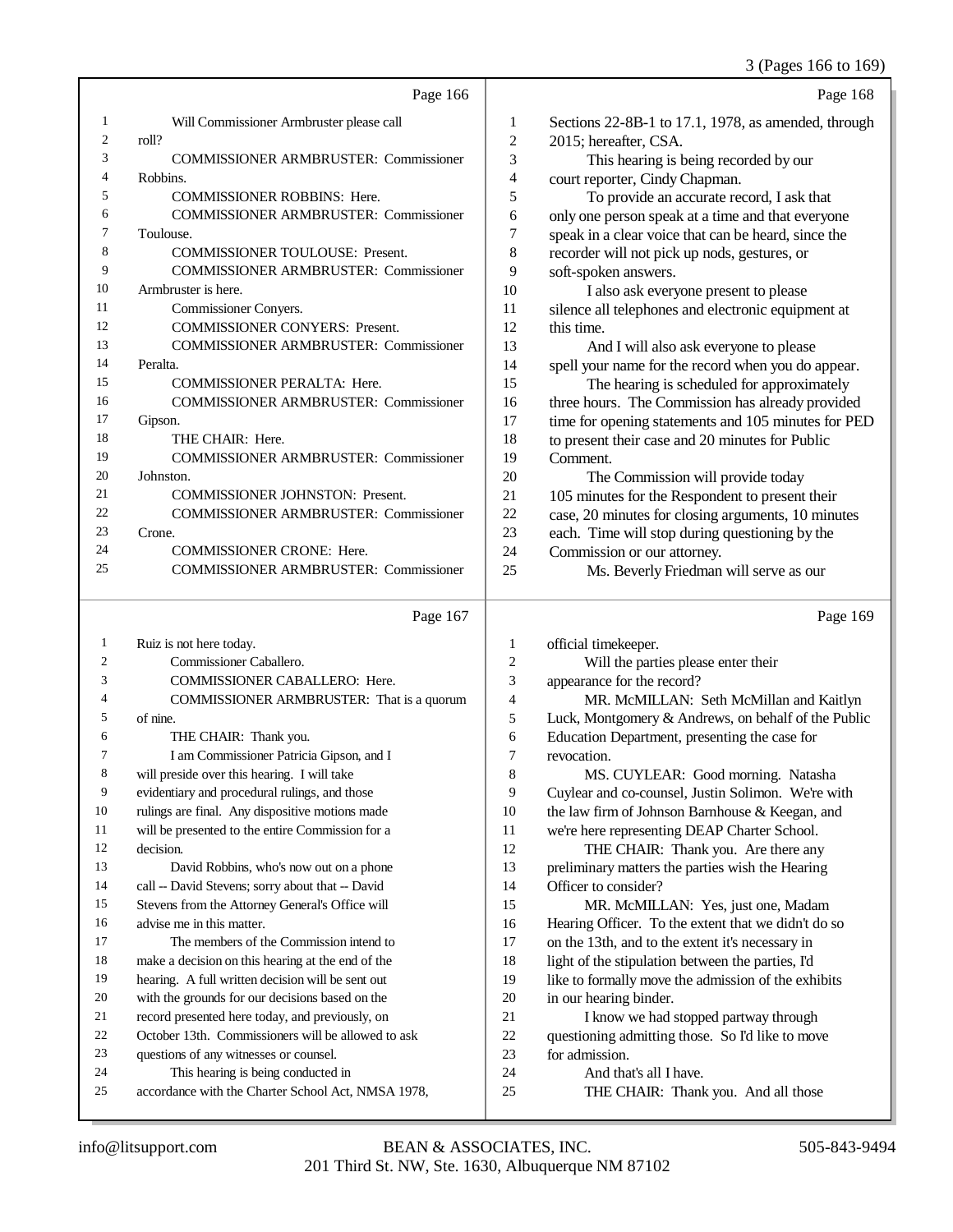Page 166

1 Will Commissioner Armbruster please call
2 roll?
3 COMMISSIONER ARMBRUSTER: Commissioner
4 Robbins.
5 COMMISSIONER ROBBINS: Here.
6 COMMISSIONER ARMBRUSTER: Commissioner
7 Toulouse.
8 COMMISSIONER TOULOUSE: Present.
9 COMMISSIONER ARMBRUSTER: Commissioner
10 Armbruster is here.
11 Commissioner Conyers.
12 COMMISSIONER CONYERS: Present.
13 COMMISSIONER ARMBRUSTER: Commissioner
14 Peralta.
15 COMMISSIONER PERALTA: Here.
16 COMMISSIONER ARMBRUSTER: Commissioner
17 Gipson.
18 THE CHAIR: Here.
19 COMMISSIONER ARMBRUSTER: Commissioner
20 Johnston.
21 COMMISSIONER JOHNSTON: Present.
22 COMMISSIONER ARMBRUSTER: Commissioner
23 Crone.
24 COMMISSIONER CRONE: Here.
25 COMMISSIONER ARMBRUSTER: Commissioner

Page 167

1 Ruiz is not here today.
2 Commissioner Caballero.
3 COMMISSIONER CABALLERO: Here.
4 COMMISSIONER ARMBRUSTER: That is a quorum
5 of nine.
6 THE CHAIR: Thank you.
7 I am Commissioner Patricia Gipson, and I
8 will preside over this hearing. I will take
9 evidentiary and procedural rulings, and those
10 rulings are final. Any dispositive motions made
11 will be presented to the entire Commission for a
12 decision.
13 David Robbins, who's now out on a phone
14 call -- David Stevens; sorry about that -- David
15 Stevens from the Attorney General's Office will
16 advise me in this matter.
17 The members of the Commission intend to
18 make a decision on this hearing at the end of the
19 hearing. A full written decision will be sent out
20 with the grounds for our decisions based on the
21 record presented here today, and previously, on
22 October 13th. Commissioners will be allowed to ask
23 questions of any witnesses or counsel.
24 This hearing is being conducted in
25 accordance with the Charter School Act, NMSA 1978,

Page 168

1 Sections 22-8B-1 to 17.1, 1978, as amended, through
2 2015; hereafter, CSA.
3 This hearing is being recorded by our
4 court reporter, Cindy Chapman.
5 To provide an accurate record, I ask that
6 only one person speak at a time and that everyone
7 speak in a clear voice that can be heard, since the
8 recorder will not pick up nods, gestures, or
9 soft-spoken answers.
10 I also ask everyone present to please
11 silence all telephones and electronic equipment at
12 this time.
13 And I will also ask everyone to please
14 spell your name for the record when you do appear.
15 The hearing is scheduled for approximately
16 three hours. The Commission has already provided
17 time for opening statements and 105 minutes for PED
18 to present their case and 20 minutes for Public
19 Comment.
20 The Commission will provide today
21 105 minutes for the Respondent to present their
22 case, 20 minutes for closing arguments, 10 minutes
23 each. Time will stop during questioning by the
24 Commission or our attorney.
25 Ms. Beverly Friedman will serve as our

Page 169

1 official timekeeper.
2 Will the parties please enter their
3 appearance for the record?
4 MR. McMILLAN: Seth McMillan and Kaitlyn
5 Luck, Montgomery & Andrews, on behalf of the Public
6 Education Department, presenting the case for
7 revocation.
8 MS. CUYLEAR: Good morning. Natasha
9 Cuylear and co-counsel, Justin Solimon. We're with
10 the law firm of Johnson Barnhouse & Keegan, and
11 we're here representing DEAP Charter School.
12 THE CHAIR: Thank you. Are there any
13 preliminary matters the parties wish the Hearing
14 Officer to consider?
15 MR. McMILLAN: Yes, just one, Madam
16 Hearing Officer. To the extent that we didn't do so
17 on the 13th, and to the extent it's necessary in
18 light of the stipulation between the parties, I'd
19 like to formally move the admission of the exhibits
20 in our hearing binder.
21 I know we had stopped partway through
22 questioning admitting those. So I'd like to move
23 for admission.
24 And that's all I have.
25 THE CHAIR: Thank you. And all those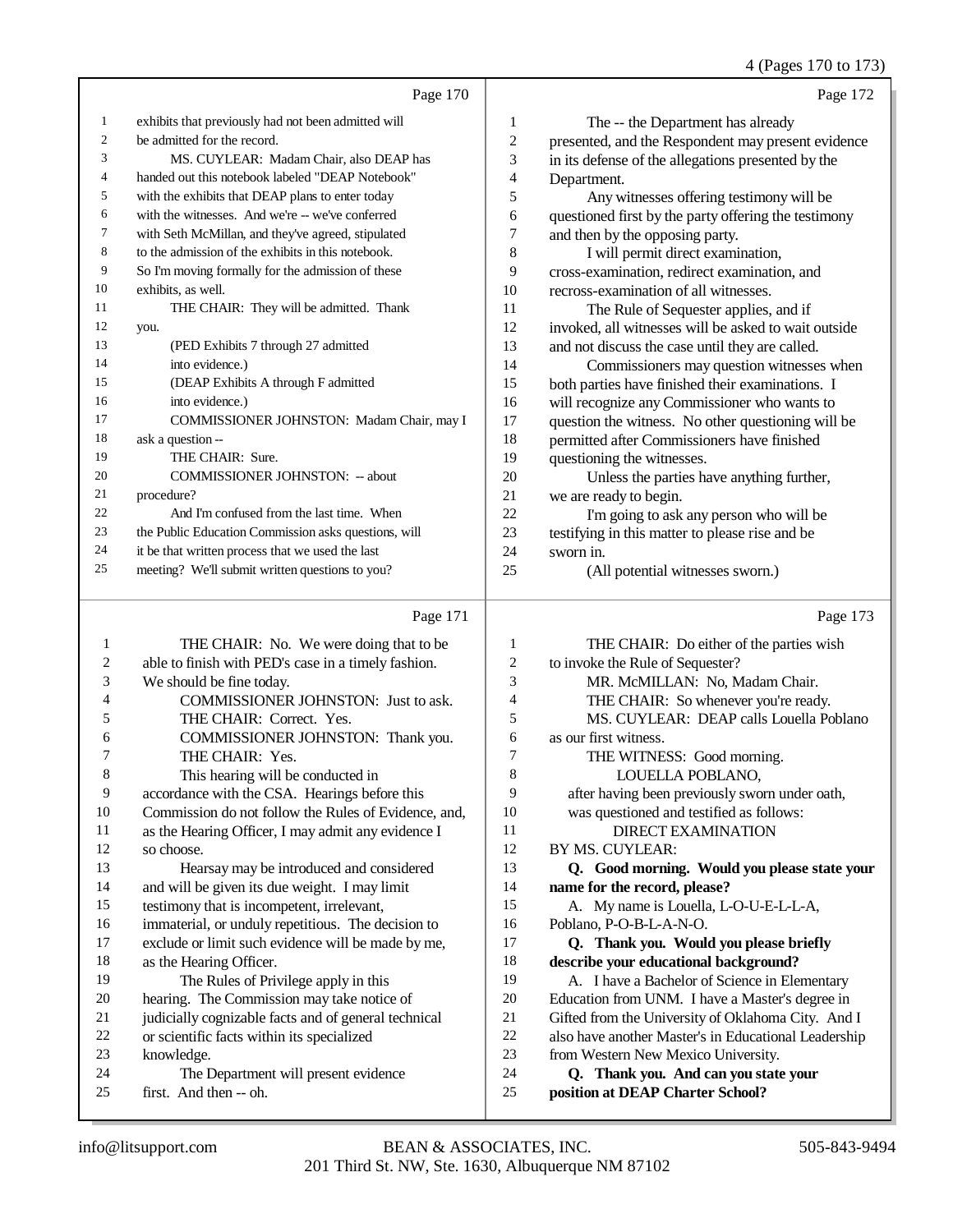Page 170

1 exhibits that previously had not been admitted will
2 be admitted for the record.
3 MS. CUYLEAR: Madam Chair, also DEAP has
4 handed out this notebook labeled "DEAP Notebook"
5 with the exhibits that DEAP plans to enter today
6 with the witnesses. And we're -- we've conferred
7 with Seth McMillan, and they've agreed, stipulated
8 to the admission of the exhibits in this notebook.
9 So I'm moving formally for the admission of these
10 exhibits, as well.
11 THE CHAIR: They will be admitted. Thank
12 you.
13 (PED Exhibits 7 through 27 admitted
14 into evidence.)
15 (DEAP Exhibits A through F admitted
16 into evidence.)
17 COMMISSIONER JOHNSTON: Madam Chair, may I
18 ask a question --
19 THE CHAIR: Sure.
20 COMMISSIONER JOHNSTON: -- about
21 procedure?
22 And I'm confused from the last time. When
23 the Public Education Commission asks questions, will
24 it be that written process that we used the last
25 meeting? We'll submit written questions to you?

Page 171

1 THE CHAIR: No. We were doing that to be
2 able to finish with PED's case in a timely fashion.
3 We should be fine today.
4 COMMISSIONER JOHNSTON: Just to ask.
5 THE CHAIR: Correct. Yes.
6 COMMISSIONER JOHNSTON: Thank you.
7 THE CHAIR: Yes.
8 This hearing will be conducted in
9 accordance with the CSA. Hearings before this
10 Commission do not follow the Rules of Evidence, and,
11 as the Hearing Officer, I may admit any evidence I
12 so choose.
13 Hearsay may be introduced and considered
14 and will be given its due weight. I may limit
15 testimony that is incompetent, irrelevant,
16 immaterial, or unduly repetitious. The decision to
17 exclude or limit such evidence will be made by me,
18 as the Hearing Officer.
19 The Rules of Privilege apply in this
20 hearing. The Commission may take notice of
21 judicially cognizable facts and of general technical
22 or scientific facts within its specialized
23 knowledge.
24 The Department will present evidence
25 first. And then -- oh.

Page 172

1 The -- the Department has already
2 presented, and the Respondent may present evidence
3 in its defense of the allegations presented by the
4 Department.
5 Any witnesses offering testimony will be
6 questioned first by the party offering the testimony
7 and then by the opposing party.
8 I will permit direct examination,
9 cross-examination, redirect examination, and
10 recross-examination of all witnesses.
11 The Rule of Sequester applies, and if
12 invoked, all witnesses will be asked to wait outside
13 and not discuss the case until they are called.
14 Commissioners may question witnesses when
15 both parties have finished their examinations. I
16 will recognize any Commissioner who wants to
17 question the witness. No other questioning will be
18 permitted after Commissioners have finished
19 questioning the witnesses.
20 Unless the parties have anything further,
21 we are ready to begin.
22 I'm going to ask any person who will be
23 testifying in this matter to please rise and be
24 sworn in.
25 (All potential witnesses sworn.)

Page 173

1 THE CHAIR: Do either of the parties wish
2 to invoke the Rule of Sequester?
3 MR. McMILLAN: No, Madam Chair.
4 THE CHAIR: So whenever you're ready.
5 MS. CUYLEAR: DEAP calls Louella Poblano
6 as our first witness.
7 THE WITNESS: Good morning.
8 LOUELLA POBLANO,
9 after having been previously sworn under oath,
10 was questioned and testified as follows:
11 DIRECT EXAMINATION
12 BY MS. CUYLEAR:
13 **Q. Good morning. Would you please state your**
14 **name for the record, please?**
15 A. My name is Louella, L-O-U-E-L-L-A,
16 Poblano, P-O-B-L-A-N-O.
17 **Q. Thank you. Would you please briefly**
18 **describe your educational background?**
19 A. I have a Bachelor of Science in Elementary
20 Education from UNM. I have a Master's degree in
21 Gifted from the University of Oklahoma City. And I
22 also have another Master's in Educational Leadership
23 from Western New Mexico University.
24 **Q. Thank you. And can you state your**
25 **position at DEAP Charter School?**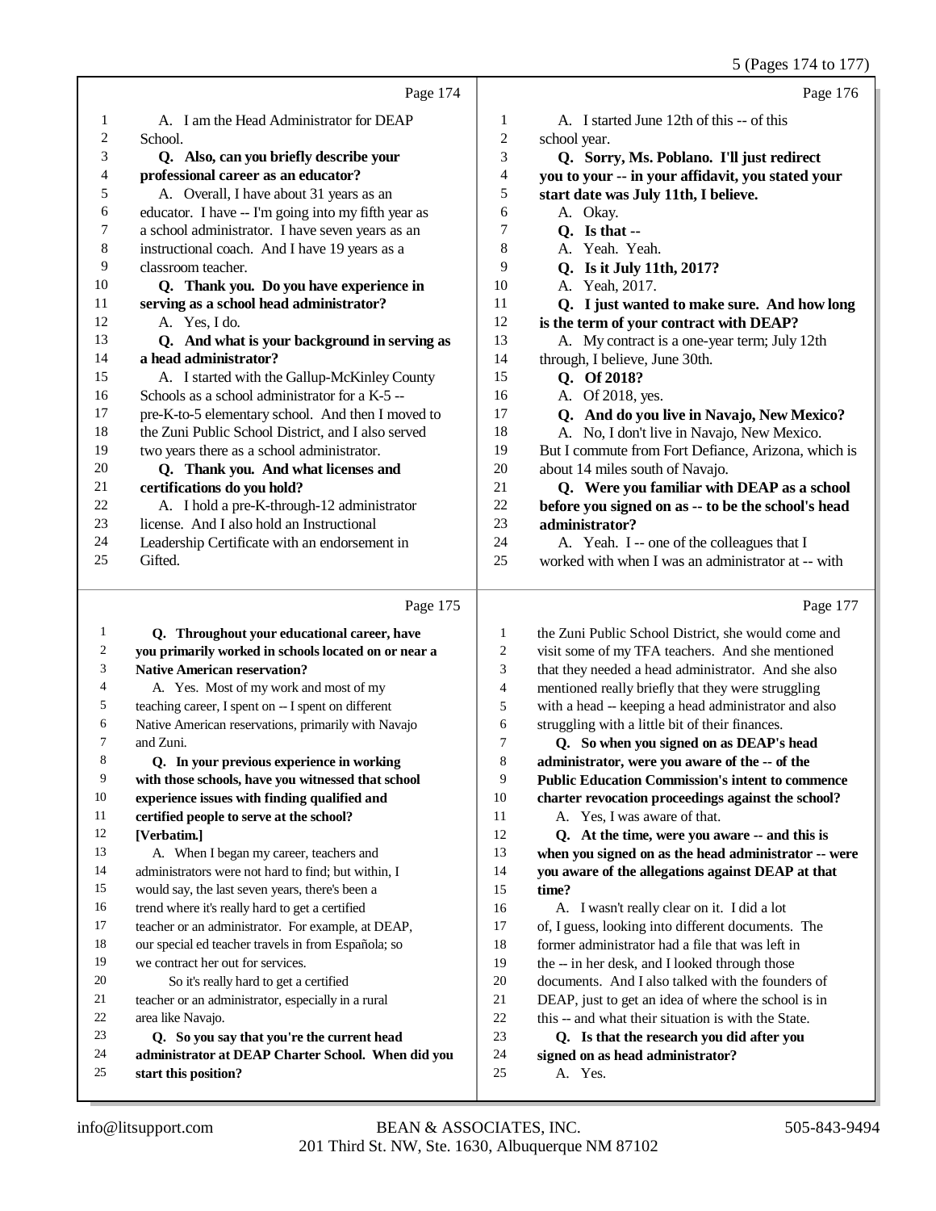Page 174

1 A. I am the Head Administrator for DEAP
2 School.
3 **Q. Also, can you briefly describe your**
4 **professional career as an educator?**
5 A. Overall, I have about 31 years as an
6 educator. I have -- I'm going into my fifth year as
7 a school administrator. I have seven years as an
8 instructional coach. And I have 19 years as a
9 classroom teacher.
10 **Q. Thank you. Do you have experience in**
11 **serving as a school head administrator?**
12 A. Yes, I do.
13 **Q. And what is your background in serving as**
14 **a head administrator?**
15 A. I started with the Gallup-McKinley County
16 Schools as a school administrator for a K-5 --
17 pre-K-to-5 elementary school. And then I moved to
18 the Zuni Public School District, and I also served
19 two years there as a school administrator.
20 **Q. Thank you. And what licenses and**
21 **certifications do you hold?**
22 A. I hold a pre-K-through-12 administrator
23 license. And I also hold an Instructional
24 Leadership Certificate with an endorsement in
25 Gifted.

Page 175

1 **Q. Throughout your educational career, have**
2 **you primarily worked in schools located on or near a**
3 **Native American reservation?**
4 A. Yes. Most of my work and most of my
5 teaching career, I spent on -- I spent on different
6 Native American reservations, primarily with Navajo
7 and Zuni.
8 **Q. In your previous experience in working**
9 **with those schools, have you witnessed that school**
10 **experience issues with finding qualified and**
11 **certified people to serve at the school?**
12 **[Verbatim.]**
13 A. When I began my career, teachers and
14 administrators were not hard to find; but within, I
15 would say, the last seven years, there's been a
16 trend where it's really hard to get a certified
17 teacher or an administrator. For example, at DEAP,
18 our special ed teacher travels in from Española; so
19 we contract her out for services.
20 So it's really hard to get a certified
21 teacher or an administrator, especially in a rural
22 area like Navajo.
23 **Q. So you say that you're the current head**
24 **administrator at DEAP Charter School. When did you**
25 **start this position?**

Page 176

1 A. I started June 12th of this -- of this
2 school year.
3 **Q. Sorry, Ms. Poblano. I'll just redirect**
4 **you to your -- in your affidavit, you stated your**
5 **start date was July 11th, I believe.**
6 A. Okay.
7 **Q. Is that --**
8 A. Yeah. Yeah.
9 **Q. Is it July 11th, 2017?**
10 A. Yeah, 2017.
11 **Q. I just wanted to make sure. And how long**
12 **is the term of your contract with DEAP?**
13 A. My contract is a one-year term; July 12th
14 through, I believe, June 30th.
15 **Q. Of 2018?**
16 A. Of 2018, yes.
17 **Q. And do you live in Navajo, New Mexico?**
18 A. No, I don't live in Navajo, New Mexico.
19 But I commute from Fort Defiance, Arizona, which is
20 about 14 miles south of Navajo.
21 **Q. Were you familiar with DEAP as a school**
22 **before you signed on as -- to be the school's head**
23 **administrator?**
24 A. Yeah. I -- one of the colleagues that I
25 worked with when I was an administrator at -- with

Page 177

1 the Zuni Public School District, she would come and
2 visit some of my TFA teachers. And she mentioned
3 that they needed a head administrator. And she also
4 mentioned really briefly that they were struggling
5 with a head -- keeping a head administrator and also
6 struggling with a little bit of their finances.
7 **Q. So when you signed on as DEAP's head**
8 **administrator, were you aware of the -- of the**
9 **Public Education Commission's intent to commence**
10 **charter revocation proceedings against the school?**
11 A. Yes, I was aware of that.
12 **Q. At the time, were you aware -- and this is**
13 **when you signed on as the head administrator -- were**
14 **you aware of the allegations against DEAP at that**
15 **time?**
16 A. I wasn't really clear on it. I did a lot
17 of, I guess, looking into different documents. The
18 former administrator had a file that was left in
19 the -- in her desk, and I looked through those
20 documents. And I also talked with the founders of
21 DEAP, just to get an idea of where the school is in
22 this -- and what their situation is with the State.
23 **Q. Is that the research you did after you**
24 **signed on as head administrator?**
25 A. Yes.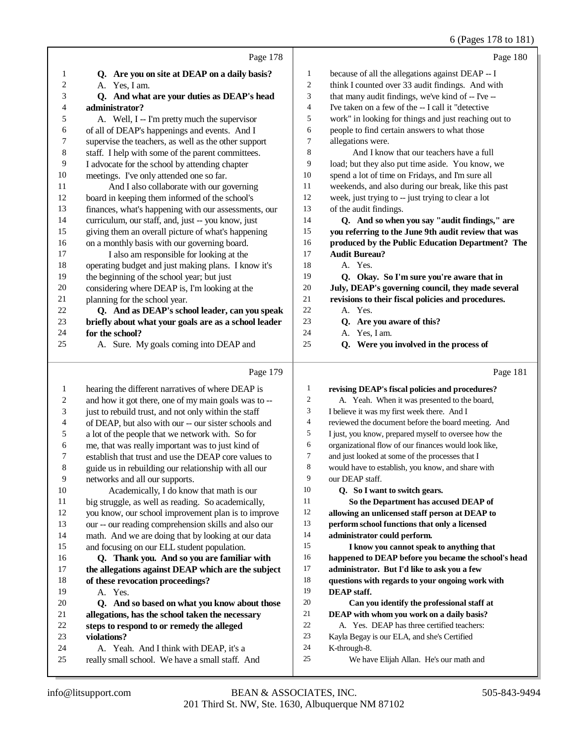Page 178

Q. Are you on site at DEAP on a daily basis?

A. Yes, I am.

Q. And what are your duties as DEAP's head administrator?

A. Well, I -- I'm pretty much the supervisor of all of DEAP's happenings and events. And I supervise the teachers, as well as the other support staff. I help with some of the parent committees. I advocate for the school by attending chapter meetings. I've only attended one so far.

And I also collaborate with our governing board in keeping them informed of the school's finances, what's happening with our assessments, our curriculum, our staff, and, just -- you know, just giving them an overall picture of what's happening on a monthly basis with our governing board.

I also am responsible for looking at the operating budget and just making plans. I know it's the beginning of the school year; but just considering where DEAP is, I'm looking at the planning for the school year.

Q. And as DEAP's school leader, can you speak briefly about what your goals are as a school leader for the school?

A. Sure. My goals coming into DEAP and

Page 179

hearing the different narratives of where DEAP is and how it got there, one of my main goals was to -- just to rebuild trust, and not only within the staff of DEAP, but also with our -- our sister schools and a lot of the people that we network with. So for me, that was really important was to just kind of establish that trust and use the DEAP core values to guide us in rebuilding our relationship with all our networks and all our supports.

Academically, I do know that math is our big struggle, as well as reading. So academically, you know, our school improvement plan is to improve our -- our reading comprehension skills and also our math. And we are doing that by looking at our data and focusing on our ELL student population.

Q. Thank you. And so you are familiar with the allegations against DEAP which are the subject of these revocation proceedings?

A. Yes.

Q. And so based on what you know about those allegations, has the school taken the necessary steps to respond to or remedy the alleged violations?

A. Yeah. And I think with DEAP, it's a really small school. We have a small staff. And

Page 180

because of all the allegations against DEAP -- I think I counted over 33 audit findings. And with that many audit findings, we've kind of -- I've -- I've taken on a few of the -- I call it "detective work" in looking for things and just reaching out to people to find certain answers to what those allegations were.

And I know that our teachers have a full load; but they also put time aside. You know, we spend a lot of time on Fridays, and I'm sure all weekends, and also during our break, like this past week, just trying to -- just trying to clear a lot of the audit findings.

Q. And so when you say "audit findings," are you referring to the June 9th audit review that was produced by the Public Education Department? The Audit Bureau?

A. Yes.

Q. Okay. So I'm sure you're aware that in July, DEAP's governing council, they made several revisions to their fiscal policies and procedures.

A. Yes.

Q. Are you aware of this?

A. Yes, I am.

Q. Were you involved in the process of

Page 181

revising DEAP's fiscal policies and procedures?

A. Yeah. When it was presented to the board, I believe it was my first week there. And I reviewed the document before the board meeting. And I just, you know, prepared myself to oversee how the organizational flow of our finances would look like, and just looked at some of the processes that I would have to establish, you know, and share with our DEAP staff.

Q. So I want to switch gears.

So the Department has accused DEAP of allowing an unlicensed staff person at DEAP to perform school functions that only a licensed administrator could perform.

I know you cannot speak to anything that happened to DEAP before you became the school's head administrator. But I'd like to ask you a few questions with regards to your ongoing work with DEAP staff.

Can you identify the professional staff at DEAP with whom you work on a daily basis?

A. Yes. DEAP has three certified teachers: Kayla Begay is our ELA, and she's Certified K-through-8.

We have Elijah Allan. He's our math and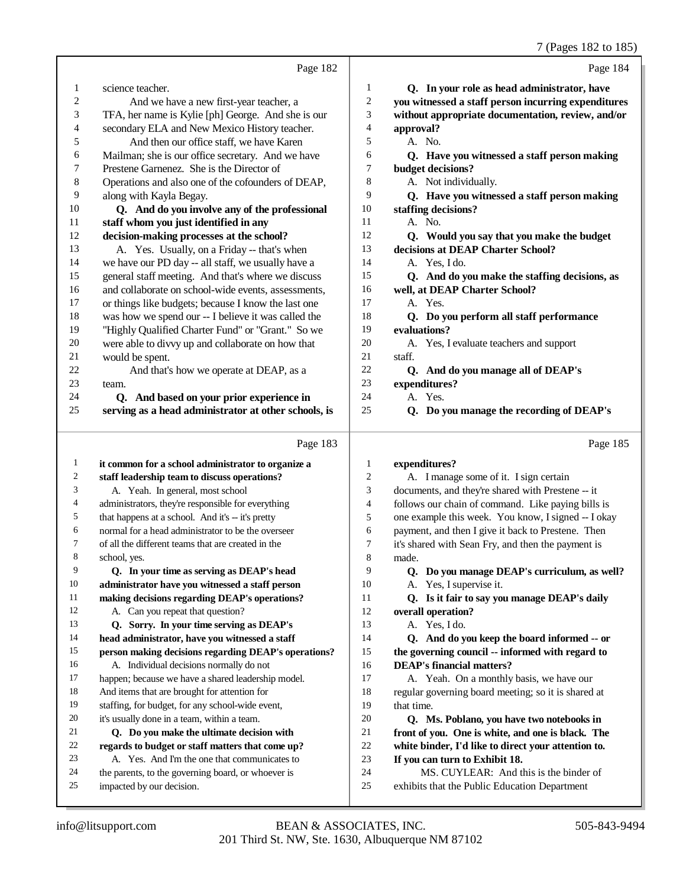Page 182

1 science teacher.
2 And we have a new first-year teacher, a
3 TFA, her name is Kylie [ph] George. And she is our
4 secondary ELA and New Mexico History teacher.
5 And then our office staff, we have Karen
6 Mailman; she is our office secretary. And we have
7 Prestene Garnenez. She is the Director of
8 Operations and also one of the cofounders of DEAP,
9 along with Kayla Begay.
10 **Q. And do you involve any of the professional**
11 **staff whom you just identified in any**
12 **decision-making processes at the school?**
13 A. Yes. Usually, on a Friday -- that's when
14 we have our PD day -- all staff, we usually have a
15 general staff meeting. And that's where we discuss
16 and collaborate on school-wide events, assessments,
17 or things like budgets; because I know the last one
18 was how we spend our -- I believe it was called the
19 "Highly Qualified Charter Fund" or "Grant." So we
20 were able to divvy up and collaborate on how that
21 would be spent.
22 And that's how we operate at DEAP, as a
23 team.
24 **Q. And based on your prior experience in**
25 **serving as a head administrator at other schools, is**

Page 183

1 **it common for a school administrator to organize a**
2 **staff leadership team to discuss operations?**
3 A. Yeah. In general, most school
4 administrators, they're responsible for everything
5 that happens at a school. And it's -- it's pretty
6 normal for a head administrator to be the overseer
7 of all the different teams that are created in the
8 school, yes.
9 **Q. In your time as serving as DEAP's head**
10 **administrator have you witnessed a staff person**
11 **making decisions regarding DEAP's operations?**
12 A. Can you repeat that question?
13 **Q. Sorry. In your time serving as DEAP's**
14 **head administrator, have you witnessed a staff**
15 **person making decisions regarding DEAP's operations?**
16 A. Individual decisions normally do not
17 happen; because we have a shared leadership model.
18 And items that are brought for attention for
19 staffing, for budget, for any school-wide event,
20 it's usually done in a team, within a team.
21 **Q. Do you make the ultimate decision with**
22 **regards to budget or staff matters that come up?**
23 A. Yes. And I'm the one that communicates to
24 the parents, to the governing board, or whoever is
25 impacted by our decision.

Page 184

1 **Q. In your role as head administrator, have**
2 **you witnessed a staff person incurring expenditures**
3 **without appropriate documentation, review, and/or**
4 **approval?**
5 A. No.
6 **Q. Have you witnessed a staff person making**
7 **budget decisions?**
8 A. Not individually.
9 **Q. Have you witnessed a staff person making**
10 **staffing decisions?**
11 A. No.
12 **Q. Would you say that you make the budget**
13 **decisions at DEAP Charter School?**
14 A. Yes, I do.
15 **Q. And do you make the staffing decisions, as**
16 **well, at DEAP Charter School?**
17 A. Yes.
18 **Q. Do you perform all staff performance**
19 **evaluations?**
20 A. Yes, I evaluate teachers and support
21 staff.
22 **Q. And do you manage all of DEAP's**
23 **expenditures?**
24 A. Yes.
25 **Q. Do you manage the recording of DEAP's**

Page 185

1 **expenditures?**
2 A. I manage some of it. I sign certain
3 documents, and they're shared with Prestene -- it
4 follows our chain of command. Like paying bills is
5 one example this week. You know, I signed -- I okay
6 payment, and then I give it back to Prestene. Then
7 it's shared with Sean Fry, and then the payment is
8 made.
9 **Q. Do you manage DEAP's curriculum, as well?**
10 A. Yes, I supervise it.
11 **Q. Is it fair to say you manage DEAP's daily**
12 **overall operation?**
13 A. Yes, I do.
14 **Q. And do you keep the board informed -- or**
15 **the governing council -- informed with regard to**
16 **DEAP's financial matters?**
17 A. Yeah. On a monthly basis, we have our
18 regular governing board meeting; so it is shared at
19 that time.
20 **Q. Ms. Poblano, you have two notebooks in**
21 **front of you. One is white, and one is black. The**
22 **white binder, I'd like to direct your attention to.**
23 **If you can turn to Exhibit 18.**
24 MS. CUYLEAR: And this is the binder of
25 exhibits that the Public Education Department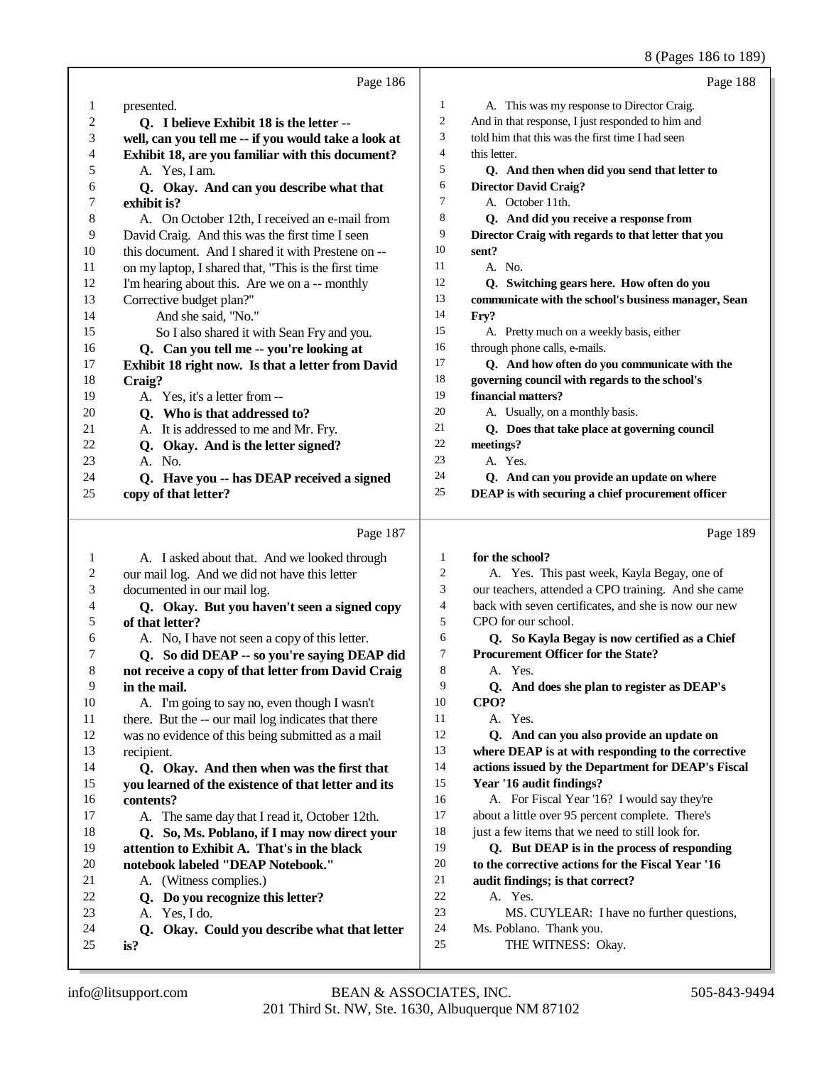Page 186

1 presented.
2 **Q. I believe Exhibit 18 is the letter --**
3 **well, can you tell me -- if you would take a look at**
4 **Exhibit 18, are you familiar with this document?**
5 A. Yes, I am.
6 **Q. Okay. And can you describe what that**
7 **exhibit is?**
8 A. On October 12th, I received an e-mail from
9 David Craig. And this was the first time I seen
10 this document. And I shared it with Prestene on --
11 on my laptop, I shared that, "This is the first time
12 I'm hearing about this. Are we on a -- monthly
13 Corrective budget plan?"
14 And she said, "No."
15 So I also shared it with Sean Fry and you.
16 **Q. Can you tell me -- you're looking at**
17 **Exhibit 18 right now. Is that a letter from David**
18 **Craig?**
19 A. Yes, it's a letter from --
20 **Q. Who is that addressed to?**
21 A. It is addressed to me and Mr. Fry.
22 **Q. Okay. And is the letter signed?**
23 A. No.
24 **Q. Have you -- has DEAP received a signed**
25 **copy of that letter?**

Page 187

1 A. I asked about that. And we looked through
2 our mail log. And we did not have this letter
3 documented in our mail log.
4 **Q. Okay. But you haven't seen a signed copy**
5 **of that letter?**
6 A. No, I have not seen a copy of this letter.
7 **Q. So did DEAP -- so you're saying DEAP did**
8 **not receive a copy of that letter from David Craig**
9 **in the mail.**
10 A. I'm going to say no, even though I wasn't
11 there. But the -- our mail log indicates that there
12 was no evidence of this being submitted as a mail
13 recipient.
14 **Q. Okay. And then when was the first that**
15 **you learned of the existence of that letter and its**
16 **contents?**
17 A. The same day that I read it, October 12th.
18 **Q. So, Ms. Poblano, if I may now direct your**
19 **attention to Exhibit A. That's in the black**
20 **notebook labeled "DEAP Notebook."**
21 A. (Witness complies.)
22 **Q. Do you recognize this letter?**
23 A. Yes, I do.
24 **Q. Okay. Could you describe what that letter**
25 **is?**

Page 188

1 A. This was my response to Director Craig.
2 And in that response, I just responded to him and
3 told him that this was the first time I had seen
4 this letter.
5 **Q. And then when did you send that letter to**
6 **Director David Craig?**
7 A. October 11th.
8 **Q. And did you receive a response from**
9 **Director Craig with regards to that letter that you**
10 **sent?**
11 A. No.
12 **Q. Switching gears here. How often do you**
13 **communicate with the school's business manager, Sean**
14 **Fry?**
15 A. Pretty much on a weekly basis, either
16 through phone calls, e-mails.
17 **Q. And how often do you communicate with the**
18 **governing council with regards to the school's**
19 **financial matters?**
20 A. Usually, on a monthly basis.
21 **Q. Does that take place at governing council**
22 **meetings?**
23 A. Yes.
24 **Q. And can you provide an update on where**
25 **DEAP is with securing a chief procurement officer**

Page 189

1 **for the school?**
2 A. Yes. This past week, Kayla Begay, one of
3 our teachers, attended a CPO training. And she came
4 back with seven certificates, and she is now our new
5 CPO for our school.
6 **Q. So Kayla Begay is now certified as a Chief**
7 **Procurement Officer for the State?**
8 A. Yes.
9 **Q. And does she plan to register as DEAP's**
10 **CPO?**
11 A. Yes.
12 **Q. And can you also provide an update on**
13 **where DEAP is at with responding to the corrective**
14 **actions issued by the Department for DEAP's Fiscal**
15 **Year '16 audit findings?**
16 A. For Fiscal Year '16? I would say they're
17 about a little over 95 percent complete. There's
18 just a few items that we need to still look for.
19 **Q. But DEAP is in the process of responding**
20 **to the corrective actions for the Fiscal Year '16**
21 **audit findings; is that correct?**
22 A. Yes.
23 MS. CUYLEAR: I have no further questions,
24 Ms. Poblano. Thank you.
25 THE WITNESS: Okay.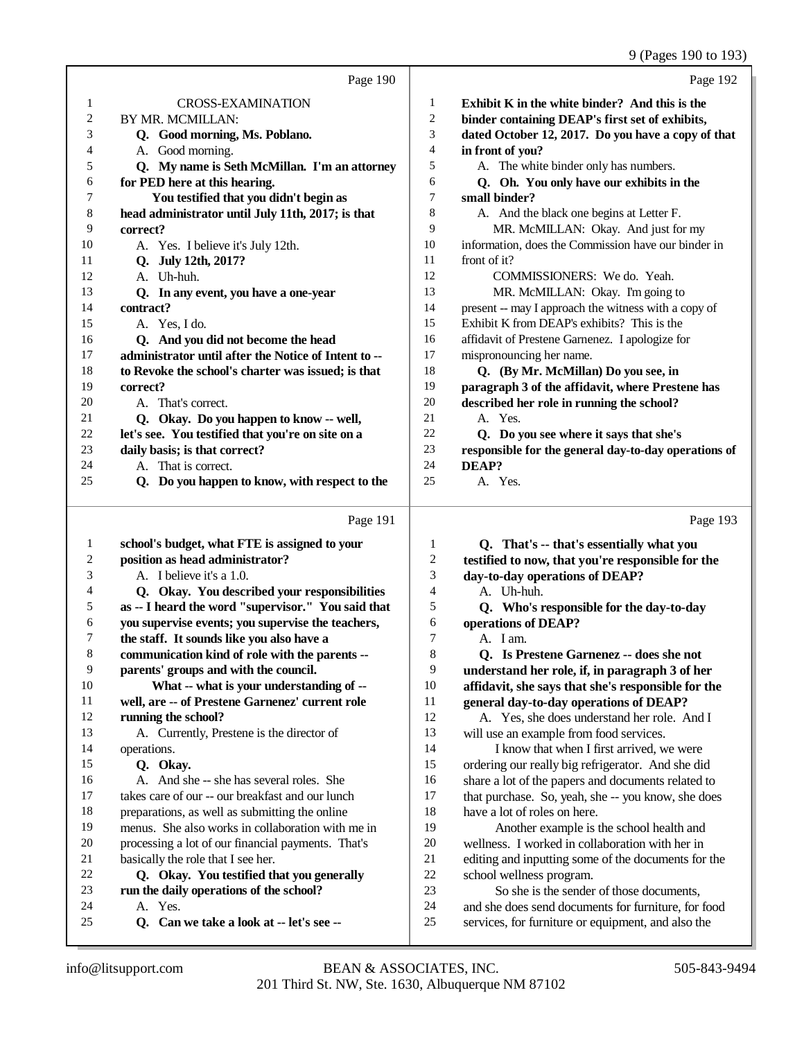Page 190

CROSS-EXAMINATION

BY MR. MCMILLAN:

**Q. Good morning, Ms. Poblano.**

A. Good morning.

**Q. My name is Seth McMillan. I'm an attorney for PED here at this hearing.**

**You testified that you didn't begin as head administrator until July 11th, 2017; is that correct?**

A. Yes. I believe it's July 12th.

**Q. July 12th, 2017?**

A. Uh-huh.

**Q. In any event, you have a one-year contract?**

A. Yes, I do.

**Q. And you did not become the head administrator until after the Notice of Intent to -- to Revoke the school's charter was issued; is that correct?**

A. That's correct.

**Q. Okay. Do you happen to know -- well, let's see. You testified that you're on site on a daily basis; is that correct?**

A. That is correct.

**Q. Do you happen to know, with respect to the school's budget, what FTE is assigned to your position as head administrator?**

Page 191

A. I believe it's a 1.0.

**Q. Okay. You described your responsibilities as -- I heard the word "supervisor." You said that you supervise events; you supervise the teachers, the staff. It sounds like you also have a communication kind of role with the parents -- parents' groups and with the council.**

**What -- what is your understanding of -- well, are -- of Prestene Garnenez' current role running the school?**

A. Currently, Prestene is the director of operations.

**Q. Okay.**

A. And she -- she has several roles. She takes care of our -- our breakfast and our lunch preparations, as well as submitting the online menus. She also works in collaboration with me in processing a lot of our financial payments. That's basically the role that I see her.

**Q. Okay. You testified that you generally run the daily operations of the school?**

A. Yes.

**Q. Can we take a look at -- let's see -- Exhibit K in the white binder? And this is the binder containing DEAP's first set of exhibits, dated October 12, 2017. Do you have a copy of that in front of you?**

Page 192

A. The white binder only has numbers.

**Q. Oh. You only have our exhibits in the small binder?**

A. And the black one begins at Letter F.

MR. McMILLAN: Okay. And just for my information, does the Commission have our binder in front of it?

COMMISSIONERS: We do. Yeah.

MR. McMILLAN: Okay. I'm going to present -- may I approach the witness with a copy of Exhibit K from DEAP's exhibits? This is the affidavit of Prestene Garnenez. I apologize for mispronouncing her name.

**Q. (By Mr. McMillan) Do you see, in paragraph 3 of the affidavit, where Prestene has described her role in running the school?**

A. Yes.

**Q. Do you see where it says that she's responsible for the general day-to-day operations of DEAP?**

A. Yes.

Page 193

**Q. That's -- that's essentially what you testified to now, that you're responsible for the day-to-day operations of DEAP?**

A. Uh-huh.

**Q. Who's responsible for the day-to-day operations of DEAP?**

A. I am.

**Q. Is Prestene Garnenez -- does she not understand her role, if, in paragraph 3 of her affidavit, she says that she's responsible for the general day-to-day operations of DEAP?**

A. Yes, she does understand her role. And I will use an example from food services.

I know that when I first arrived, we were ordering our really big refrigerator. And she did share a lot of the papers and documents related to that purchase. So, yeah, she -- you know, she does have a lot of roles on here.

Another example is the school health and wellness. I worked in collaboration with her in editing and inputting some of the documents for the school wellness program.

So she is the sender of those documents, and she does send documents for furniture, for food services, for furniture or equipment, and also the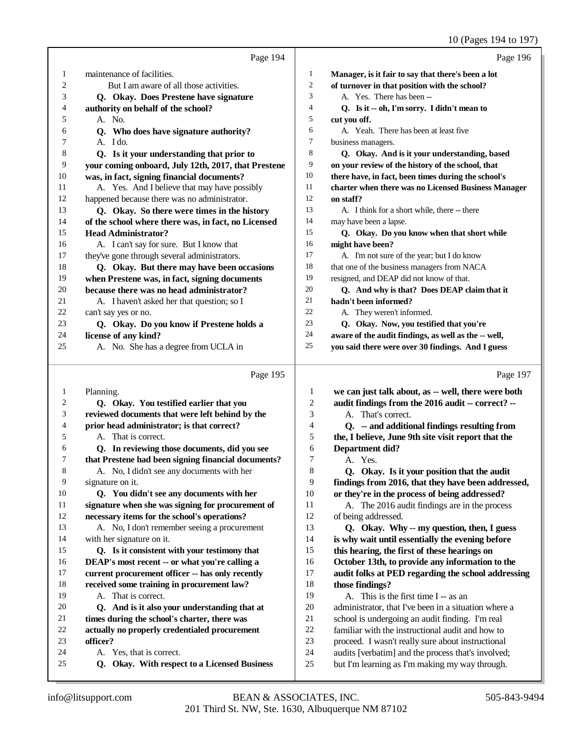Page 194

1 maintenance of facilities.
2 But I am aware of all those activities.
3 **Q. Okay. Does Prestene have signature**
4 **authority on behalf of the school?**
5 A. No.
6 **Q. Who does have signature authority?**
7 A. I do.
8 **Q. Is it your understanding that prior to**
9 **your coming onboard, July 12th, 2017, that Prestene**
10 **was, in fact, signing financial documents?**
11 A. Yes. And I believe that may have possibly
12 happened because there was no administrator.
13 **Q. Okay. So there were times in the history**
14 **of the school where there was, in fact, no Licensed**
15 **Head Administrator?**
16 A. I can't say for sure. But I know that
17 they've gone through several administrators.
18 **Q. Okay. But there may have been occasions**
19 **when Prestene was, in fact, signing documents**
20 **because there was no head administrator?**
21 A. I haven't asked her that question; so I
22 can't say yes or no.
23 **Q. Okay. Do you know if Prestene holds a**
24 **license of any kind?**
25 A. No. She has a degree from UCLA in

Page 195

1 Planning.
2 **Q. Okay. You testified earlier that you**
3 **reviewed documents that were left behind by the**
4 **prior head administrator; is that correct?**
5 A. That is correct.
6 **Q. In reviewing those documents, did you see**
7 **that Prestene had been signing financial documents?**
8 A. No, I didn't see any documents with her
9 signature on it.
10 **Q. You didn't see any documents with her**
11 **signature when she was signing for procurement of**
12 **necessary items for the school's operations?**
13 A. No, I don't remember seeing a procurement
14 with her signature on it.
15 **Q. Is it consistent with your testimony that**
16 **DEAP's most recent -- or what you're calling a**
17 **current procurement officer -- has only recently**
18 **received some training in procurement law?**
19 A. That is correct.
20 **Q. And is it also your understanding that at**
21 **times during the school's charter, there was**
22 **actually no properly credentialed procurement**
23 **officer?**
24 A. Yes, that is correct.
25 **Q. Okay. With respect to a Licensed Business**

Page 196

1 **Manager, is it fair to say that there's been a lot**
2 **of turnover in that position with the school?**
3 A. Yes. There has been --
4 **Q. Is it -- oh, I'm sorry. I didn't mean to**
5 **cut you off.**
6 A. Yeah. There has been at least five
7 business managers.
8 **Q. Okay. And is it your understanding, based**
9 **on your review of the history of the school, that**
10 **there have, in fact, been times during the school's**
11 **charter when there was no Licensed Business Manager**
12 **on staff?**
13 A. I think for a short while, there -- there
14 may have been a lapse.
15 **Q. Okay. Do you know when that short while**
16 **might have been?**
17 A. I'm not sure of the year; but I do know
18 that one of the business managers from NACA
19 resigned, and DEAP did not know of that.
20 **Q. And why is that? Does DEAP claim that it**
21 **hadn't been informed?**
22 A. They weren't informed.
23 **Q. Okay. Now, you testified that you're**
24 **aware of the audit findings, as well as the -- well,**
25 **you said there were over 30 findings. And I guess**

Page 197

1 **we can just talk about, as -- well, there were both**
2 **audit findings from the 2016 audit -- correct? --**
3 A. That's correct.
4 **Q. -- and additional findings resulting from**
5 **the, I believe, June 9th site visit report that the**
6 **Department did?**
7 A. Yes.
8 **Q. Okay. Is it your position that the audit**
9 **findings from 2016, that they have been addressed,**
10 **or they're in the process of being addressed?**
11 A. The 2016 audit findings are in the process
12 of being addressed.
13 **Q. Okay. Why -- my question, then, I guess**
14 **is why wait until essentially the evening before**
15 **this hearing, the first of these hearings on**
16 **October 13th, to provide any information to the**
17 **audit folks at PED regarding the school addressing**
18 **those findings?**
19 A. This is the first time I -- as an
20 administrator, that I've been in a situation where a
21 school is undergoing an audit finding. I'm real
22 familiar with the instructional audit and how to
23 proceed. I wasn't really sure about instructional
24 audits [verbatim] and the process that's involved;
25 but I'm learning as I'm making my way through.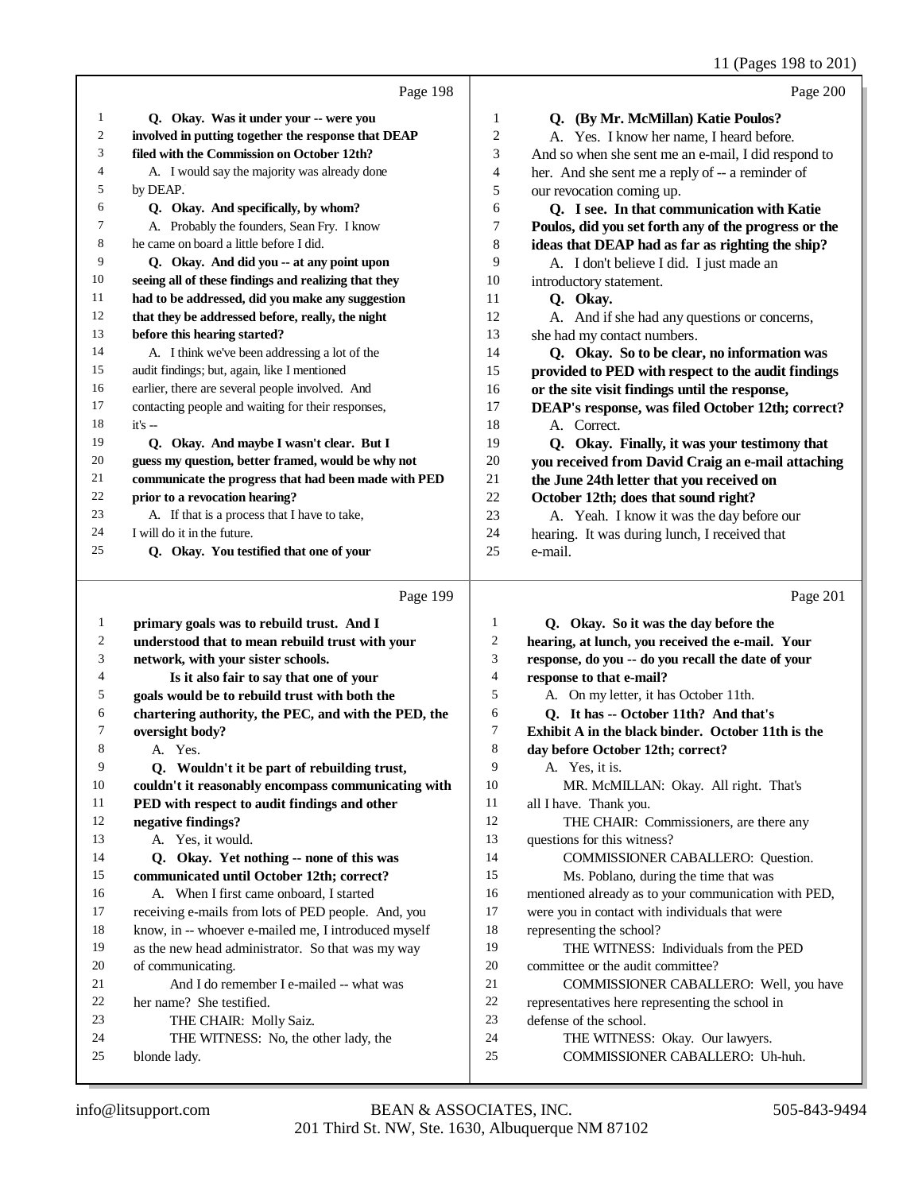Page 198

1 **Q. Okay. Was it under your -- were you**
2 **involved in putting together the response that DEAP**
3 **filed with the Commission on October 12th?**
4 A. I would say the majority was already done
5 by DEAP.
6 **Q. Okay. And specifically, by whom?**
7 A. Probably the founders, Sean Fry. I know
8 he came on board a little before I did.
9 **Q. Okay. And did you -- at any point upon**
10 **seeing all of these findings and realizing that they**
11 **had to be addressed, did you make any suggestion**
12 **that they be addressed before, really, the night**
13 **before this hearing started?**
14 A. I think we've been addressing a lot of the
15 audit findings; but, again, like I mentioned
16 earlier, there are several people involved. And
17 contacting people and waiting for their responses,
18 it's --
19 **Q. Okay. And maybe I wasn't clear. But I**
20 **guess my question, better framed, would be why not**
21 **communicate the progress that had been made with PED**
22 **prior to a revocation hearing?**
23 A. If that is a process that I have to take,
24 I will do it in the future.
25 **Q. Okay. You testified that one of your**

Page 199

1 **primary goals was to rebuild trust. And I**
2 **understood that to mean rebuild trust with your**
3 **network, with your sister schools.**
4 **Is it also fair to say that one of your**
5 **goals would be to rebuild trust with both the**
6 **chartering authority, the PEC, and with the PED, the**
7 **oversight body?**
8 A. Yes.
9 **Q. Wouldn't it be part of rebuilding trust,**
10 **couldn't it reasonably encompass communicating with**
11 **PED with respect to audit findings and other**
12 **negative findings?**
13 A. Yes, it would.
14 **Q. Okay. Yet nothing -- none of this was**
15 **communicated until October 12th; correct?**
16 A. When I first came onboard, I started
17 receiving e-mails from lots of PED people. And, you
18 know, in -- whoever e-mailed me, I introduced myself
19 as the new head administrator. So that was my way
20 of communicating.
21 And I do remember I e-mailed -- what was
22 her name? She testified.
23 THE CHAIR: Molly Saiz.
24 THE WITNESS: No, the other lady, the
25 blonde lady.

Page 200

1 **Q. (By Mr. McMillan) Katie Poulos?**
2 A. Yes. I know her name, I heard before.
3 And so when she sent me an e-mail, I did respond to
4 her. And she sent me a reply of -- a reminder of
5 our revocation coming up.
6 **Q. I see. In that communication with Katie**
7 **Poulos, did you set forth any of the progress or the**
8 **ideas that DEAP had as far as righting the ship?**
9 A. I don't believe I did. I just made an
10 introductory statement.
11 **Q. Okay.**
12 A. And if she had any questions or concerns,
13 she had my contact numbers.
14 **Q. Okay. So to be clear, no information was**
15 **provided to PED with respect to the audit findings**
16 **or the site visit findings until the response,**
17 **DEAP's response, was filed October 12th; correct?**
18 A. Correct.
19 **Q. Okay. Finally, it was your testimony that**
20 **you received from David Craig an e-mail attaching**
21 **the June 24th letter that you received on**
22 **October 12th; does that sound right?**
23 A. Yeah. I know it was the day before our
24 hearing. It was during lunch, I received that
25 e-mail.

Page 201

1 **Q. Okay. So it was the day before the**
2 **hearing, at lunch, you received the e-mail. Your**
3 **response, do you -- do you recall the date of your**
4 **response to that e-mail?**
5 A. On my letter, it has October 11th.
6 **Q. It has -- October 11th? And that's**
7 **Exhibit A in the black binder. October 11th is the**
8 **day before October 12th; correct?**
9 A. Yes, it is.
10 MR. McMILLAN: Okay. All right. That's
11 all I have. Thank you.
12 THE CHAIR: Commissioners, are there any
13 questions for this witness?
14 COMMISSIONER CABALLERO: Question.
15 Ms. Poblano, during the time that was
16 mentioned already as to your communication with PED,
17 were you in contact with individuals that were
18 representing the school?
19 THE WITNESS: Individuals from the PED
20 committee or the audit committee?
21 COMMISSIONER CABALLERO: Well, you have
22 representatives here representing the school in
23 defense of the school.
24 THE WITNESS: Okay. Our lawyers.
25 COMMISSIONER CABALLERO: Uh-huh.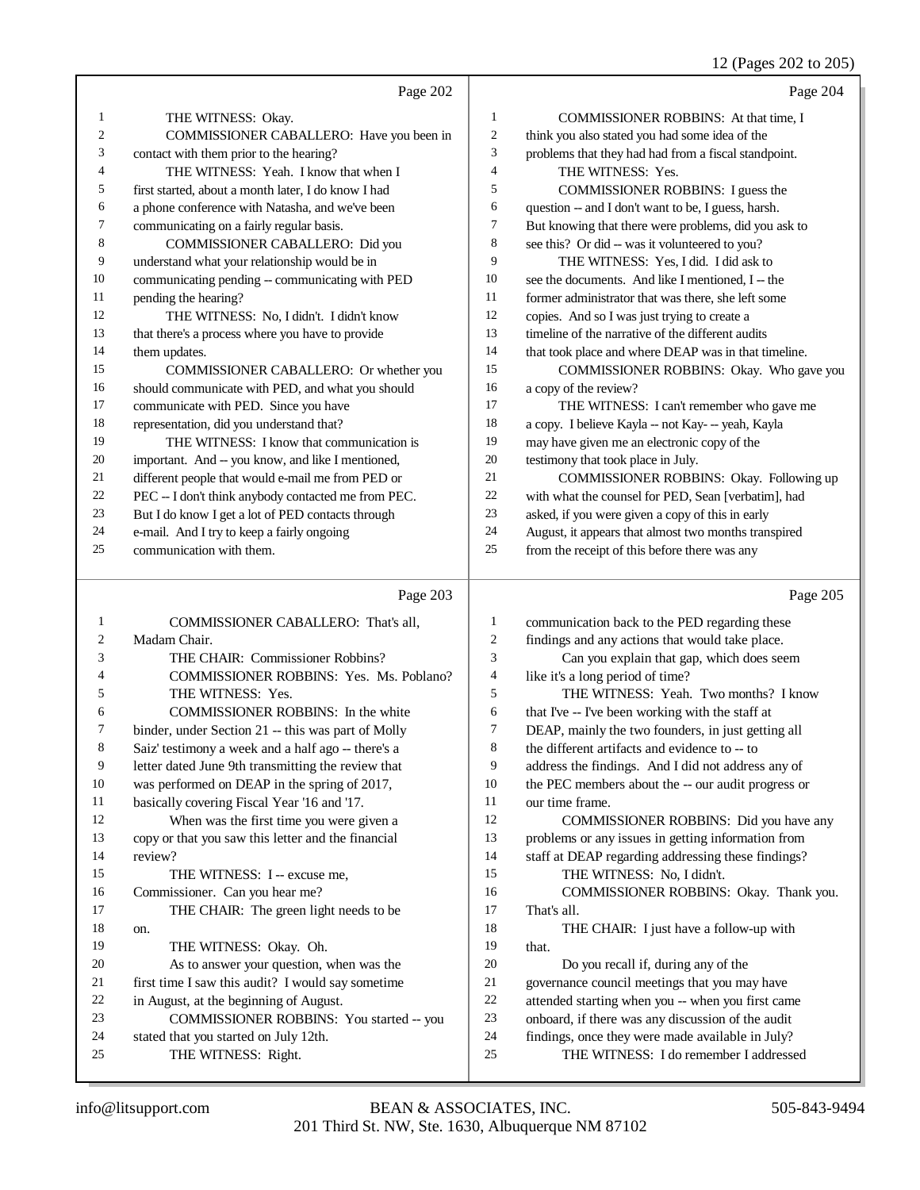Page 202

1 THE WITNESS: Okay.
2 COMMISSIONER CABALLERO: Have you been in
3 contact with them prior to the hearing?
4 THE WITNESS: Yeah. I know that when I
5 first started, about a month later, I do know I had
6 a phone conference with Natasha, and we've been
7 communicating on a fairly regular basis.
8 COMMISSIONER CABALLERO: Did you
9 understand what your relationship would be in
10 communicating pending -- communicating with PED
11 pending the hearing?
12 THE WITNESS: No, I didn't. I didn't know
13 that there's a process where you have to provide
14 them updates.
15 COMMISSIONER CABALLERO: Or whether you
16 should communicate with PED, and what you should
17 communicate with PED. Since you have
18 representation, did you understand that?
19 THE WITNESS: I know that communication is
20 important. And -- you know, and like I mentioned,
21 different people that would e-mail me from PED or
22 PEC -- I don't think anybody contacted me from PEC.
23 But I do know I get a lot of PED contacts through
24 e-mail. And I try to keep a fairly ongoing
25 communication with them.

Page 203

1 COMMISSIONER CABALLERO: That's all,
2 Madam Chair.
3 THE CHAIR: Commissioner Robbins?
4 COMMISSIONER ROBBINS: Yes. Ms. Poblano?
5 THE WITNESS: Yes.
6 COMMISSIONER ROBBINS: In the white
7 binder, under Section 21 -- this was part of Molly
8 Saiz' testimony a week and a half ago -- there's a
9 letter dated June 9th transmitting the review that
10 was performed on DEAP in the spring of 2017,
11 basically covering Fiscal Year '16 and '17.
12 When was the first time you were given a
13 copy or that you saw this letter and the financial
14 review?
15 THE WITNESS: I -- excuse me,
16 Commissioner. Can you hear me?
17 THE CHAIR: The green light needs to be
18 on.
19 THE WITNESS: Okay. Oh.
20 As to answer your question, when was the
21 first time I saw this audit? I would say sometime
22 in August, at the beginning of August.
23 COMMISSIONER ROBBINS: You started -- you
24 stated that you started on July 12th.
25 THE WITNESS: Right.

Page 204

1 COMMISSIONER ROBBINS: At that time, I
2 think you also stated you had some idea of the
3 problems that they had had from a fiscal standpoint.
4 THE WITNESS: Yes.
5 COMMISSIONER ROBBINS: I guess the
6 question -- and I don't want to be, I guess, harsh.
7 But knowing that there were problems, did you ask to
8 see this? Or did -- was it volunteered to you?
9 THE WITNESS: Yes, I did. I did ask to
10 see the documents. And like I mentioned, I -- the
11 former administrator that was there, she left some
12 copies. And so I was just trying to create a
13 timeline of the narrative of the different audits
14 that took place and where DEAP was in that timeline.
15 COMMISSIONER ROBBINS: Okay. Who gave you
16 a copy of the review?
17 THE WITNESS: I can't remember who gave me
18 a copy. I believe Kayla -- not Kay- -- yeah, Kayla
19 may have given me an electronic copy of the
20 testimony that took place in July.
21 COMMISSIONER ROBBINS: Okay. Following up
22 with what the counsel for PED, Sean [verbatim], had
23 asked, if you were given a copy of this in early
24 August, it appears that almost two months transpired
25 from the receipt of this before there was any

Page 205

1 communication back to the PED regarding these
2 findings and any actions that would take place.
3 Can you explain that gap, which does seem
4 like it's a long period of time?
5 THE WITNESS: Yeah. Two months? I know
6 that I've -- I've been working with the staff at
7 DEAP, mainly the two founders, in just getting all
8 the different artifacts and evidence to -- to
9 address the findings. And I did not address any of
10 the PEC members about the -- our audit progress or
11 our time frame.
12 COMMISSIONER ROBBINS: Did you have any
13 problems or any issues in getting information from
14 staff at DEAP regarding addressing these findings?
15 THE WITNESS: No, I didn't.
16 COMMISSIONER ROBBINS: Okay. Thank you.
17 That's all.
18 THE CHAIR: I just have a follow-up with
19 that.
20 Do you recall if, during any of the
21 governance council meetings that you may have
22 attended starting when you -- when you first came
23 onboard, if there was any discussion of the audit
24 findings, once they were made available in July?
25 THE WITNESS: I do remember I addressed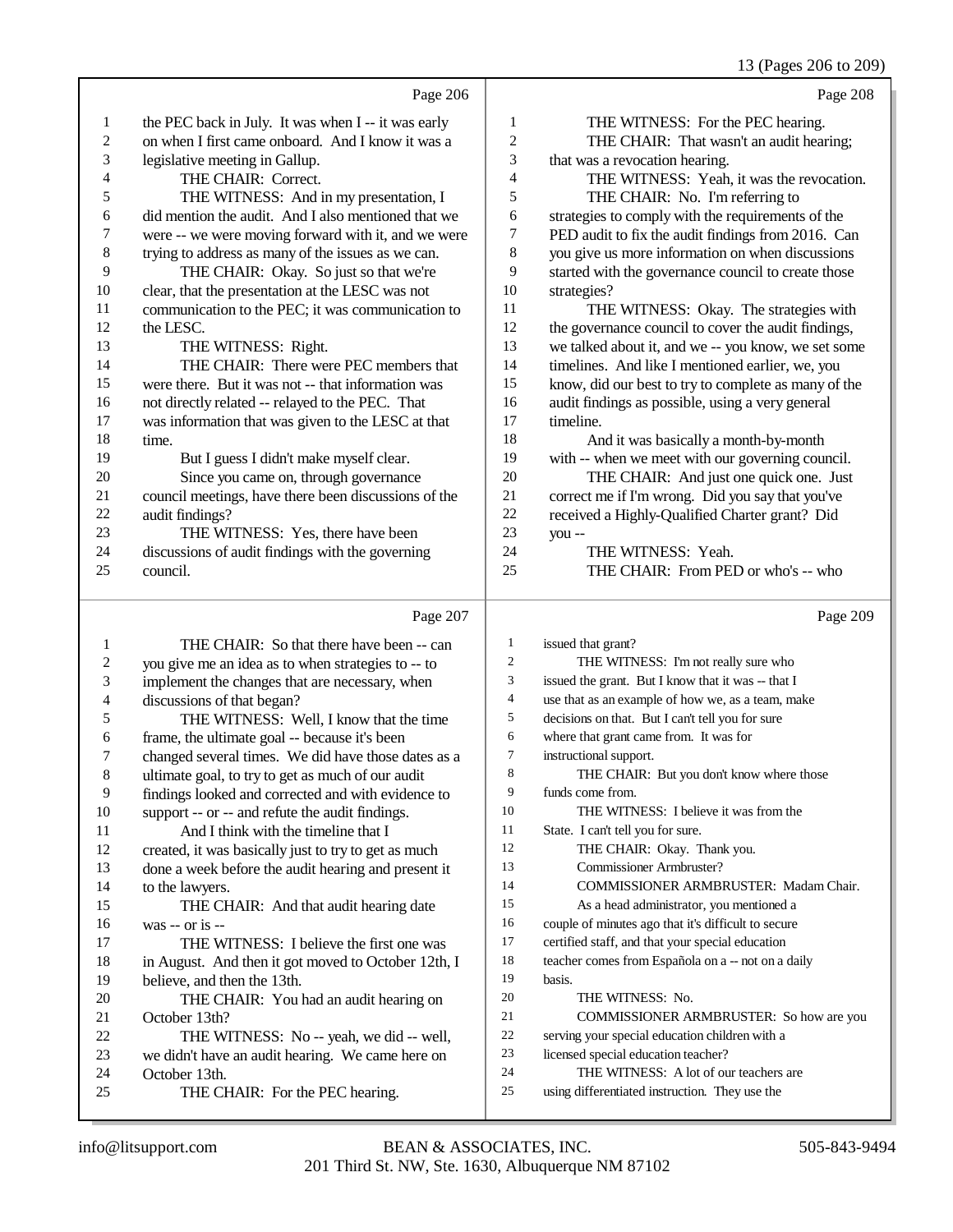Page 206

1 the PEC back in July. It was when I -- it was early
2 on when I first came onboard. And I know it was a
3 legislative meeting in Gallup.
4 THE CHAIR: Correct.
5 THE WITNESS: And in my presentation, I
6 did mention the audit. And I also mentioned that we
7 were -- we were moving forward with it, and we were
8 trying to address as many of the issues as we can.
9 THE CHAIR: Okay. So just so that we're
10 clear, that the presentation at the LESC was not
11 communication to the PEC; it was communication to
12 the LESC.
13 THE WITNESS: Right.
14 THE CHAIR: There were PEC members that
15 were there. But it was not -- that information was
16 not directly related -- relayed to the PEC. That
17 was information that was given to the LESC at that
18 time.
19 But I guess I didn't make myself clear.
20 Since you came on, through governance
21 council meetings, have there been discussions of the
22 audit findings?
23 THE WITNESS: Yes, there have been
24 discussions of audit findings with the governing
25 council.

Page 207

1 THE CHAIR: So that there have been -- can
2 you give me an idea as to when strategies to -- to
3 implement the changes that are necessary, when
4 discussions of that began?
5 THE WITNESS: Well, I know that the time
6 frame, the ultimate goal -- because it's been
7 changed several times. We did have those dates as a
8 ultimate goal, to try to get as much of our audit
9 findings looked and corrected and with evidence to
10 support -- or -- and refute the audit findings.
11 And I think with the timeline that I
12 created, it was basically just to try to get as much
13 done a week before the audit hearing and present it
14 to the lawyers.
15 THE CHAIR: And that audit hearing date
16 was -- or is --
17 THE WITNESS: I believe the first one was
18 in August. And then it got moved to October 12th, I
19 believe, and then the 13th.
20 THE CHAIR: You had an audit hearing on
21 October 13th?
22 THE WITNESS: No -- yeah, we did -- well,
23 we didn't have an audit hearing. We came here on
24 October 13th.
25 THE CHAIR: For the PEC hearing.

Page 208

1 THE WITNESS: For the PEC hearing.
2 THE CHAIR: That wasn't an audit hearing;
3 that was a revocation hearing.
4 THE WITNESS: Yeah, it was the revocation.
5 THE CHAIR: No. I'm referring to
6 strategies to comply with the requirements of the
7 PED audit to fix the audit findings from 2016. Can
8 you give us more information on when discussions
9 started with the governance council to create those
10 strategies?
11 THE WITNESS: Okay. The strategies with
12 the governance council to cover the audit findings,
13 we talked about it, and we -- you know, we set some
14 timelines. And like I mentioned earlier, we, you
15 know, did our best to try to complete as many of the
16 audit findings as possible, using a very general
17 timeline.
18 And it was basically a month-by-month
19 with -- when we meet with our governing council.
20 THE CHAIR: And just one quick one. Just
21 correct me if I'm wrong. Did you say that you've
22 received a Highly-Qualified Charter grant? Did
23 you --
24 THE WITNESS: Yeah.
25 THE CHAIR: From PED or who's -- who

Page 209

1 issued that grant?
2 THE WITNESS: I'm not really sure who
3 issued the grant. But I know that it was -- that I
4 use that as an example of how we, as a team, make
5 decisions on that. But I can't tell you for sure
6 where that grant came from. It was for
7 instructional support.
8 THE CHAIR: But you don't know where those
9 funds come from.
10 THE WITNESS: I believe it was from the
11 State. I can't tell you for sure.
12 THE CHAIR: Okay. Thank you.
13 Commissioner Armbruster?
14 COMMISSIONER ARMBRUSTER: Madam Chair.
15 As a head administrator, you mentioned a
16 couple of minutes ago that it's difficult to secure
17 certified staff, and that your special education
18 teacher comes from Española on a -- not on a daily
19 basis.
20 THE WITNESS: No.
21 COMMISSIONER ARMBRUSTER: So how are you
22 serving your special education children with a
23 licensed special education teacher?
24 THE WITNESS: A lot of our teachers are
25 using differentiated instruction. They use the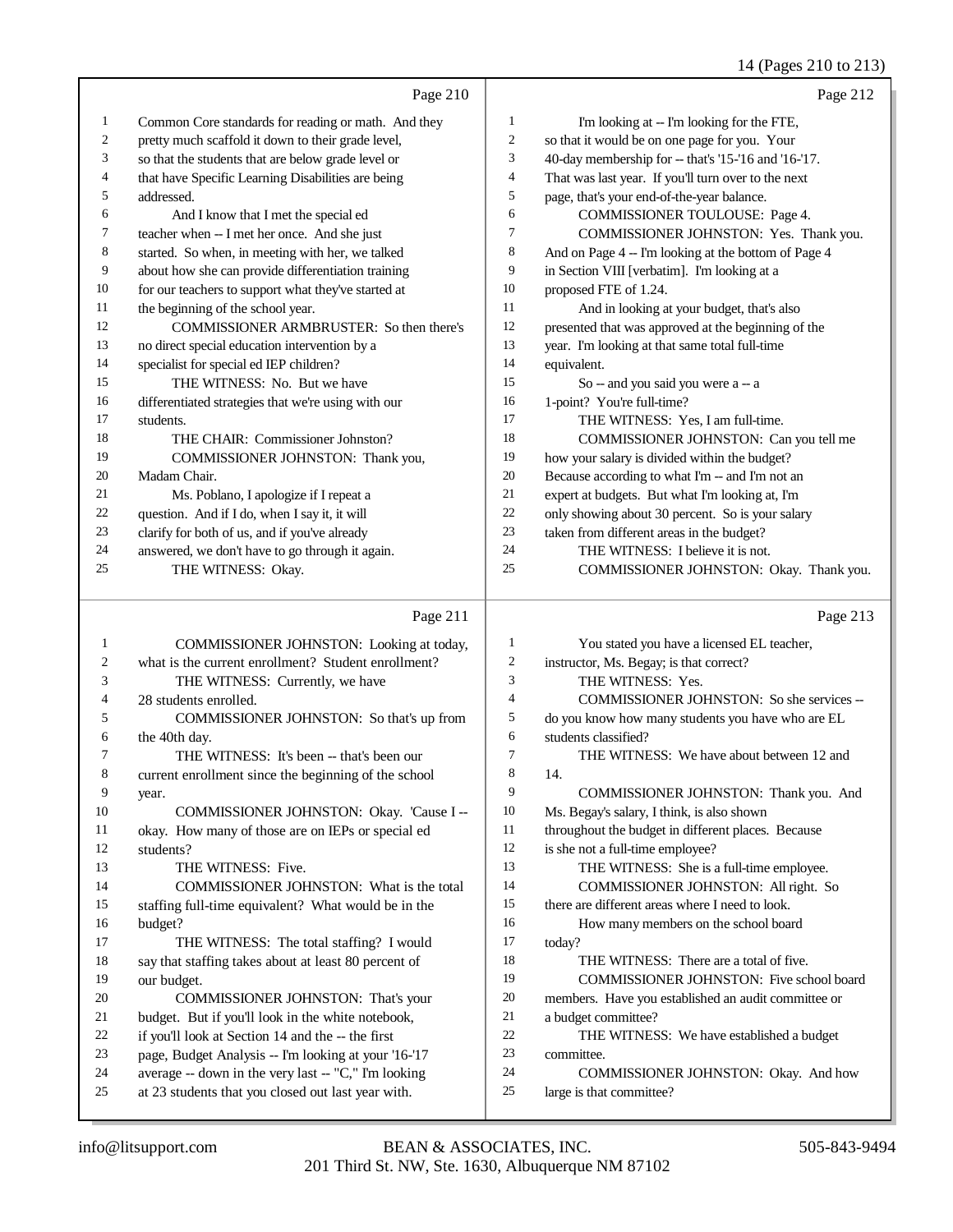Page 210

1 Common Core standards for reading or math. And they
2 pretty much scaffold it down to their grade level,
3 so that the students that are below grade level or
4 that have Specific Learning Disabilities are being
5 addressed.
6 And I know that I met the special ed
7 teacher when -- I met her once. And she just
8 started. So when, in meeting with her, we talked
9 about how she can provide differentiation training
10 for our teachers to support what they've started at
11 the beginning of the school year.
12 COMMISSIONER ARMBRUSTER: So then there's
13 no direct special education intervention by a
14 specialist for special ed IEP children?
15 THE WITNESS: No. But we have
16 differentiated strategies that we're using with our
17 students.
18 THE CHAIR: Commissioner Johnston?
19 COMMISSIONER JOHNSTON: Thank you,
20 Madam Chair.
21 Ms. Poblano, I apologize if I repeat a
22 question. And if I do, when I say it, it will
23 clarify for both of us, and if you've already
24 answered, we don't have to go through it again.
25 THE WITNESS: Okay.

Page 211

1 COMMISSIONER JOHNSTON: Looking at today,
2 what is the current enrollment? Student enrollment?
3 THE WITNESS: Currently, we have
4 28 students enrolled.
5 COMMISSIONER JOHNSTON: So that's up from
6 the 40th day.
7 THE WITNESS: It's been -- that's been our
8 current enrollment since the beginning of the school
9 year.
10 COMMISSIONER JOHNSTON: Okay. 'Cause I --
11 okay. How many of those are on IEPs or special ed
12 students?
13 THE WITNESS: Five.
14 COMMISSIONER JOHNSTON: What is the total
15 staffing full-time equivalent? What would be in the
16 budget?
17 THE WITNESS: The total staffing? I would
18 say that staffing takes about at least 80 percent of
19 our budget.
20 COMMISSIONER JOHNSTON: That's your
21 budget. But if you'll look in the white notebook,
22 if you'll look at Section 14 and the -- the first
23 page, Budget Analysis -- I'm looking at your '16-'17
24 average -- down in the very last -- "C," I'm looking
25 at 23 students that you closed out last year with.

Page 212

1 I'm looking at -- I'm looking for the FTE,
2 so that it would be on one page for you. Your
3 40-day membership for -- that's '15-'16 and '16-'17.
4 That was last year. If you'll turn over to the next
5 page, that's your end-of-the-year balance.
6 COMMISSIONER TOULOUSE: Page 4.
7 COMMISSIONER JOHNSTON: Yes. Thank you.
8 And on Page 4 -- I'm looking at the bottom of Page 4
9 in Section VIII [verbatim]. I'm looking at a
10 proposed FTE of 1.24.
11 And in looking at your budget, that's also
12 presented that was approved at the beginning of the
13 year. I'm looking at that same total full-time
14 equivalent.
15 So -- and you said you were a -- a
16 1-point? You're full-time?
17 THE WITNESS: Yes, I am full-time.
18 COMMISSIONER JOHNSTON: Can you tell me
19 how your salary is divided within the budget?
20 Because according to what I'm -- and I'm not an
21 expert at budgets. But what I'm looking at, I'm
22 only showing about 30 percent. So is your salary
23 taken from different areas in the budget?
24 THE WITNESS: I believe it is not.
25 COMMISSIONER JOHNSTON: Okay. Thank you.

Page 213

1 You stated you have a licensed EL teacher,
2 instructor, Ms. Begay; is that correct?
3 THE WITNESS: Yes.
4 COMMISSIONER JOHNSTON: So she services --
5 do you know how many students you have who are EL
6 students classified?
7 THE WITNESS: We have about between 12 and
8 14.
9 COMMISSIONER JOHNSTON: Thank you. And
10 Ms. Begay's salary, I think, is also shown
11 throughout the budget in different places. Because
12 is she not a full-time employee?
13 THE WITNESS: She is a full-time employee.
14 COMMISSIONER JOHNSTON: All right. So
15 there are different areas where I need to look.
16 How many members on the school board
17 today?
18 THE WITNESS: There are a total of five.
19 COMMISSIONER JOHNSTON: Five school board
20 members. Have you established an audit committee or
21 a budget committee?
22 THE WITNESS: We have established a budget
23 committee.
24 COMMISSIONER JOHNSTON: Okay. And how
25 large is that committee?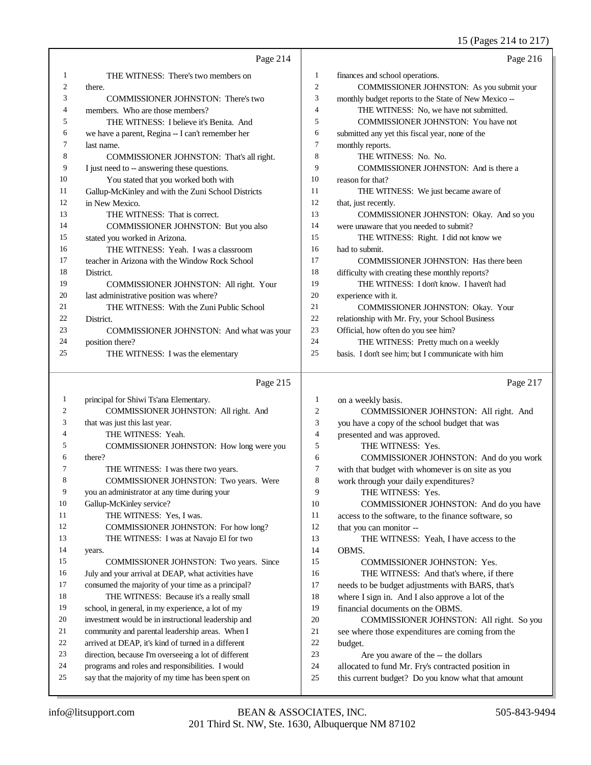Page 214

1 THE WITNESS: There's two members on
2 there.
3 COMMISSIONER JOHNSTON: There's two
4 members. Who are those members?
5 THE WITNESS: I believe it's Benita. And
6 we have a parent, Regina -- I can't remember her
7 last name.
8 COMMISSIONER JOHNSTON: That's all right.
9 I just need to -- answering these questions.
10 You stated that you worked both with
11 Gallup-McKinley and with the Zuni School Districts
12 in New Mexico.
13 THE WITNESS: That is correct.
14 COMMISSIONER JOHNSTON: But you also
15 stated you worked in Arizona.
16 THE WITNESS: Yeah. I was a classroom
17 teacher in Arizona with the Window Rock School
18 District.
19 COMMISSIONER JOHNSTON: All right. Your
20 last administrative position was where?
21 THE WITNESS: With the Zuni Public School
22 District.
23 COMMISSIONER JOHNSTON: And what was your
24 position there?
25 THE WITNESS: I was the elementary

Page 215

1 principal for Shiwi Ts'ana Elementary.
2 COMMISSIONER JOHNSTON: All right. And
3 that was just this last year.
4 THE WITNESS: Yeah.
5 COMMISSIONER JOHNSTON: How long were you
6 there?
7 THE WITNESS: I was there two years.
8 COMMISSIONER JOHNSTON: Two years. Were
9 you an administrator at any time during your
10 Gallup-McKinley service?
11 THE WITNESS: Yes, I was.
12 COMMISSIONER JOHNSTON: For how long?
13 THE WITNESS: I was at Navajo El for two
14 years.
15 COMMISSIONER JOHNSTON: Two years. Since
16 July and your arrival at DEAP, what activities have
17 consumed the majority of your time as a principal?
18 THE WITNESS: Because it's a really small
19 school, in general, in my experience, a lot of my
20 investment would be in instructional leadership and
21 community and parental leadership areas. When I
22 arrived at DEAP, it's kind of turned in a different
23 direction, because I'm overseeing a lot of different
24 programs and roles and responsibilities. I would
25 say that the majority of my time has been spent on

Page 216

1 finances and school operations.
2 COMMISSIONER JOHNSTON: As you submit your
3 monthly budget reports to the State of New Mexico --
4 THE WITNESS: No, we have not submitted.
5 COMMISSIONER JOHNSTON: You have not
6 submitted any yet this fiscal year, none of the
7 monthly reports.
8 THE WITNESS: No. No.
9 COMMISSIONER JOHNSTON: And is there a
10 reason for that?
11 THE WITNESS: We just became aware of
12 that, just recently.
13 COMMISSIONER JOHNSTON: Okay. And so you
14 were unaware that you needed to submit?
15 THE WITNESS: Right. I did not know we
16 had to submit.
17 COMMISSIONER JOHNSTON: Has there been
18 difficulty with creating these monthly reports?
19 THE WITNESS: I don't know. I haven't had
20 experience with it.
21 COMMISSIONER JOHNSTON: Okay. Your
22 relationship with Mr. Fry, your School Business
23 Official, how often do you see him?
24 THE WITNESS: Pretty much on a weekly
25 basis. I don't see him; but I communicate with him

Page 217

1 on a weekly basis.
2 COMMISSIONER JOHNSTON: All right. And
3 you have a copy of the school budget that was
4 presented and was approved.
5 THE WITNESS: Yes.
6 COMMISSIONER JOHNSTON: And do you work
7 with that budget with whomever is on site as you
8 work through your daily expenditures?
9 THE WITNESS: Yes.
10 COMMISSIONER JOHNSTON: And do you have
11 access to the software, to the finance software, so
12 that you can monitor --
13 THE WITNESS: Yeah, I have access to the
14 OBMS.
15 COMMISSIONER JOHNSTON: Yes.
16 THE WITNESS: And that's where, if there
17 needs to be budget adjustments with BARS, that's
18 where I sign in. And I also approve a lot of the
19 financial documents on the OBMS.
20 COMMISSIONER JOHNSTON: All right. So you
21 see where those expenditures are coming from the
22 budget.
23 Are you aware of the -- the dollars
24 allocated to fund Mr. Fry's contracted position in
25 this current budget? Do you know what that amount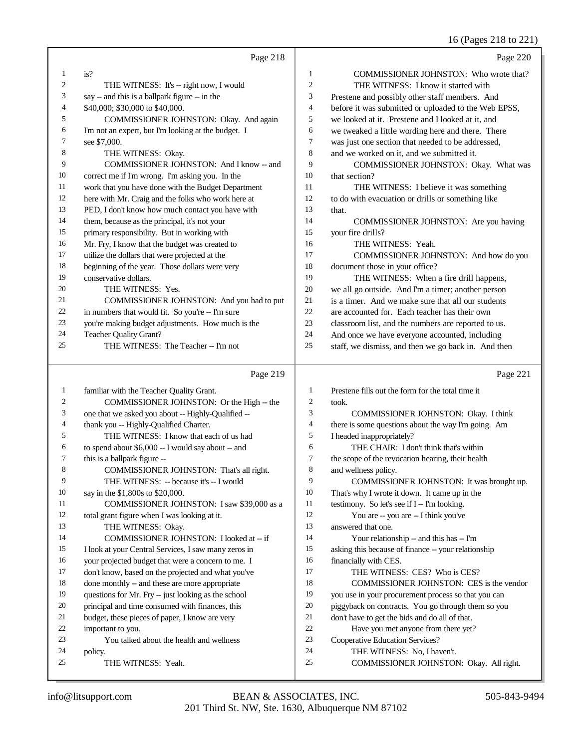Page 218

1 is?
2 THE WITNESS: It's -- right now, I would
3 say -- and this is a ballpark figure -- in the
4 $40,000; $30,000 to $40,000.
5 COMMISSIONER JOHNSTON: Okay. And again
6 I'm not an expert, but I'm looking at the budget. I
7 see $7,000.
8 THE WITNESS: Okay.
9 COMMISSIONER JOHNSTON: And I know -- and
10 correct me if I'm wrong. I'm asking you. In the
11 work that you have done with the Budget Department
12 here with Mr. Craig and the folks who work here at
13 PED, I don't know how much contact you have with
14 them, because as the principal, it's not your
15 primary responsibility. But in working with
16 Mr. Fry, I know that the budget was created to
17 utilize the dollars that were projected at the
18 beginning of the year. Those dollars were very
19 conservative dollars.
20 THE WITNESS: Yes.
21 COMMISSIONER JOHNSTON: And you had to put
22 in numbers that would fit. So you're -- I'm sure
23 you're making budget adjustments. How much is the
24 Teacher Quality Grant?
25 THE WITNESS: The Teacher -- I'm not

Page 219

1 familiar with the Teacher Quality Grant.
2 COMMISSIONER JOHNSTON: Or the High -- the
3 one that we asked you about -- Highly-Qualified --
4 thank you -- Highly-Qualified Charter.
5 THE WITNESS: I know that each of us had
6 to spend about $6,000 -- I would say about -- and
7 this is a ballpark figure --
8 COMMISSIONER JOHNSTON: That's all right.
9 THE WITNESS: -- because it's -- I would
10 say in the $1,800s to $20,000.
11 COMMISSIONER JOHNSTON: I saw $39,000 as a
12 total grant figure when I was looking at it.
13 THE WITNESS: Okay.
14 COMMISSIONER JOHNSTON: I looked at -- if
15 I look at your Central Services, I saw many zeros in
16 your projected budget that were a concern to me. I
17 don't know, based on the projected and what you've
18 done monthly -- and these are more appropriate
19 questions for Mr. Fry -- just looking as the school
20 principal and time consumed with finances, this
21 budget, these pieces of paper, I know are very
22 important to you.
23 You talked about the health and wellness
24 policy.
25 THE WITNESS: Yeah.

Page 220

1 COMMISSIONER JOHNSTON: Who wrote that?
2 THE WITNESS: I know it started with
3 Prestene and possibly other staff members. And
4 before it was submitted or uploaded to the Web EPSS,
5 we looked at it. Prestene and I looked at it, and
6 we tweaked a little wording here and there. There
7 was just one section that needed to be addressed,
8 and we worked on it, and we submitted it.
9 COMMISSIONER JOHNSTON: Okay. What was
10 that section?
11 THE WITNESS: I believe it was something
12 to do with evacuation or drills or something like
13 that.
14 COMMISSIONER JOHNSTON: Are you having
15 your fire drills?
16 THE WITNESS: Yeah.
17 COMMISSIONER JOHNSTON: And how do you
18 document those in your office?
19 THE WITNESS: When a fire drill happens,
20 we all go outside. And I'm a timer; another person
21 is a timer. And we make sure that all our students
22 are accounted for. Each teacher has their own
23 classroom list, and the numbers are reported to us.
24 And once we have everyone accounted, including
25 staff, we dismiss, and then we go back in. And then

Page 221

1 Prestene fills out the form for the total time it
2 took.
3 COMMISSIONER JOHNSTON: Okay. I think
4 there is some questions about the way I'm going. Am
5 I headed inappropriately?
6 THE CHAIR: I don't think that's within
7 the scope of the revocation hearing, their health
8 and wellness policy.
9 COMMISSIONER JOHNSTON: It was brought up.
10 That's why I wrote it down. It came up in the
11 testimony. So let's see if I -- I'm looking.
12 You are -- you are -- I think you've
13 answered that one.
14 Your relationship -- and this has -- I'm
15 asking this because of finance -- your relationship
16 financially with CES.
17 THE WITNESS: CES? Who is CES?
18 COMMISSIONER JOHNSTON: CES is the vendor
19 you use in your procurement process so that you can
20 piggyback on contracts. You go through them so you
21 don't have to get the bids and do all of that.
22 Have you met anyone from there yet?
23 Cooperative Education Services?
24 THE WITNESS: No, I haven't.
25 COMMISSIONER JOHNSTON: Okay. All right.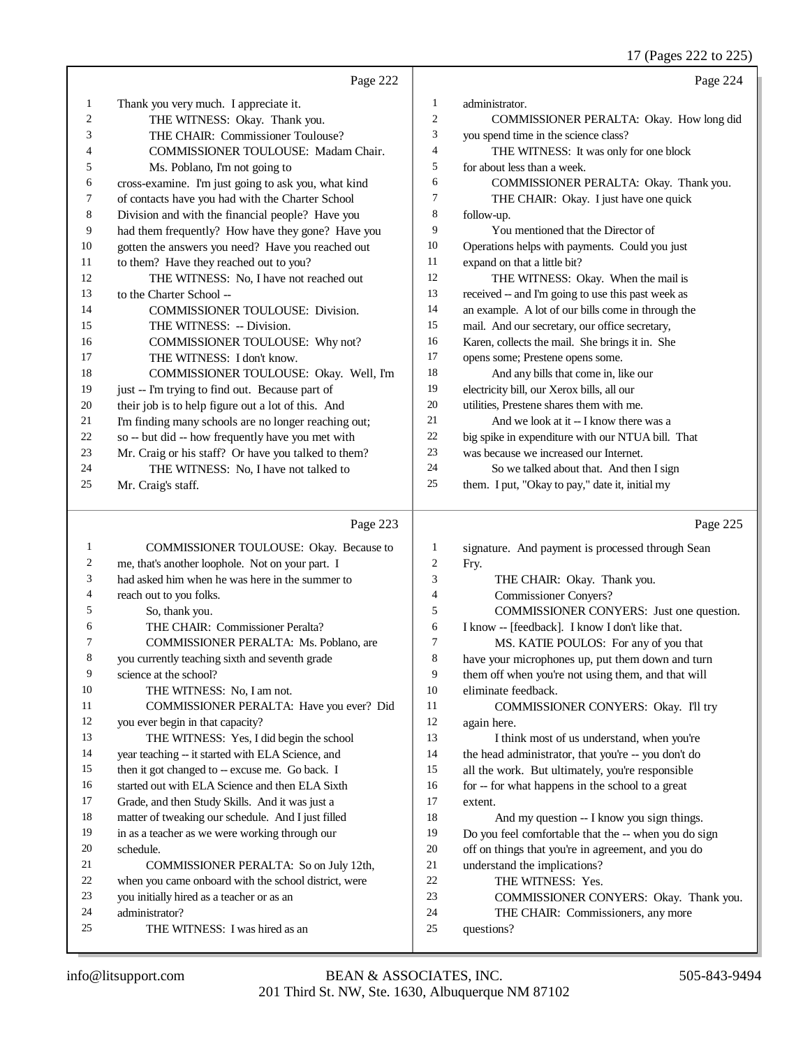Page 222

Thank you very much. I appreciate it.

THE WITNESS: Okay. Thank you.

THE CHAIR: Commissioner Toulouse?

COMMISSIONER TOULOUSE: Madam Chair. Ms. Poblano, I'm not going to cross-examine. I'm just going to ask you, what kind of contacts have you had with the Charter School Division and with the financial people? Have you had them frequently? How have they gone? Have you gotten the answers you need? Have you reached out to them? Have they reached out to you?

THE WITNESS: No, I have not reached out to the Charter School --

COMMISSIONER TOULOUSE: Division.

THE WITNESS: -- Division.

COMMISSIONER TOULOUSE: Why not?

THE WITNESS: I don't know.

COMMISSIONER TOULOUSE: Okay. Well, I'm just -- I'm trying to find out. Because part of their job is to help figure out a lot of this. And I'm finding many schools are no longer reaching out; so -- but did -- how frequently have you met with Mr. Craig or his staff? Or have you talked to them?

THE WITNESS: No, I have not talked to Mr. Craig's staff.

Page 223

COMMISSIONER TOULOUSE: Okay. Because to me, that's another loophole. Not on your part. I had asked him when he was here in the summer to reach out to you folks.

So, thank you.

THE CHAIR: Commissioner Peralta?

COMMISSIONER PERALTA: Ms. Poblano, are you currently teaching sixth and seventh grade science at the school?

THE WITNESS: No, I am not.

COMMISSIONER PERALTA: Have you ever? Did you ever begin in that capacity?

THE WITNESS: Yes, I did begin the school year teaching -- it started with ELA Science, and then it got changed to -- excuse me. Go back. I started out with ELA Science and then ELA Sixth Grade, and then Study Skills. And it was just a matter of tweaking our schedule. And I just filled in as a teacher as we were working through our schedule.

COMMISSIONER PERALTA: So on July 12th, when you came onboard with the school district, were you initially hired as a teacher or as an administrator?

THE WITNESS: I was hired as an

Page 224

administrator.

COMMISSIONER PERALTA: Okay. How long did you spend time in the science class?

THE WITNESS: It was only for one block for about less than a week.

COMMISSIONER PERALTA: Okay. Thank you.

THE CHAIR: Okay. I just have one quick follow-up.

You mentioned that the Director of Operations helps with payments. Could you just expand on that a little bit?

THE WITNESS: Okay. When the mail is received -- and I'm going to use this past week as an example. A lot of our bills come in through the mail. And our secretary, our office secretary, Karen, collects the mail. She brings it in. She opens some; Prestene opens some.

And any bills that come in, like our electricity bill, our Xerox bills, all our utilities, Prestene shares them with me.

And we look at it -- I know there was a big spike in expenditure with our NTUA bill. That was because we increased our Internet.

So we talked about that. And then I sign them. I put, "Okay to pay," date it, initial my

Page 225

signature. And payment is processed through Sean Fry.

THE CHAIR: Okay. Thank you.

Commissioner Conyers?

COMMISSIONER CONYERS: Just one question. I know -- [feedback]. I know I don't like that.

MS. KATIE POULOS: For any of you that have your microphones up, put them down and turn them off when you're not using them, and that will eliminate feedback.

COMMISSIONER CONYERS: Okay. I'll try again here.

I think most of us understand, when you're the head administrator, that you're -- you don't do all the work. But ultimately, you're responsible for -- for what happens in the school to a great extent.

And my question -- I know you sign things. Do you feel comfortable that the -- when you do sign off on things that you're in agreement, and you do understand the implications?

THE WITNESS: Yes.

COMMISSIONER CONYERS: Okay. Thank you.

THE CHAIR: Commissioners, any more questions?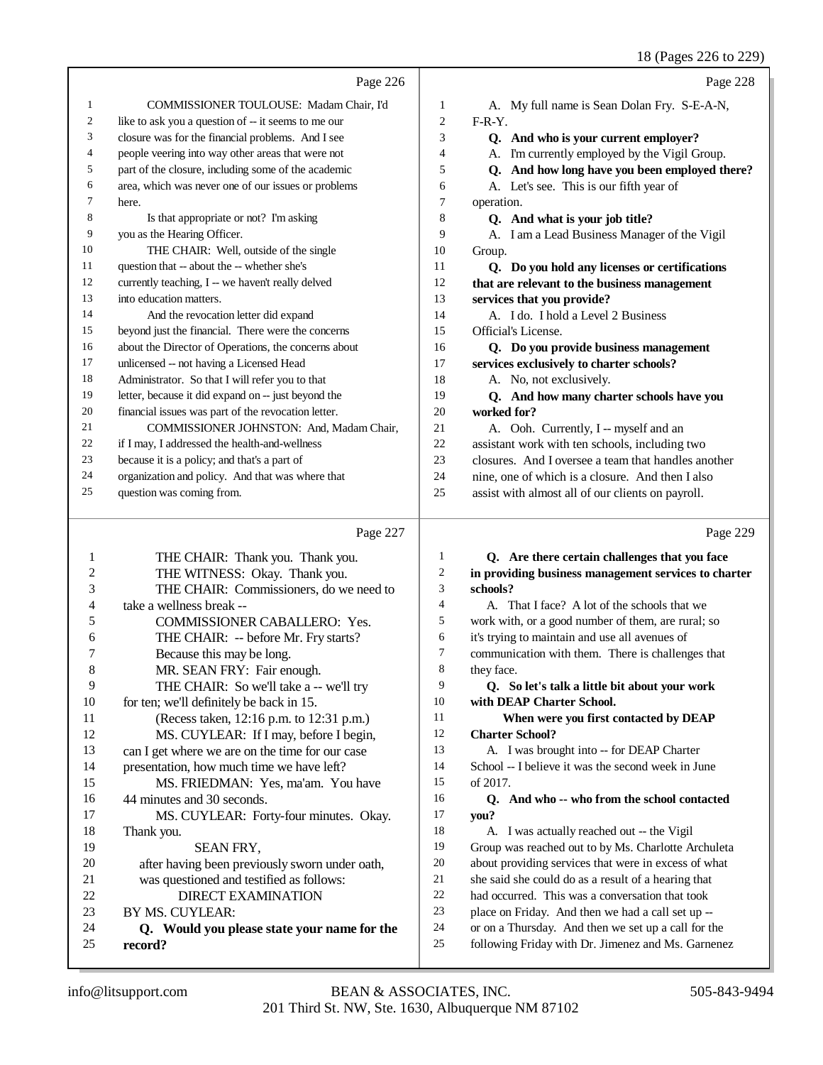Page 226

1 COMMISSIONER TOULOUSE: Madam Chair, I'd
2 like to ask you a question of -- it seems to me our
3 closure was for the financial problems. And I see
4 people veering into way other areas that were not
5 part of the closure, including some of the academic
6 area, which was never one of our issues or problems
7 here.
8 Is that appropriate or not? I'm asking
9 you as the Hearing Officer.
10 THE CHAIR: Well, outside of the single
11 question that -- about the -- whether she's
12 currently teaching, I -- we haven't really delved
13 into education matters.
14 And the revocation letter did expand
15 beyond just the financial. There were the concerns
16 about the Director of Operations, the concerns about
17 unlicensed -- not having a Licensed Head
18 Administrator. So that I will refer you to that
19 letter, because it did expand on -- just beyond the
20 financial issues was part of the revocation letter.
21 COMMISSIONER JOHNSTON: And, Madam Chair,
22 if I may, I addressed the health-and-wellness
23 because it is a policy; and that's a part of
24 organization and policy. And that was where that
25 question was coming from.

Page 227

1 THE CHAIR: Thank you. Thank you.
2 THE WITNESS: Okay. Thank you.
3 THE CHAIR: Commissioners, do we need to
4 take a wellness break --
5 COMMISSIONER CABALLERO: Yes.
6 THE CHAIR: -- before Mr. Fry starts?
7 Because this may be long.
8 MR. SEAN FRY: Fair enough.
9 THE CHAIR: So we'll take a -- we'll try
10 for ten; we'll definitely be back in 15.
11 (Recess taken, 12:16 p.m. to 12:31 p.m.)
12 MS. CUYLEAR: If I may, before I begin,
13 can I get where we are on the time for our case
14 presentation, how much time we have left?
15 MS. FRIEDMAN: Yes, ma'am. You have
16 44 minutes and 30 seconds.
17 MS. CUYLEAR: Forty-four minutes. Okay.
18 Thank you.
19 SEAN FRY,
20 after having been previously sworn under oath,
21 was questioned and testified as follows:
22 DIRECT EXAMINATION
23 BY MS. CUYLEAR:
24 **Q. Would you please state your name for the**
25 **record?**

Page 228

1 A. My full name is Sean Dolan Fry. S-E-A-N,
2 F-R-Y.
3 **Q. And who is your current employer?**
4 A. I'm currently employed by the Vigil Group.
5 **Q. And how long have you been employed there?**
6 A. Let's see. This is our fifth year of
7 operation.
8 **Q. And what is your job title?**
9 A. I am a Lead Business Manager of the Vigil
10 Group.
11 **Q. Do you hold any licenses or certifications**
12 **that are relevant to the business management**
13 **services that you provide?**
14 A. I do. I hold a Level 2 Business
15 Official's License.
16 **Q. Do you provide business management**
17 **services exclusively to charter schools?**
18 A. No, not exclusively.
19 **Q. And how many charter schools have you**
20 **worked for?**
21 A. Ooh. Currently, I -- myself and an
22 assistant work with ten schools, including two
23 closures. And I oversee a team that handles another
24 nine, one of which is a closure. And then I also
25 assist with almost all of our clients on payroll.

Page 229

1 **Q. Are there certain challenges that you face**
2 **in providing business management services to charter**
3 **schools?**
4 A. That I face? A lot of the schools that we
5 work with, or a good number of them, are rural; so
6 it's trying to maintain and use all avenues of
7 communication with them. There is challenges that
8 they face.
9 **Q. So let's talk a little bit about your work**
10 **with DEAP Charter School.**
11 **When were you first contacted by DEAP**
12 **Charter School?**
13 A. I was brought into -- for DEAP Charter
14 School -- I believe it was the second week in June
15 of 2017.
16 **Q. And who -- who from the school contacted**
17 **you?**
18 A. I was actually reached out -- the Vigil
19 Group was reached out to by Ms. Charlotte Archuleta
20 about providing services that were in excess of what
21 she said she could do as a result of a hearing that
22 had occurred. This was a conversation that took
23 place on Friday. And then we had a call set up --
24 or on a Thursday. And then we set up a call for the
25 following Friday with Dr. Jimenez and Ms. Garnenez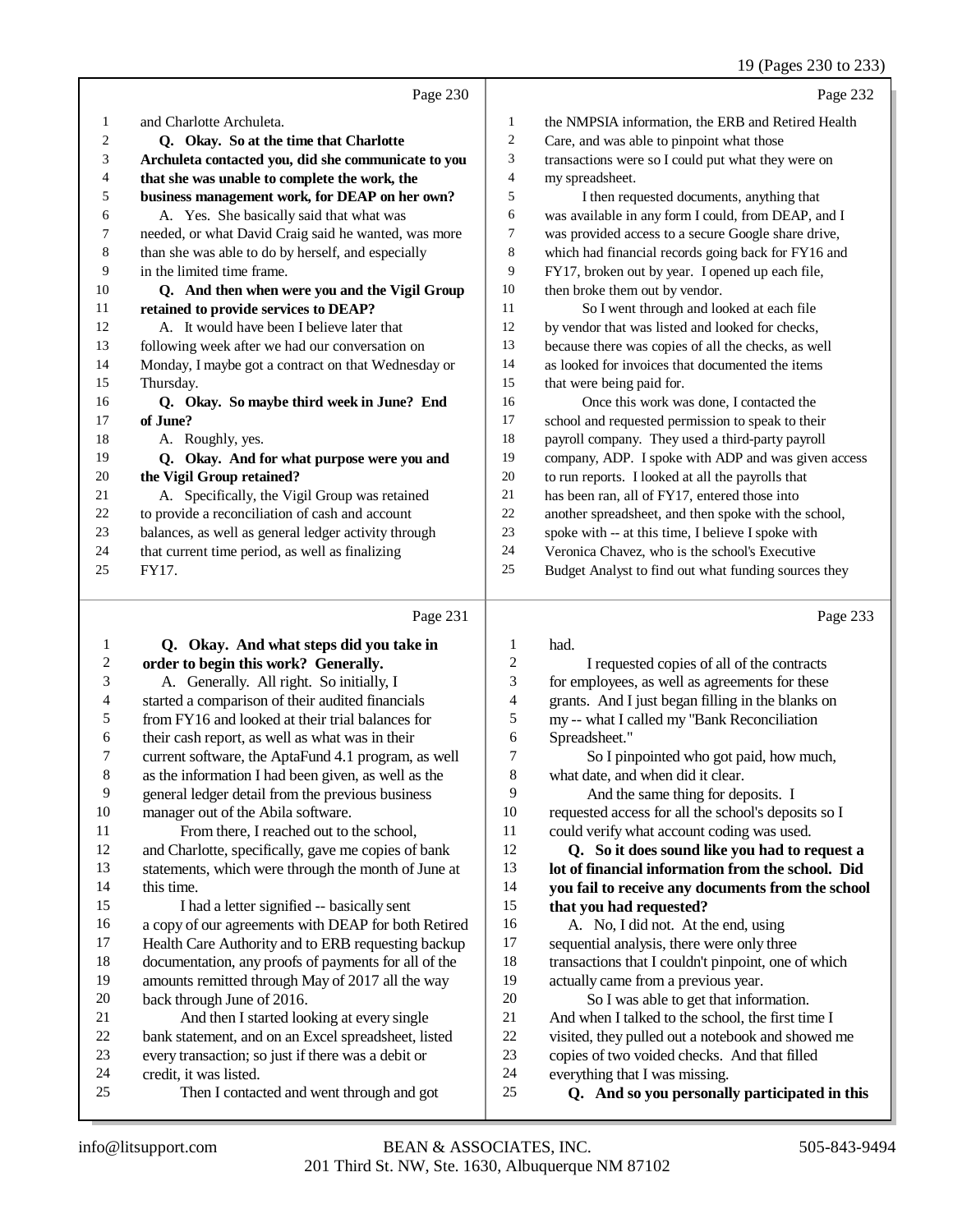Page 230

1 and Charlotte Archuleta.
2 **Q. Okay. So at the time that Charlotte**
3 **Archuleta contacted you, did she communicate to you**
4 **that she was unable to complete the work, the**
5 **business management work, for DEAP on her own?**
6 A. Yes. She basically said that what was
7 needed, or what David Craig said he wanted, was more
8 than she was able to do by herself, and especially
9 in the limited time frame.
10 **Q. And then when were you and the Vigil Group**
11 **retained to provide services to DEAP?**
12 A. It would have been I believe later that
13 following week after we had our conversation on
14 Monday, I maybe got a contract on that Wednesday or
15 Thursday.
16 **Q. Okay. So maybe third week in June? End**
17 **of June?**
18 A. Roughly, yes.
19 **Q. Okay. And for what purpose were you and**
20 **the Vigil Group retained?**
21 A. Specifically, the Vigil Group was retained
22 to provide a reconciliation of cash and account
23 balances, as well as general ledger activity through
24 that current time period, as well as finalizing
25 FY17.

Page 231

1 **Q. Okay. And what steps did you take in**
2 **order to begin this work? Generally.**
3 A. Generally. All right. So initially, I
4 started a comparison of their audited financials
5 from FY16 and looked at their trial balances for
6 their cash report, as well as what was in their
7 current software, the AptaFund 4.1 program, as well
8 as the information I had been given, as well as the
9 general ledger detail from the previous business
10 manager out of the Abila software.
11 From there, I reached out to the school,
12 and Charlotte, specifically, gave me copies of bank
13 statements, which were through the month of June at
14 this time.
15 I had a letter signified -- basically sent
16 a copy of our agreements with DEAP for both Retired
17 Health Care Authority and to ERB requesting backup
18 documentation, any proofs of payments for all of the
19 amounts remitted through May of 2017 all the way
20 back through June of 2016.
21 And then I started looking at every single
22 bank statement, and on an Excel spreadsheet, listed
23 every transaction; so just if there was a debit or
24 credit, it was listed.
25 Then I contacted and went through and got

Page 232

1 the NMPSIA information, the ERB and Retired Health
2 Care, and was able to pinpoint what those
3 transactions were so I could put what they were on
4 my spreadsheet.
5 I then requested documents, anything that
6 was available in any form I could, from DEAP, and I
7 was provided access to a secure Google share drive,
8 which had financial records going back for FY16 and
9 FY17, broken out by year. I opened up each file,
10 then broke them out by vendor.
11 So I went through and looked at each file
12 by vendor that was listed and looked for checks,
13 because there was copies of all the checks, as well
14 as looked for invoices that documented the items
15 that were being paid for.
16 Once this work was done, I contacted the
17 school and requested permission to speak to their
18 payroll company. They used a third-party payroll
19 company, ADP. I spoke with ADP and was given access
20 to run reports. I looked at all the payrolls that
21 has been ran, all of FY17, entered those into
22 another spreadsheet, and then spoke with the school,
23 spoke with -- at this time, I believe I spoke with
24 Veronica Chavez, who is the school's Executive
25 Budget Analyst to find out what funding sources they

Page 233

1 had.
2 I requested copies of all of the contracts
3 for employees, as well as agreements for these
4 grants. And I just began filling in the blanks on
5 my -- what I called my "Bank Reconciliation
6 Spreadsheet."
7 So I pinpointed who got paid, how much,
8 what date, and when did it clear.
9 And the same thing for deposits. I
10 requested access for all the school's deposits so I
11 could verify what account coding was used.
12 **Q. So it does sound like you had to request a**
13 **lot of financial information from the school. Did**
14 **you fail to receive any documents from the school**
15 **that you had requested?**
16 A. No, I did not. At the end, using
17 sequential analysis, there were only three
18 transactions that I couldn't pinpoint, one of which
19 actually came from a previous year.
20 So I was able to get that information.
21 And when I talked to the school, the first time I
22 visited, they pulled out a notebook and showed me
23 copies of two voided checks. And that filled
24 everything that I was missing.
25 **Q. And so you personally participated in this**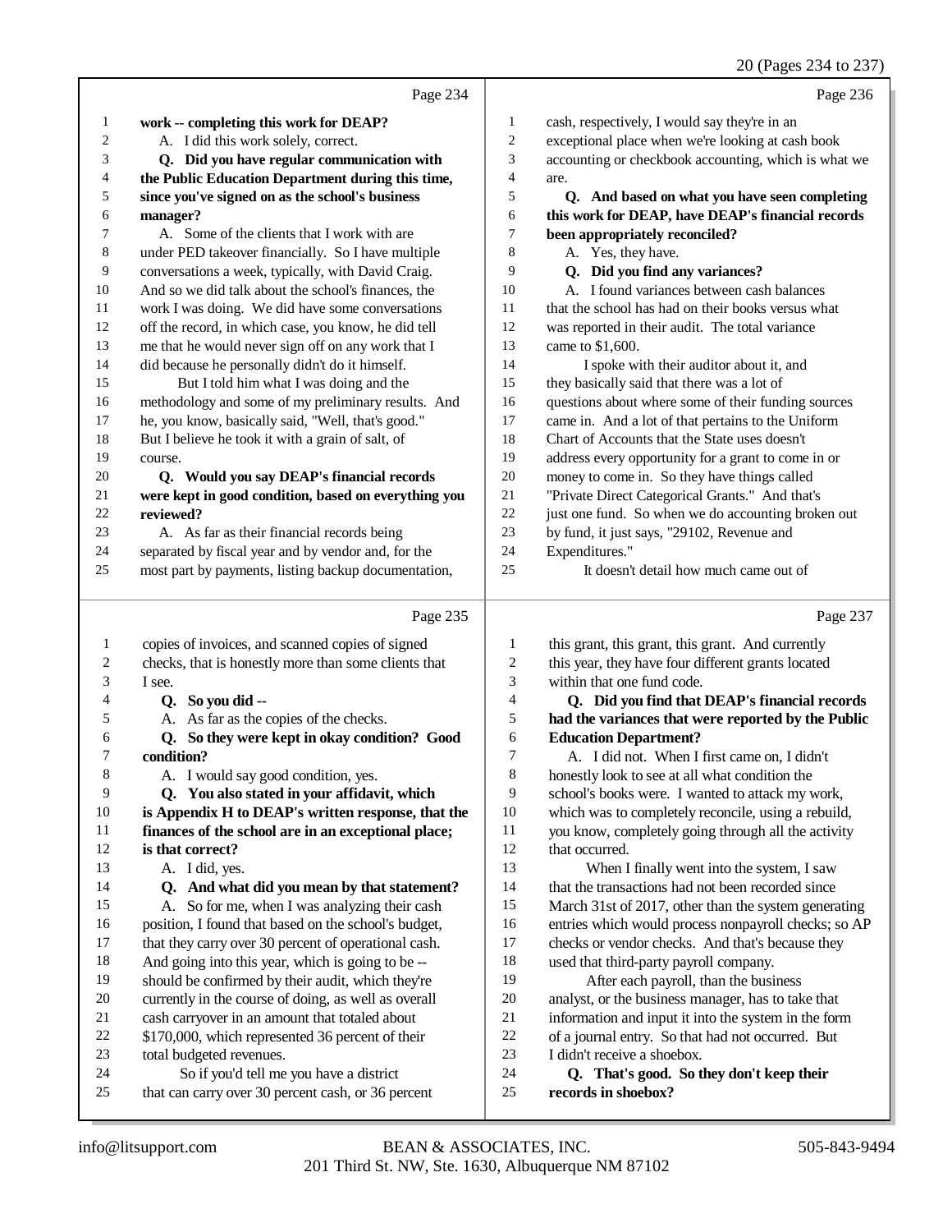Page 234

1 **work -- completing this work for DEAP?**
2 A. I did this work solely, correct.
3 **Q. Did you have regular communication with**
4 **the Public Education Department during this time,**
5 **since you've signed on as the school's business**
6 **manager?**
7 A. Some of the clients that I work with are
8 under PED takeover financially. So I have multiple
9 conversations a week, typically, with David Craig.
10 And so we did talk about the school's finances, the
11 work I was doing. We did have some conversations
12 off the record, in which case, you know, he did tell
13 me that he would never sign off on any work that I
14 did because he personally didn't do it himself.
15 But I told him what I was doing and the
16 methodology and some of my preliminary results. And
17 he, you know, basically said, "Well, that's good."
18 But I believe he took it with a grain of salt, of
19 course.
20 **Q. Would you say DEAP's financial records**
21 **were kept in good condition, based on everything you**
22 **reviewed?**
23 A. As far as their financial records being
24 separated by fiscal year and by vendor and, for the
25 most part by payments, listing backup documentation,

Page 235

1 copies of invoices, and scanned copies of signed
2 checks, that is honestly more than some clients that
3 I see.
4 **Q. So you did --**
5 A. As far as the copies of the checks.
6 **Q. So they were kept in okay condition? Good**
7 **condition?**
8 A. I would say good condition, yes.
9 **Q. You also stated in your affidavit, which**
10 **is Appendix H to DEAP's written response, that the**
11 **finances of the school are in an exceptional place;**
12 **is that correct?**
13 A. I did, yes.
14 **Q. And what did you mean by that statement?**
15 A. So for me, when I was analyzing their cash
16 position, I found that based on the school's budget,
17 that they carry over 30 percent of operational cash.
18 And going into this year, which is going to be --
19 should be confirmed by their audit, which they're
20 currently in the course of doing, as well as overall
21 cash carryover in an amount that totaled about
22 $170,000, which represented 36 percent of their
23 total budgeted revenues.
24 So if you'd tell me you have a district
25 that can carry over 30 percent cash, or 36 percent

Page 236

1 cash, respectively, I would say they're in an
2 exceptional place when we're looking at cash book
3 accounting or checkbook accounting, which is what we
4 are.
5 **Q. And based on what you have seen completing**
6 **this work for DEAP, have DEAP's financial records**
7 **been appropriately reconciled?**
8 A. Yes, they have.
9 **Q. Did you find any variances?**
10 A. I found variances between cash balances
11 that the school has had on their books versus what
12 was reported in their audit. The total variance
13 came to $1,600.
14 I spoke with their auditor about it, and
15 they basically said that there was a lot of
16 questions about where some of their funding sources
17 came in. And a lot of that pertains to the Uniform
18 Chart of Accounts that the State uses doesn't
19 address every opportunity for a grant to come in or
20 money to come in. So they have things called
21 "Private Direct Categorical Grants." And that's
22 just one fund. So when we do accounting broken out
23 by fund, it just says, "29102, Revenue and
24 Expenditures."
25 It doesn't detail how much came out of

Page 237

1 this grant, this grant, this grant. And currently
2 this year, they have four different grants located
3 within that one fund code.
4 **Q. Did you find that DEAP's financial records**
5 **had the variances that were reported by the Public**
6 **Education Department?**
7 A. I did not. When I first came on, I didn't
8 honestly look to see at all what condition the
9 school's books were. I wanted to attack my work,
10 which was to completely reconcile, using a rebuild,
11 you know, completely going through all the activity
12 that occurred.
13 When I finally went into the system, I saw
14 that the transactions had not been recorded since
15 March 31st of 2017, other than the system generating
16 entries which would process nonpayroll checks; so AP
17 checks or vendor checks. And that's because they
18 used that third-party payroll company.
19 After each payroll, than the business
20 analyst, or the business manager, has to take that
21 information and input it into the system in the form
22 of a journal entry. So that had not occurred. But
23 I didn't receive a shoebox.
24 **Q. That's good. So they don't keep their**
25 **records in shoebox?**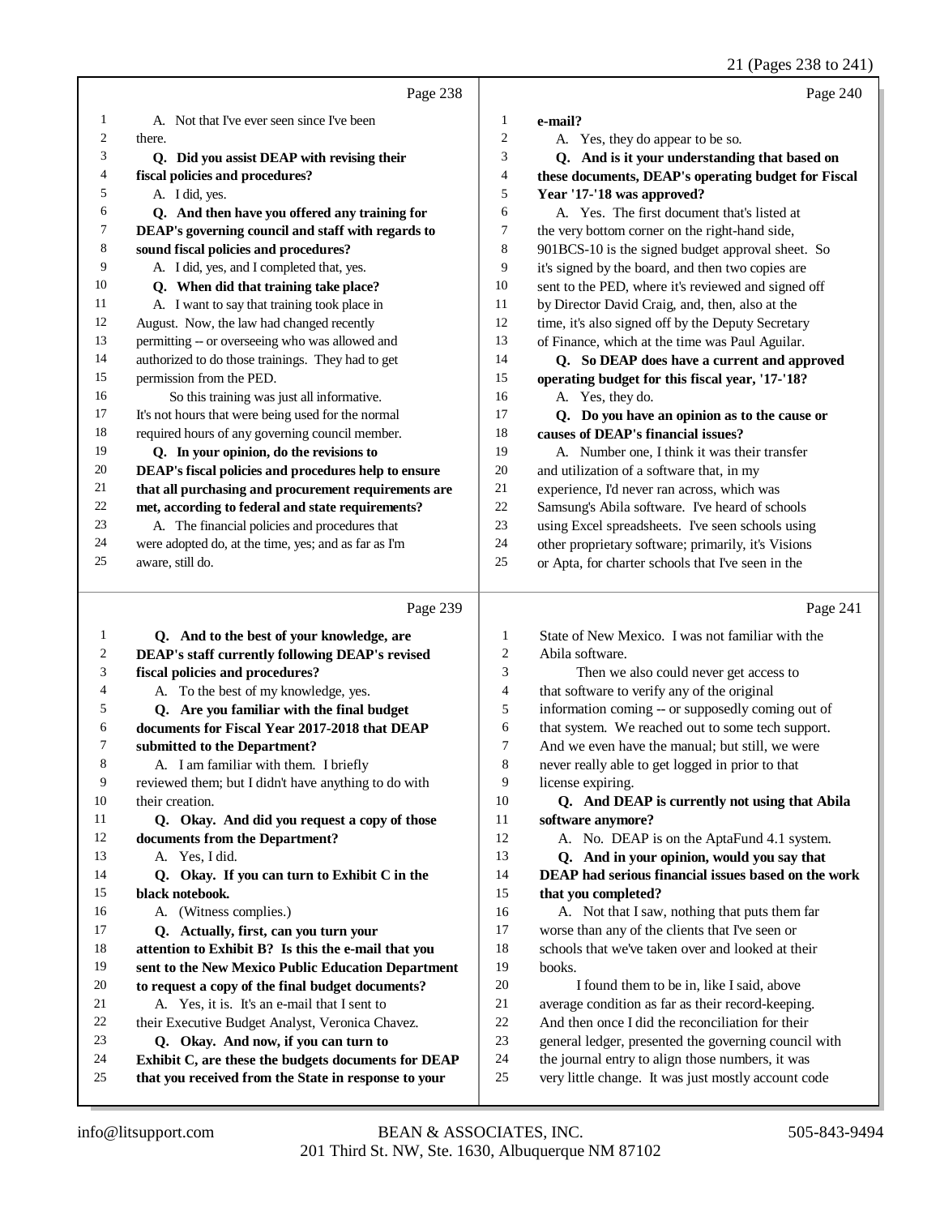Page 238

1 A. Not that I've ever seen since I've been
2 there.
3 **Q. Did you assist DEAP with revising their**
4 **fiscal policies and procedures?**
5 A. I did, yes.
6 **Q. And then have you offered any training for**
7 **DEAP's governing council and staff with regards to**
8 **sound fiscal policies and procedures?**
9 A. I did, yes, and I completed that, yes.
10 **Q. When did that training take place?**
11 A. I want to say that training took place in
12 August. Now, the law had changed recently
13 permitting -- or overseeing who was allowed and
14 authorized to do those trainings. They had to get
15 permission from the PED.
16 So this training was just all informative.
17 It's not hours that were being used for the normal
18 required hours of any governing council member.
19 **Q. In your opinion, do the revisions to**
20 **DEAP's fiscal policies and procedures help to ensure**
21 **that all purchasing and procurement requirements are**
22 **met, according to federal and state requirements?**
23 A. The financial policies and procedures that
24 were adopted do, at the time, yes; and as far as I'm
25 aware, still do.

Page 239

1 **Q. And to the best of your knowledge, are**
2 **DEAP's staff currently following DEAP's revised**
3 **fiscal policies and procedures?**
4 A. To the best of my knowledge, yes.
5 **Q. Are you familiar with the final budget**
6 **documents for Fiscal Year 2017-2018 that DEAP**
7 **submitted to the Department?**
8 A. I am familiar with them. I briefly
9 reviewed them; but I didn't have anything to do with
10 their creation.
11 **Q. Okay. And did you request a copy of those**
12 **documents from the Department?**
13 A. Yes, I did.
14 **Q. Okay. If you can turn to Exhibit C in the**
15 **black notebook.**
16 A. (Witness complies.)
17 **Q. Actually, first, can you turn your**
18 **attention to Exhibit B? Is this the e-mail that you**
19 **sent to the New Mexico Public Education Department**
20 **to request a copy of the final budget documents?**
21 A. Yes, it is. It's an e-mail that I sent to
22 their Executive Budget Analyst, Veronica Chavez.
23 **Q. Okay. And now, if you can turn to**
24 **Exhibit C, are these the budgets documents for DEAP**
25 **that you received from the State in response to your**

Page 240

1 **e-mail?**
2 A. Yes, they do appear to be so.
3 **Q. And is it your understanding that based on**
4 **these documents, DEAP's operating budget for Fiscal**
5 **Year '17-'18 was approved?**
6 A. Yes. The first document that's listed at
7 the very bottom corner on the right-hand side,
8 901BCS-10 is the signed budget approval sheet. So
9 it's signed by the board, and then two copies are
10 sent to the PED, where it's reviewed and signed off
11 by Director David Craig, and, then, also at the
12 time, it's also signed off by the Deputy Secretary
13 of Finance, which at the time was Paul Aguilar.
14 **Q. So DEAP does have a current and approved**
15 **operating budget for this fiscal year, '17-'18?**
16 A. Yes, they do.
17 **Q. Do you have an opinion as to the cause or**
18 **causes of DEAP's financial issues?**
19 A. Number one, I think it was their transfer
20 and utilization of a software that, in my
21 experience, I'd never ran across, which was
22 Samsung's Abila software. I've heard of schools
23 using Excel spreadsheets. I've seen schools using
24 other proprietary software; primarily, it's Visions
25 or Apta, for charter schools that I've seen in the

Page 241

1 State of New Mexico. I was not familiar with the
2 Abila software.
3 Then we also could never get access to
4 that software to verify any of the original
5 information coming -- or supposedly coming out of
6 that system. We reached out to some tech support.
7 And we even have the manual; but still, we were
8 never really able to get logged in prior to that
9 license expiring.
10 **Q. And DEAP is currently not using that Abila**
11 **software anymore?**
12 A. No. DEAP is on the AptaFund 4.1 system.
13 **Q. And in your opinion, would you say that**
14 **DEAP had serious financial issues based on the work**
15 **that you completed?**
16 A. Not that I saw, nothing that puts them far
17 worse than any of the clients that I've seen or
18 schools that we've taken over and looked at their
19 books.
20 I found them to be in, like I said, above
21 average condition as far as their record-keeping.
22 And then once I did the reconciliation for their
23 general ledger, presented the governing council with
24 the journal entry to align those numbers, it was
25 very little change. It was just mostly account code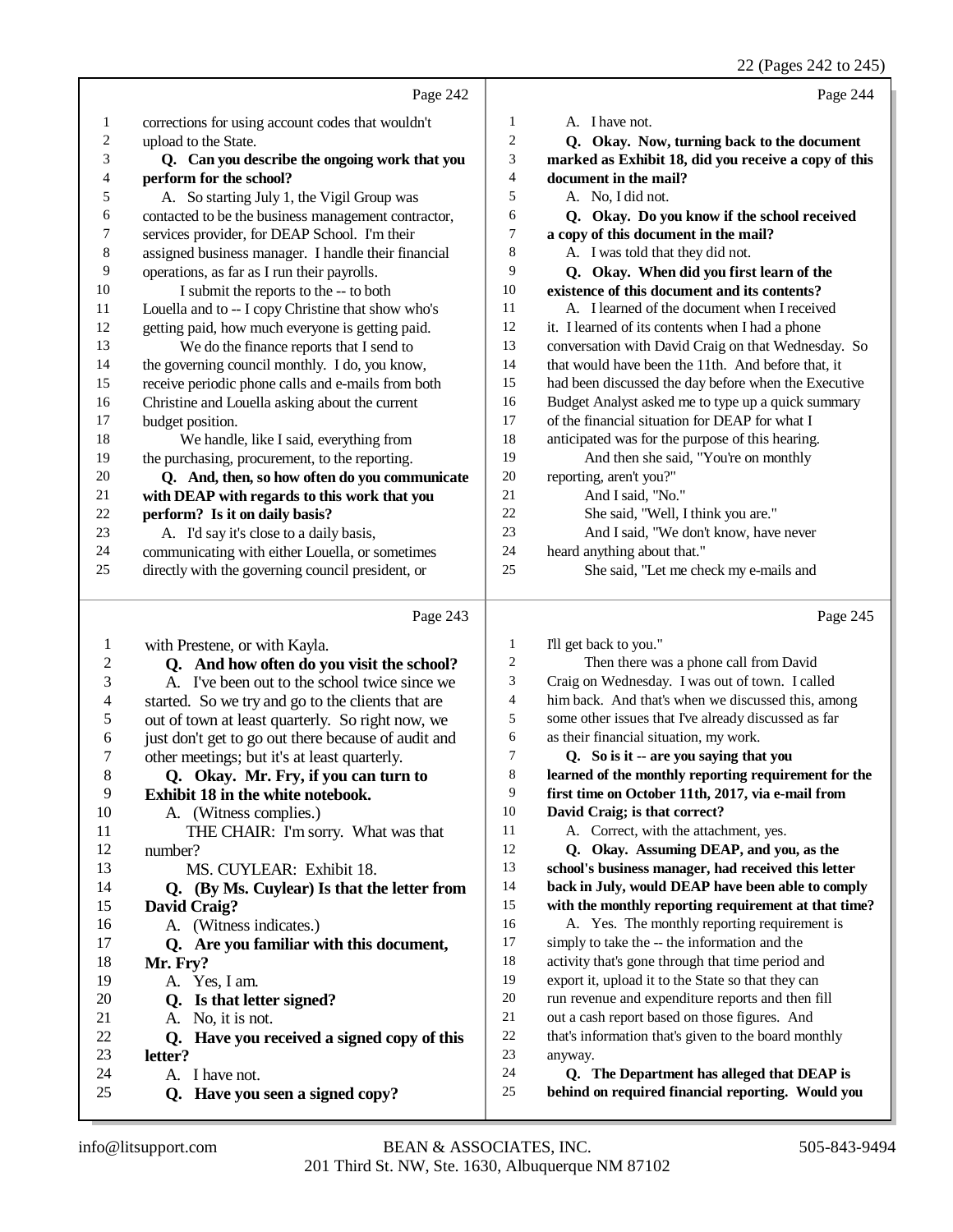Page 242

1 corrections for using account codes that wouldn't
2 upload to the State.
3 **Q. Can you describe the ongoing work that you**
4 **perform for the school?**
5 A. So starting July 1, the Vigil Group was
6 contacted to be the business management contractor,
7 services provider, for DEAP School. I'm their
8 assigned business manager. I handle their financial
9 operations, as far as I run their payrolls.
10 I submit the reports to the -- to both
11 Louella and to -- I copy Christine that show who's
12 getting paid, how much everyone is getting paid.
13 We do the finance reports that I send to
14 the governing council monthly. I do, you know,
15 receive periodic phone calls and e-mails from both
16 Christine and Louella asking about the current
17 budget position.
18 We handle, like I said, everything from
19 the purchasing, procurement, to the reporting.
20 **Q. And, then, so how often do you communicate**
21 **with DEAP with regards to this work that you**
22 **perform? Is it on daily basis?**
23 A. I'd say it's close to a daily basis,
24 communicating with either Louella, or sometimes
25 directly with the governing council president, or

Page 243

1 with Prestene, or with Kayla.
2 **Q. And how often do you visit the school?**
3 A. I've been out to the school twice since we
4 started. So we try and go to the clients that are
5 out of town at least quarterly. So right now, we
6 just don't get to go out there because of audit and
7 other meetings; but it's at least quarterly.
8 **Q. Okay. Mr. Fry, if you can turn to**
9 **Exhibit 18 in the white notebook.**
10 A. (Witness complies.)
11 THE CHAIR: I'm sorry. What was that
12 number?
13 MS. CUYLEAR: Exhibit 18.
14 **Q. (By Ms. Cuylear) Is that the letter from**
15 **David Craig?**
16 A. (Witness indicates.)
17 **Q. Are you familiar with this document,**
18 **Mr. Fry?**
19 A. Yes, I am.
20 **Q. Is that letter signed?**
21 A. No, it is not.
22 **Q. Have you received a signed copy of this**
23 **letter?**
24 A. I have not.
25 **Q. Have you seen a signed copy?**

Page 244

1 A. I have not.
2 **Q. Okay. Now, turning back to the document**
3 **marked as Exhibit 18, did you receive a copy of this**
4 **document in the mail?**
5 A. No, I did not.
6 **Q. Okay. Do you know if the school received**
7 **a copy of this document in the mail?**
8 A. I was told that they did not.
9 **Q. Okay. When did you first learn of the**
10 **existence of this document and its contents?**
11 A. I learned of the document when I received
12 it. I learned of its contents when I had a phone
13 conversation with David Craig on that Wednesday. So
14 that would have been the 11th. And before that, it
15 had been discussed the day before when the Executive
16 Budget Analyst asked me to type up a quick summary
17 of the financial situation for DEAP for what I
18 anticipated was for the purpose of this hearing.
19 And then she said, "You're on monthly
20 reporting, aren't you?"
21 And I said, "No."
22 She said, "Well, I think you are."
23 And I said, "We don't know, have never
24 heard anything about that."
25 She said, "Let me check my e-mails and

Page 245

1 I'll get back to you."
2 Then there was a phone call from David
3 Craig on Wednesday. I was out of town. I called
4 him back. And that's when we discussed this, among
5 some other issues that I've already discussed as far
6 as their financial situation, my work.
7 **Q. So is it -- are you saying that you**
8 **learned of the monthly reporting requirement for the**
9 **first time on October 11th, 2017, via e-mail from**
10 **David Craig; is that correct?**
11 A. Correct, with the attachment, yes.
12 **Q. Okay. Assuming DEAP, and you, as the**
13 **school's business manager, had received this letter**
14 **back in July, would DEAP have been able to comply**
15 **with the monthly reporting requirement at that time?**
16 A. Yes. The monthly reporting requirement is
17 simply to take the -- the information and the
18 activity that's gone through that time period and
19 export it, upload it to the State so that they can
20 run revenue and expenditure reports and then fill
21 out a cash report based on those figures. And
22 that's information that's given to the board monthly
23 anyway.
24 **Q. The Department has alleged that DEAP is**
25 **behind on required financial reporting. Would you**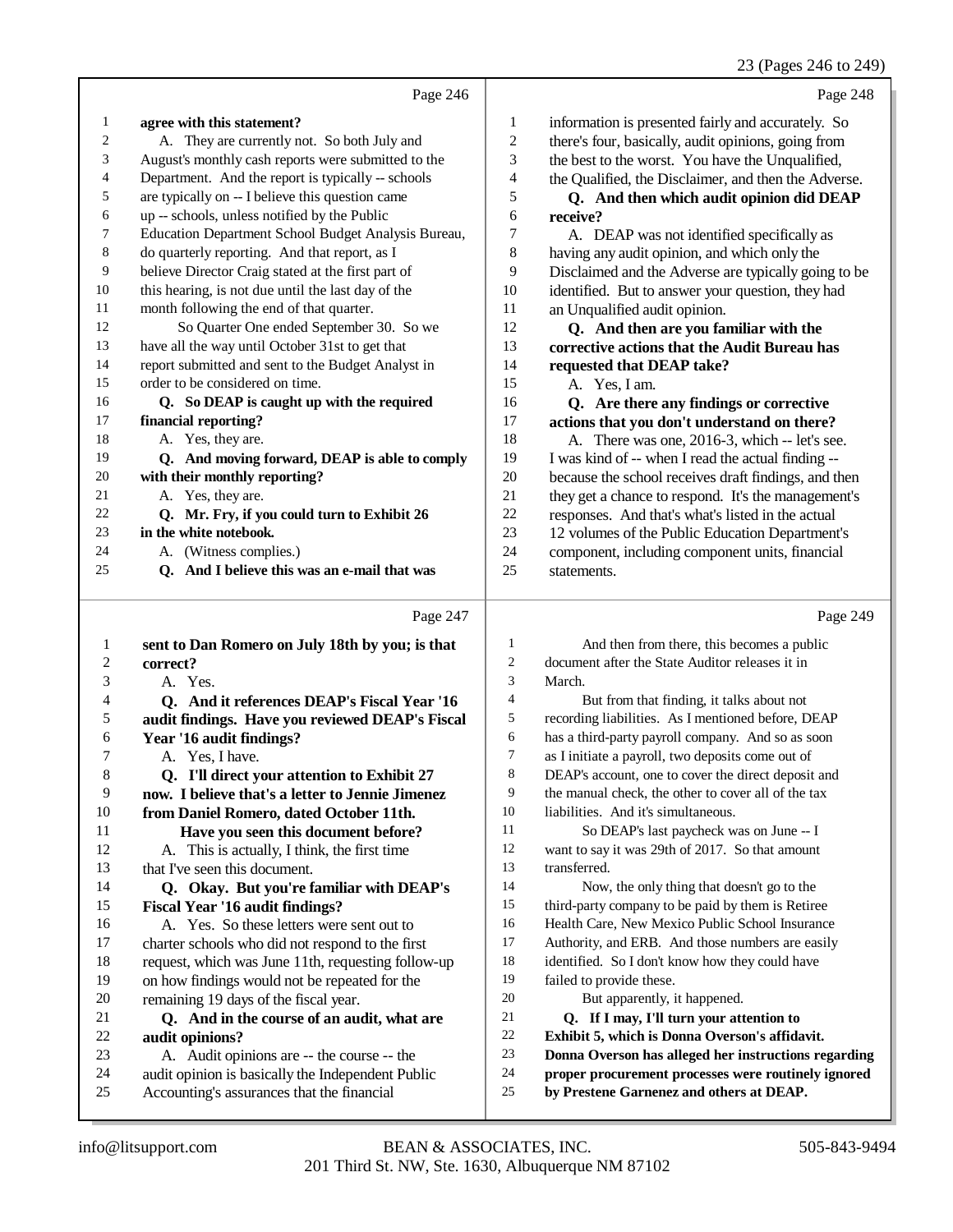Page 246

1 **agree with this statement?**
2 A. They are currently not. So both July and
3 August's monthly cash reports were submitted to the
4 Department. And the report is typically -- schools
5 are typically on -- I believe this question came
6 up -- schools, unless notified by the Public
7 Education Department School Budget Analysis Bureau,
8 do quarterly reporting. And that report, as I
9 believe Director Craig stated at the first part of
10 this hearing, is not due until the last day of the
11 month following the end of that quarter.
12 So Quarter One ended September 30. So we
13 have all the way until October 31st to get that
14 report submitted and sent to the Budget Analyst in
15 order to be considered on time.
16 **Q. So DEAP is caught up with the required**
17 **financial reporting?**
18 A. Yes, they are.
19 **Q. And moving forward, DEAP is able to comply**
20 **with their monthly reporting?**
21 A. Yes, they are.
22 **Q. Mr. Fry, if you could turn to Exhibit 26**
23 **in the white notebook.**
24 A. (Witness complies.)
25 **Q. And I believe this was an e-mail that was**

Page 247

1 **sent to Dan Romero on July 18th by you; is that**
2 **correct?**
3 A. Yes.
4 **Q. And it references DEAP's Fiscal Year '16**
5 **audit findings. Have you reviewed DEAP's Fiscal**
6 **Year '16 audit findings?**
7 A. Yes, I have.
8 **Q. I'll direct your attention to Exhibit 27**
9 **now. I believe that's a letter to Jennie Jimenez**
10 **from Daniel Romero, dated October 11th.**
11 **Have you seen this document before?**
12 A. This is actually, I think, the first time
13 that I've seen this document.
14 **Q. Okay. But you're familiar with DEAP's**
15 **Fiscal Year '16 audit findings?**
16 A. Yes. So these letters were sent out to
17 charter schools who did not respond to the first
18 request, which was June 11th, requesting follow-up
19 on how findings would not be repeated for the
20 remaining 19 days of the fiscal year.
21 **Q. And in the course of an audit, what are**
22 **audit opinions?**
23 A. Audit opinions are -- the course -- the
24 audit opinion is basically the Independent Public
25 Accounting's assurances that the financial

Page 248

1 information is presented fairly and accurately. So
2 there's four, basically, audit opinions, going from
3 the best to the worst. You have the Unqualified,
4 the Qualified, the Disclaimer, and then the Adverse.
5 **Q. And then which audit opinion did DEAP**
6 **receive?**
7 A. DEAP was not identified specifically as
8 having any audit opinion, and which only the
9 Disclaimed and the Adverse are typically going to be
10 identified. But to answer your question, they had
11 an Unqualified audit opinion.
12 **Q. And then are you familiar with the**
13 **corrective actions that the Audit Bureau has**
14 **requested that DEAP take?**
15 A. Yes, I am.
16 **Q. Are there any findings or corrective**
17 **actions that you don't understand on there?**
18 A. There was one, 2016-3, which -- let's see.
19 I was kind of -- when I read the actual finding --
20 because the school receives draft findings, and then
21 they get a chance to respond. It's the management's
22 responses. And that's what's listed in the actual
23 12 volumes of the Public Education Department's
24 component, including component units, financial
25 statements.

Page 249

1 And then from there, this becomes a public
2 document after the State Auditor releases it in
3 March.
4 But from that finding, it talks about not
5 recording liabilities. As I mentioned before, DEAP
6 has a third-party payroll company. And so as soon
7 as I initiate a payroll, two deposits come out of
8 DEAP's account, one to cover the direct deposit and
9 the manual check, the other to cover all of the tax
10 liabilities. And it's simultaneous.
11 So DEAP's last paycheck was on June -- I
12 want to say it was 29th of 2017. So that amount
13 transferred.
14 Now, the only thing that doesn't go to the
15 third-party company to be paid by them is Retiree
16 Health Care, New Mexico Public School Insurance
17 Authority, and ERB. And those numbers are easily
18 identified. So I don't know how they could have
19 failed to provide these.
20 But apparently, it happened.
21 **Q. If I may, I'll turn your attention to**
22 **Exhibit 5, which is Donna Overson's affidavit.**
23 **Donna Overson has alleged her instructions regarding**
24 **proper procurement processes were routinely ignored**
25 **by Prestene Garnenez and others at DEAP.**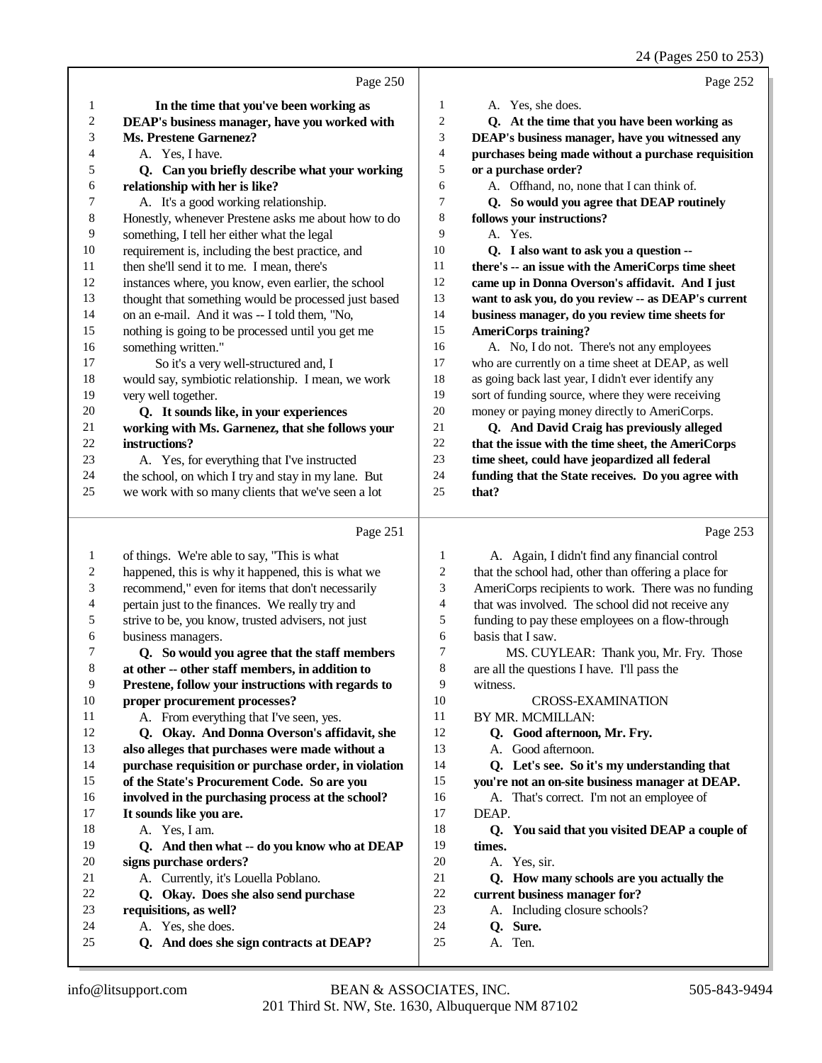Page 250

1 **In the time that you've been working as**
2 **DEAP's business manager, have you worked with**
3 **Ms. Prestene Garnenez?**
4 A. Yes, I have.
5 **Q. Can you briefly describe what your working**
6 **relationship with her is like?**
7 A. It's a good working relationship.
8 Honestly, whenever Prestene asks me about how to do
9 something, I tell her either what the legal
10 requirement is, including the best practice, and
11 then she'll send it to me. I mean, there's
12 instances where, you know, even earlier, the school
13 thought that something would be processed just based
14 on an e-mail. And it was -- I told them, "No,
15 nothing is going to be processed until you get me
16 something written."
17 So it's a very well-structured and, I
18 would say, symbiotic relationship. I mean, we work
19 very well together.
20 **Q. It sounds like, in your experiences**
21 **working with Ms. Garnenez, that she follows your**
22 **instructions?**
23 A. Yes, for everything that I've instructed
24 the school, on which I try and stay in my lane. But
25 we work with so many clients that we've seen a lot

Page 251

1 of things. We're able to say, "This is what
2 happened, this is why it happened, this is what we
3 recommend," even for items that don't necessarily
4 pertain just to the finances. We really try and
5 strive to be, you know, trusted advisers, not just
6 business managers.
7 **Q. So would you agree that the staff members**
8 **at other -- other staff members, in addition to**
9 **Prestene, follow your instructions with regards to**
10 **proper procurement processes?**
11 A. From everything that I've seen, yes.
12 **Q. Okay. And Donna Overson's affidavit, she**
13 **also alleges that purchases were made without a**
14 **purchase requisition or purchase order, in violation**
15 **of the State's Procurement Code. So are you**
16 **involved in the purchasing process at the school?**
17 **It sounds like you are.**
18 A. Yes, I am.
19 **Q. And then what -- do you know who at DEAP**
20 **signs purchase orders?**
21 A. Currently, it's Louella Poblano.
22 **Q. Okay. Does she also send purchase**
23 **requisitions, as well?**
24 A. Yes, she does.
25 **Q. And does she sign contracts at DEAP?**

Page 252

1 A. Yes, she does.
2 **Q. At the time that you have been working as**
3 **DEAP's business manager, have you witnessed any**
4 **purchases being made without a purchase requisition**
5 **or a purchase order?**
6 A. Offhand, no, none that I can think of.
7 **Q. So would you agree that DEAP routinely**
8 **follows your instructions?**
9 A. Yes.
10 **Q. I also want to ask you a question --**
11 **there's -- an issue with the AmeriCorps time sheet**
12 **came up in Donna Overson's affidavit. And I just**
13 **want to ask you, do you review -- as DEAP's current**
14 **business manager, do you review time sheets for**
15 **AmeriCorps training?**
16 A. No, I do not. There's not any employees
17 who are currently on a time sheet at DEAP, as well
18 as going back last year, I didn't ever identify any
19 sort of funding source, where they were receiving
20 money or paying money directly to AmeriCorps.
21 **Q. And David Craig has previously alleged**
22 **that the issue with the time sheet, the AmeriCorps**
23 **time sheet, could have jeopardized all federal**
24 **funding that the State receives. Do you agree with**
25 **that?**

Page 253

1 A. Again, I didn't find any financial control
2 that the school had, other than offering a place for
3 AmeriCorps recipients to work. There was no funding
4 that was involved. The school did not receive any
5 funding to pay these employees on a flow-through
6 basis that I saw.
7 MS. CUYLEAR: Thank you, Mr. Fry. Those
8 are all the questions I have. I'll pass the
9 witness.
10 CROSS-EXAMINATION
11 BY MR. MCMILLAN:
12 **Q. Good afternoon, Mr. Fry.**
13 A. Good afternoon.
14 **Q. Let's see. So it's my understanding that**
15 **you're not an on-site business manager at DEAP.**
16 A. That's correct. I'm not an employee of
17 DEAP.
18 **Q. You said that you visited DEAP a couple of**
19 **times.**
20 A. Yes, sir.
21 **Q. How many schools are you actually the**
22 **current business manager for?**
23 A. Including closure schools?
24 **Q. Sure.**
25 A. Ten.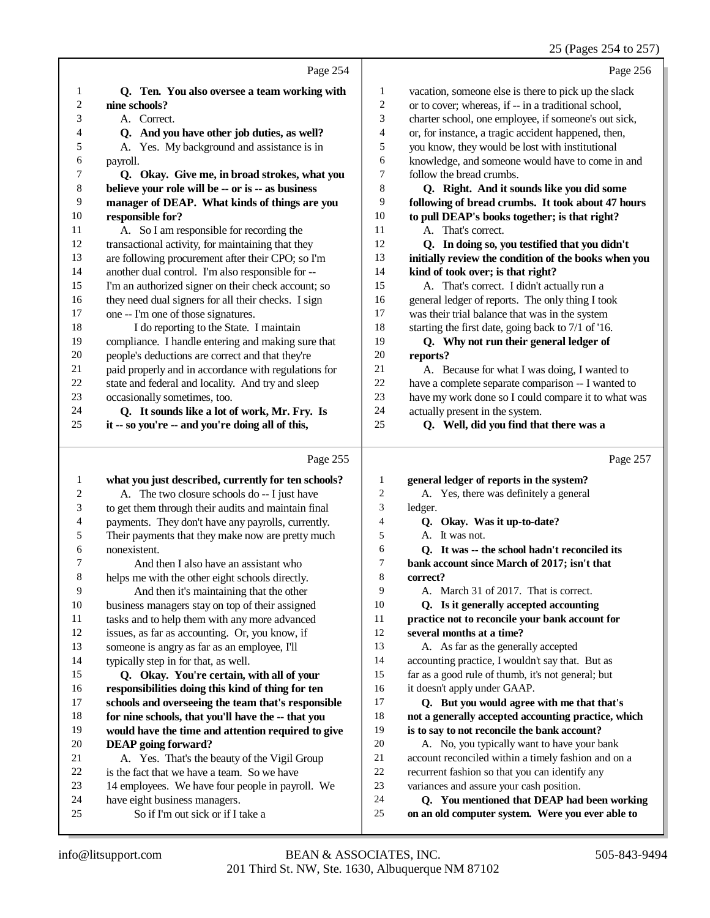Page 254

1 **Q. Ten. You also oversee a team working with**
2 **nine schools?**
3 A. Correct.
4 **Q. And you have other job duties, as well?**
5 A. Yes. My background and assistance is in
6 payroll.
7 **Q. Okay. Give me, in broad strokes, what you**
8 **believe your role will be -- or is -- as business**
9 **manager of DEAP. What kinds of things are you**
10 **responsible for?**
11 A. So I am responsible for recording the
12 transactional activity, for maintaining that they
13 are following procurement after their CPO; so I'm
14 another dual control. I'm also responsible for --
15 I'm an authorized signer on their check account; so
16 they need dual signers for all their checks. I sign
17 one -- I'm one of those signatures.
18 I do reporting to the State. I maintain
19 compliance. I handle entering and making sure that
20 people's deductions are correct and that they're
21 paid properly and in accordance with regulations for
22 state and federal and locality. And try and sleep
23 occasionally sometimes, too.
24 **Q. It sounds like a lot of work, Mr. Fry. Is**
25 **it -- so you're -- and you're doing all of this,**

Page 255

1 **what you just described, currently for ten schools?**
2 A. The two closure schools do -- I just have
3 to get them through their audits and maintain final
4 payments. They don't have any payrolls, currently.
5 Their payments that they make now are pretty much
6 nonexistent.
7 And then I also have an assistant who
8 helps me with the other eight schools directly.
9 And then it's maintaining that the other
10 business managers stay on top of their assigned
11 tasks and to help them with any more advanced
12 issues, as far as accounting. Or, you know, if
13 someone is angry as far as an employee, I'll
14 typically step in for that, as well.
15 **Q. Okay. You're certain, with all of your**
16 **responsibilities doing this kind of thing for ten**
17 **schools and overseeing the team that's responsible**
18 **for nine schools, that you'll have the -- that you**
19 **would have the time and attention required to give**
20 **DEAP going forward?**
21 A. Yes. That's the beauty of the Vigil Group
22 is the fact that we have a team. So we have
23 14 employees. We have four people in payroll. We
24 have eight business managers.
25 So if I'm out sick or if I take a

Page 256

1 vacation, someone else is there to pick up the slack
2 or to cover; whereas, if -- in a traditional school,
3 charter school, one employee, if someone's out sick,
4 or, for instance, a tragic accident happened, then,
5 you know, they would be lost with institutional
6 knowledge, and someone would have to come in and
7 follow the bread crumbs.
8 **Q. Right. And it sounds like you did some**
9 **following of bread crumbs. It took about 47 hours**
10 **to pull DEAP's books together; is that right?**
11 A. That's correct.
12 **Q. In doing so, you testified that you didn't**
13 **initially review the condition of the books when you**
14 **kind of took over; is that right?**
15 A. That's correct. I didn't actually run a
16 general ledger of reports. The only thing I took
17 was their trial balance that was in the system
18 starting the first date, going back to 7/1 of '16.
19 **Q. Why not run their general ledger of**
20 **reports?**
21 A. Because for what I was doing, I wanted to
22 have a complete separate comparison -- I wanted to
23 have my work done so I could compare it to what was
24 actually present in the system.
25 **Q. Well, did you find that there was a**

Page 257

1 **general ledger of reports in the system?**
2 A. Yes, there was definitely a general
3 ledger.
4 **Q. Okay. Was it up-to-date?**
5 A. It was not.
6 **Q. It was -- the school hadn't reconciled its**
7 **bank account since March of 2017; isn't that**
8 **correct?**
9 A. March 31 of 2017. That is correct.
10 **Q. Is it generally accepted accounting**
11 **practice not to reconcile your bank account for**
12 **several months at a time?**
13 A. As far as the generally accepted
14 accounting practice, I wouldn't say that. But as
15 far as a good rule of thumb, it's not general; but
16 it doesn't apply under GAAP.
17 **Q. But you would agree with me that that's**
18 **not a generally accepted accounting practice, which**
19 **is to say to not reconcile the bank account?**
20 A. No, you typically want to have your bank
21 account reconciled within a timely fashion and on a
22 recurrent fashion so that you can identify any
23 variances and assure your cash position.
24 **Q. You mentioned that DEAP had been working**
25 **on an old computer system. Were you ever able to**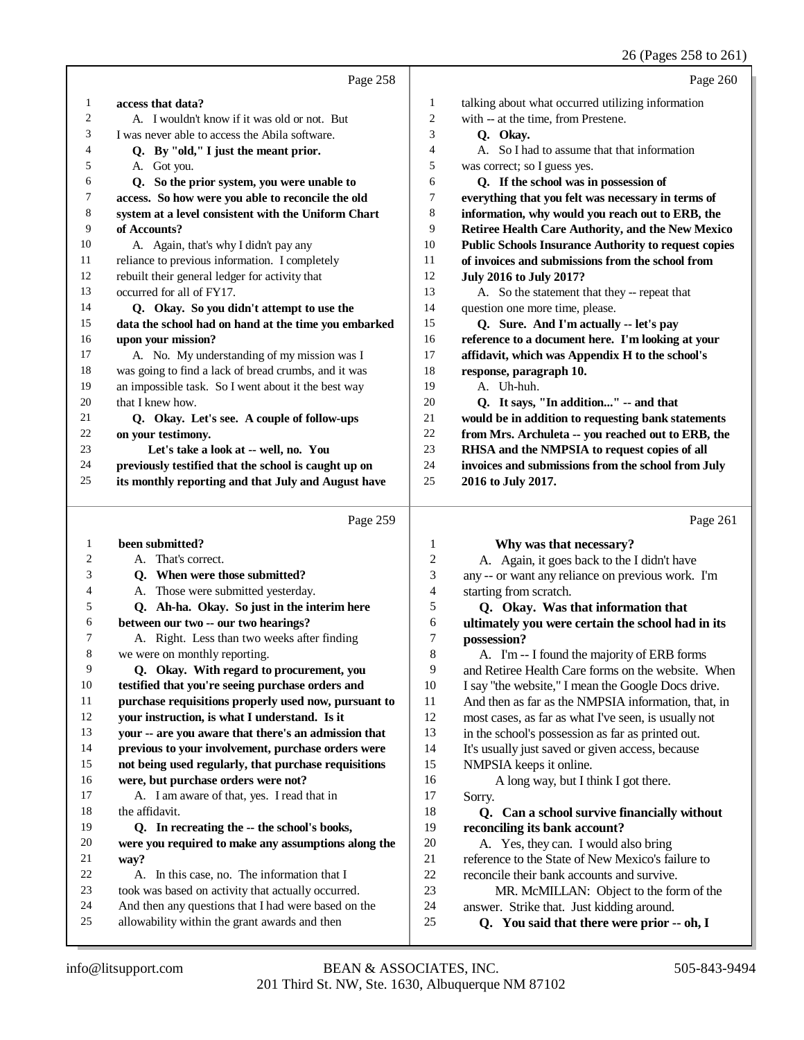Page 258

1 **access that data?**
2 A. I wouldn't know if it was old or not. But
3 I was never able to access the Abila software.
4 **Q. By "old," I just the meant prior.**
5 A. Got you.
6 **Q. So the prior system, you were unable to**
7 **access. So how were you able to reconcile the old**
8 **system at a level consistent with the Uniform Chart**
9 **of Accounts?**
10 A. Again, that's why I didn't pay any
11 reliance to previous information. I completely
12 rebuilt their general ledger for activity that
13 occurred for all of FY17.
14 **Q. Okay. So you didn't attempt to use the**
15 **data the school had on hand at the time you embarked**
16 **upon your mission?**
17 A. No. My understanding of my mission was I
18 was going to find a lack of bread crumbs, and it was
19 an impossible task. So I went about it the best way
20 that I knew how.
21 **Q. Okay. Let's see. A couple of follow-ups**
22 **on your testimony.**
23 **Let's take a look at -- well, no. You**
24 **previously testified that the school is caught up on**
25 **its monthly reporting and that July and August have**

Page 259

1 **been submitted?**
2 A. That's correct.
3 **Q. When were those submitted?**
4 A. Those were submitted yesterday.
5 **Q. Ah-ha. Okay. So just in the interim here**
6 **between our two -- our two hearings?**
7 A. Right. Less than two weeks after finding
8 we were on monthly reporting.
9 **Q. Okay. With regard to procurement, you**
10 **testified that you're seeing purchase orders and**
11 **purchase requisitions properly used now, pursuant to**
12 **your instruction, is what I understand. Is it**
13 **your -- are you aware that there's an admission that**
14 **previous to your involvement, purchase orders were**
15 **not being used regularly, that purchase requisitions**
16 **were, but purchase orders were not?**
17 A. I am aware of that, yes. I read that in
18 the affidavit.
19 **Q. In recreating the -- the school's books,**
20 **were you required to make any assumptions along the**
21 **way?**
22 A. In this case, no. The information that I
23 took was based on activity that actually occurred.
24 And then any questions that I had were based on the
25 allowability within the grant awards and then

Page 260

1 talking about what occurred utilizing information
2 with -- at the time, from Prestene.
3 **Q. Okay.**
4 A. So I had to assume that that information
5 was correct; so I guess yes.
6 **Q. If the school was in possession of**
7 **everything that you felt was necessary in terms of**
8 **information, why would you reach out to ERB, the**
9 **Retiree Health Care Authority, and the New Mexico**
10 **Public Schools Insurance Authority to request copies**
11 **of invoices and submissions from the school from**
12 **July 2016 to July 2017?**
13 A. So the statement that they -- repeat that
14 question one more time, please.
15 **Q. Sure. And I'm actually -- let's pay**
16 **reference to a document here. I'm looking at your**
17 **affidavit, which was Appendix H to the school's**
18 **response, paragraph 10.**
19 A. Uh-huh.
20 **Q. It says, "In addition..." -- and that**
21 **would be in addition to requesting bank statements**
22 **from Mrs. Archuleta -- you reached out to ERB, the**
23 **RHSA and the NMPSIA to request copies of all**
24 **invoices and submissions from the school from July**
25 **2016 to July 2017.**

Page 261

1 **Why was that necessary?**
2 A. Again, it goes back to the I didn't have
3 any -- or want any reliance on previous work. I'm
4 starting from scratch.
5 **Q. Okay. Was that information that**
6 **ultimately you were certain the school had in its**
7 **possession?**
8 A. I'm -- I found the majority of ERB forms
9 and Retiree Health Care forms on the website. When
10 I say "the website," I mean the Google Docs drive.
11 And then as far as the NMPSIA information, that, in
12 most cases, as far as what I've seen, is usually not
13 in the school's possession as far as printed out.
14 It's usually just saved or given access, because
15 NMPSIA keeps it online.
16 A long way, but I think I got there.
17 Sorry.
18 **Q. Can a school survive financially without**
19 **reconciling its bank account?**
20 A. Yes, they can. I would also bring
21 reference to the State of New Mexico's failure to
22 reconcile their bank accounts and survive.
23 MR. McMILLAN: Object to the form of the
24 answer. Strike that. Just kidding around.
25 **Q. You said that there were prior -- oh, I**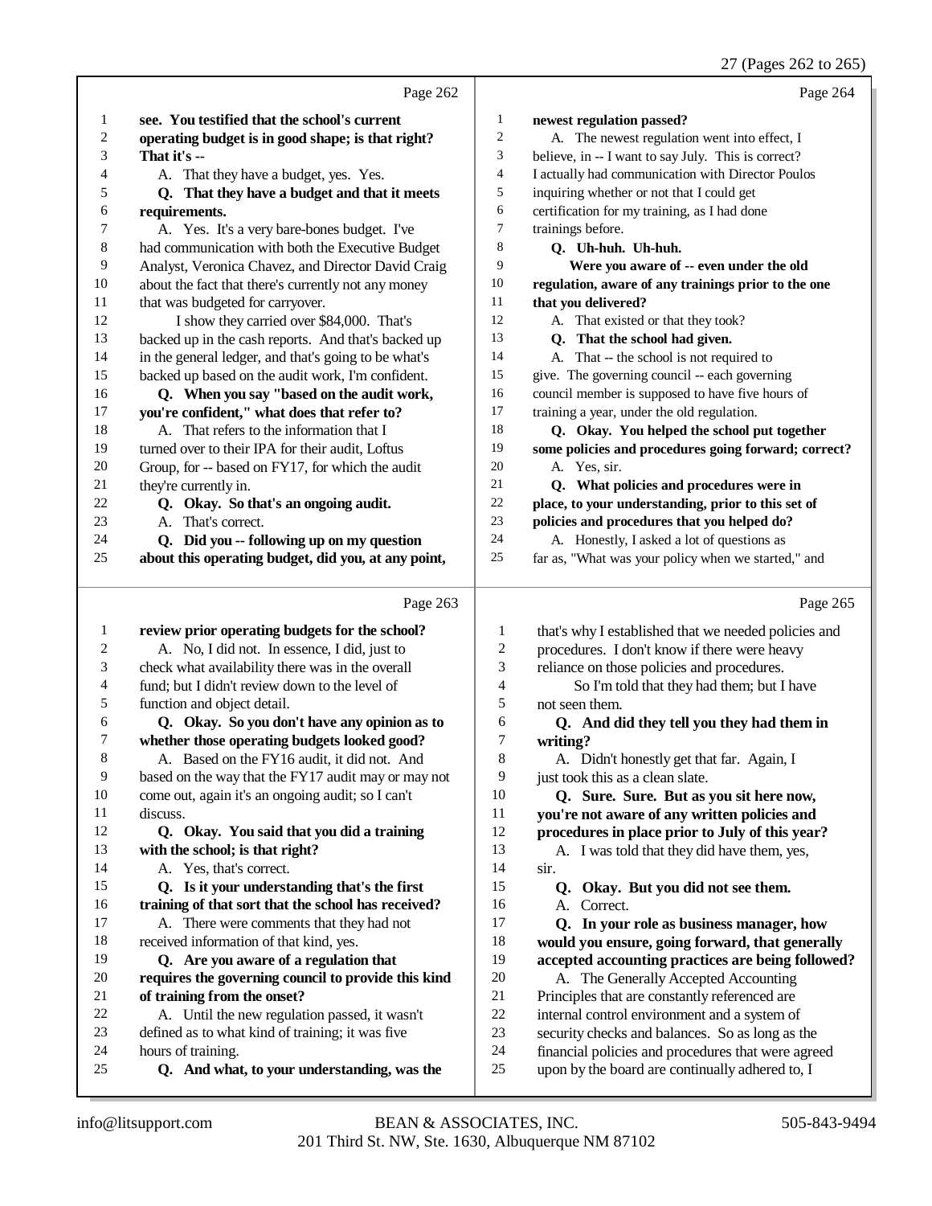Page 262

1 see. You testified that the school's current
2 operating budget is in good shape; is that right?
3 That it's --
4 A. That they have a budget, yes. Yes.
5 Q. That they have a budget and that it meets
6 requirements.
7 A. Yes. It's a very bare-bones budget. I've
8 had communication with both the Executive Budget
9 Analyst, Veronica Chavez, and Director David Craig
10 about the fact that there's currently not any money
11 that was budgeted for carryover.
12 I show they carried over $84,000. That's
13 backed up in the cash reports. And that's backed up
14 in the general ledger, and that's going to be what's
15 backed up based on the audit work, I'm confident.
16 Q. When you say "based on the audit work,
17 you're confident," what does that refer to?
18 A. That refers to the information that I
19 turned over to their IPA for their audit, Loftus
20 Group, for -- based on FY17, for which the audit
21 they're currently in.
22 Q. Okay. So that's an ongoing audit.
23 A. That's correct.
24 Q. Did you -- following up on my question
25 about this operating budget, did you, at any point,

Page 263

1 review prior operating budgets for the school?
2 A. No, I did not. In essence, I did, just to
3 check what availability there was in the overall
4 fund; but I didn't review down to the level of
5 function and object detail.
6 Q. Okay. So you don't have any opinion as to
7 whether those operating budgets looked good?
8 A. Based on the FY16 audit, it did not. And
9 based on the way that the FY17 audit may or may not
10 come out, again it's an ongoing audit; so I can't
11 discuss.
12 Q. Okay. You said that you did a training
13 with the school; is that right?
14 A. Yes, that's correct.
15 Q. Is it your understanding that's the first
16 training of that sort that the school has received?
17 A. There were comments that they had not
18 received information of that kind, yes.
19 Q. Are you aware of a regulation that
20 requires the governing council to provide this kind
21 of training from the onset?
22 A. Until the new regulation passed, it wasn't
23 defined as to what kind of training; it was five
24 hours of training.
25 Q. And what, to your understanding, was the

Page 264

1 newest regulation passed?
2 A. The newest regulation went into effect, I
3 believe, in -- I want to say July. This is correct?
4 I actually had communication with Director Poulos
5 inquiring whether or not that I could get
6 certification for my training, as I had done
7 trainings before.
8 Q. Uh-huh. Uh-huh.
9 Were you aware of -- even under the old
10 regulation, aware of any trainings prior to the one
11 that you delivered?
12 A. That existed or that they took?
13 Q. That the school had given.
14 A. That -- the school is not required to
15 give. The governing council -- each governing
16 council member is supposed to have five hours of
17 training a year, under the old regulation.
18 Q. Okay. You helped the school put together
19 some policies and procedures going forward; correct?
20 A. Yes, sir.
21 Q. What policies and procedures were in
22 place, to your understanding, prior to this set of
23 policies and procedures that you helped do?
24 A. Honestly, I asked a lot of questions as
25 far as, "What was your policy when we started," and

Page 265

1 that's why I established that we needed policies and
2 procedures. I don't know if there were heavy
3 reliance on those policies and procedures.
4 So I'm told that they had them; but I have
5 not seen them.
6 Q. And did they tell you they had them in
7 writing?
8 A. Didn't honestly get that far. Again, I
9 just took this as a clean slate.
10 Q. Sure. Sure. But as you sit here now,
11 you're not aware of any written policies and
12 procedures in place prior to July of this year?
13 A. I was told that they did have them, yes,
14 sir.
15 Q. Okay. But you did not see them.
16 A. Correct.
17 Q. In your role as business manager, how
18 would you ensure, going forward, that generally
19 accepted accounting practices are being followed?
20 A. The Generally Accepted Accounting
21 Principles that are constantly referenced are
22 internal control environment and a system of
23 security checks and balances. So as long as the
24 financial policies and procedures that were agreed
25 upon by the board are continually adhered to, I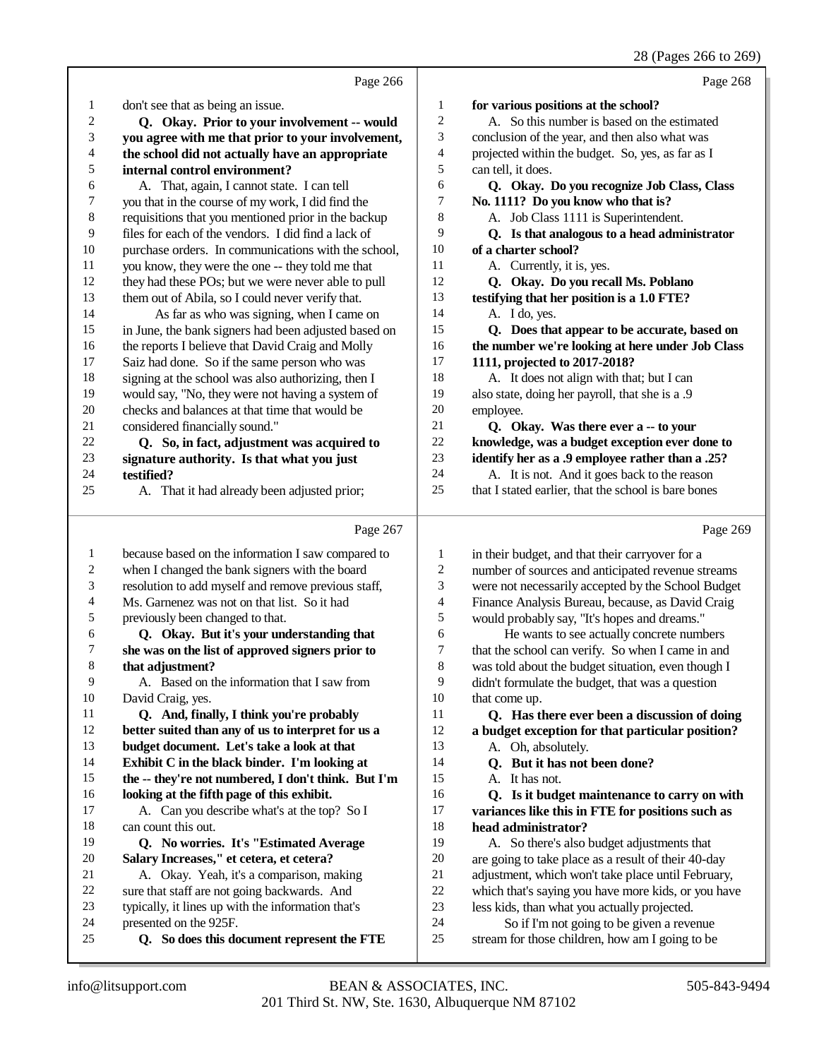Page 266

1 don't see that as being an issue.
2 **Q. Okay. Prior to your involvement -- would**
3 **you agree with me that prior to your involvement,**
4 **the school did not actually have an appropriate**
5 **internal control environment?**
6 A. That, again, I cannot state. I can tell
7 you that in the course of my work, I did find the
8 requisitions that you mentioned prior in the backup
9 files for each of the vendors. I did find a lack of
10 purchase orders. In communications with the school,
11 you know, they were the one -- they told me that
12 they had these POs; but we were never able to pull
13 them out of Abila, so I could never verify that.
14 As far as who was signing, when I came on
15 in June, the bank signers had been adjusted based on
16 the reports I believe that David Craig and Molly
17 Saiz had done. So if the same person who was
18 signing at the school was also authorizing, then I
19 would say, "No, they were not having a system of
20 checks and balances at that time that would be
21 considered financially sound."
22 **Q. So, in fact, adjustment was acquired to**
23 **signature authority. Is that what you just**
24 **testified?**
25 A. That it had already been adjusted prior;

Page 267

1 because based on the information I saw compared to
2 when I changed the bank signers with the board
3 resolution to add myself and remove previous staff,
4 Ms. Garnenez was not on that list. So it had
5 previously been changed to that.
6 **Q. Okay. But it's your understanding that**
7 **she was on the list of approved signers prior to**
8 **that adjustment?**
9 A. Based on the information that I saw from
10 David Craig, yes.
11 **Q. And, finally, I think you're probably**
12 **better suited than any of us to interpret for us a**
13 **budget document. Let's take a look at that**
14 **Exhibit C in the black binder. I'm looking at**
15 **the -- they're not numbered, I don't think. But I'm**
16 **looking at the fifth page of this exhibit.**
17 A. Can you describe what's at the top? So I
18 can count this out.
19 **Q. No worries. It's "Estimated Average**
20 **Salary Increases," et cetera, et cetera?**
21 A. Okay. Yeah, it's a comparison, making
22 sure that staff are not going backwards. And
23 typically, it lines up with the information that's
24 presented on the 925F.
25 **Q. So does this document represent the FTE**

Page 268

1 **for various positions at the school?**
2 A. So this number is based on the estimated
3 conclusion of the year, and then also what was
4 projected within the budget. So, yes, as far as I
5 can tell, it does.
6 **Q. Okay. Do you recognize Job Class, Class**
7 **No. 1111? Do you know who that is?**
8 A. Job Class 1111 is Superintendent.
9 **Q. Is that analogous to a head administrator**
10 **of a charter school?**
11 A. Currently, it is, yes.
12 **Q. Okay. Do you recall Ms. Poblano**
13 **testifying that her position is a 1.0 FTE?**
14 A. I do, yes.
15 **Q. Does that appear to be accurate, based on**
16 **the number we're looking at here under Job Class**
17 **1111, projected to 2017-2018?**
18 A. It does not align with that; but I can
19 also state, doing her payroll, that she is a .9
20 employee.
21 **Q. Okay. Was there ever a -- to your**
22 **knowledge, was a budget exception ever done to**
23 **identify her as a .9 employee rather than a .25?**
24 A. It is not. And it goes back to the reason
25 that I stated earlier, that the school is bare bones

Page 269

1 in their budget, and that their carryover for a
2 number of sources and anticipated revenue streams
3 were not necessarily accepted by the School Budget
4 Finance Analysis Bureau, because, as David Craig
5 would probably say, "It's hopes and dreams."
6 He wants to see actually concrete numbers
7 that the school can verify. So when I came in and
8 was told about the budget situation, even though I
9 didn't formulate the budget, that was a question
10 that come up.
11 **Q. Has there ever been a discussion of doing**
12 **a budget exception for that particular position?**
13 A. Oh, absolutely.
14 **Q. But it has not been done?**
15 A. It has not.
16 **Q. Is it budget maintenance to carry on with**
17 **variances like this in FTE for positions such as**
18 **head administrator?**
19 A. So there's also budget adjustments that
20 are going to take place as a result of their 40-day
21 adjustment, which won't take place until February,
22 which that's saying you have more kids, or you have
23 less kids, than what you actually projected.
24 So if I'm not going to be given a revenue
25 stream for those children, how am I going to be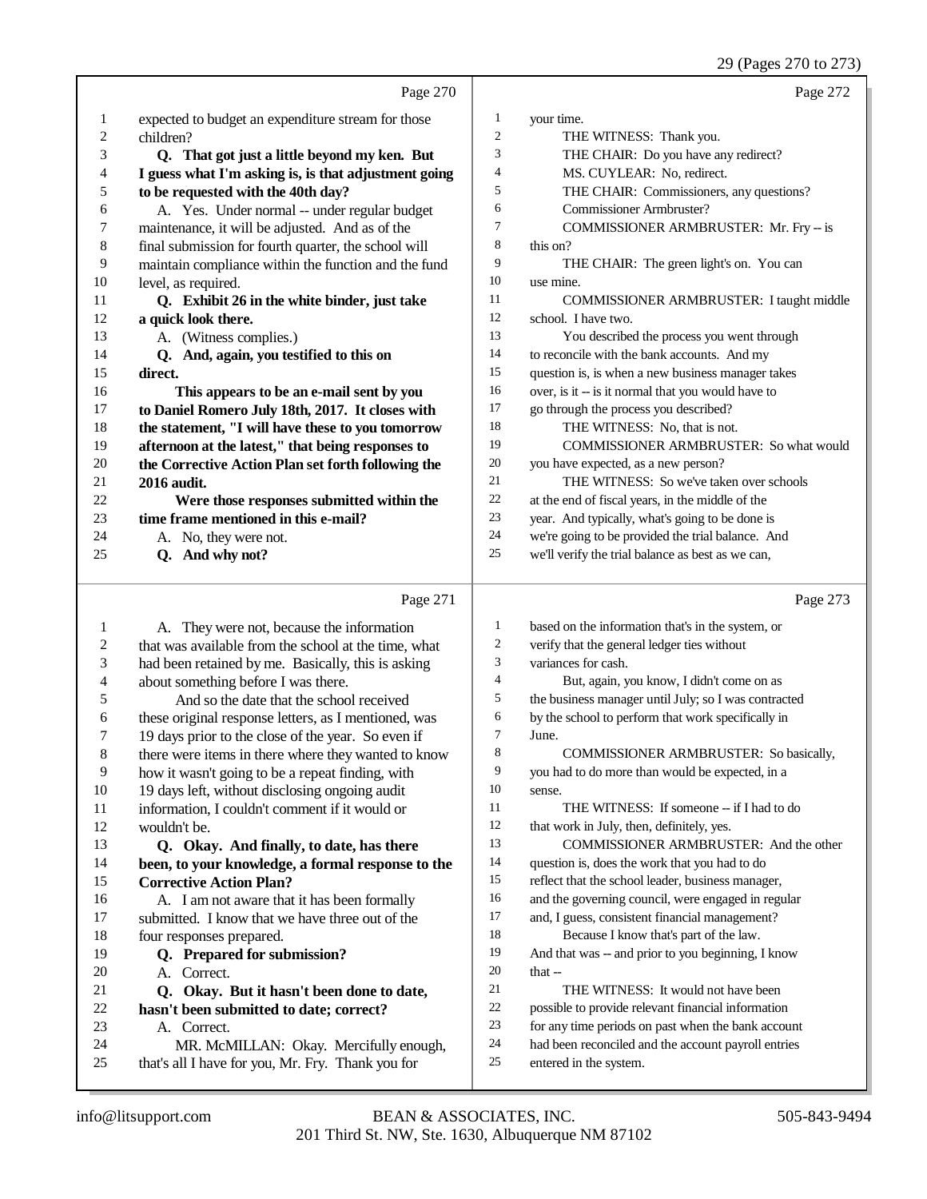Page 270

1 expected to budget an expenditure stream for those
2 children?
3 **Q. That got just a little beyond my ken. But**
4 **I guess what I'm asking is, is that adjustment going**
5 **to be requested with the 40th day?**
6 A. Yes. Under normal -- under regular budget
7 maintenance, it will be adjusted. And as of the
8 final submission for fourth quarter, the school will
9 maintain compliance within the function and the fund
10 level, as required.
11 **Q. Exhibit 26 in the white binder, just take**
12 **a quick look there.**
13 A. (Witness complies.)
14 **Q. And, again, you testified to this on**
15 **direct.**
16 **This appears to be an e-mail sent by you**
17 **to Daniel Romero July 18th, 2017. It closes with**
18 **the statement, "I will have these to you tomorrow**
19 **afternoon at the latest," that being responses to**
20 **the Corrective Action Plan set forth following the**
21 **2016 audit.**
22 **Were those responses submitted within the**
23 **time frame mentioned in this e-mail?**
24 A. No, they were not.
25 **Q. And why not?**

Page 271

1 A. They were not, because the information
2 that was available from the school at the time, what
3 had been retained by me. Basically, this is asking
4 about something before I was there.
5 And so the date that the school received
6 these original response letters, as I mentioned, was
7 19 days prior to the close of the year. So even if
8 there were items in there where they wanted to know
9 how it wasn't going to be a repeat finding, with
10 19 days left, without disclosing ongoing audit
11 information, I couldn't comment if it would or
12 wouldn't be.
13 **Q. Okay. And finally, to date, has there**
14 **been, to your knowledge, a formal response to the**
15 **Corrective Action Plan?**
16 A. I am not aware that it has been formally
17 submitted. I know that we have three out of the
18 four responses prepared.
19 **Q. Prepared for submission?**
20 A. Correct.
21 **Q. Okay. But it hasn't been done to date,**
22 **hasn't been submitted to date; correct?**
23 A. Correct.
24 MR. McMILLAN: Okay. Mercifully enough,
25 that's all I have for you, Mr. Fry. Thank you for

Page 272

1 your time.
2 THE WITNESS: Thank you.
3 THE CHAIR: Do you have any redirect?
4 MS. CUYLEAR: No, redirect.
5 THE CHAIR: Commissioners, any questions?
6 Commissioner Armbruster?
7 COMMISSIONER ARMBRUSTER: Mr. Fry -- is
8 this on?
9 THE CHAIR: The green light's on. You can
10 use mine.
11 COMMISSIONER ARMBRUSTER: I taught middle
12 school. I have two.
13 You described the process you went through
14 to reconcile with the bank accounts. And my
15 question is, is when a new business manager takes
16 over, is it -- is it normal that you would have to
17 go through the process you described?
18 THE WITNESS: No, that is not.
19 COMMISSIONER ARMBRUSTER: So what would
20 you have expected, as a new person?
21 THE WITNESS: So we've taken over schools
22 at the end of fiscal years, in the middle of the
23 year. And typically, what's going to be done is
24 we're going to be provided the trial balance. And
25 we'll verify the trial balance as best as we can,

Page 273

1 based on the information that's in the system, or
2 verify that the general ledger ties without
3 variances for cash.
4 But, again, you know, I didn't come on as
5 the business manager until July; so I was contracted
6 by the school to perform that work specifically in
7 June.
8 COMMISSIONER ARMBRUSTER: So basically,
9 you had to do more than would be expected, in a
10 sense.
11 THE WITNESS: If someone -- if I had to do
12 that work in July, then, definitely, yes.
13 COMMISSIONER ARMBRUSTER: And the other
14 question is, does the work that you had to do
15 reflect that the school leader, business manager,
16 and the governing council, were engaged in regular
17 and, I guess, consistent financial management?
18 Because I know that's part of the law.
19 And that was -- and prior to you beginning, I know
20 that --
21 THE WITNESS: It would not have been
22 possible to provide relevant financial information
23 for any time periods on past when the bank account
24 had been reconciled and the account payroll entries
25 entered in the system.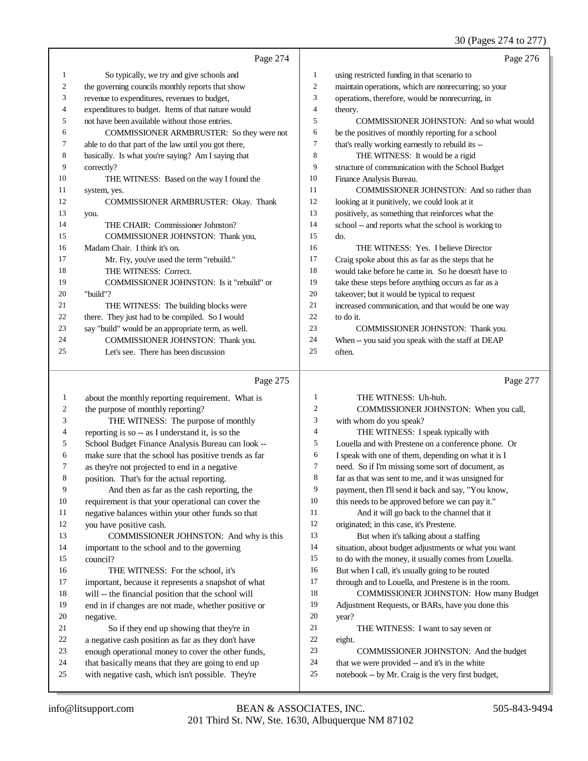Page 274

1 So typically, we try and give schools and
2 the governing councils monthly reports that show
3 revenue to expenditures, revenues to budget,
4 expenditures to budget. Items of that nature would
5 not have been available without those entries.
6 COMMISSIONER ARMBRUSTER: So they were not
7 able to do that part of the law until you got there,
8 basically. Is what you're saying? Am I saying that
9 correctly?
10 THE WITNESS: Based on the way I found the
11 system, yes.
12 COMMISSIONER ARMBRUSTER: Okay. Thank
13 you.
14 THE CHAIR: Commissioner Johnston?
15 COMMISSIONER JOHNSTON: Thank you,
16 Madam Chair. I think it's on.
17 Mr. Fry, you've used the term "rebuild."
18 THE WITNESS: Correct.
19 COMMISSIONER JOHNSTON: Is it "rebuild" or
20 "build"?
21 THE WITNESS: The building blocks were
22 there. They just had to be compiled. So I would
23 say "build" would be an appropriate term, as well.
24 COMMISSIONER JOHNSTON: Thank you.
25 Let's see. There has been discussion

Page 275

1 about the monthly reporting requirement. What is
2 the purpose of monthly reporting?
3 THE WITNESS: The purpose of monthly
4 reporting is so -- as I understand it, is so the
5 School Budget Finance Analysis Bureau can look --
6 make sure that the school has positive trends as far
7 as they're not projected to end in a negative
8 position. That's for the actual reporting.
9 And then as far as the cash reporting, the
10 requirement is that your operational can cover the
11 negative balances within your other funds so that
12 you have positive cash.
13 COMMISSIONER JOHNSTON: And why is this
14 important to the school and to the governing
15 council?
16 THE WITNESS: For the school, it's
17 important, because it represents a snapshot of what
18 will -- the financial position that the school will
19 end in if changes are not made, whether positive or
20 negative.
21 So if they end up showing that they're in
22 a negative cash position as far as they don't have
23 enough operational money to cover the other funds,
24 that basically means that they are going to end up
25 with negative cash, which isn't possible. They're

Page 276

1 using restricted funding in that scenario to
2 maintain operations, which are nonrecurring; so your
3 operations, therefore, would be nonrecurring, in
4 theory.
5 COMMISSIONER JOHNSTON: And so what would
6 be the positives of monthly reporting for a school
7 that's really working earnestly to rebuild its --
8 THE WITNESS: It would be a rigid
9 structure of communication with the School Budget
10 Finance Analysis Bureau.
11 COMMISSIONER JOHNSTON: And so rather than
12 looking at it punitively, we could look at it
13 positively, as something that reinforces what the
14 school -- and reports what the school is working to
15 do.
16 THE WITNESS: Yes. I believe Director
17 Craig spoke about this as far as the steps that he
18 would take before he came in. So he doesn't have to
19 take these steps before anything occurs as far as a
20 takeover; but it would be typical to request
21 increased communication, and that would be one way
22 to do it.
23 COMMISSIONER JOHNSTON: Thank you.
24 When -- you said you speak with the staff at DEAP
25 often.

Page 277

1 THE WITNESS: Uh-huh.
2 COMMISSIONER JOHNSTON: When you call,
3 with whom do you speak?
4 THE WITNESS: I speak typically with
5 Louella and with Prestene on a conference phone. Or
6 I speak with one of them, depending on what it is I
7 need. So if I'm missing some sort of document, as
8 far as that was sent to me, and it was unsigned for
9 payment, then I'll send it back and say, "You know,
10 this needs to be approved before we can pay it."
11 And it will go back to the channel that it
12 originated; in this case, it's Prestene.
13 But when it's talking about a staffing
14 situation, about budget adjustments or what you want
15 to do with the money, it usually comes from Louella.
16 But when I call, it's usually going to be routed
17 through and to Louella, and Prestene is in the room.
18 COMMISSIONER JOHNSTON: How many Budget
19 Adjustment Requests, or BARs, have you done this
20 year?
21 THE WITNESS: I want to say seven or
22 eight.
23 COMMISSIONER JOHNSTON: And the budget
24 that we were provided -- and it's in the white
25 notebook -- by Mr. Craig is the very first budget,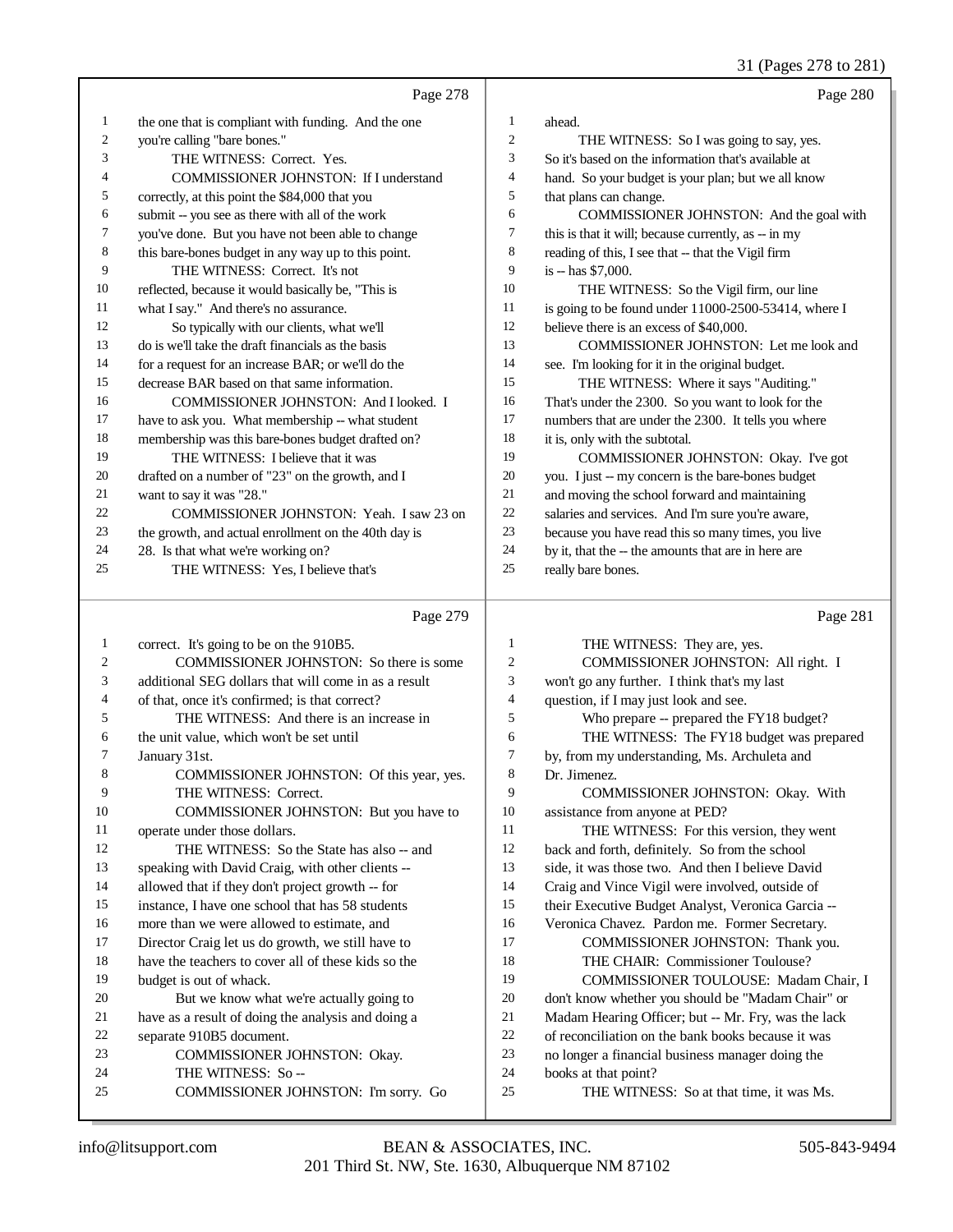Page 278

1 the one that is compliant with funding. And the one
2 you're calling "bare bones."
3 THE WITNESS: Correct. Yes.
4 COMMISSIONER JOHNSTON: If I understand
5 correctly, at this point the $84,000 that you
6 submit -- you see as there with all of the work
7 you've done. But you have not been able to change
8 this bare-bones budget in any way up to this point.
9 THE WITNESS: Correct. It's not
10 reflected, because it would basically be, "This is
11 what I say." And there's no assurance.
12 So typically with our clients, what we'll
13 do is we'll take the draft financials as the basis
14 for a request for an increase BAR; or we'll do the
15 decrease BAR based on that same information.
16 COMMISSIONER JOHNSTON: And I looked. I
17 have to ask you. What membership -- what student
18 membership was this bare-bones budget drafted on?
19 THE WITNESS: I believe that it was
20 drafted on a number of "23" on the growth, and I
21 want to say it was "28."
22 COMMISSIONER JOHNSTON: Yeah. I saw 23 on
23 the growth, and actual enrollment on the 40th day is
24 28. Is that what we're working on?
25 THE WITNESS: Yes, I believe that's

Page 279

1 correct. It's going to be on the 910B5.
2 COMMISSIONER JOHNSTON: So there is some
3 additional SEG dollars that will come in as a result
4 of that, once it's confirmed; is that correct?
5 THE WITNESS: And there is an increase in
6 the unit value, which won't be set until
7 January 31st.
8 COMMISSIONER JOHNSTON: Of this year, yes.
9 THE WITNESS: Correct.
10 COMMISSIONER JOHNSTON: But you have to
11 operate under those dollars.
12 THE WITNESS: So the State has also -- and
13 speaking with David Craig, with other clients --
14 allowed that if they don't project growth -- for
15 instance, I have one school that has 58 students
16 more than we were allowed to estimate, and
17 Director Craig let us do growth, we still have to
18 have the teachers to cover all of these kids so the
19 budget is out of whack.
20 But we know what we're actually going to
21 have as a result of doing the analysis and doing a
22 separate 910B5 document.
23 COMMISSIONER JOHNSTON: Okay.
24 THE WITNESS: So --
25 COMMISSIONER JOHNSTON: I'm sorry. Go

Page 280

1 ahead.
2 THE WITNESS: So I was going to say, yes.
3 So it's based on the information that's available at
4 hand. So your budget is your plan; but we all know
5 that plans can change.
6 COMMISSIONER JOHNSTON: And the goal with
7 this is that it will; because currently, as -- in my
8 reading of this, I see that -- that the Vigil firm
9 is -- has $7,000.
10 THE WITNESS: So the Vigil firm, our line
11 is going to be found under 11000-2500-53414, where I
12 believe there is an excess of $40,000.
13 COMMISSIONER JOHNSTON: Let me look and
14 see. I'm looking for it in the original budget.
15 THE WITNESS: Where it says "Auditing."
16 That's under the 2300. So you want to look for the
17 numbers that are under the 2300. It tells you where
18 it is, only with the subtotal.
19 COMMISSIONER JOHNSTON: Okay. I've got
20 you. I just -- my concern is the bare-bones budget
21 and moving the school forward and maintaining
22 salaries and services. And I'm sure you're aware,
23 because you have read this so many times, you live
24 by it, that the -- the amounts that are in here are
25 really bare bones.

Page 281

1 THE WITNESS: They are, yes.
2 COMMISSIONER JOHNSTON: All right. I
3 won't go any further. I think that's my last
4 question, if I may just look and see.
5 Who prepare -- prepared the FY18 budget?
6 THE WITNESS: The FY18 budget was prepared
7 by, from my understanding, Ms. Archuleta and
8 Dr. Jimenez.
9 COMMISSIONER JOHNSTON: Okay. With
10 assistance from anyone at PED?
11 THE WITNESS: For this version, they went
12 back and forth, definitely. So from the school
13 side, it was those two. And then I believe David
14 Craig and Vince Vigil were involved, outside of
15 their Executive Budget Analyst, Veronica Garcia --
16 Veronica Chavez. Pardon me. Former Secretary.
17 COMMISSIONER JOHNSTON: Thank you.
18 THE CHAIR: Commissioner Toulouse?
19 COMMISSIONER TOULOUSE: Madam Chair, I
20 don't know whether you should be "Madam Chair" or
21 Madam Hearing Officer; but -- Mr. Fry, was the lack
22 of reconciliation on the bank books because it was
23 no longer a financial business manager doing the
24 books at that point?
25 THE WITNESS: So at that time, it was Ms.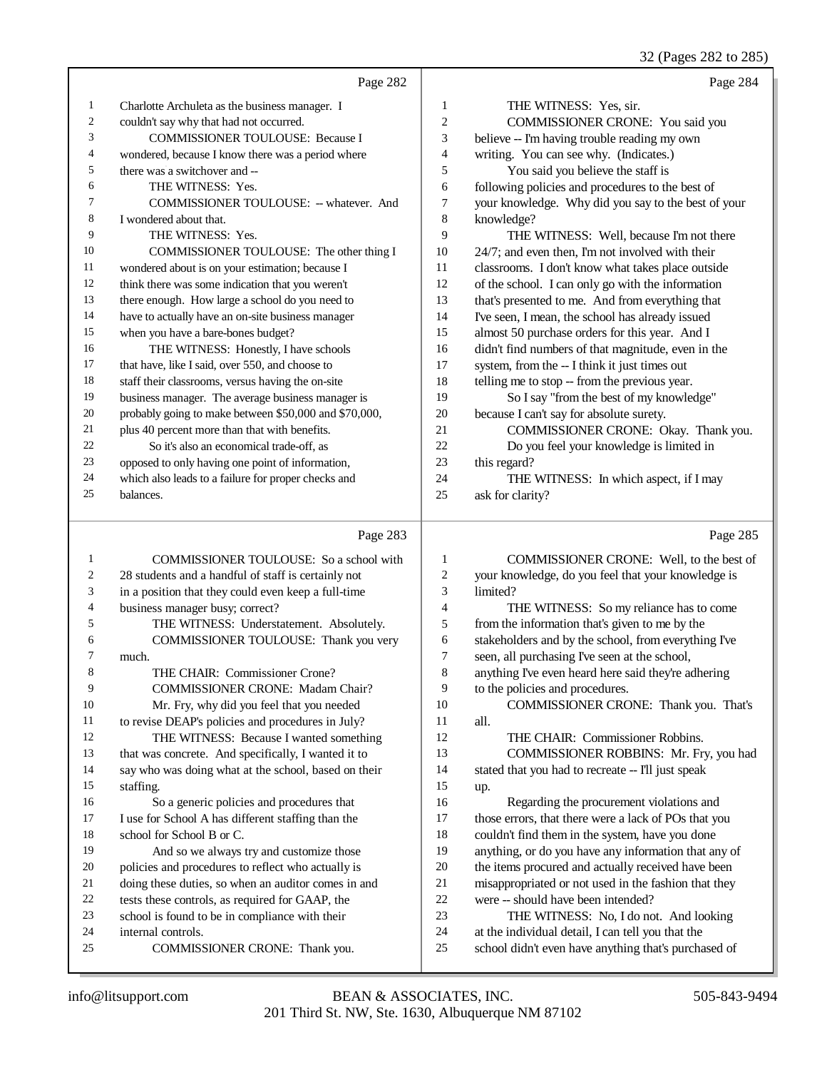Page 282

1 Charlotte Archuleta as the business manager. I
2 couldn't say why that had not occurred.
3 COMMISSIONER TOULOUSE: Because I
4 wondered, because I know there was a period where
5 there was a switchover and --
6 THE WITNESS: Yes.
7 COMMISSIONER TOULOUSE: -- whatever. And
8 I wondered about that.
9 THE WITNESS: Yes.
10 COMMISSIONER TOULOUSE: The other thing I
11 wondered about is on your estimation; because I
12 think there was some indication that you weren't
13 there enough. How large a school do you need to
14 have to actually have an on-site business manager
15 when you have a bare-bones budget?
16 THE WITNESS: Honestly, I have schools
17 that have, like I said, over 550, and choose to
18 staff their classrooms, versus having the on-site
19 business manager. The average business manager is
20 probably going to make between $50,000 and $70,000,
21 plus 40 percent more than that with benefits.
22 So it's also an economical trade-off, as
23 opposed to only having one point of information,
24 which also leads to a failure for proper checks and
25 balances.

Page 283

1 COMMISSIONER TOULOUSE: So a school with
2 28 students and a handful of staff is certainly not
3 in a position that they could even keep a full-time
4 business manager busy; correct?
5 THE WITNESS: Understatement. Absolutely.
6 COMMISSIONER TOULOUSE: Thank you very
7 much.
8 THE CHAIR: Commissioner Crone?
9 COMMISSIONER CRONE: Madam Chair?
10 Mr. Fry, why did you feel that you needed
11 to revise DEAP's policies and procedures in July?
12 THE WITNESS: Because I wanted something
13 that was concrete. And specifically, I wanted it to
14 say who was doing what at the school, based on their
15 staffing.
16 So a generic policies and procedures that
17 I use for School A has different staffing than the
18 school for School B or C.
19 And so we always try and customize those
20 policies and procedures to reflect who actually is
21 doing these duties, so when an auditor comes in and
22 tests these controls, as required for GAAP, the
23 school is found to be in compliance with their
24 internal controls.
25 COMMISSIONER CRONE: Thank you.

Page 284

1 THE WITNESS: Yes, sir.
2 COMMISSIONER CRONE: You said you
3 believe -- I'm having trouble reading my own
4 writing. You can see why. (Indicates.)
5 You said you believe the staff is
6 following policies and procedures to the best of
7 your knowledge. Why did you say to the best of your
8 knowledge?
9 THE WITNESS: Well, because I'm not there
10 24/7; and even then, I'm not involved with their
11 classrooms. I don't know what takes place outside
12 of the school. I can only go with the information
13 that's presented to me. And from everything that
14 I've seen, I mean, the school has already issued
15 almost 50 purchase orders for this year. And I
16 didn't find numbers of that magnitude, even in the
17 system, from the -- I think it just times out
18 telling me to stop -- from the previous year.
19 So I say "from the best of my knowledge"
20 because I can't say for absolute surety.
21 COMMISSIONER CRONE: Okay. Thank you.
22 Do you feel your knowledge is limited in
23 this regard?
24 THE WITNESS: In which aspect, if I may
25 ask for clarity?

Page 285

1 COMMISSIONER CRONE: Well, to the best of
2 your knowledge, do you feel that your knowledge is
3 limited?
4 THE WITNESS: So my reliance has to come
5 from the information that's given to me by the
6 stakeholders and by the school, from everything I've
7 seen, all purchasing I've seen at the school,
8 anything I've even heard here said they're adhering
9 to the policies and procedures.
10 COMMISSIONER CRONE: Thank you. That's
11 all.
12 THE CHAIR: Commissioner Robbins.
13 COMMISSIONER ROBBINS: Mr. Fry, you had
14 stated that you had to recreate -- I'll just speak
15 up.
16 Regarding the procurement violations and
17 those errors, that there were a lack of POs that you
18 couldn't find them in the system, have you done
19 anything, or do you have any information that any of
20 the items procured and actually received have been
21 misappropriated or not used in the fashion that they
22 were -- should have been intended?
23 THE WITNESS: No, I do not. And looking
24 at the individual detail, I can tell you that the
25 school didn't even have anything that's purchased of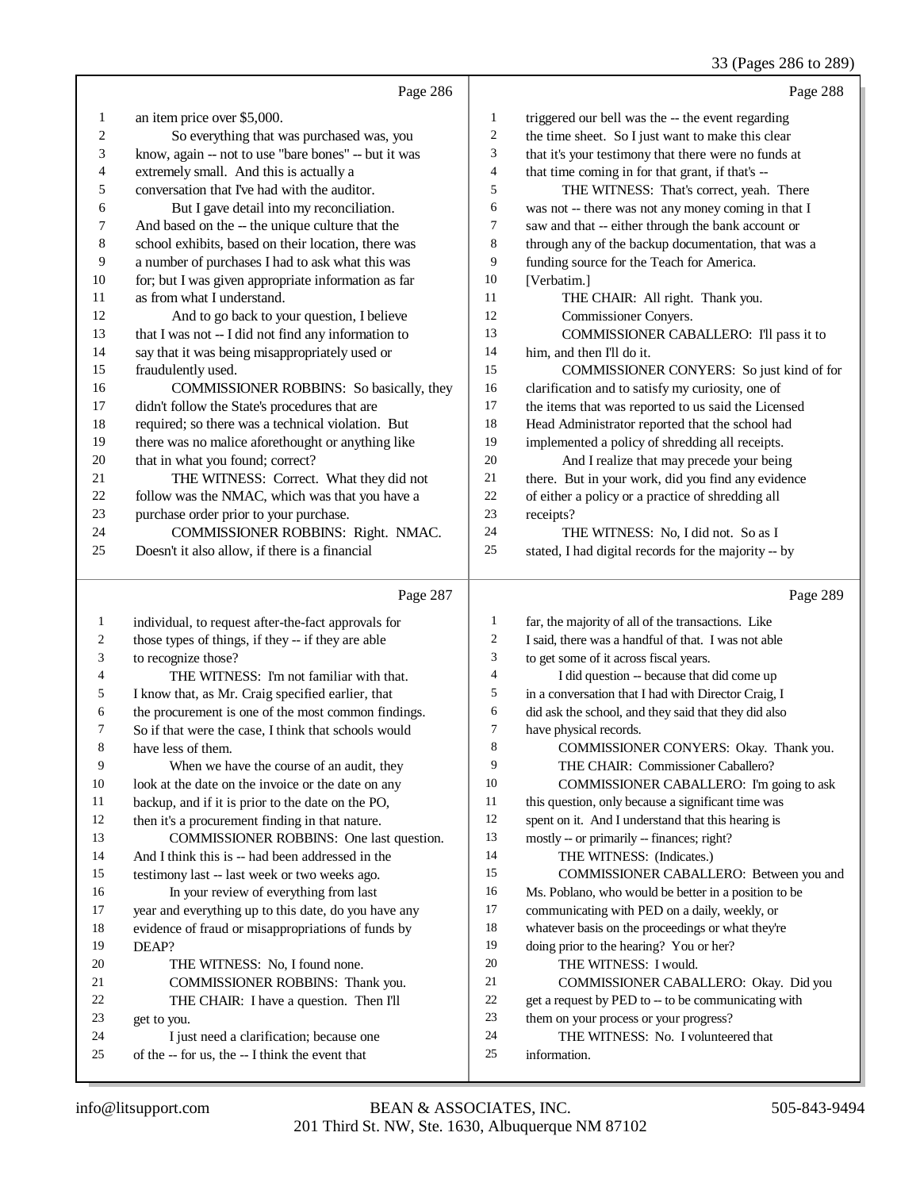Page 286

1 an item price over $5,000.
2 So everything that was purchased was, you
3 know, again -- not to use "bare bones" -- but it was
4 extremely small. And this is actually a
5 conversation that I've had with the auditor.
6 But I gave detail into my reconciliation.
7 And based on the -- the unique culture that the
8 school exhibits, based on their location, there was
9 a number of purchases I had to ask what this was
10 for; but I was given appropriate information as far
11 as from what I understand.
12 And to go back to your question, I believe
13 that I was not -- I did not find any information to
14 say that it was being misappropriately used or
15 fraudulently used.
16 COMMISSIONER ROBBINS: So basically, they
17 didn't follow the State's procedures that are
18 required; so there was a technical violation. But
19 there was no malice aforethought or anything like
20 that in what you found; correct?
21 THE WITNESS: Correct. What they did not
22 follow was the NMAC, which was that you have a
23 purchase order prior to your purchase.
24 COMMISSIONER ROBBINS: Right. NMAC.
25 Doesn't it also allow, if there is a financial

Page 287

1 individual, to request after-the-fact approvals for
2 those types of things, if they -- if they are able
3 to recognize those?
4 THE WITNESS: I'm not familiar with that.
5 I know that, as Mr. Craig specified earlier, that
6 the procurement is one of the most common findings.
7 So if that were the case, I think that schools would
8 have less of them.
9 When we have the course of an audit, they
10 look at the date on the invoice or the date on any
11 backup, and if it is prior to the date on the PO,
12 then it's a procurement finding in that nature.
13 COMMISSIONER ROBBINS: One last question.
14 And I think this is -- had been addressed in the
15 testimony last -- last week or two weeks ago.
16 In your review of everything from last
17 year and everything up to this date, do you have any
18 evidence of fraud or misappropriations of funds by
19 DEAP?
20 THE WITNESS: No, I found none.
21 COMMISSIONER ROBBINS: Thank you.
22 THE CHAIR: I have a question. Then I'll
23 get to you.
24 I just need a clarification; because one
25 of the -- for us, the -- I think the event that

Page 288

1 triggered our bell was the -- the event regarding
2 the time sheet. So I just want to make this clear
3 that it's your testimony that there were no funds at
4 that time coming in for that grant, if that's --
5 THE WITNESS: That's correct, yeah. There
6 was not -- there was not any money coming in that I
7 saw and that -- either through the bank account or
8 through any of the backup documentation, that was a
9 funding source for the Teach for America.
10 [Verbatim.]
11 THE CHAIR: All right. Thank you.
12 Commissioner Conyers.
13 COMMISSIONER CABALLERO: I'll pass it to
14 him, and then I'll do it.
15 COMMISSIONER CONYERS: So just kind of for
16 clarification and to satisfy my curiosity, one of
17 the items that was reported to us said the Licensed
18 Head Administrator reported that the school had
19 implemented a policy of shredding all receipts.
20 And I realize that may precede your being
21 there. But in your work, did you find any evidence
22 of either a policy or a practice of shredding all
23 receipts?
24 THE WITNESS: No, I did not. So as I
25 stated, I had digital records for the majority -- by

Page 289

1 far, the majority of all of the transactions. Like
2 I said, there was a handful of that. I was not able
3 to get some of it across fiscal years.
4 I did question -- because that did come up
5 in a conversation that I had with Director Craig, I
6 did ask the school, and they said that they did also
7 have physical records.
8 COMMISSIONER CONYERS: Okay. Thank you.
9 THE CHAIR: Commissioner Caballero?
10 COMMISSIONER CABALLERO: I'm going to ask
11 this question, only because a significant time was
12 spent on it. And I understand that this hearing is
13 mostly -- or primarily -- finances; right?
14 THE WITNESS: (Indicates.)
15 COMMISSIONER CABALLERO: Between you and
16 Ms. Poblano, who would be better in a position to be
17 communicating with PED on a daily, weekly, or
18 whatever basis on the proceedings or what they're
19 doing prior to the hearing? You or her?
20 THE WITNESS: I would.
21 COMMISSIONER CABALLERO: Okay. Did you
22 get a request by PED to -- to be communicating with
23 them on your process or your progress?
24 THE WITNESS: No. I volunteered that
25 information.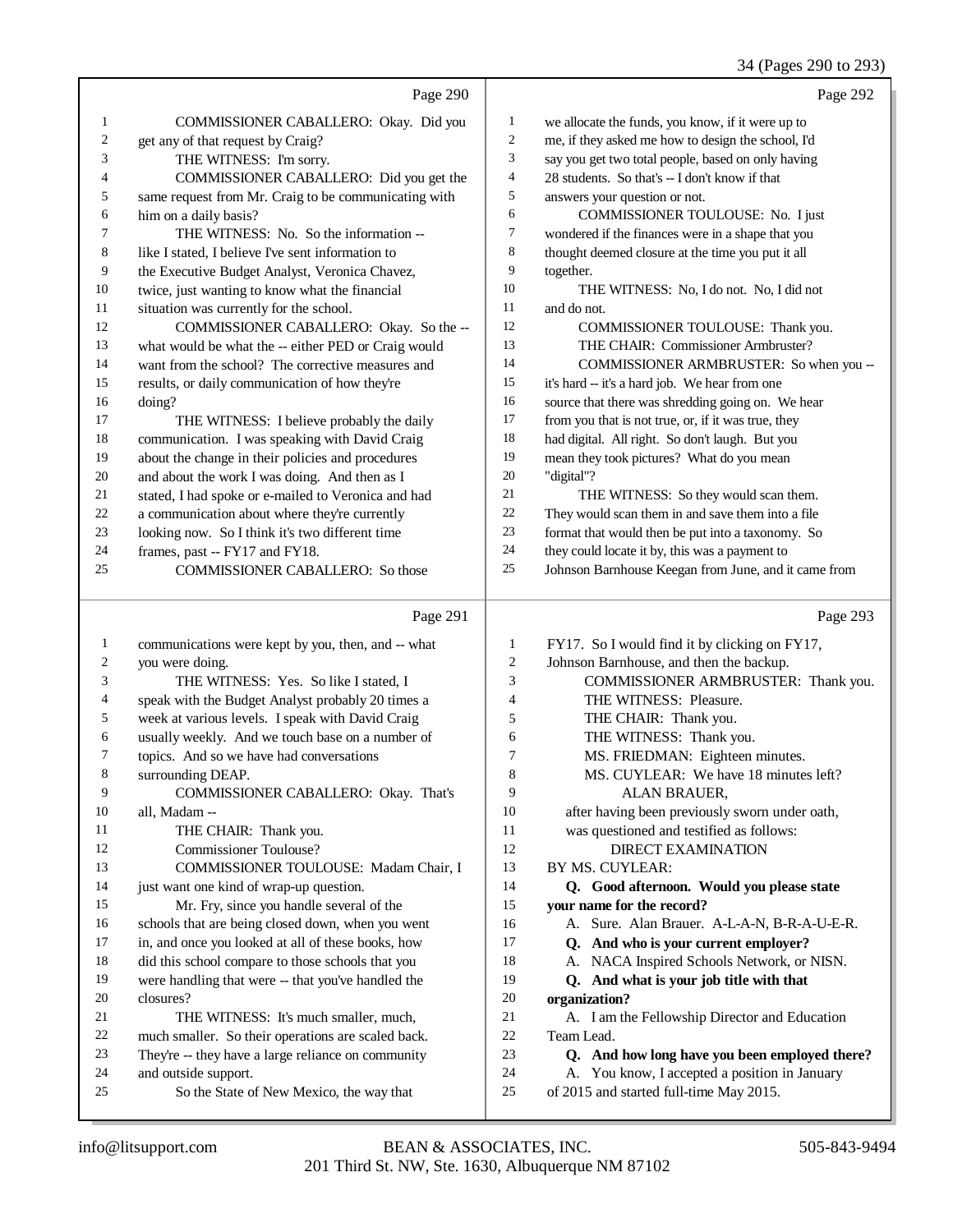Page 290

1 COMMISSIONER CABALLERO: Okay. Did you
2 get any of that request by Craig?
3 THE WITNESS: I'm sorry.
4 COMMISSIONER CABALLERO: Did you get the
5 same request from Mr. Craig to be communicating with
6 him on a daily basis?
7 THE WITNESS: No. So the information --
8 like I stated, I believe I've sent information to
9 the Executive Budget Analyst, Veronica Chavez,
10 twice, just wanting to know what the financial
11 situation was currently for the school.
12 COMMISSIONER CABALLERO: Okay. So the --
13 what would be what the -- either PED or Craig would
14 want from the school? The corrective measures and
15 results, or daily communication of how they're
16 doing?
17 THE WITNESS: I believe probably the daily
18 communication. I was speaking with David Craig
19 about the change in their policies and procedures
20 and about the work I was doing. And then as I
21 stated, I had spoke or e-mailed to Veronica and had
22 a communication about where they're currently
23 looking now. So I think it's two different time
24 frames, past -- FY17 and FY18.
25 COMMISSIONER CABALLERO: So those

Page 291

1 communications were kept by you, then, and -- what
2 you were doing.
3 THE WITNESS: Yes. So like I stated, I
4 speak with the Budget Analyst probably 20 times a
5 week at various levels. I speak with David Craig
6 usually weekly. And we touch base on a number of
7 topics. And so we have had conversations
8 surrounding DEAP.
9 COMMISSIONER CABALLERO: Okay. That's
10 all, Madam --
11 THE CHAIR: Thank you.
12 Commissioner Toulouse?
13 COMMISSIONER TOULOUSE: Madam Chair, I
14 just want one kind of wrap-up question.
15 Mr. Fry, since you handle several of the
16 schools that are being closed down, when you went
17 in, and once you looked at all of these books, how
18 did this school compare to those schools that you
19 were handling that were -- that you've handled the
20 closures?
21 THE WITNESS: It's much smaller, much,
22 much smaller. So their operations are scaled back.
23 They're -- they have a large reliance on community
24 and outside support.
25 So the State of New Mexico, the way that

Page 292

1 we allocate the funds, you know, if it were up to
2 me, if they asked me how to design the school, I'd
3 say you get two total people, based on only having
4 28 students. So that's -- I don't know if that
5 answers your question or not.
6 COMMISSIONER TOULOUSE: No. I just
7 wondered if the finances were in a shape that you
8 thought deemed closure at the time you put it all
9 together.
10 THE WITNESS: No, I do not. No, I did not
11 and do not.
12 COMMISSIONER TOULOUSE: Thank you.
13 THE CHAIR: Commissioner Armbruster?
14 COMMISSIONER ARMBRUSTER: So when you --
15 it's hard -- it's a hard job. We hear from one
16 source that there was shredding going on. We hear
17 from you that is not true, or, if it was true, they
18 had digital. All right. So don't laugh. But you
19 mean they took pictures? What do you mean
20 "digital"?
21 THE WITNESS: So they would scan them.
22 They would scan them in and save them into a file
23 format that would then be put into a taxonomy. So
24 they could locate it by, this was a payment to
25 Johnson Barnhouse Keegan from June, and it came from

Page 293

1 FY17. So I would find it by clicking on FY17,
2 Johnson Barnhouse, and then the backup.
3 COMMISSIONER ARMBRUSTER: Thank you.
4 THE WITNESS: Pleasure.
5 THE CHAIR: Thank you.
6 THE WITNESS: Thank you.
7 MS. FRIEDMAN: Eighteen minutes.
8 MS. CUYLEAR: We have 18 minutes left?
9 ALAN BRAUER,
10 after having been previously sworn under oath,
11 was questioned and testified as follows:
12 DIRECT EXAMINATION
13 BY MS. CUYLEAR:
14 **Q. Good afternoon. Would you please state**
15 **your name for the record?**
16 A. Sure. Alan Brauer. A-L-A-N, B-R-A-U-E-R.
17 **Q. And who is your current employer?**
18 A. NACA Inspired Schools Network, or NISN.
19 **Q. And what is your job title with that**
20 **organization?**
21 A. I am the Fellowship Director and Education
22 Team Lead.
23 **Q. And how long have you been employed there?**
24 A. You know, I accepted a position in January
25 of 2015 and started full-time May 2015.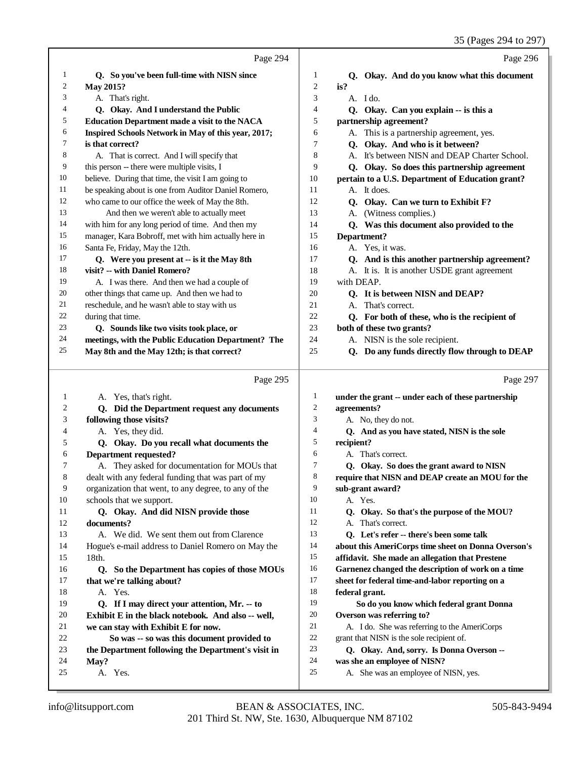Page 294

1 **Q. So you've been full-time with NISN since**
2 **May 2015?**
3 A. That's right.
4 **Q. Okay. And I understand the Public**
5 **Education Department made a visit to the NACA**
6 **Inspired Schools Network in May of this year, 2017;**
7 **is that correct?**
8 A. That is correct. And I will specify that
9 this person -- there were multiple visits, I
10 believe. During that time, the visit I am going to
11 be speaking about is one from Auditor Daniel Romero,
12 who came to our office the week of May the 8th.
13 And then we weren't able to actually meet
14 with him for any long period of time. And then my
15 manager, Kara Bobroff, met with him actually here in
16 Santa Fe, Friday, May the 12th.
17 **Q. Were you present at -- is it the May 8th**
18 **visit? -- with Daniel Romero?**
19 A. I was there. And then we had a couple of
20 other things that came up. And then we had to
21 reschedule, and he wasn't able to stay with us
22 during that time.
23 **Q. Sounds like two visits took place, or**
24 **meetings, with the Public Education Department? The**
25 **May 8th and the May 12th; is that correct?**

Page 295

1 A. Yes, that's right.
2 **Q. Did the Department request any documents**
3 **following those visits?**
4 A. Yes, they did.
5 **Q. Okay. Do you recall what documents the**
6 **Department requested?**
7 A. They asked for documentation for MOUs that
8 dealt with any federal funding that was part of my
9 organization that went, to any degree, to any of the
10 schools that we support.
11 **Q. Okay. And did NISN provide those**
12 **documents?**
13 A. We did. We sent them out from Clarence
14 Hogue's e-mail address to Daniel Romero on May the
15 18th.
16 **Q. So the Department has copies of those MOUs**
17 **that we're talking about?**
18 A. Yes.
19 **Q. If I may direct your attention, Mr. -- to**
20 **Exhibit E in the black notebook. And also -- well,**
21 **we can stay with Exhibit E for now.**
22 **So was -- so was this document provided to**
23 **the Department following the Department's visit in**
24 **May?**
25 A. Yes.

Page 296

1 **Q. Okay. And do you know what this document**
2 **is?**
3 A. I do.
4 **Q. Okay. Can you explain -- is this a**
5 **partnership agreement?**
6 A. This is a partnership agreement, yes.
7 **Q. Okay. And who is it between?**
8 A. It's between NISN and DEAP Charter School.
9 **Q. Okay. So does this partnership agreement**
10 **pertain to a U.S. Department of Education grant?**
11 A. It does.
12 **Q. Okay. Can we turn to Exhibit F?**
13 A. (Witness complies.)
14 **Q. Was this document also provided to the**
15 **Department?**
16 A. Yes, it was.
17 **Q. And is this another partnership agreement?**
18 A. It is. It is another USDE grant agreement
19 with DEAP.
20 **Q. It is between NISN and DEAP?**
21 A. That's correct.
22 **Q. For both of these, who is the recipient of**
23 **both of these two grants?**
24 A. NISN is the sole recipient.
25 **Q. Do any funds directly flow through to DEAP**

Page 297

1 **under the grant -- under each of these partnership**
2 **agreements?**
3 A. No, they do not.
4 **Q. And as you have stated, NISN is the sole**
5 **recipient?**
6 A. That's correct.
7 **Q. Okay. So does the grant award to NISN**
8 **require that NISN and DEAP create an MOU for the**
9 **sub-grant award?**
10 A. Yes.
11 **Q. Okay. So that's the purpose of the MOU?**
12 A. That's correct.
13 **Q. Let's refer -- there's been some talk**
14 **about this AmeriCorps time sheet on Donna Overson's**
15 **affidavit. She made an allegation that Prestene**
16 **Garnenez changed the description of work on a time**
17 **sheet for federal time-and-labor reporting on a**
18 **federal grant.**
19 **So do you know which federal grant Donna**
20 **Overson was referring to?**
21 A. I do. She was referring to the AmeriCorps
22 grant that NISN is the sole recipient of.
23 **Q. Okay. And, sorry. Is Donna Overson --**
24 **was she an employee of NISN?**
25 A. She was an employee of NISN, yes.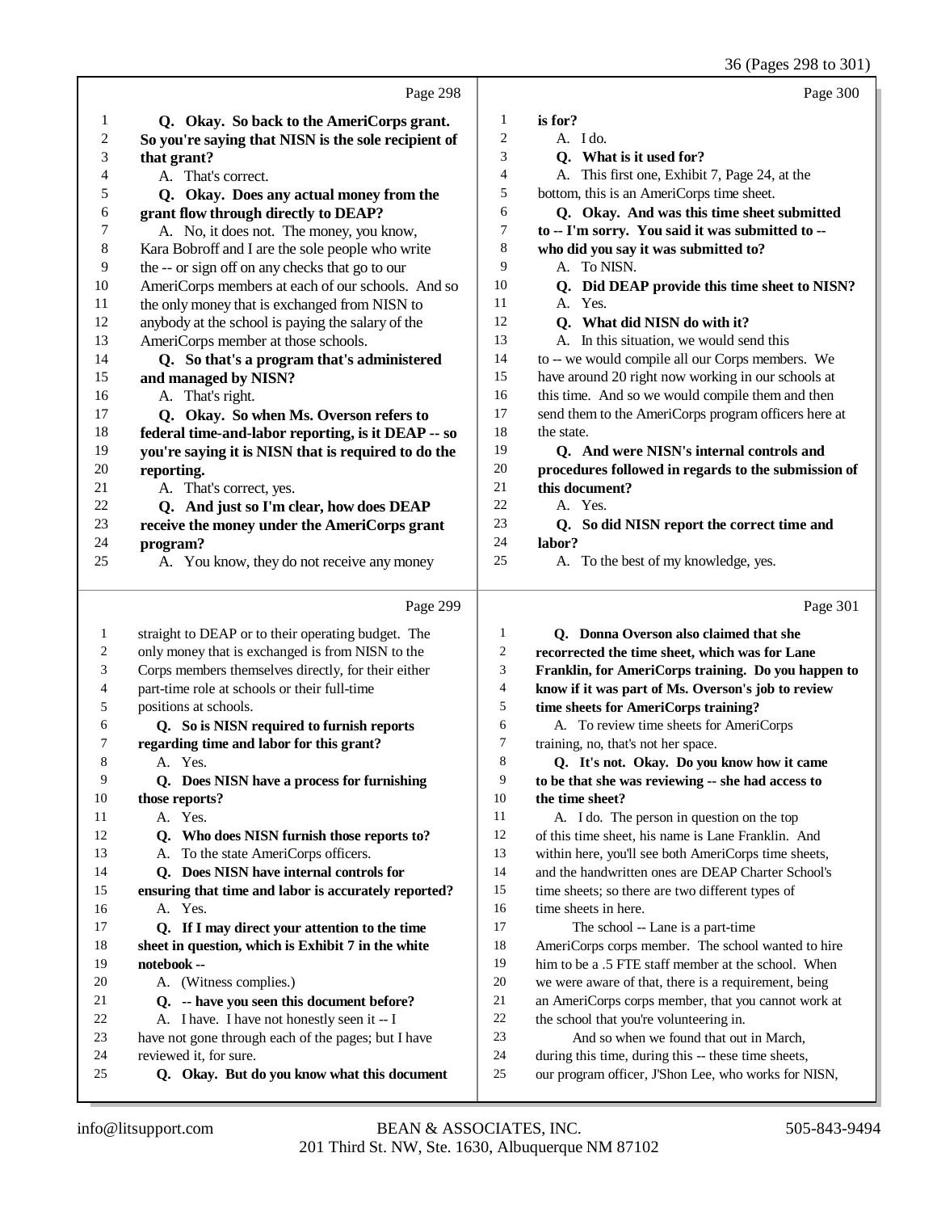Page 298

1 **Q. Okay. So back to the AmeriCorps grant.**
2 **So you're saying that NISN is the sole recipient of**
3 **that grant?**
4 A. That's correct.
5 **Q. Okay. Does any actual money from the**
6 **grant flow through directly to DEAP?**
7 A. No, it does not. The money, you know,
8 Kara Bobroff and I are the sole people who write
9 the -- or sign off on any checks that go to our
10 AmeriCorps members at each of our schools. And so
11 the only money that is exchanged from NISN to
12 anybody at the school is paying the salary of the
13 AmeriCorps member at those schools.
14 **Q. So that's a program that's administered**
15 **and managed by NISN?**
16 A. That's right.
17 **Q. Okay. So when Ms. Overson refers to**
18 **federal time-and-labor reporting, is it DEAP -- so**
19 **you're saying it is NISN that is required to do the**
20 **reporting.**
21 A. That's correct, yes.
22 **Q. And just so I'm clear, how does DEAP**
23 **receive the money under the AmeriCorps grant**
24 **program?**
25 A. You know, they do not receive any money

Page 299

1 straight to DEAP or to their operating budget. The
2 only money that is exchanged is from NISN to the
3 Corps members themselves directly, for their either
4 part-time role at schools or their full-time
5 positions at schools.
6 **Q. So is NISN required to furnish reports**
7 **regarding time and labor for this grant?**
8 A. Yes.
9 **Q. Does NISN have a process for furnishing**
10 **those reports?**
11 A. Yes.
12 **Q. Who does NISN furnish those reports to?**
13 A. To the state AmeriCorps officers.
14 **Q. Does NISN have internal controls for**
15 **ensuring that time and labor is accurately reported?**
16 A. Yes.
17 **Q. If I may direct your attention to the time**
18 **sheet in question, which is Exhibit 7 in the white**
19 **notebook --**
20 A. (Witness complies.)
21 **Q. -- have you seen this document before?**
22 A. I have. I have not honestly seen it -- I
23 have not gone through each of the pages; but I have
24 reviewed it, for sure.
25 **Q. Okay. But do you know what this document**

Page 300

1 **is for?**
2 A. I do.
3 **Q. What is it used for?**
4 A. This first one, Exhibit 7, Page 24, at the
5 bottom, this is an AmeriCorps time sheet.
6 **Q. Okay. And was this time sheet submitted**
7 **to -- I'm sorry. You said it was submitted to --**
8 **who did you say it was submitted to?**
9 A. To NISN.
10 **Q. Did DEAP provide this time sheet to NISN?**
11 A. Yes.
12 **Q. What did NISN do with it?**
13 A. In this situation, we would send this
14 to -- we would compile all our Corps members. We
15 have around 20 right now working in our schools at
16 this time. And so we would compile them and then
17 send them to the AmeriCorps program officers here at
18 the state.
19 **Q. And were NISN's internal controls and**
20 **procedures followed in regards to the submission of**
21 **this document?**
22 A. Yes.
23 **Q. So did NISN report the correct time and**
24 **labor?**
25 A. To the best of my knowledge, yes.

Page 301

1 **Q. Donna Overson also claimed that she**
2 **recorrected the time sheet, which was for Lane**
3 **Franklin, for AmeriCorps training. Do you happen to**
4 **know if it was part of Ms. Overson's job to review**
5 **time sheets for AmeriCorps training?**
6 A. To review time sheets for AmeriCorps
7 training, no, that's not her space.
8 **Q. It's not. Okay. Do you know how it came**
9 **to be that she was reviewing -- she had access to**
10 **the time sheet?**
11 A. I do. The person in question on the top
12 of this time sheet, his name is Lane Franklin. And
13 within here, you'll see both AmeriCorps time sheets,
14 and the handwritten ones are DEAP Charter School's
15 time sheets; so there are two different types of
16 time sheets in here.
17 The school -- Lane is a part-time
18 AmeriCorps corps member. The school wanted to hire
19 him to be a .5 FTE staff member at the school. When
20 we were aware of that, there is a requirement, being
21 an AmeriCorps corps member, that you cannot work at
22 the school that you're volunteering in.
23 And so when we found that out in March,
24 during this time, during this -- these time sheets,
25 our program officer, J'Shon Lee, who works for NISN,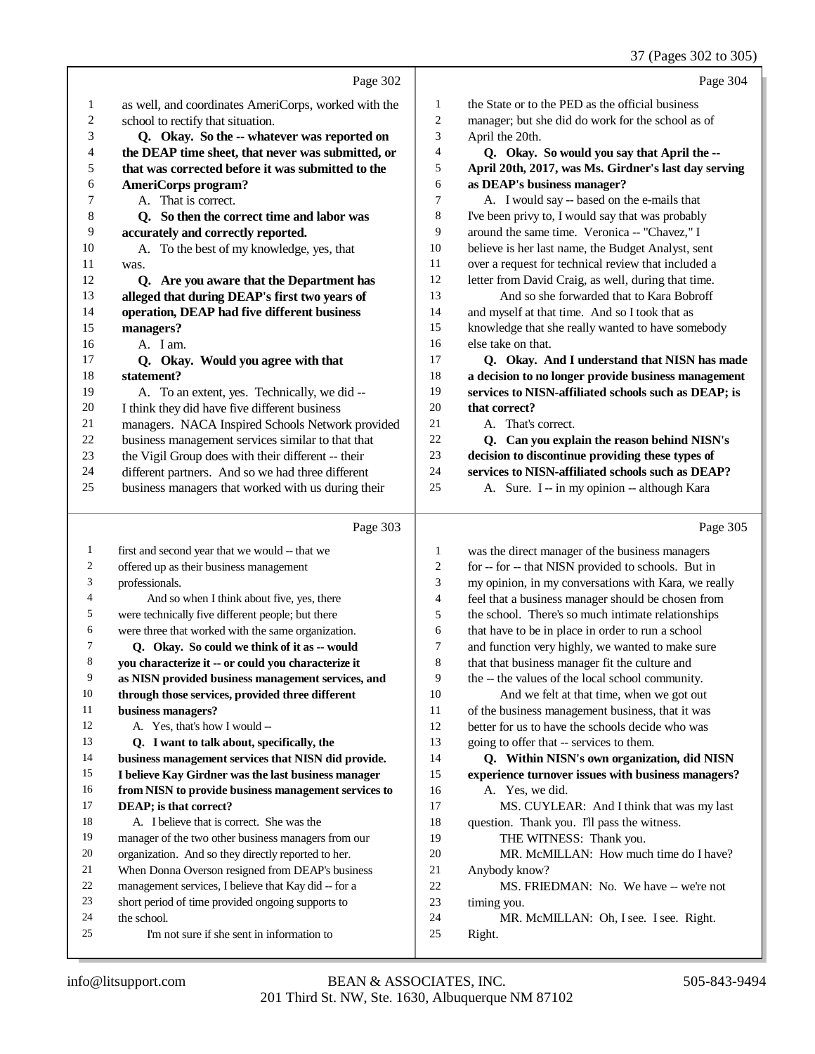Page 302

1 as well, and coordinates AmeriCorps, worked with the
2 school to rectify that situation.
3 **Q. Okay. So the -- whatever was reported on**
4 **the DEAP time sheet, that never was submitted, or**
5 **that was corrected before it was submitted to the**
6 **AmeriCorps program?**
7 A. That is correct.
8 **Q. So then the correct time and labor was**
9 **accurately and correctly reported.**
10 A. To the best of my knowledge, yes, that
11 was.
12 **Q. Are you aware that the Department has**
13 **alleged that during DEAP's first two years of**
14 **operation, DEAP had five different business**
15 **managers?**
16 A. I am.
17 **Q. Okay. Would you agree with that**
18 **statement?**
19 A. To an extent, yes. Technically, we did --
20 I think they did have five different business
21 managers. NACA Inspired Schools Network provided
22 business management services similar to that that
23 the Vigil Group does with their different -- their
24 different partners. And so we had three different
25 business managers that worked with us during their

Page 303

1 first and second year that we would -- that we
2 offered up as their business management
3 professionals.
4 And so when I think about five, yes, there
5 were technically five different people; but there
6 were three that worked with the same organization.
7 **Q. Okay. So could we think of it as -- would**
8 **you characterize it -- or could you characterize it**
9 **as NISN provided business management services, and**
10 **through those services, provided three different**
11 **business managers?**
12 A. Yes, that's how I would --
13 **Q. I want to talk about, specifically, the**
14 **business management services that NISN did provide.**
15 **I believe Kay Girdner was the last business manager**
16 **from NISN to provide business management services to**
17 **DEAP; is that correct?**
18 A. I believe that is correct. She was the
19 manager of the two other business managers from our
20 organization. And so they directly reported to her.
21 When Donna Overson resigned from DEAP's business
22 management services, I believe that Kay did -- for a
23 short period of time provided ongoing supports to
24 the school.
25 I'm not sure if she sent in information to

Page 304

1 the State or to the PED as the official business
2 manager; but she did do work for the school as of
3 April the 20th.
4 **Q. Okay. So would you say that April the --**
5 **April 20th, 2017, was Ms. Girdner's last day serving**
6 **as DEAP's business manager?**
7 A. I would say -- based on the e-mails that
8 I've been privy to, I would say that was probably
9 around the same time. Veronica -- "Chavez," I
10 believe is her last name, the Budget Analyst, sent
11 over a request for technical review that included a
12 letter from David Craig, as well, during that time.
13 And so she forwarded that to Kara Bobroff
14 and myself at that time. And so I took that as
15 knowledge that she really wanted to have somebody
16 else take on that.
17 **Q. Okay. And I understand that NISN has made**
18 **a decision to no longer provide business management**
19 **services to NISN-affiliated schools such as DEAP; is**
20 **that correct?**
21 A. That's correct.
22 **Q. Can you explain the reason behind NISN's**
23 **decision to discontinue providing these types of**
24 **services to NISN-affiliated schools such as DEAP?**
25 A. Sure. I -- in my opinion -- although Kara

Page 305

1 was the direct manager of the business managers
2 for -- for -- that NISN provided to schools. But in
3 my opinion, in my conversations with Kara, we really
4 feel that a business manager should be chosen from
5 the school. There's so much intimate relationships
6 that have to be in place in order to run a school
7 and function very highly, we wanted to make sure
8 that that business manager fit the culture and
9 the -- the values of the local school community.
10 And we felt at that time, when we got out
11 of the business management business, that it was
12 better for us to have the schools decide who was
13 going to offer that -- services to them.
14 **Q. Within NISN's own organization, did NISN**
15 **experience turnover issues with business managers?**
16 A. Yes, we did.
17 MS. CUYLEAR: And I think that was my last
18 question. Thank you. I'll pass the witness.
19 THE WITNESS: Thank you.
20 MR. McMILLAN: How much time do I have?
21 Anybody know?
22 MS. FRIEDMAN: No. We have -- we're not
23 timing you.
24 MR. McMILLAN: Oh, I see. I see. Right.
25 Right.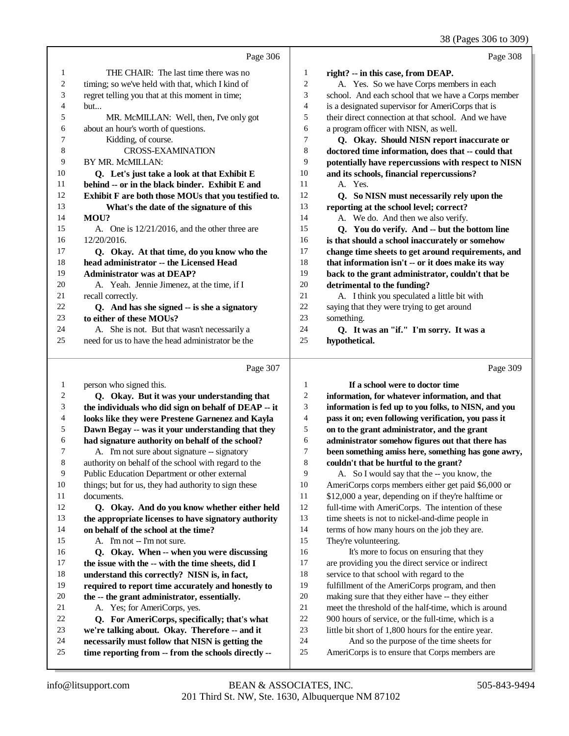Page 306

THE CHAIR: The last time there was no timing; so we've held with that, which I kind of regret telling you that at this moment in time; but...

MR. McMILLAN: Well, then, I've only got about an hour's worth of questions.

Kidding, of course.

CROSS-EXAMINATION

BY MR. McMILLAN:

**Q. Let's just take a look at that Exhibit E behind -- or in the black binder. Exhibit E and Exhibit F are both those MOUs that you testified to.**

**What's the date of the signature of this MOU?**

A. One is 12/21/2016, and the other three are 12/20/2016.

**Q. Okay. At that time, do you know who the head administrator -- the Licensed Head Administrator was at DEAP?**

A. Yeah. Jennie Jimenez, at the time, if I recall correctly.

**Q. And has she signed -- is she a signatory to either of these MOUs?**

A. She is not. But that wasn't necessarily a need for us to have the head administrator be the

Page 307

person who signed this.

**Q. Okay. But it was your understanding that the individuals who did sign on behalf of DEAP -- it looks like they were Prestene Garnenez and Kayla Dawn Begay -- was it your understanding that they had signature authority on behalf of the school?**

A. I'm not sure about signature -- signatory authority on behalf of the school with regard to the Public Education Department or other external things; but for us, they had authority to sign these documents.

**Q. Okay. And do you know whether either held the appropriate licenses to have signatory authority on behalf of the school at the time?**

A. I'm not -- I'm not sure.

**Q. Okay. When -- when you were discussing the issue with the -- with the time sheets, did I understand this correctly? NISN is, in fact, required to report time accurately and honestly to the -- the grant administrator, essentially.**

A. Yes; for AmeriCorps, yes.

**Q. For AmeriCorps, specifically; that's what we're talking about. Okay. Therefore -- and it necessarily must follow that NISN is getting the time reporting from -- from the schools directly -- right? -- in this case, from DEAP.**

Page 308

A. Yes. So we have Corps members in each school. And each school that we have a Corps member is a designated supervisor for AmeriCorps that is their direct connection at that school. And we have a program officer with NISN, as well.

**Q. Okay. Should NISN report inaccurate or doctored time information, does that -- could that potentially have repercussions with respect to NISN and its schools, financial repercussions?**

A. Yes.

**Q. So NISN must necessarily rely upon the reporting at the school level; correct?**

A. We do. And then we also verify.

**Q. You do verify. And -- but the bottom line is that should a school inaccurately or somehow change time sheets to get around requirements, and that information isn't -- or it does make its way back to the grant administrator, couldn't that be detrimental to the funding?**

A. I think you speculated a little bit with saying that they were trying to get around something.

**Q. It was an "if." I'm sorry. It was a hypothetical.**

Page 309

**If a school were to doctor time information, for whatever information, and that information is fed up to you folks, to NISN, and you pass it on; even following verification, you pass it on to the grant administrator, and the grant administrator somehow figures out that there has been something amiss here, something has gone awry, couldn't that be hurtful to the grant?**

A. So I would say that the -- you know, the AmeriCorps corps members either get paid $6,000 or $12,000 a year, depending on if they're halftime or full-time with AmeriCorps. The intention of these time sheets is not to nickel-and-dime people in terms of how many hours on the job they are. They're volunteering.

It's more to focus on ensuring that they are providing you the direct service or indirect service to that school with regard to the fulfillment of the AmeriCorps program, and then making sure that they either have -- they either meet the threshold of the half-time, which is around 900 hours of service, or the full-time, which is a little bit short of 1,800 hours for the entire year.

And so the purpose of the time sheets for AmeriCorps is to ensure that Corps members are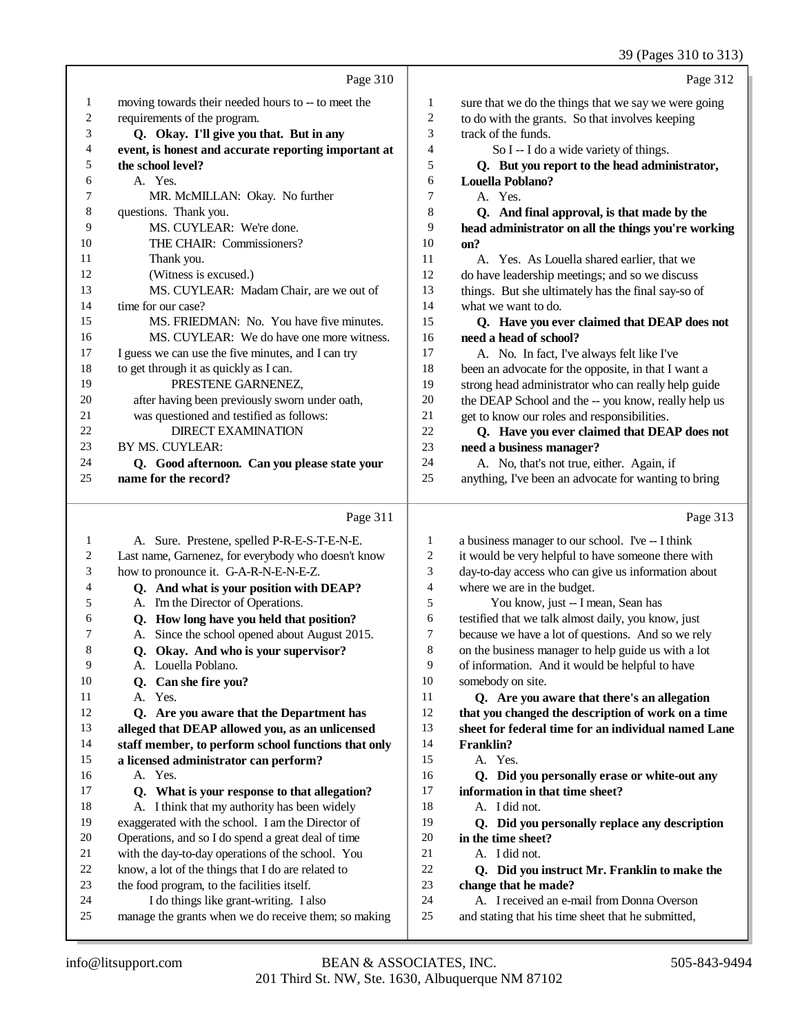Page 310

1 moving towards their needed hours to -- to meet the
2 requirements of the program.
3 **Q. Okay. I'll give you that. But in any**
4 **event, is honest and accurate reporting important at**
5 **the school level?**
6 A. Yes.
7 MR. McMILLAN: Okay. No further
8 questions. Thank you.
9 MS. CUYLEAR: We're done.
10 THE CHAIR: Commissioners?
11 Thank you.
12 (Witness is excused.)
13 MS. CUYLEAR: Madam Chair, are we out of
14 time for our case?
15 MS. FRIEDMAN: No. You have five minutes.
16 MS. CUYLEAR: We do have one more witness.
17 I guess we can use the five minutes, and I can try
18 to get through it as quickly as I can.
19 PRESTENE GARNENEZ,
20 after having been previously sworn under oath,
21 was questioned and testified as follows:
22 DIRECT EXAMINATION
23 BY MS. CUYLEAR:
24 **Q. Good afternoon. Can you please state your**
25 **name for the record?**

Page 311

1 A. Sure. Prestene, spelled P-R-E-S-T-E-N-E.
2 Last name, Garnenez, for everybody who doesn't know
3 how to pronounce it. G-A-R-N-E-N-E-Z.
4 **Q. And what is your position with DEAP?**
5 A. I'm the Director of Operations.
6 **Q. How long have you held that position?**
7 A. Since the school opened about August 2015.
8 **Q. Okay. And who is your supervisor?**
9 A. Louella Poblano.
10 **Q. Can she fire you?**
11 A. Yes.
12 **Q. Are you aware that the Department has**
13 **alleged that DEAP allowed you, as an unlicensed**
14 **staff member, to perform school functions that only**
15 **a licensed administrator can perform?**
16 A. Yes.
17 **Q. What is your response to that allegation?**
18 A. I think that my authority has been widely
19 exaggerated with the school. I am the Director of
20 Operations, and so I do spend a great deal of time
21 with the day-to-day operations of the school. You
22 know, a lot of the things that I do are related to
23 the food program, to the facilities itself.
24 I do things like grant-writing. I also
25 manage the grants when we do receive them; so making

Page 312

1 sure that we do the things that we say we were going
2 to do with the grants. So that involves keeping
3 track of the funds.
4 So I -- I do a wide variety of things.
5 **Q. But you report to the head administrator,**
6 **Louella Poblano?**
7 A. Yes.
8 **Q. And final approval, is that made by the**
9 **head administrator on all the things you're working**
10 **on?**
11 A. Yes. As Louella shared earlier, that we
12 do have leadership meetings; and so we discuss
13 things. But she ultimately has the final say-so of
14 what we want to do.
15 **Q. Have you ever claimed that DEAP does not**
16 **need a head of school?**
17 A. No. In fact, I've always felt like I've
18 been an advocate for the opposite, in that I want a
19 strong head administrator who can really help guide
20 the DEAP School and the -- you know, really help us
21 get to know our roles and responsibilities.
22 **Q. Have you ever claimed that DEAP does not**
23 **need a business manager?**
24 A. No, that's not true, either. Again, if
25 anything, I've been an advocate for wanting to bring

Page 313

1 a business manager to our school. I've -- I think
2 it would be very helpful to have someone there with
3 day-to-day access who can give us information about
4 where we are in the budget.
5 You know, just -- I mean, Sean has
6 testified that we talk almost daily, you know, just
7 because we have a lot of questions. And so we rely
8 on the business manager to help guide us with a lot
9 of information. And it would be helpful to have
10 somebody on site.
11 **Q. Are you aware that there's an allegation**
12 **that you changed the description of work on a time**
13 **sheet for federal time for an individual named Lane**
14 **Franklin?**
15 A. Yes.
16 **Q. Did you personally erase or white-out any**
17 **information in that time sheet?**
18 A. I did not.
19 **Q. Did you personally replace any description**
20 **in the time sheet?**
21 A. I did not.
22 **Q. Did you instruct Mr. Franklin to make the**
23 **change that he made?**
24 A. I received an e-mail from Donna Overson
25 and stating that his time sheet that he submitted,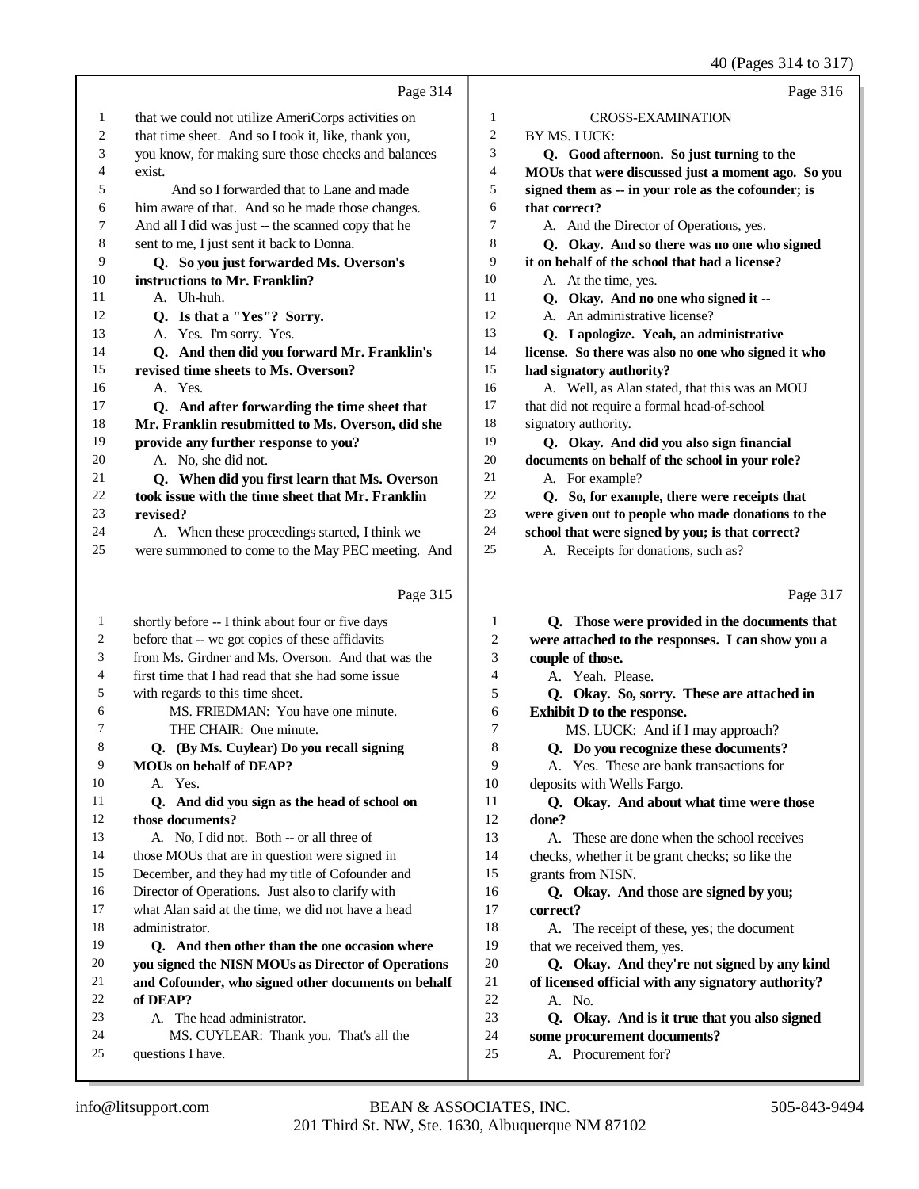Page 314

1 that we could not utilize AmeriCorps activities on
2 that time sheet. And so I took it, like, thank you,
3 you know, for making sure those checks and balances
4 exist.
5 And so I forwarded that to Lane and made
6 him aware of that. And so he made those changes.
7 And all I did was just -- the scanned copy that he
8 sent to me, I just sent it back to Donna.
9 **Q. So you just forwarded Ms. Overson's**
10 **instructions to Mr. Franklin?**
11 A. Uh-huh.
12 **Q. Is that a "Yes"? Sorry.**
13 A. Yes. I'm sorry. Yes.
14 **Q. And then did you forward Mr. Franklin's**
15 **revised time sheets to Ms. Overson?**
16 A. Yes.
17 **Q. And after forwarding the time sheet that**
18 **Mr. Franklin resubmitted to Ms. Overson, did she**
19 **provide any further response to you?**
20 A. No, she did not.
21 **Q. When did you first learn that Ms. Overson**
22 **took issue with the time sheet that Mr. Franklin**
23 **revised?**
24 A. When these proceedings started, I think we
25 were summoned to come to the May PEC meeting. And

Page 315

1 shortly before -- I think about four or five days
2 before that -- we got copies of these affidavits
3 from Ms. Girdner and Ms. Overson. And that was the
4 first time that I had read that she had some issue
5 with regards to this time sheet.
6 MS. FRIEDMAN: You have one minute.
7 THE CHAIR: One minute.
8 **Q. (By Ms. Cuylear) Do you recall signing**
9 **MOUs on behalf of DEAP?**
10 A. Yes.
11 **Q. And did you sign as the head of school on**
12 **those documents?**
13 A. No, I did not. Both -- or all three of
14 those MOUs that are in question were signed in
15 December, and they had my title of Cofounder and
16 Director of Operations. Just also to clarify with
17 what Alan said at the time, we did not have a head
18 administrator.
19 **Q. And then other than the one occasion where**
20 **you signed the NISN MOUs as Director of Operations**
21 **and Cofounder, who signed other documents on behalf**
22 **of DEAP?**
23 A. The head administrator.
24 MS. CUYLEAR: Thank you. That's all the
25 questions I have.

Page 316

1 CROSS-EXAMINATION
2 BY MS. LUCK:
3 **Q. Good afternoon. So just turning to the**
4 **MOUs that were discussed just a moment ago. So you**
5 **signed them as -- in your role as the cofounder; is**
6 **that correct?**
7 A. And the Director of Operations, yes.
8 **Q. Okay. And so there was no one who signed**
9 **it on behalf of the school that had a license?**
10 A. At the time, yes.
11 **Q. Okay. And no one who signed it --**
12 A. An administrative license?
13 **Q. I apologize. Yeah, an administrative**
14 **license. So there was also no one who signed it who**
15 **had signatory authority?**
16 A. Well, as Alan stated, that this was an MOU
17 that did not require a formal head-of-school
18 signatory authority.
19 **Q. Okay. And did you also sign financial**
20 **documents on behalf of the school in your role?**
21 A. For example?
22 **Q. So, for example, there were receipts that**
23 **were given out to people who made donations to the**
24 **school that were signed by you; is that correct?**
25 A. Receipts for donations, such as?

Page 317

1 **Q. Those were provided in the documents that**
2 **were attached to the responses. I can show you a**
3 **couple of those.**
4 A. Yeah. Please.
5 **Q. Okay. So, sorry. These are attached in**
6 **Exhibit D to the response.**
7 MS. LUCK: And if I may approach?
8 **Q. Do you recognize these documents?**
9 A. Yes. These are bank transactions for
10 deposits with Wells Fargo.
11 **Q. Okay. And about what time were those**
12 **done?**
13 A. These are done when the school receives
14 checks, whether it be grant checks; so like the
15 grants from NISN.
16 **Q. Okay. And those are signed by you;**
17 **correct?**
18 A. The receipt of these, yes; the document
19 that we received them, yes.
20 **Q. Okay. And they're not signed by any kind**
21 **of licensed official with any signatory authority?**
22 A. No.
23 **Q. Okay. And is it true that you also signed**
24 **some procurement documents?**
25 A. Procurement for?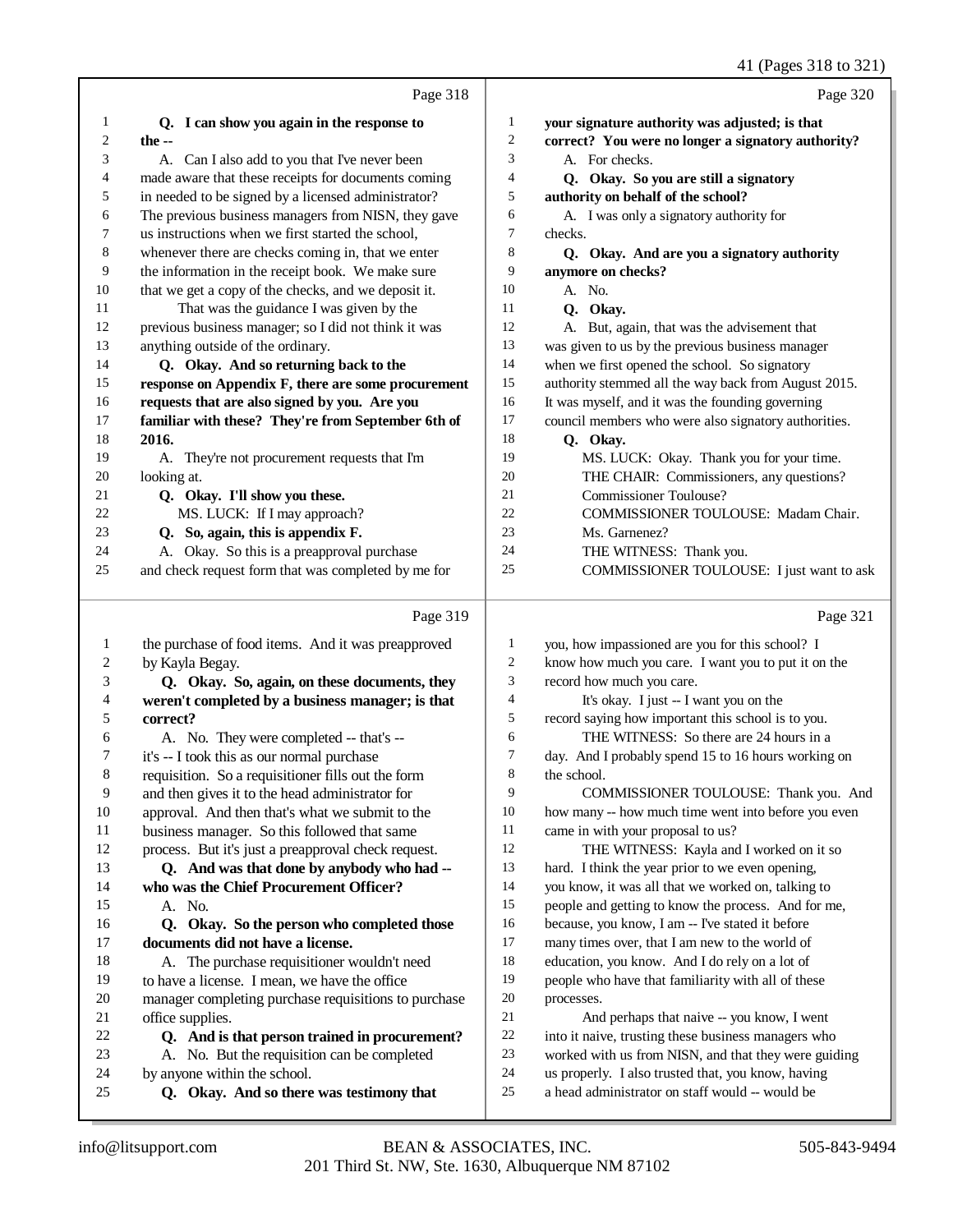Page 318

Q. I can show you again in the response to the --

A. Can I also add to you that I've never been made aware that these receipts for documents coming in needed to be signed by a licensed administrator? The previous business managers from NISN, they gave us instructions when we first started the school, whenever there are checks coming in, that we enter the information in the receipt book. We make sure that we get a copy of the checks, and we deposit it.

That was the guidance I was given by the previous business manager; so I did not think it was anything outside of the ordinary.

Q. Okay. And so returning back to the response on Appendix F, there are some procurement requests that are also signed by you. Are you familiar with these? They're from September 6th of 2016.

A. They're not procurement requests that I'm looking at.

Q. Okay. I'll show you these.

MS. LUCK: If I may approach?

Q. So, again, this is appendix F.

A. Okay. So this is a preapproval purchase and check request form that was completed by me for

Page 319

the purchase of food items. And it was preapproved by Kayla Begay.

Q. Okay. So, again, on these documents, they weren't completed by a business manager; is that correct?

A. No. They were completed -- that's -- it's -- I took this as our normal purchase requisition. So a requisitioner fills out the form and then gives it to the head administrator for approval. And then that's what we submit to the business manager. So this followed that same process. But it's just a preapproval check request.

Q. And was that done by anybody who had -- who was the Chief Procurement Officer?

A. No.

Q. Okay. So the person who completed those documents did not have a license.

A. The purchase requisitioner wouldn't need to have a license. I mean, we have the office manager completing purchase requisitions to purchase office supplies.

Q. And is that person trained in procurement?

A. No. But the requisition can be completed by anyone within the school.

Q. Okay. And so there was testimony that

Page 320

your signature authority was adjusted; is that correct? You were no longer a signatory authority?

A. For checks.

Q. Okay. So you are still a signatory authority on behalf of the school?

A. I was only a signatory authority for checks.

Q. Okay. And are you a signatory authority anymore on checks?

A. No.

Q. Okay.

A. But, again, that was the advisement that was given to us by the previous business manager when we first opened the school. So signatory authority stemmed all the way back from August 2015. It was myself, and it was the founding governing council members who were also signatory authorities.

Q. Okay.

MS. LUCK: Okay. Thank you for your time.

THE CHAIR: Commissioners, any questions? Commissioner Toulouse?

COMMISSIONER TOULOUSE: Madam Chair. Ms. Garnenez?

THE WITNESS: Thank you.

COMMISSIONER TOULOUSE: I just want to ask

Page 321

you, how impassioned are you for this school? I know how much you care. I want you to put it on the record how much you care.

It's okay. I just -- I want you on the record saying how important this school is to you.

THE WITNESS: So there are 24 hours in a day. And I probably spend 15 to 16 hours working on the school.

COMMISSIONER TOULOUSE: Thank you. And how many -- how much time went into before you even came in with your proposal to us?

THE WITNESS: Kayla and I worked on it so hard. I think the year prior to we even opening, you know, it was all that we worked on, talking to people and getting to know the process. And for me, because, you know, I am -- I've stated it before many times over, that I am new to the world of education, you know. And I do rely on a lot of people who have that familiarity with all of these processes.

And perhaps that naive -- you know, I went into it naive, trusting these business managers who worked with us from NISN, and that they were guiding us properly. I also trusted that, you know, having a head administrator on staff would -- would be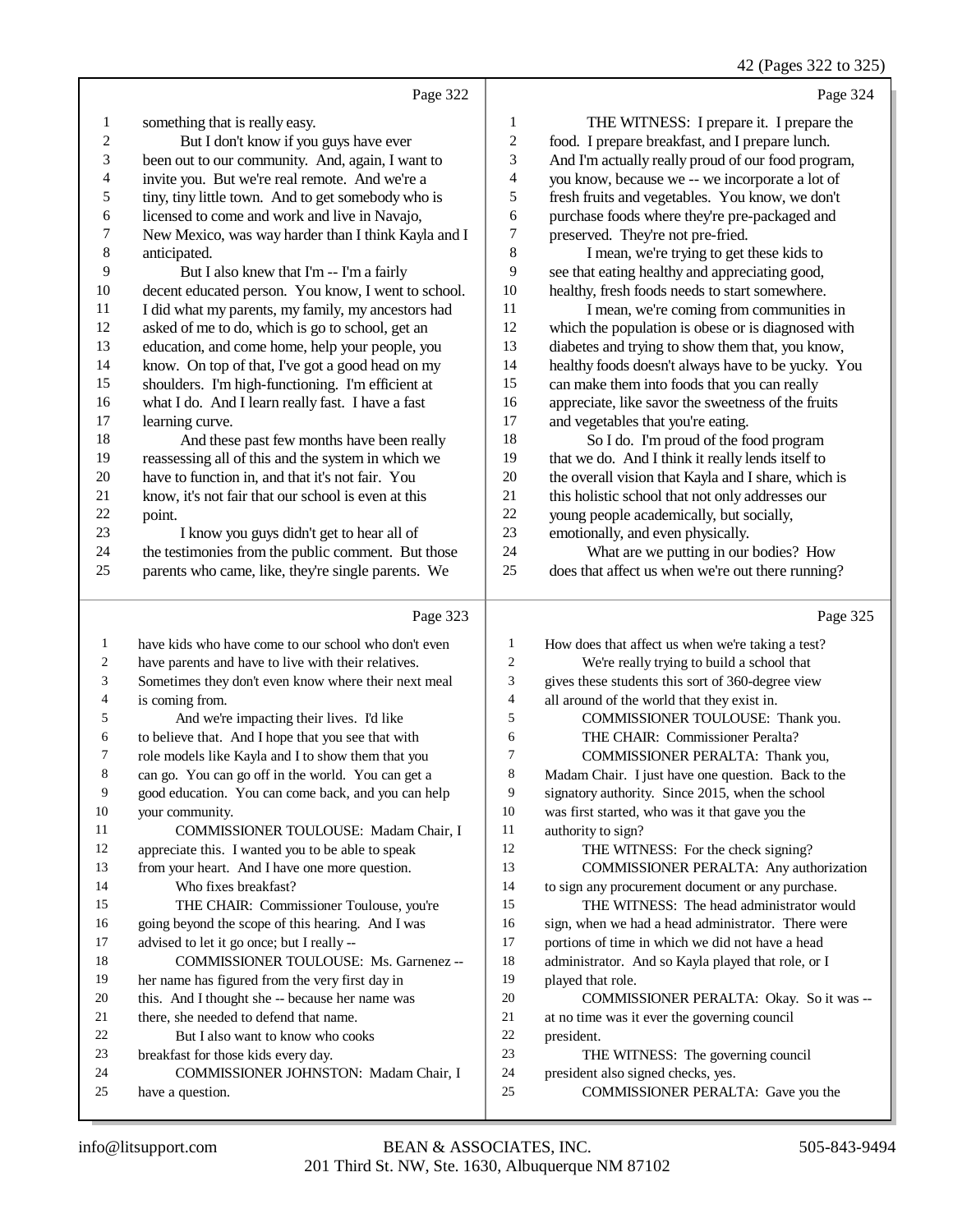Page 322

1 something that is really easy.
2 But I don't know if you guys have ever
3 been out to our community. And, again, I want to
4 invite you. But we're real remote. And we're a
5 tiny, tiny little town. And to get somebody who is
6 licensed to come and work and live in Navajo,
7 New Mexico, was way harder than I think Kayla and I
8 anticipated.
9 But I also knew that I'm -- I'm a fairly
10 decent educated person. You know, I went to school.
11 I did what my parents, my family, my ancestors had
12 asked of me to do, which is go to school, get an
13 education, and come home, help your people, you
14 know. On top of that, I've got a good head on my
15 shoulders. I'm high-functioning. I'm efficient at
16 what I do. And I learn really fast. I have a fast
17 learning curve.
18 And these past few months have been really
19 reassessing all of this and the system in which we
20 have to function in, and that it's not fair. You
21 know, it's not fair that our school is even at this
22 point.
23 I know you guys didn't get to hear all of
24 the testimonies from the public comment. But those
25 parents who came, like, they're single parents. We

Page 323

1 have kids who have come to our school who don't even
2 have parents and have to live with their relatives.
3 Sometimes they don't even know where their next meal
4 is coming from.
5 And we're impacting their lives. I'd like
6 to believe that. And I hope that you see that with
7 role models like Kayla and I to show them that you
8 can go. You can go off in the world. You can get a
9 good education. You can come back, and you can help
10 your community.
11 COMMISSIONER TOULOUSE: Madam Chair, I
12 appreciate this. I wanted you to be able to speak
13 from your heart. And I have one more question.
14 Who fixes breakfast?
15 THE CHAIR: Commissioner Toulouse, you're
16 going beyond the scope of this hearing. And I was
17 advised to let it go once; but I really --
18 COMMISSIONER TOULOUSE: Ms. Garnenez --
19 her name has figured from the very first day in
20 this. And I thought she -- because her name was
21 there, she needed to defend that name.
22 But I also want to know who cooks
23 breakfast for those kids every day.
24 COMMISSIONER JOHNSTON: Madam Chair, I
25 have a question.

Page 324

1 THE WITNESS: I prepare it. I prepare the
2 food. I prepare breakfast, and I prepare lunch.
3 And I'm actually really proud of our food program,
4 you know, because we -- we incorporate a lot of
5 fresh fruits and vegetables. You know, we don't
6 purchase foods where they're pre-packaged and
7 preserved. They're not pre-fried.
8 I mean, we're trying to get these kids to
9 see that eating healthy and appreciating good,
10 healthy, fresh foods needs to start somewhere.
11 I mean, we're coming from communities in
12 which the population is obese or is diagnosed with
13 diabetes and trying to show them that, you know,
14 healthy foods doesn't always have to be yucky. You
15 can make them into foods that you can really
16 appreciate, like savor the sweetness of the fruits
17 and vegetables that you're eating.
18 So I do. I'm proud of the food program
19 that we do. And I think it really lends itself to
20 the overall vision that Kayla and I share, which is
21 this holistic school that not only addresses our
22 young people academically, but socially,
23 emotionally, and even physically.
24 What are we putting in our bodies? How
25 does that affect us when we're out there running?

Page 325

1 How does that affect us when we're taking a test?
2 We're really trying to build a school that
3 gives these students this sort of 360-degree view
4 all around of the world that they exist in.
5 COMMISSIONER TOULOUSE: Thank you.
6 THE CHAIR: Commissioner Peralta?
7 COMMISSIONER PERALTA: Thank you,
8 Madam Chair. I just have one question. Back to the
9 signatory authority. Since 2015, when the school
10 was first started, who was it that gave you the
11 authority to sign?
12 THE WITNESS: For the check signing?
13 COMMISSIONER PERALTA: Any authorization
14 to sign any procurement document or any purchase.
15 THE WITNESS: The head administrator would
16 sign, when we had a head administrator. There were
17 portions of time in which we did not have a head
18 administrator. And so Kayla played that role, or I
19 played that role.
20 COMMISSIONER PERALTA: Okay. So it was --
21 at no time was it ever the governing council
22 president.
23 THE WITNESS: The governing council
24 president also signed checks, yes.
25 COMMISSIONER PERALTA: Gave you the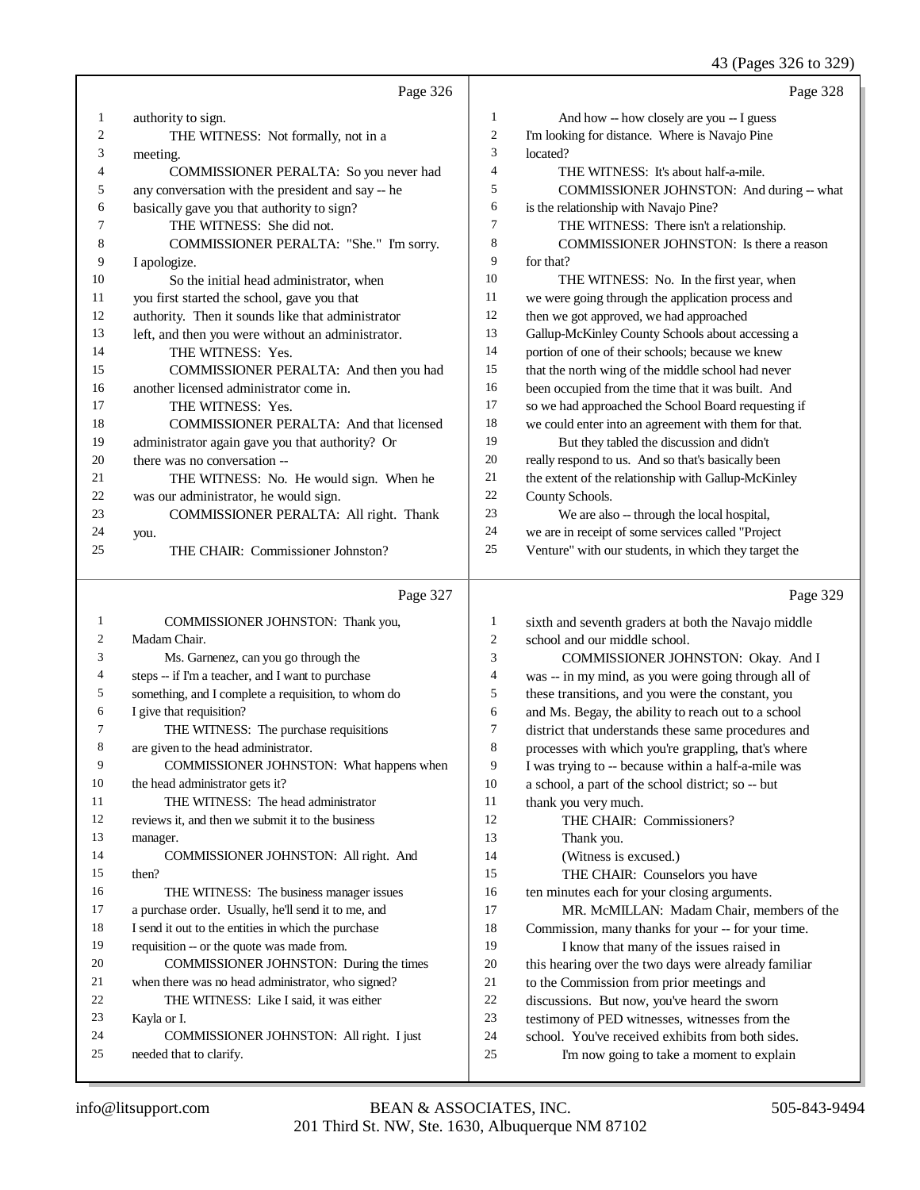Page 326

1 authority to sign.
2 THE WITNESS: Not formally, not in a
3 meeting.
4 COMMISSIONER PERALTA: So you never had
5 any conversation with the president and say -- he
6 basically gave you that authority to sign?
7 THE WITNESS: She did not.
8 COMMISSIONER PERALTA: "She." I'm sorry.
9 I apologize.
10 So the initial head administrator, when
11 you first started the school, gave you that
12 authority. Then it sounds like that administrator
13 left, and then you were without an administrator.
14 THE WITNESS: Yes.
15 COMMISSIONER PERALTA: And then you had
16 another licensed administrator come in.
17 THE WITNESS: Yes.
18 COMMISSIONER PERALTA: And that licensed
19 administrator again gave you that authority? Or
20 there was no conversation --
21 THE WITNESS: No. He would sign. When he
22 was our administrator, he would sign.
23 COMMISSIONER PERALTA: All right. Thank
24 you.
25 THE CHAIR: Commissioner Johnston?

Page 327

1 COMMISSIONER JOHNSTON: Thank you,
2 Madam Chair.
3 Ms. Garnenez, can you go through the
4 steps -- if I'm a teacher, and I want to purchase
5 something, and I complete a requisition, to whom do
6 I give that requisition?
7 THE WITNESS: The purchase requisitions
8 are given to the head administrator.
9 COMMISSIONER JOHNSTON: What happens when
10 the head administrator gets it?
11 THE WITNESS: The head administrator
12 reviews it, and then we submit it to the business
13 manager.
14 COMMISSIONER JOHNSTON: All right. And
15 then?
16 THE WITNESS: The business manager issues
17 a purchase order. Usually, he'll send it to me, and
18 I send it out to the entities in which the purchase
19 requisition -- or the quote was made from.
20 COMMISSIONER JOHNSTON: During the times
21 when there was no head administrator, who signed?
22 THE WITNESS: Like I said, it was either
23 Kayla or I.
24 COMMISSIONER JOHNSTON: All right. I just
25 needed that to clarify.

Page 328

1 And how -- how closely are you -- I guess
2 I'm looking for distance. Where is Navajo Pine
3 located?
4 THE WITNESS: It's about half-a-mile.
5 COMMISSIONER JOHNSTON: And during -- what
6 is the relationship with Navajo Pine?
7 THE WITNESS: There isn't a relationship.
8 COMMISSIONER JOHNSTON: Is there a reason
9 for that?
10 THE WITNESS: No. In the first year, when
11 we were going through the application process and
12 then we got approved, we had approached
13 Gallup-McKinley County Schools about accessing a
14 portion of one of their schools; because we knew
15 that the north wing of the middle school had never
16 been occupied from the time that it was built. And
17 so we had approached the School Board requesting if
18 we could enter into an agreement with them for that.
19 But they tabled the discussion and didn't
20 really respond to us. And so that's basically been
21 the extent of the relationship with Gallup-McKinley
22 County Schools.
23 We are also -- through the local hospital,
24 we are in receipt of some services called "Project
25 Venture" with our students, in which they target the

Page 329

1 sixth and seventh graders at both the Navajo middle
2 school and our middle school.
3 COMMISSIONER JOHNSTON: Okay. And I
4 was -- in my mind, as you were going through all of
5 these transitions, and you were the constant, you
6 and Ms. Begay, the ability to reach out to a school
7 district that understands these same procedures and
8 processes with which you're grappling, that's where
9 I was trying to -- because within a half-a-mile was
10 a school, a part of the school district; so -- but
11 thank you very much.
12 THE CHAIR: Commissioners?
13 Thank you.
14 (Witness is excused.)
15 THE CHAIR: Counselors you have
16 ten minutes each for your closing arguments.
17 MR. McMILLAN: Madam Chair, members of the
18 Commission, many thanks for your -- for your time.
19 I know that many of the issues raised in
20 this hearing over the two days were already familiar
21 to the Commission from prior meetings and
22 discussions. But now, you've heard the sworn
23 testimony of PED witnesses, witnesses from the
24 school. You've received exhibits from both sides.
25 I'm now going to take a moment to explain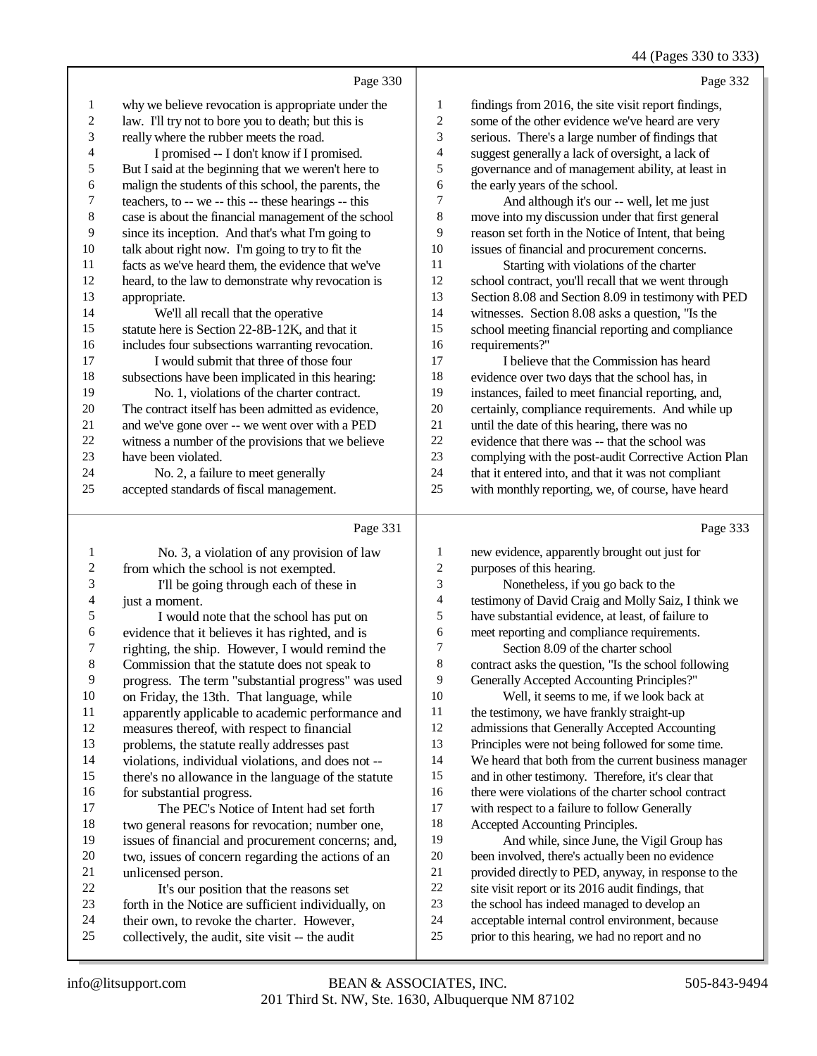Page 330

1 why we believe revocation is appropriate under the
2 law. I'll try not to bore you to death; but this is
3 really where the rubber meets the road.
4 I promised -- I don't know if I promised.
5 But I said at the beginning that we weren't here to
6 malign the students of this school, the parents, the
7 teachers, to -- we -- this -- these hearings -- this
8 case is about the financial management of the school
9 since its inception. And that's what I'm going to
10 talk about right now. I'm going to try to fit the
11 facts as we've heard them, the evidence that we've
12 heard, to the law to demonstrate why revocation is
13 appropriate.
14 We'll all recall that the operative
15 statute here is Section 22-8B-12K, and that it
16 includes four subsections warranting revocation.
17 I would submit that three of those four
18 subsections have been implicated in this hearing:
19 No. 1, violations of the charter contract.
20 The contract itself has been admitted as evidence,
21 and we've gone over -- we went over with a PED
22 witness a number of the provisions that we believe
23 have been violated.
24 No. 2, a failure to meet generally
25 accepted standards of fiscal management.

Page 331

1 No. 3, a violation of any provision of law
2 from which the school is not exempted.
3 I'll be going through each of these in
4 just a moment.
5 I would note that the school has put on
6 evidence that it believes it has righted, and is
7 righting, the ship. However, I would remind the
8 Commission that the statute does not speak to
9 progress. The term "substantial progress" was used
10 on Friday, the 13th. That language, while
11 apparently applicable to academic performance and
12 measures thereof, with respect to financial
13 problems, the statute really addresses past
14 violations, individual violations, and does not --
15 there's no allowance in the language of the statute
16 for substantial progress.
17 The PEC's Notice of Intent had set forth
18 two general reasons for revocation; number one,
19 issues of financial and procurement concerns; and,
20 two, issues of concern regarding the actions of an
21 unlicensed person.
22 It's our position that the reasons set
23 forth in the Notice are sufficient individually, on
24 their own, to revoke the charter. However,
25 collectively, the audit, site visit -- the audit

Page 332

1 findings from 2016, the site visit report findings,
2 some of the other evidence we've heard are very
3 serious. There's a large number of findings that
4 suggest generally a lack of oversight, a lack of
5 governance and of management ability, at least in
6 the early years of the school.
7 And although it's our -- well, let me just
8 move into my discussion under that first general
9 reason set forth in the Notice of Intent, that being
10 issues of financial and procurement concerns.
11 Starting with violations of the charter
12 school contract, you'll recall that we went through
13 Section 8.08 and Section 8.09 in testimony with PED
14 witnesses. Section 8.08 asks a question, "Is the
15 school meeting financial reporting and compliance
16 requirements?"
17 I believe that the Commission has heard
18 evidence over two days that the school has, in
19 instances, failed to meet financial reporting, and,
20 certainly, compliance requirements. And while up
21 until the date of this hearing, there was no
22 evidence that there was -- that the school was
23 complying with the post-audit Corrective Action Plan
24 that it entered into, and that it was not compliant
25 with monthly reporting, we, of course, have heard

Page 333

1 new evidence, apparently brought out just for
2 purposes of this hearing.
3 Nonetheless, if you go back to the
4 testimony of David Craig and Molly Saiz, I think we
5 have substantial evidence, at least, of failure to
6 meet reporting and compliance requirements.
7 Section 8.09 of the charter school
8 contract asks the question, "Is the school following
9 Generally Accepted Accounting Principles?"
10 Well, it seems to me, if we look back at
11 the testimony, we have frankly straight-up
12 admissions that Generally Accepted Accounting
13 Principles were not being followed for some time.
14 We heard that both from the current business manager
15 and in other testimony. Therefore, it's clear that
16 there were violations of the charter school contract
17 with respect to a failure to follow Generally
18 Accepted Accounting Principles.
19 And while, since June, the Vigil Group has
20 been involved, there's actually been no evidence
21 provided directly to PED, anyway, in response to the
22 site visit report or its 2016 audit findings, that
23 the school has indeed managed to develop an
24 acceptable internal control environment, because
25 prior to this hearing, we had no report and no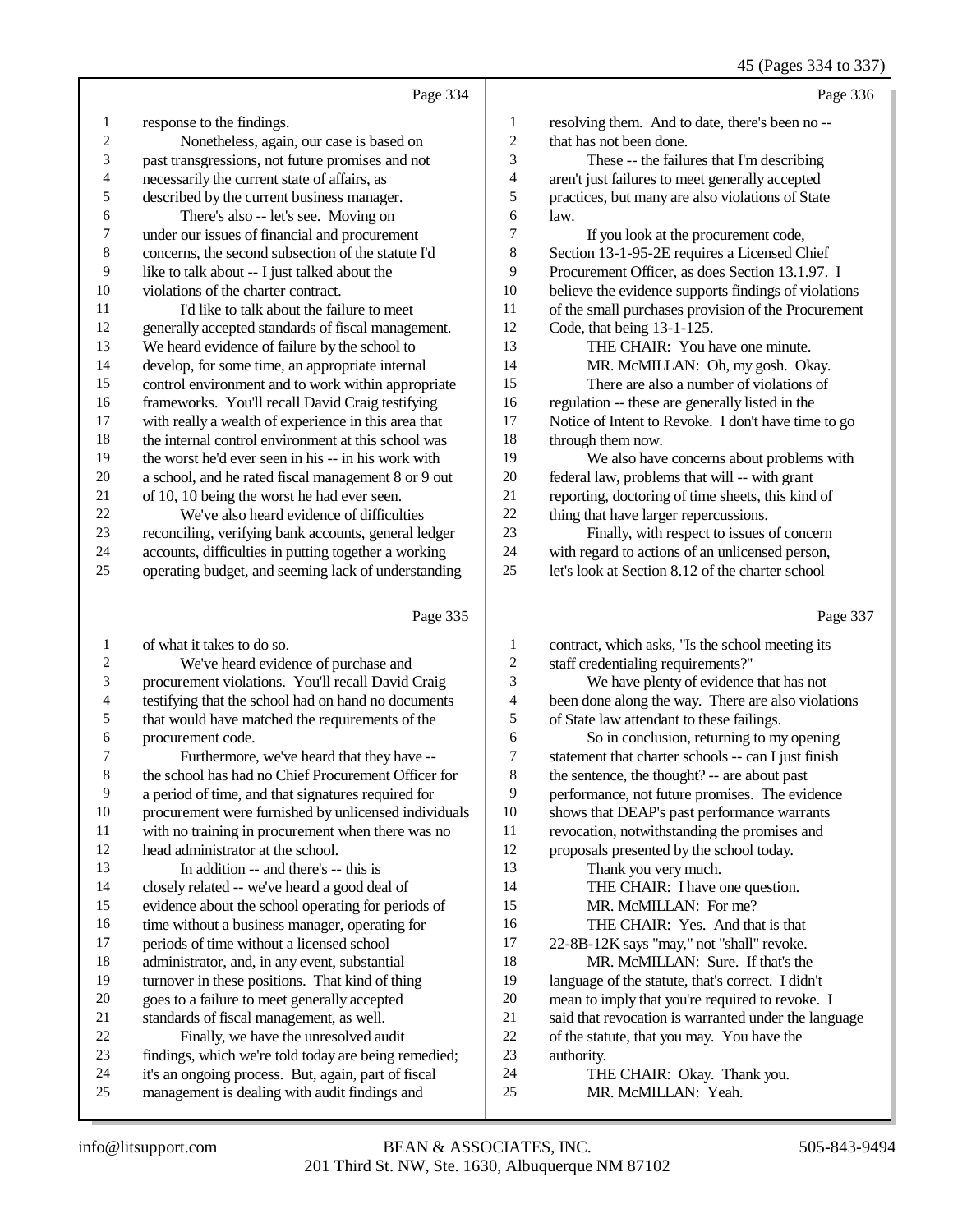Page 334

1 response to the findings.
2 Nonetheless, again, our case is based on
3 past transgressions, not future promises and not
4 necessarily the current state of affairs, as
5 described by the current business manager.
6 There's also -- let's see. Moving on
7 under our issues of financial and procurement
8 concerns, the second subsection of the statute I'd
9 like to talk about -- I just talked about the
10 violations of the charter contract.
11 I'd like to talk about the failure to meet
12 generally accepted standards of fiscal management.
13 We heard evidence of failure by the school to
14 develop, for some time, an appropriate internal
15 control environment and to work within appropriate
16 frameworks. You'll recall David Craig testifying
17 with really a wealth of experience in this area that
18 the internal control environment at this school was
19 the worst he'd ever seen in his -- in his work with
20 a school, and he rated fiscal management 8 or 9 out
21 of 10, 10 being the worst he had ever seen.
22 We've also heard evidence of difficulties
23 reconciling, verifying bank accounts, general ledger
24 accounts, difficulties in putting together a working
25 operating budget, and seeming lack of understanding

Page 335

1 of what it takes to do so.
2 We've heard evidence of purchase and
3 procurement violations. You'll recall David Craig
4 testifying that the school had on hand no documents
5 that would have matched the requirements of the
6 procurement code.
7 Furthermore, we've heard that they have --
8 the school has had no Chief Procurement Officer for
9 a period of time, and that signatures required for
10 procurement were furnished by unlicensed individuals
11 with no training in procurement when there was no
12 head administrator at the school.
13 In addition -- and there's -- this is
14 closely related -- we've heard a good deal of
15 evidence about the school operating for periods of
16 time without a business manager, operating for
17 periods of time without a licensed school
18 administrator, and, in any event, substantial
19 turnover in these positions. That kind of thing
20 goes to a failure to meet generally accepted
21 standards of fiscal management, as well.
22 Finally, we have the unresolved audit
23 findings, which we're told today are being remedied;
24 it's an ongoing process. But, again, part of fiscal
25 management is dealing with audit findings and

Page 336

1 resolving them. And to date, there's been no --
2 that has not been done.
3 These -- the failures that I'm describing
4 aren't just failures to meet generally accepted
5 practices, but many are also violations of State
6 law.
7 If you look at the procurement code,
8 Section 13-1-95-2E requires a Licensed Chief
9 Procurement Officer, as does Section 13.1.97. I
10 believe the evidence supports findings of violations
11 of the small purchases provision of the Procurement
12 Code, that being 13-1-125.
13 THE CHAIR: You have one minute.
14 MR. McMILLAN: Oh, my gosh. Okay.
15 There are also a number of violations of
16 regulation -- these are generally listed in the
17 Notice of Intent to Revoke. I don't have time to go
18 through them now.
19 We also have concerns about problems with
20 federal law, problems that will -- with grant
21 reporting, doctoring of time sheets, this kind of
22 thing that have larger repercussions.
23 Finally, with respect to issues of concern
24 with regard to actions of an unlicensed person,
25 let's look at Section 8.12 of the charter school

Page 337

1 contract, which asks, "Is the school meeting its
2 staff credentialing requirements?"
3 We have plenty of evidence that has not
4 been done along the way. There are also violations
5 of State law attendant to these failings.
6 So in conclusion, returning to my opening
7 statement that charter schools -- can I just finish
8 the sentence, the thought? -- are about past
9 performance, not future promises. The evidence
10 shows that DEAP's past performance warrants
11 revocation, notwithstanding the promises and
12 proposals presented by the school today.
13 Thank you very much.
14 THE CHAIR: I have one question.
15 MR. McMILLAN: For me?
16 THE CHAIR: Yes. And that is that
17 22-8B-12K says "may," not "shall" revoke.
18 MR. McMILLAN: Sure. If that's the
19 language of the statute, that's correct. I didn't
20 mean to imply that you're required to revoke. I
21 said that revocation is warranted under the language
22 of the statute, that you may. You have the
23 authority.
24 THE CHAIR: Okay. Thank you.
25 MR. McMILLAN: Yeah.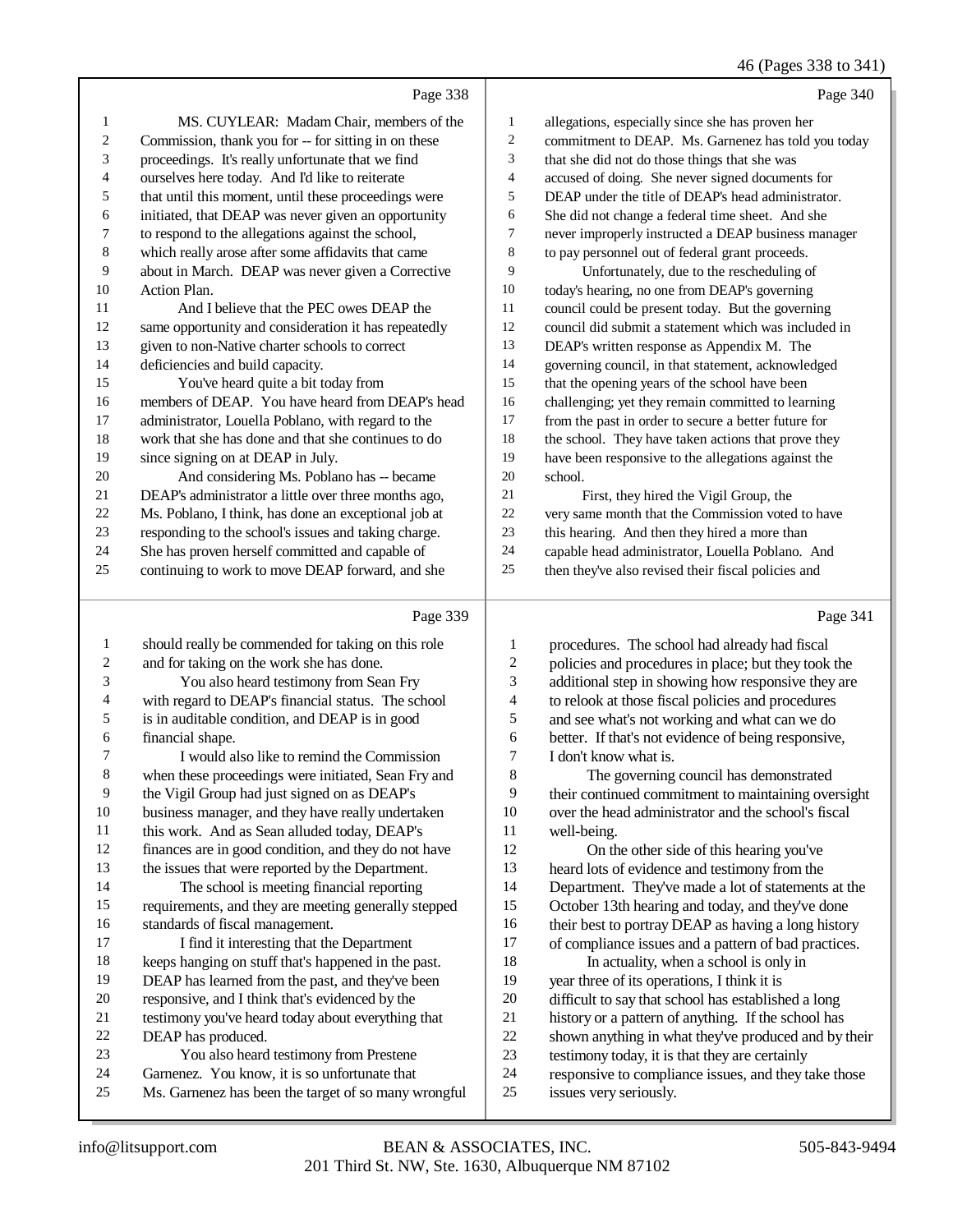Page 338

MS. CUYLEAR: Madam Chair, members of the Commission, thank you for -- for sitting in on these proceedings. It's really unfortunate that we find ourselves here today. And I'd like to reiterate that until this moment, until these proceedings were initiated, that DEAP was never given an opportunity to respond to the allegations against the school, which really arose after some affidavits that came about in March. DEAP was never given a Corrective Action Plan.

And I believe that the PEC owes DEAP the same opportunity and consideration it has repeatedly given to non-Native charter schools to correct deficiencies and build capacity.

You've heard quite a bit today from members of DEAP. You have heard from DEAP's head administrator, Louella Poblano, with regard to the work that she has done and that she continues to do since signing on at DEAP in July.

And considering Ms. Poblano has -- became DEAP's administrator a little over three months ago, Ms. Poblano, I think, has done an exceptional job at responding to the school's issues and taking charge. She has proven herself committed and capable of continuing to work to move DEAP forward, and she

Page 339

should really be commended for taking on this role and for taking on the work she has done.

You also heard testimony from Sean Fry with regard to DEAP's financial status. The school is in auditable condition, and DEAP is in good financial shape.

I would also like to remind the Commission when these proceedings were initiated, Sean Fry and the Vigil Group had just signed on as DEAP's business manager, and they have really undertaken this work. And as Sean alluded today, DEAP's finances are in good condition, and they do not have the issues that were reported by the Department.

The school is meeting financial reporting requirements, and they are meeting generally stepped standards of fiscal management.

I find it interesting that the Department keeps hanging on stuff that's happened in the past. DEAP has learned from the past, and they've been responsive, and I think that's evidenced by the testimony you've heard today about everything that DEAP has produced.

You also heard testimony from Prestene Garnenez. You know, it is so unfortunate that Ms. Garnenez has been the target of so many wrongful

Page 340

allegations, especially since she has proven her commitment to DEAP. Ms. Garnenez has told you today that she did not do those things that she was accused of doing. She never signed documents for DEAP under the title of DEAP's head administrator. She did not change a federal time sheet. And she never improperly instructed a DEAP business manager to pay personnel out of federal grant proceeds.

Unfortunately, due to the rescheduling of today's hearing, no one from DEAP's governing council could be present today. But the governing council did submit a statement which was included in DEAP's written response as Appendix M. The governing council, in that statement, acknowledged that the opening years of the school have been challenging; yet they remain committed to learning from the past in order to secure a better future for the school. They have taken actions that prove they have been responsive to the allegations against the school.

First, they hired the Vigil Group, the very same month that the Commission voted to have this hearing. And then they hired a more than capable head administrator, Louella Poblano. And then they've also revised their fiscal policies and

Page 341

procedures. The school had already had fiscal policies and procedures in place; but they took the additional step in showing how responsive they are to relook at those fiscal policies and procedures and see what's not working and what can we do better. If that's not evidence of being responsive, I don't know what is.

The governing council has demonstrated their continued commitment to maintaining oversight over the head administrator and the school's fiscal well-being.

On the other side of this hearing you've heard lots of evidence and testimony from the Department. They've made a lot of statements at the October 13th hearing and today, and they've done their best to portray DEAP as having a long history of compliance issues and a pattern of bad practices.

In actuality, when a school is only in year three of its operations, I think it is difficult to say that school has established a long history or a pattern of anything. If the school has shown anything in what they've produced and by their testimony today, it is that they are certainly responsive to compliance issues, and they take those issues very seriously.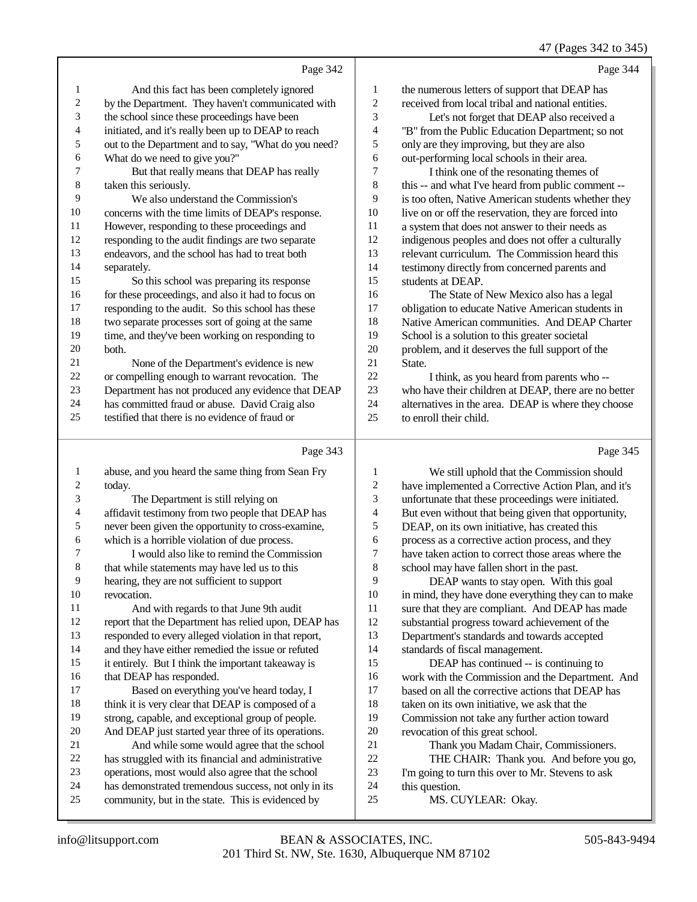Page 342

1 And this fact has been completely ignored
2 by the Department. They haven't communicated with
3 the school since these proceedings have been
4 initiated, and it's really been up to DEAP to reach
5 out to the Department and to say, "What do you need?
6 What do we need to give you?"
7 But that really means that DEAP has really
8 taken this seriously.
9 We also understand the Commission's
10 concerns with the time limits of DEAP's response.
11 However, responding to these proceedings and
12 responding to the audit findings are two separate
13 endeavors, and the school has had to treat both
14 separately.
15 So this school was preparing its response
16 for these proceedings, and also it had to focus on
17 responding to the audit. So this school has these
18 two separate processes sort of going at the same
19 time, and they've been working on responding to
20 both.
21 None of the Department's evidence is new
22 or compelling enough to warrant revocation. The
23 Department has not produced any evidence that DEAP
24 has committed fraud or abuse. David Craig also
25 testified that there is no evidence of fraud or

Page 343

1 abuse, and you heard the same thing from Sean Fry
2 today.
3 The Department is still relying on
4 affidavit testimony from two people that DEAP has
5 never been given the opportunity to cross-examine,
6 which is a horrible violation of due process.
7 I would also like to remind the Commission
8 that while statements may have led us to this
9 hearing, they are not sufficient to support
10 revocation.
11 And with regards to that June 9th audit
12 report that the Department has relied upon, DEAP has
13 responded to every alleged violation in that report,
14 and they have either remedied the issue or refuted
15 it entirely. But I think the important takeaway is
16 that DEAP has responded.
17 Based on everything you've heard today, I
18 think it is very clear that DEAP is composed of a
19 strong, capable, and exceptional group of people.
20 And DEAP just started year three of its operations.
21 And while some would agree that the school
22 has struggled with its financial and administrative
23 operations, most would also agree that the school
24 has demonstrated tremendous success, not only in its
25 community, but in the state. This is evidenced by

Page 344

1 the numerous letters of support that DEAP has
2 received from local tribal and national entities.
3 Let's not forget that DEAP also received a
4 "B" from the Public Education Department; so not
5 only are they improving, but they are also
6 out-performing local schools in their area.
7 I think one of the resonating themes of
8 this -- and what I've heard from public comment --
9 is too often, Native American students whether they
10 live on or off the reservation, they are forced into
11 a system that does not answer to their needs as
12 indigenous peoples and does not offer a culturally
13 relevant curriculum. The Commission heard this
14 testimony directly from concerned parents and
15 students at DEAP.
16 The State of New Mexico also has a legal
17 obligation to educate Native American students in
18 Native American communities. And DEAP Charter
19 School is a solution to this greater societal
20 problem, and it deserves the full support of the
21 State.
22 I think, as you heard from parents who --
23 who have their children at DEAP, there are no better
24 alternatives in the area. DEAP is where they choose
25 to enroll their child.

Page 345

1 We still uphold that the Commission should
2 have implemented a Corrective Action Plan, and it's
3 unfortunate that these proceedings were initiated.
4 But even without that being given that opportunity,
5 DEAP, on its own initiative, has created this
6 process as a corrective action process, and they
7 have taken action to correct those areas where the
8 school may have fallen short in the past.
9 DEAP wants to stay open. With this goal
10 in mind, they have done everything they can to make
11 sure that they are compliant. And DEAP has made
12 substantial progress toward achievement of the
13 Department's standards and towards accepted
14 standards of fiscal management.
15 DEAP has continued -- is continuing to
16 work with the Commission and the Department. And
17 based on all the corrective actions that DEAP has
18 taken on its own initiative, we ask that the
19 Commission not take any further action toward
20 revocation of this great school.
21 Thank you Madam Chair, Commissioners.
22 THE CHAIR: Thank you. And before you go,
23 I'm going to turn this over to Mr. Stevens to ask
24 this question.
25 MS. CUYLEAR: Okay.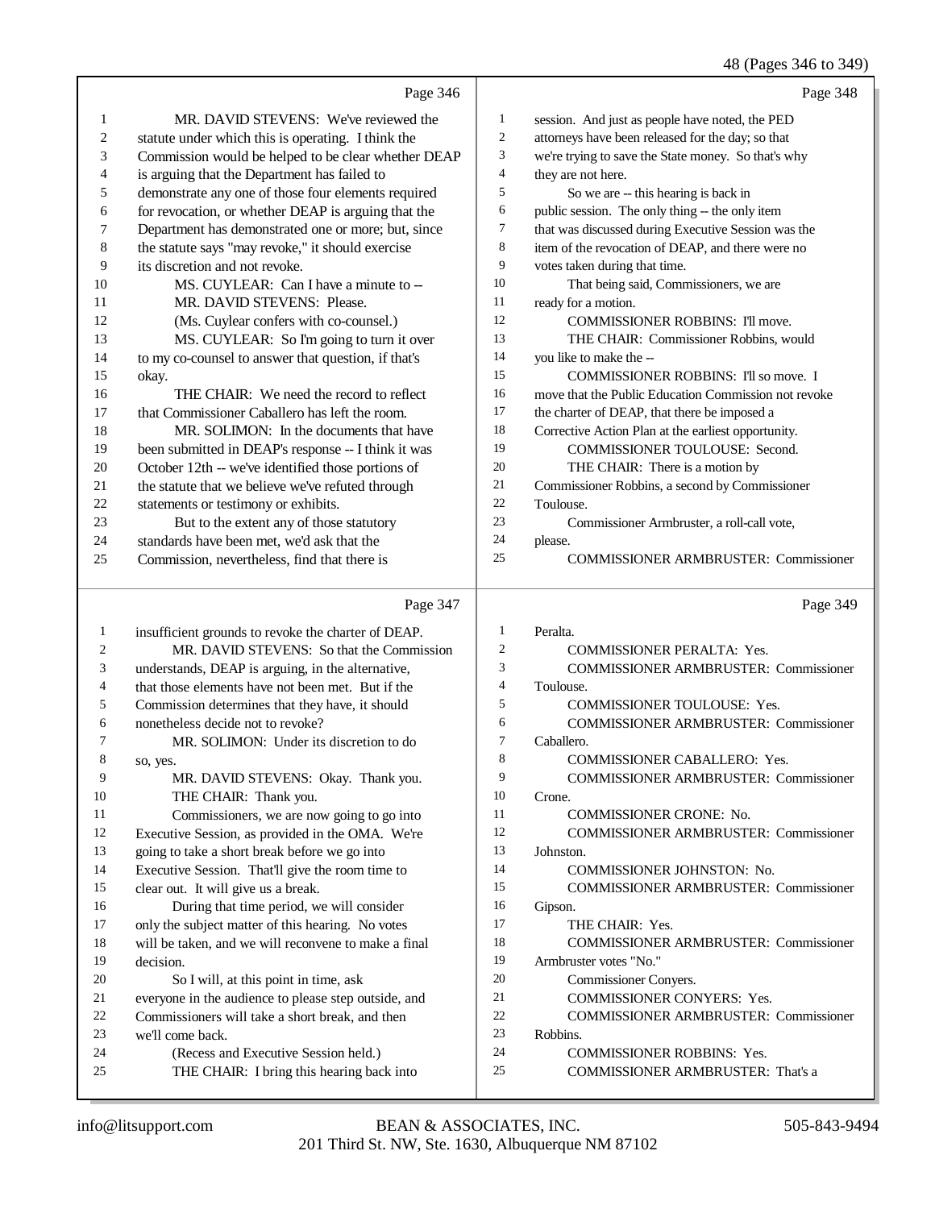Page 346

1 MR. DAVID STEVENS: We've reviewed the
2 statute under which this is operating. I think the
3 Commission would be helped to be clear whether DEAP
4 is arguing that the Department has failed to
5 demonstrate any one of those four elements required
6 for revocation, or whether DEAP is arguing that the
7 Department has demonstrated one or more; but, since
8 the statute says "may revoke," it should exercise
9 its discretion and not revoke.
10 MS. CUYLEAR: Can I have a minute to --
11 MR. DAVID STEVENS: Please.
12 (Ms. Cuylear confers with co-counsel.)
13 MS. CUYLEAR: So I'm going to turn it over
14 to my co-counsel to answer that question, if that's
15 okay.
16 THE CHAIR: We need the record to reflect
17 that Commissioner Caballero has left the room.
18 MR. SOLIMON: In the documents that have
19 been submitted in DEAP's response -- I think it was
20 October 12th -- we've identified those portions of
21 the statute that we believe we've refuted through
22 statements or testimony or exhibits.
23 But to the extent any of those statutory
24 standards have been met, we'd ask that the
25 Commission, nevertheless, find that there is

Page 347

1 insufficient grounds to revoke the charter of DEAP.
2 MR. DAVID STEVENS: So that the Commission
3 understands, DEAP is arguing, in the alternative,
4 that those elements have not been met. But if the
5 Commission determines that they have, it should
6 nonetheless decide not to revoke?
7 MR. SOLIMON: Under its discretion to do
8 so, yes.
9 MR. DAVID STEVENS: Okay. Thank you.
10 THE CHAIR: Thank you.
11 Commissioners, we are now going to go into
12 Executive Session, as provided in the OMA. We're
13 going to take a short break before we go into
14 Executive Session. That'll give the room time to
15 clear out. It will give us a break.
16 During that time period, we will consider
17 only the subject matter of this hearing. No votes
18 will be taken, and we will reconvene to make a final
19 decision.
20 So I will, at this point in time, ask
21 everyone in the audience to please step outside, and
22 Commissioners will take a short break, and then
23 we'll come back.
24 (Recess and Executive Session held.)
25 THE CHAIR: I bring this hearing back into

Page 348

1 session. And just as people have noted, the PED
2 attorneys have been released for the day; so that
3 we're trying to save the State money. So that's why
4 they are not here.
5 So we are -- this hearing is back in
6 public session. The only thing -- the only item
7 that was discussed during Executive Session was the
8 item of the revocation of DEAP, and there were no
9 votes taken during that time.
10 That being said, Commissioners, we are
11 ready for a motion.
12 COMMISSIONER ROBBINS: I'll move.
13 THE CHAIR: Commissioner Robbins, would
14 you like to make the --
15 COMMISSIONER ROBBINS: I'll so move. I
16 move that the Public Education Commission not revoke
17 the charter of DEAP, that there be imposed a
18 Corrective Action Plan at the earliest opportunity.
19 COMMISSIONER TOULOUSE: Second.
20 THE CHAIR: There is a motion by
21 Commissioner Robbins, a second by Commissioner
22 Toulouse.
23 Commissioner Armbruster, a roll-call vote,
24 please.
25 COMMISSIONER ARMBRUSTER: Commissioner

Page 349

1 Peralta.
2 COMMISSIONER PERALTA: Yes.
3 COMMISSIONER ARMBRUSTER: Commissioner
4 Toulouse.
5 COMMISSIONER TOULOUSE: Yes.
6 COMMISSIONER ARMBRUSTER: Commissioner
7 Caballero.
8 COMMISSIONER CABALLERO: Yes.
9 COMMISSIONER ARMBRUSTER: Commissioner
10 Crone.
11 COMMISSIONER CRONE: No.
12 COMMISSIONER ARMBRUSTER: Commissioner
13 Johnston.
14 COMMISSIONER JOHNSTON: No.
15 COMMISSIONER ARMBRUSTER: Commissioner
16 Gipson.
17 THE CHAIR: Yes.
18 COMMISSIONER ARMBRUSTER: Commissioner
19 Armbruster votes "No."
20 Commissioner Conyers.
21 COMMISSIONER CONYERS: Yes.
22 COMMISSIONER ARMBRUSTER: Commissioner
23 Robbins.
24 COMMISSIONER ROBBINS: Yes.
25 COMMISSIONER ARMBRUSTER: That's a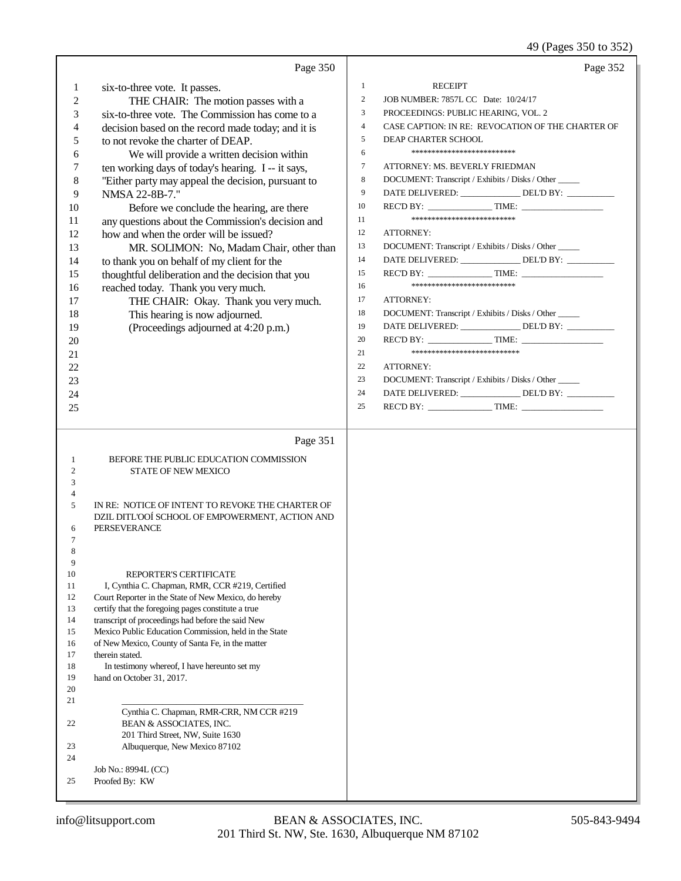Page 350

1 six-to-three vote. It passes.
2 THE CHAIR: The motion passes with a
3 six-to-three vote. The Commission has come to a
4 decision based on the record made today; and it is
5 to not revoke the charter of DEAP.
6 We will provide a written decision within
7 ten working days of today's hearing. I -- it says,
8 "Either party may appeal the decision, pursuant to
9 NMSA 22-8B-7."
10 Before we conclude the hearing, are there
11 any questions about the Commission's decision and
12 how and when the order will be issued?
13 MR. SOLIMON: No, Madam Chair, other than
14 to thank you on behalf of my client for the
15 thoughtful deliberation and the decision that you
16 reached today. Thank you very much.
17 THE CHAIR: Okay. Thank you very much.
18 This hearing is now adjourned.
19 (Proceedings adjourned at 4:20 p.m.)
20
21
22
23
24
25

Page 351

1 BEFORE THE PUBLIC EDUCATION COMMISSION
2 STATE OF NEW MEXICO
3
4
5 IN RE: NOTICE OF INTENT TO REVOKE THE CHARTER OF DZIL DITL'OOÍ SCHOOL OF EMPOWERMENT, ACTION AND
6 PERSEVERANCE
7
8
9
10 REPORTER'S CERTIFICATE
11 I, Cynthia C. Chapman, RMR, CCR #219, Certified
12 Court Reporter in the State of New Mexico, do hereby
13 certify that the foregoing pages constitute a true
14 transcript of proceedings had before the said New
15 Mexico Public Education Commission, held in the State
16 of New Mexico, County of Santa Fe, in the matter
17 therein stated.
18 In testimony whereof, I have hereunto set my
19 hand on October 31, 2017.
20
21 \_\_\_\_\_\_\_\_\_\_\_\_\_\_\_\_\_\_\_\_\_\_\_\_\_\_\_\_\_\_\_\_
Cynthia C. Chapman, RMR-CRR, NM CCR #219
22 BEAN & ASSOCIATES, INC.
201 Third Street, NW, Suite 1630
23 Albuquerque, New Mexico 87102
24
Job No.: 8994L (CC)
25 Proofed By: KW

Page 352

1 RECEIPT
2 JOB NUMBER: 7857L CC Date: 10/24/17
3 PROCEEDINGS: PUBLIC HEARING, VOL. 2
4 CASE CAPTION: IN RE: REVOCATION OF THE CHARTER OF
5 DEAP CHARTER SCHOOL
6 **************************
7 ATTORNEY: MS. BEVERLY FRIEDMAN
8 DOCUMENT: Transcript / Exhibits / Disks / Other \_\_\_\_\_
9 DATE DELIVERED: \_\_\_\_\_\_\_\_\_\_\_\_\_\_ DEL'D BY: \_\_\_\_\_\_\_\_\_\_\_
10 REC'D BY: \_\_\_\_\_\_\_\_\_\_\_\_\_\_\_ TIME: \_\_\_\_\_\_\_\_\_\_\_\_\_\_\_\_\_\_\_
11 **************************
12 ATTORNEY:
13 DOCUMENT: Transcript / Exhibits / Disks / Other \_\_\_\_\_
14 DATE DELIVERED: \_\_\_\_\_\_\_\_\_\_\_\_\_\_ DEL'D BY: \_\_\_\_\_\_\_\_\_\_\_
15 REC'D BY: \_\_\_\_\_\_\_\_\_\_\_\_\_\_\_ TIME: \_\_\_\_\_\_\_\_\_\_\_\_\_\_\_\_\_\_\_
16 **************************
17 ATTORNEY:
18 DOCUMENT: Transcript / Exhibits / Disks / Other \_\_\_\_\_
19 DATE DELIVERED: \_\_\_\_\_\_\_\_\_\_\_\_\_\_ DEL'D BY: \_\_\_\_\_\_\_\_\_\_\_
20 REC'D BY: \_\_\_\_\_\_\_\_\_\_\_\_\_\_\_ TIME: \_\_\_\_\_\_\_\_\_\_\_\_\_\_\_\_\_\_\_
21 ***************************
22 ATTORNEY:
23 DOCUMENT: Transcript / Exhibits / Disks / Other \_\_\_\_\_
24 DATE DELIVERED: \_\_\_\_\_\_\_\_\_\_\_\_\_\_ DEL'D BY: \_\_\_\_\_\_\_\_\_\_\_
25 REC'D BY: \_\_\_\_\_\_\_\_\_\_\_\_\_\_\_ TIME: \_\_\_\_\_\_\_\_\_\_\_\_\_\_\_\_\_\_\_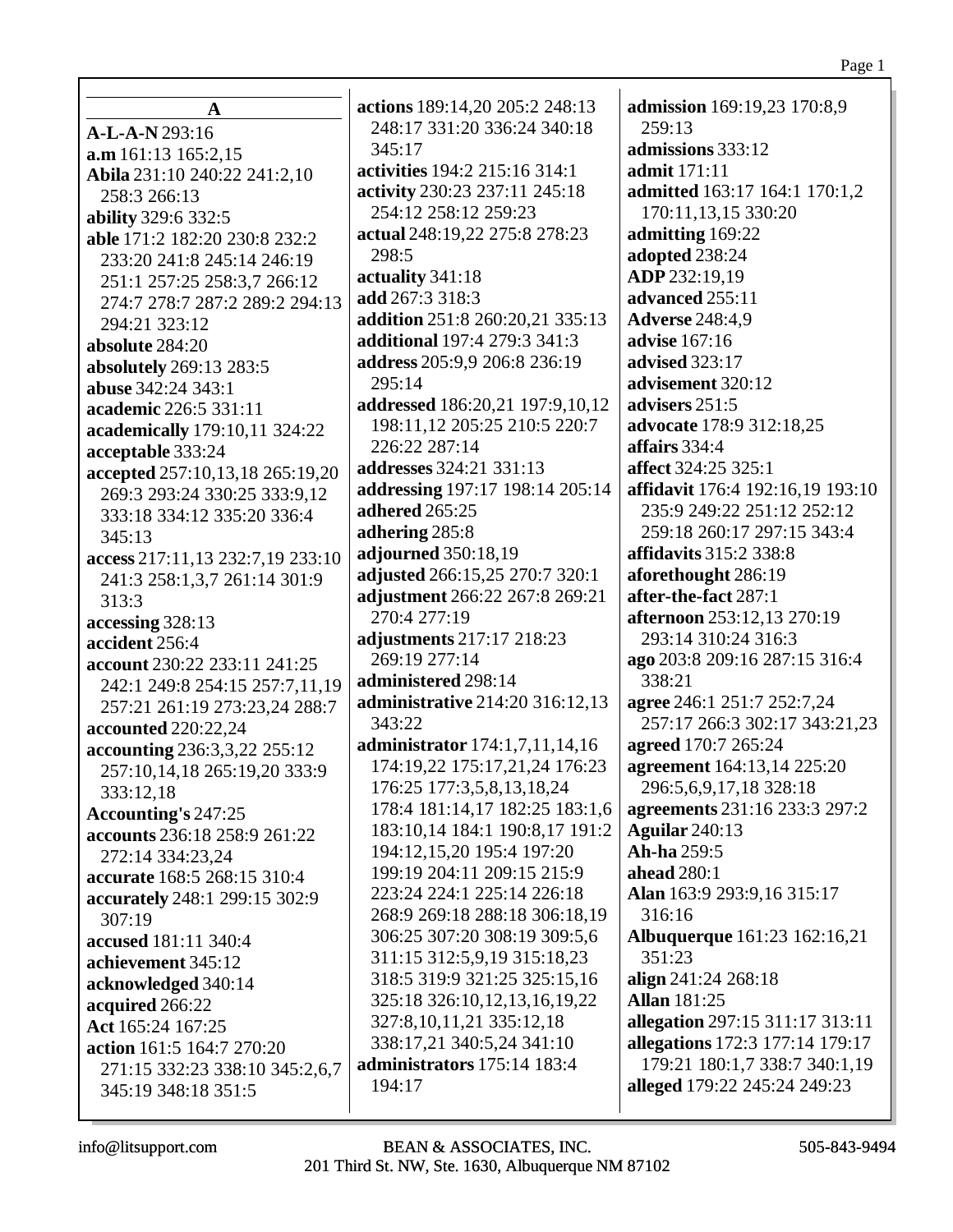# A

**A-L-A-N** 293:16
**a.m** 161:13 165:2,15
**Abila** 231:10 240:22 241:2,10 258:3 266:13
**ability** 329:6 332:5
**able** 171:2 182:20 230:8 232:2 233:20 241:8 245:14 246:19 251:1 257:25 258:3,7 266:12 274:7 278:7 287:2 289:2 294:13 294:21 323:12
**absolute** 284:20
**absolutely** 269:13 283:5
**abuse** 342:24 343:1
**academic** 226:5 331:11
**academically** 179:10,11 324:22
**acceptable** 333:24
**accepted** 257:10,13,18 265:19,20 269:3 293:24 330:25 333:9,12 333:18 334:12 335:20 336:4 345:13
**access** 217:11,13 232:7,19 233:10 241:3 258:1,3,7 261:14 301:9 313:3
**accessing** 328:13
**accident** 256:4
**account** 230:22 233:11 241:25 242:1 249:8 254:15 257:7,11,19 257:21 261:19 273:23,24 288:7
**accounted** 220:22,24
**accounting** 236:3,3,22 255:12 257:10,14,18 265:19,20 333:9 333:12,18
**Accounting's** 247:25
**accounts** 236:18 258:9 261:22 272:14 334:23,24
**accurate** 168:5 268:15 310:4
**accurately** 248:1 299:15 302:9 307:19
**accused** 181:11 340:4
**achievement** 345:12
**acknowledged** 340:14
**acquired** 266:22
**Act** 165:24 167:25
**action** 161:5 164:7 270:20 271:15 332:23 338:10 345:2,6,7 345:19 348:18 351:5
**actions** 189:14,20 205:2 248:13 248:17 331:20 336:24 340:18 345:17
**activities** 194:2 215:16 314:1
**activity** 230:23 237:11 245:18 254:12 258:12 259:23
**actual** 248:19,22 275:8 278:23 298:5
**actuality** 341:18
**add** 267:3 318:3
**addition** 251:8 260:20,21 335:13
**additional** 197:4 279:3 341:3
**address** 205:9,9 206:8 236:19 295:14
**addressed** 186:20,21 197:9,10,12 198:11,12 205:25 210:5 220:7 226:22 287:14
**addresses** 324:21 331:13
**addressing** 197:17 198:14 205:14
**adhered** 265:25
**adhering** 285:8
**adjourned** 350:18,19
**adjusted** 266:15,25 270:7 320:1
**adjustment** 266:22 267:8 269:21 270:4 277:19
**adjustments** 217:17 218:23 269:19 277:14
**administered** 298:14
**administrative** 214:20 316:12,13 343:22
**administrator** 174:1,7,11,14,16 174:19,22 175:17,21,24 176:23 176:25 177:3,5,8,13,18,24 178:4 181:14,17 182:25 183:1,6 183:10,14 184:1 190:8,17 191:2 194:12,15,20 195:4 197:20 199:19 204:11 209:15 215:9 223:24 224:1 225:14 226:18 268:9 269:18 288:18 306:18,19 306:25 307:20 308:19 309:5,6 311:15 312:5,9,19 315:18,23 318:5 319:9 321:25 325:15,16 325:18 326:10,12,13,16,19,22 327:8,10,11,21 335:12,18 338:17,21 340:5,24 341:10
**administrators** 175:14 183:4 194:17
**admission** 169:19,23 170:8,9 259:13
**admissions** 333:12
**admit** 171:11
**admitted** 163:17 164:1 170:1,2 170:11,13,15 330:20
**admitting** 169:22
**adopted** 238:24
**ADP** 232:19,19
**advanced** 255:11
**Adverse** 248:4,9
**advise** 167:16
**advised** 323:17
**advisement** 320:12
**advisers** 251:5
**advocate** 178:9 312:18,25
**affairs** 334:4
**affect** 324:25 325:1
**affidavit** 176:4 192:16,19 193:10 235:9 249:22 251:12 252:12 259:18 260:17 297:15 343:4
**affidavits** 315:2 338:8
**aforethought** 286:19
**after-the-fact** 287:1
**afternoon** 253:12,13 270:19 293:14 310:24 316:3
**ago** 203:8 209:16 287:15 316:4 338:21
**agree** 246:1 251:7 252:7,24 257:17 266:3 302:17 343:21,23
**agreed** 170:7 265:24
**agreement** 164:13,14 225:20 296:5,6,9,17,18 328:18
**agreements** 231:16 233:3 297:2
**Aguilar** 240:13
**Ah-ha** 259:5
**ahead** 280:1
**Alan** 163:9 293:9,16 315:17 316:16
**Albuquerque** 161:23 162:16,21 351:23
**align** 241:24 268:18
**Allan** 181:25
**allegation** 297:15 311:17 313:11
**allegations** 172:3 177:14 179:17 179:21 180:1,7 338:7 340:1,19
**alleged** 179:22 245:24 249:23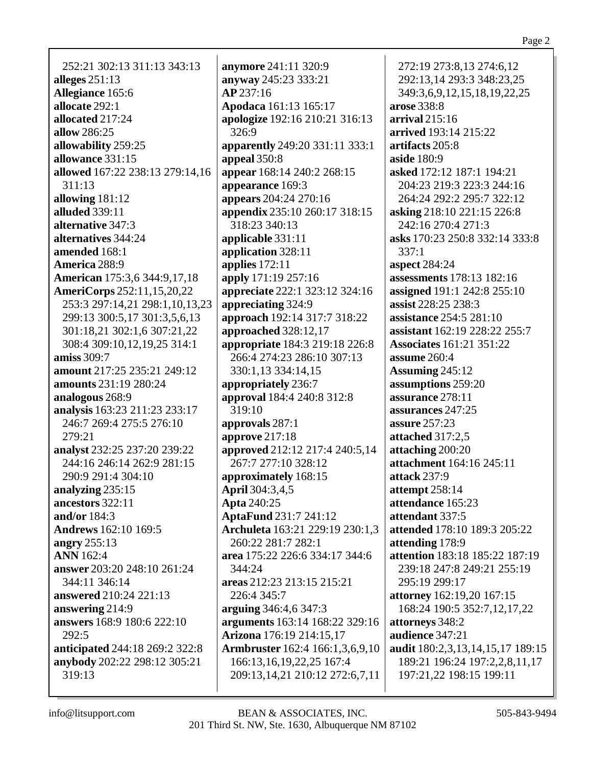252:21 302:13 311:13 343:13
**alleges** 251:13
**Allegiance** 165:6
**allocate** 292:1
**allocated** 217:24
**allow** 286:25
**allowability** 259:25
**allowance** 331:15
**allowed** 167:22 238:13 279:14,16 311:13
**allowing** 181:12
**alluded** 339:11
**alternative** 347:3
**alternatives** 344:24
**amended** 168:1
**America** 288:9
**American** 175:3,6 344:9,17,18
**AmeriCorps** 252:11,15,20,22 253:3 297:14,21 298:1,10,13,23 299:13 300:5,17 301:3,5,6,13 301:18,21 302:1,6 307:21,22 308:4 309:10,12,19,25 314:1
**amiss** 309:7
**amount** 217:25 235:21 249:12
**amounts** 231:19 280:24
**analogous** 268:9
**analysis** 163:23 211:23 233:17 246:7 269:4 275:5 276:10 279:21
**analyst** 232:25 237:20 239:22 244:16 246:14 262:9 281:15 290:9 291:4 304:10
**analyzing** 235:15
**ancestors** 322:11
**and/or** 184:3
**Andrews** 162:10 169:5
**angry** 255:13
**ANN** 162:4
**answer** 203:20 248:10 261:24 344:11 346:14
**answered** 210:24 221:13
**answering** 214:9
**answers** 168:9 180:6 222:10 292:5
**anticipated** 244:18 269:2 322:8
**anybody** 202:22 298:12 305:21 319:13
**anymore** 241:11 320:9
**anyway** 245:23 333:21
**AP** 237:16
**Apodaca** 161:13 165:17
**apologize** 192:16 210:21 316:13 326:9
**apparently** 249:20 331:11 333:1
**appeal** 350:8
**appear** 168:14 240:2 268:15
**appearance** 169:3
**appears** 204:24 270:16
**appendix** 235:10 260:17 318:15 318:23 340:13
**applicable** 331:11
**application** 328:11
**applies** 172:11
**apply** 171:19 257:16
**appreciate** 222:1 323:12 324:16
**appreciating** 324:9
**approach** 192:14 317:7 318:22
**approached** 328:12,17
**appropriate** 184:3 219:18 226:8 266:4 274:23 286:10 307:13 330:1,13 334:14,15
**appropriately** 236:7
**approval** 184:4 240:8 312:8 319:10
**approvals** 287:1
**approve** 217:18
**approved** 212:12 217:4 240:5,14 267:7 277:10 328:12
**approximately** 168:15
**April** 304:3,4,5
**Apta** 240:25
**AptaFund** 231:7 241:12
**Archuleta** 163:21 229:19 230:1,3 260:22 281:7 282:1
**area** 175:22 226:6 334:17 344:6 344:24
**areas** 212:23 213:15 215:21 226:4 345:7
**arguing** 346:4,6 347:3
**arguments** 163:14 168:22 329:16
**Arizona** 176:19 214:15,17
**Armbruster** 162:4 166:1,3,6,9,10 166:13,16,19,22,25 167:4 209:13,14,21 210:12 272:6,7,11 272:19 273:8,13 274:6,12 292:13,14 293:3 348:23,25 349:3,6,9,12,15,18,19,22,25
**arose** 338:8
**arrival** 215:16
**arrived** 193:14 215:22
**artifacts** 205:8
**aside** 180:9
**asked** 172:12 187:1 194:21 204:23 219:3 223:3 244:16 264:24 292:2 295:7 322:12
**asking** 218:10 221:15 226:8 242:16 270:4 271:3
**asks** 170:23 250:8 332:14 333:8 337:1
**aspect** 284:24
**assessments** 178:13 182:16
**assigned** 191:1 242:8 255:10
**assist** 228:25 238:3
**assistance** 254:5 281:10
**assistant** 162:19 228:22 255:7
**Associates** 161:21 351:22
**assume** 260:4
**Assuming** 245:12
**assumptions** 259:20
**assurance** 278:11
**assurances** 247:25
**assure** 257:23
**attached** 317:2,5
**attaching** 200:20
**attachment** 164:16 245:11
**attack** 237:9
**attempt** 258:14
**attendance** 165:23
**attendant** 337:5
**attended** 178:10 189:3 205:22
**attending** 178:9
**attention** 183:18 185:22 187:19 239:18 247:8 249:21 255:19 295:19 299:17
**attorney** 162:19,20 167:15 168:24 190:5 352:7,12,17,22
**attorneys** 348:2
**audience** 347:21
**audit** 180:2,3,13,14,15,17 189:15 189:21 196:24 197:2,2,8,11,17 197:21,22 198:15 199:11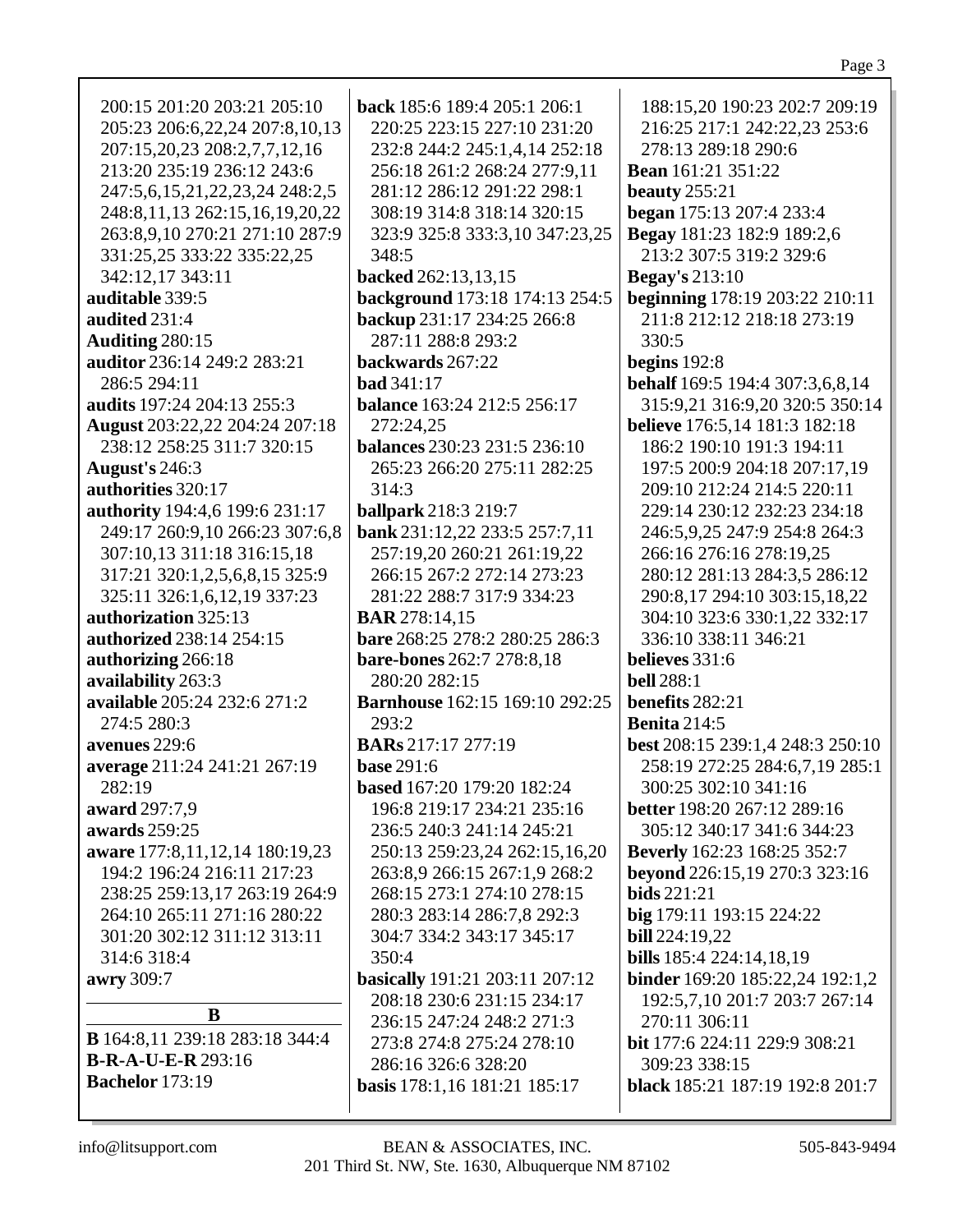200:15 201:20 203:21 205:10 205:23 206:6,22,24 207:8,10,13 207:15,20,23 208:2,7,7,12,16 213:20 235:19 236:12 243:6 247:5,6,15,21,22,23,24 248:2,5 248:8,11,13 262:15,16,19,20,22 263:8,9,10 270:21 271:10 287:9 331:25,25 333:22 335:22,25 342:12,17 343:11

**auditable** 339:5

**audited** 231:4

**Auditing** 280:15

**auditor** 236:14 249:2 283:21 286:5 294:11

**audits** 197:24 204:13 255:3

**August** 203:22,22 204:24 207:18 238:12 258:25 311:7 320:15

**August's** 246:3

**authorities** 320:17

**authority** 194:4,6 199:6 231:17 249:17 260:9,10 266:23 307:6,8 307:10,13 311:18 316:15,18 317:21 320:1,2,5,6,8,15 325:9 325:11 326:1,6,12,19 337:23

**authorization** 325:13

**authorized** 238:14 254:15

**authorizing** 266:18

**availability** 263:3

**available** 205:24 232:6 271:2 274:5 280:3

**avenues** 229:6

**average** 211:24 241:21 267:19 282:19

**award** 297:7,9

**awards** 259:25

**aware** 177:8,11,12,14 180:19,23 194:2 196:24 216:11 217:23 238:25 259:13,17 263:19 264:9 264:10 265:11 271:16 280:22 301:20 302:12 311:12 313:11 314:6 318:4

**awry** 309:7

## B

**B** 164:8,11 239:18 283:18 344:4

**B-R-A-U-E-R** 293:16

**Bachelor** 173:19

**back** 185:6 189:4 205:1 206:1 220:25 223:15 227:10 231:20 232:8 244:2 245:1,4,14 252:18 256:18 261:2 268:24 277:9,11 281:12 286:12 291:22 298:1 308:19 314:8 318:14 320:15 323:9 325:8 333:3,10 347:23,25 348:5

**backed** 262:13,13,15

**background** 173:18 174:13 254:5

**backup** 231:17 234:25 266:8 287:11 288:8 293:2

**backwards** 267:22

**bad** 341:17

**balance** 163:24 212:5 256:17 272:24,25

**balances** 230:23 231:5 236:10 265:23 266:20 275:11 282:25 314:3

**ballpark** 218:3 219:7

**bank** 231:12,22 233:5 257:7,11 257:19,20 260:21 261:19,22 266:15 267:2 272:14 273:23 281:22 288:7 317:9 334:23

**BAR** 278:14,15

**bare** 268:25 278:2 280:25 286:3

**bare-bones** 262:7 278:8,18 280:20 282:15

**Barnhouse** 162:15 169:10 292:25 293:2

**BARs** 217:17 277:19

**base** 291:6

**based** 167:20 179:20 182:24 196:8 219:17 234:21 235:16 236:5 240:3 241:14 245:21 250:13 259:23,24 262:15,16,20 263:8,9 266:15 267:1,9 268:2 268:15 273:1 274:10 278:15 280:3 283:14 286:7,8 292:3 304:7 334:2 343:17 345:17 350:4

**basically** 191:21 203:11 207:12 208:18 230:6 231:15 234:17 236:15 247:24 248:2 271:3 273:8 274:8 275:24 278:10 286:16 326:6 328:20

**basis** 178:1,16 181:21 185:17 188:15,20 190:23 202:7 209:19 216:25 217:1 242:22,23 253:6 278:13 289:18 290:6

**Bean** 161:21 351:22

**beauty** 255:21

**began** 175:13 207:4 233:4

**Begay** 181:23 182:9 189:2,6 213:2 307:5 319:2 329:6

**Begay's** 213:10

**beginning** 178:19 203:22 210:11 211:8 212:12 218:18 273:19 330:5

**begins** 192:8

**behalf** 169:5 194:4 307:3,6,8,14 315:9,21 316:9,20 320:5 350:14

**believe** 176:5,14 181:3 182:18 186:2 190:10 191:3 194:11 197:5 200:9 204:18 207:17,19 209:10 212:24 214:5 220:11 229:14 230:12 232:23 234:18 246:5,9,25 247:9 254:8 264:3 266:16 276:16 278:19,25 280:12 281:13 284:3,5 286:12 290:8,17 294:10 303:15,18,22 304:10 323:6 330:1,22 332:17 336:10 338:11 346:21

**believes** 331:6

**bell** 288:1

**benefits** 282:21

**Benita** 214:5

**best** 208:15 239:1,4 248:3 250:10 258:19 272:25 284:6,7,19 285:1 300:25 302:10 341:16

**better** 198:20 267:12 289:16 305:12 340:17 341:6 344:23

**Beverly** 162:23 168:25 352:7

**beyond** 226:15,19 270:3 323:16

**bids** 221:21

**big** 179:11 193:15 224:22

**bill** 224:19,22

**bills** 185:4 224:14,18,19

**binder** 169:20 185:22,24 192:1,2 192:5,7,10 201:7 203:7 267:14 270:11 306:11

**bit** 177:6 224:11 229:9 308:21 309:23 338:15

**black** 185:21 187:19 192:8 201:7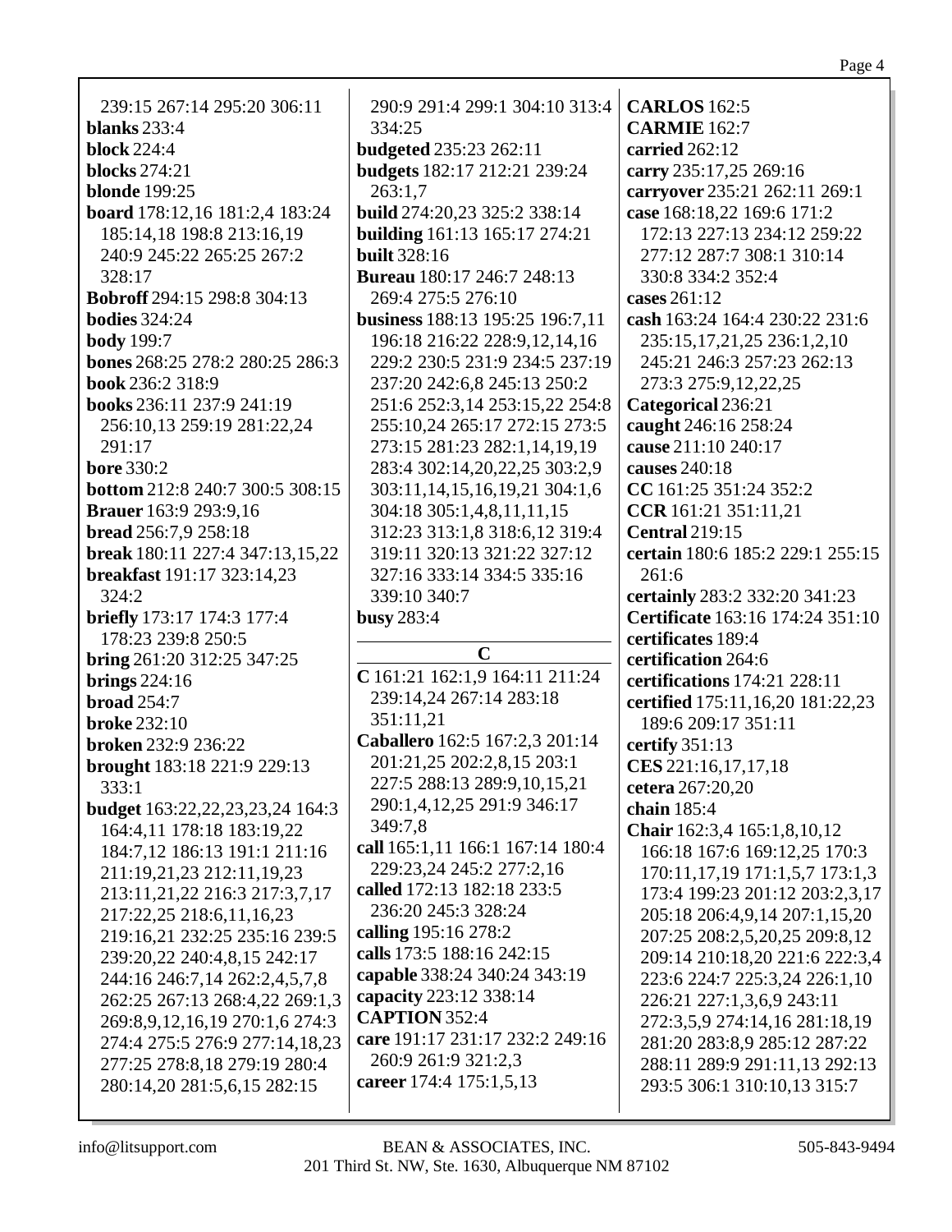239:15 267:14 295:20 306:11
**blanks** 233:4
**block** 224:4
**blocks** 274:21
**blonde** 199:25
**board** 178:12,16 181:2,4 183:24 185:14,18 198:8 213:16,19 240:9 245:22 265:25 267:2 328:17
**Bobroff** 294:15 298:8 304:13
**bodies** 324:24
**body** 199:7
**bones** 268:25 278:2 280:25 286:3
**book** 236:2 318:9
**books** 236:11 237:9 241:19 256:10,13 259:19 281:22,24 291:17
**bore** 330:2
**bottom** 212:8 240:7 300:5 308:15
**Brauer** 163:9 293:9,16
**bread** 256:7,9 258:18
**break** 180:11 227:4 347:13,15,22
**breakfast** 191:17 323:14,23 324:2
**briefly** 173:17 174:3 177:4 178:23 239:8 250:5
**bring** 261:20 312:25 347:25
**brings** 224:16
**broad** 254:7
**broke** 232:10
**broken** 232:9 236:22
**brought** 183:18 221:9 229:13 333:1
**budget** 163:22,22,23,23,24 164:3 164:4,11 178:18 183:19,22 184:7,12 186:13 191:1 211:16 211:19,21,23 212:11,19,23 213:11,21,22 216:3 217:3,7,17 217:22,25 218:6,11,16,23 219:16,21 232:25 235:16 239:5 239:20,22 240:4,8,15 242:17 244:16 246:7,14 262:2,4,5,7,8 262:25 267:13 268:4,22 269:1,3 269:8,9,12,16,19 270:1,6 274:3 274:4 275:5 276:9 277:14,18,23 277:25 278:8,18 279:19 280:4 280:14,20 281:5,6,15 282:15 290:9 291:4 299:1 304:10 313:4 334:25
**budgeted** 235:23 262:11
**budgets** 182:17 212:21 239:24 263:1,7
**build** 274:20,23 325:2 338:14
**building** 161:13 165:17 274:21
**built** 328:16
**Bureau** 180:17 246:7 248:13 269:4 275:5 276:10
**business** 188:13 195:25 196:7,11 196:18 216:22 228:9,12,14,16 229:2 230:5 231:9 234:5 237:19 237:20 242:6,8 245:13 250:2 251:6 252:3,14 253:15,22 254:8 255:10,24 265:17 272:15 273:5 273:15 281:23 282:1,14,19,19 283:4 302:14,20,22,25 303:2,9 303:11,14,15,16,19,21 304:1,6 304:18 305:1,4,8,11,11,15 312:23 313:1,8 318:6,12 319:4 319:11 320:13 321:22 327:12 327:16 333:14 334:5 335:16 339:10 340:7
**busy** 283:4

## C

**C** 161:21 162:1,9 164:11 211:24 239:14,24 267:14 283:18 351:11,21
**Caballero** 162:5 167:2,3 201:14 201:21,25 202:2,8,15 203:1 227:5 288:13 289:9,10,15,21 290:1,4,12,25 291:9 346:17 349:7,8
**call** 165:1,11 166:1 167:14 180:4 229:23,24 245:2 277:2,16
**called** 172:13 182:18 233:5 236:20 245:3 328:24
**calling** 195:16 278:2
**calls** 173:5 188:16 242:15
**capable** 338:24 340:24 343:19
**capacity** 223:12 338:14
**CAPTION** 352:4
**care** 191:17 231:17 232:2 249:16 260:9 261:9 321:2,3
**career** 174:4 175:1,5,13
**CARLOS** 162:5
**CARMIE** 162:7
**carried** 262:12
**carry** 235:17,25 269:16
**carryover** 235:21 262:11 269:1
**case** 168:18,22 169:6 171:2 172:13 227:13 234:12 259:22 277:12 287:7 308:1 310:14 330:8 334:2 352:4
**cases** 261:12
**cash** 163:24 164:4 230:22 231:6 235:15,17,21,25 236:1,2,10 245:21 246:3 257:23 262:13 273:3 275:9,12,22,25
**Categorical** 236:21
**caught** 246:16 258:24
**cause** 211:10 240:17
**causes** 240:18
**CC** 161:25 351:24 352:2
**CCR** 161:21 351:11,21
**Central** 219:15
**certain** 180:6 185:2 229:1 255:15 261:6
**certainly** 283:2 332:20 341:23
**Certificate** 163:16 174:24 351:10
**certificates** 189:4
**certification** 264:6
**certifications** 174:21 228:11
**certified** 175:11,16,20 181:22,23 189:6 209:17 351:11
**certify** 351:13
**CES** 221:16,17,17,18
**cetera** 267:20,20
**chain** 185:4
**Chair** 162:3,4 165:1,8,10,12 166:18 167:6 169:12,25 170:3 170:11,17,19 171:1,5,7 173:1,3 173:4 199:23 201:12 203:2,3,17 205:18 206:4,9,14 207:1,15,20 207:25 208:2,5,20,25 209:8,12 209:14 210:18,20 221:6 222:3,4 223:6 224:7 225:3,24 226:1,10 226:21 227:1,3,6,9 243:11 272:3,5,9 274:14,16 281:18,19 281:20 283:8,9 285:12 287:22 288:11 289:9 291:11,13 292:13 293:5 306:1 310:10,13 315:7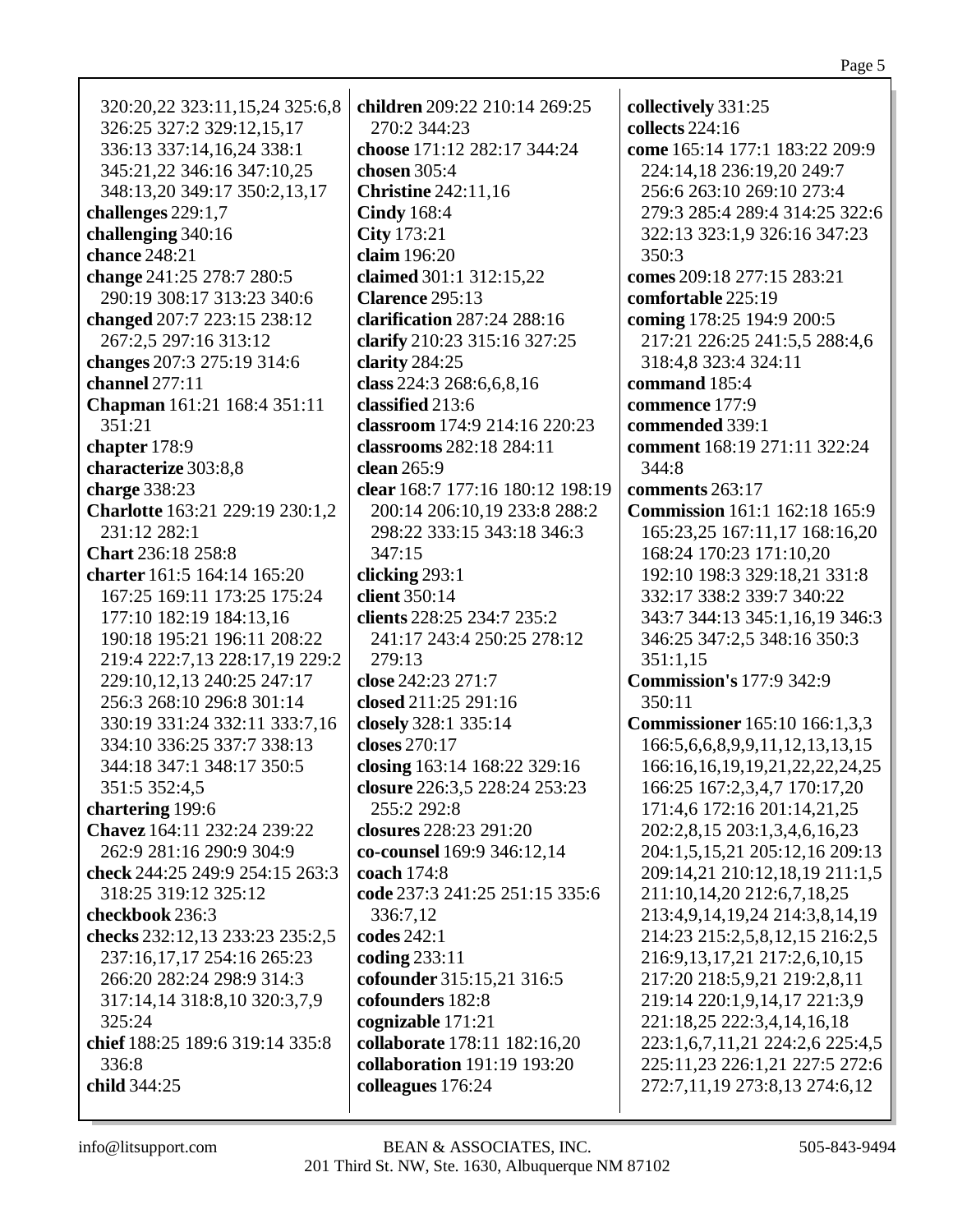320:20,22 323:11,15,24 325:6,8 326:25 327:2 329:12,15,17 336:13 337:14,16,24 338:1 345:21,22 346:16 347:10,25 348:13,20 349:17 350:2,13,17

**challenges** 229:1,7

**challenging** 340:16

**chance** 248:21

**change** 241:25 278:7 280:5 290:19 308:17 313:23 340:6

**changed** 207:7 223:15 238:12 267:2,5 297:16 313:12

**changes** 207:3 275:19 314:6

**channel** 277:11

**Chapman** 161:21 168:4 351:11 351:21

**chapter** 178:9

**characterize** 303:8,8

**charge** 338:23

**Charlotte** 163:21 229:19 230:1,2 231:12 282:1

**Chart** 236:18 258:8

**charter** 161:5 164:14 165:20 167:25 169:11 173:25 175:24 177:10 182:19 184:13,16 190:18 195:21 196:11 208:22 219:4 222:7,13 228:17,19 229:2 229:10,12,13 240:25 247:17 256:3 268:10 296:8 301:14 330:19 331:24 332:11 333:7,16 334:10 336:25 337:7 338:13 344:18 347:1 348:17 350:5 351:5 352:4,5

**chartering** 199:6

**Chavez** 164:11 232:24 239:22 262:9 281:16 290:9 304:9

**check** 244:25 249:9 254:15 263:3 318:25 319:12 325:12

**checkbook** 236:3

**checks** 232:12,13 233:23 235:2,5 237:16,17,17 254:16 265:23 266:20 282:24 298:9 314:3 317:14,14 318:8,10 320:3,7,9 325:24

**chief** 188:25 189:6 319:14 335:8 336:8

**child** 344:25

**children** 209:22 210:14 269:25 270:2 344:23

**choose** 171:12 282:17 344:24

**chosen** 305:4

**Christine** 242:11,16

**Cindy** 168:4

**City** 173:21

**claim** 196:20

**claimed** 301:1 312:15,22

**Clarence** 295:13

**clarification** 287:24 288:16

**clarify** 210:23 315:16 327:25

**clarity** 284:25

**class** 224:3 268:6,6,8,16

**classified** 213:6

**classroom** 174:9 214:16 220:23

**classrooms** 282:18 284:11

**clean** 265:9

**clear** 168:7 177:16 180:12 198:19 200:14 206:10,19 233:8 288:2 298:22 333:15 343:18 346:3 347:15

**clicking** 293:1

**client** 350:14

**clients** 228:25 234:7 235:2 241:17 243:4 250:25 278:12 279:13

**close** 242:23 271:7

**closed** 211:25 291:16

**closely** 328:1 335:14

**closes** 270:17

**closing** 163:14 168:22 329:16

**closure** 226:3,5 228:24 253:23 255:2 292:8

**closures** 228:23 291:20

**co-counsel** 169:9 346:12,14

**coach** 174:8

**code** 237:3 241:25 251:15 335:6 336:7,12

**codes** 242:1

**coding** 233:11

**cofounder** 315:15,21 316:5

**cofounders** 182:8

**cognizable** 171:21

**collaborate** 178:11 182:16,20

**collaboration** 191:19 193:20

**colleagues** 176:24

**collectively** 331:25

**collects** 224:16

**come** 165:14 177:1 183:22 209:9 224:14,18 236:19,20 249:7 256:6 263:10 269:10 273:4 279:3 285:4 289:4 314:25 322:6 322:13 323:1,9 326:16 347:23 350:3

**comes** 209:18 277:15 283:21

**comfortable** 225:19

**coming** 178:25 194:9 200:5 217:21 226:25 241:5,5 288:4,6 318:4,8 323:4 324:11

**command** 185:4

**commence** 177:9

**commended** 339:1

**comment** 168:19 271:11 322:24 344:8

**comments** 263:17

**Commission** 161:1 162:18 165:9 165:23,25 167:11,17 168:16,20 168:24 170:23 171:10,20 192:10 198:3 329:18,21 331:8 332:17 338:2 339:7 340:22 343:7 344:13 345:1,16,19 346:3 346:25 347:2,5 348:16 350:3 351:1,15

**Commission's** 177:9 342:9 350:11

**Commissioner** 165:10 166:1,3,3 166:5,6,6,8,9,9,11,12,13,13,15 166:16,16,19,19,21,22,22,24,25 166:25 167:2,3,4,7 170:17,20 171:4,6 172:16 201:14,21,25 202:2,8,15 203:1,3,4,6,16,23 204:1,5,15,21 205:12,16 209:13 209:14,21 210:12,18,19 211:1,5 211:10,14,20 212:6,7,18,25 213:4,9,14,19,24 214:3,8,14,19 214:23 215:2,5,8,12,15 216:2,5 216:9,13,17,21 217:2,6,10,15 217:20 218:5,9,21 219:2,8,11 219:14 220:1,9,14,17 221:3,9 221:18,25 222:3,4,14,16,18 223:1,6,7,11,21 224:2,6 225:4,5 225:11,23 226:1,21 227:5 272:6 272:7,11,19 273:8,13 274:6,12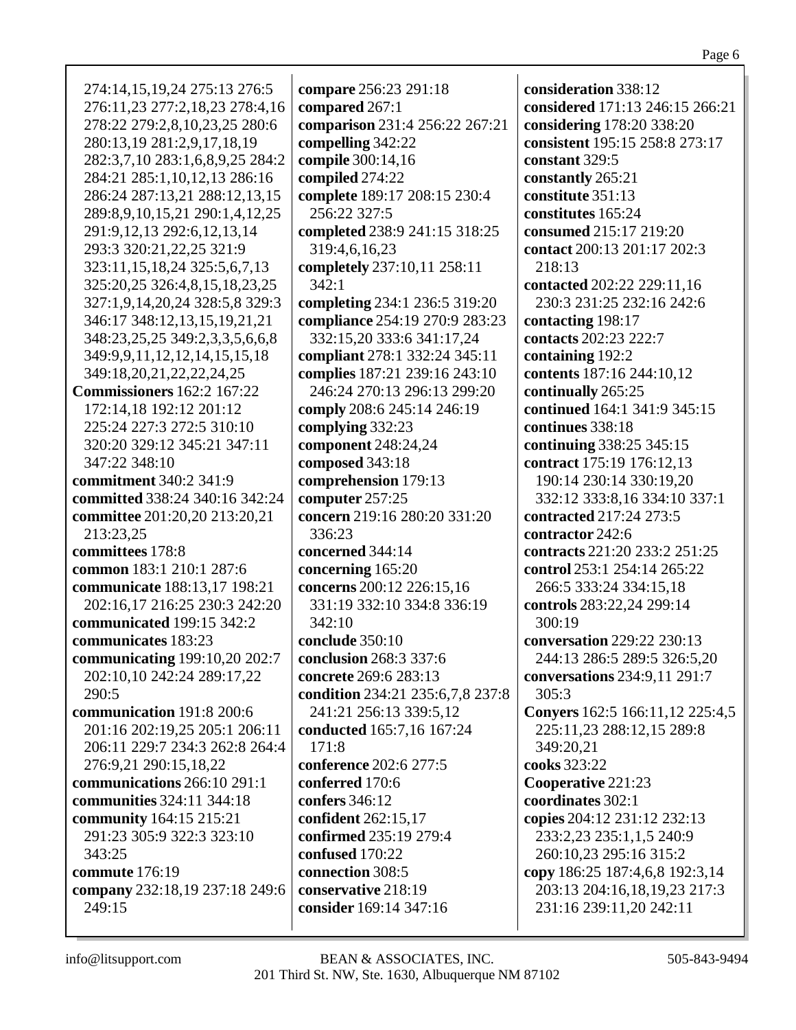274:14,15,19,24 275:13 276:5 276:11,23 277:2,18,23 278:4,16 278:22 279:2,8,10,23,25 280:6 280:13,19 281:2,9,17,18,19 282:3,7,10 283:1,6,8,9,25 284:2 284:21 285:1,10,12,13 286:16 286:24 287:13,21 288:12,13,15 289:8,9,10,15,21 290:1,4,12,25 291:9,12,13 292:6,12,13,14 293:3 320:21,22,25 321:9 323:11,15,18,24 325:5,6,7,13 325:20,25 326:4,8,15,18,23,25 327:1,9,14,20,24 328:5,8 329:3 346:17 348:12,13,15,19,21,21 348:23,25,25 349:2,3,3,5,6,6,8 349:9,9,11,12,12,14,15,15,18 349:18,20,21,22,22,24,25

**Commissioners** 162:2 167:22 172:14,18 192:12 201:12 225:24 227:3 272:5 310:10 320:20 329:12 345:21 347:11 347:22 348:10

**commitment** 340:2 341:9

**committed** 338:24 340:16 342:24

**committee** 201:20,20 213:20,21 213:23,25

**committees** 178:8

**common** 183:1 210:1 287:6

**communicate** 188:13,17 198:21 202:16,17 216:25 230:3 242:20

**communicated** 199:15 342:2

**communicates** 183:23

**communicating** 199:10,20 202:7 202:10,10 242:24 289:17,22 290:5

**communication** 191:8 200:6 201:16 202:19,25 205:1 206:11 206:11 229:7 234:3 262:8 264:4 276:9,21 290:15,18,22

**communications** 266:10 291:1

**communities** 324:11 344:18

**community** 164:15 215:21 291:23 305:9 322:3 323:10 343:25

**commute** 176:19

**company** 232:18,19 237:18 249:6 249:15

**compare** 256:23 291:18

**compared** 267:1

**comparison** 231:4 256:22 267:21

**compelling** 342:22

**compile** 300:14,16

**compiled** 274:22

**complete** 189:17 208:15 230:4 256:22 327:5

**completed** 238:9 241:15 318:25 319:4,6,16,23

**completely** 237:10,11 258:11 342:1

**completing** 234:1 236:5 319:20

**compliance** 254:19 270:9 283:23 332:15,20 333:6 341:17,24

**compliant** 278:1 332:24 345:11

**complies** 187:21 239:16 243:10 246:24 270:13 296:13 299:20

**comply** 208:6 245:14 246:19

**complying** 332:23

**component** 248:24,24

**composed** 343:18

**comprehension** 179:13

**computer** 257:25

**concern** 219:16 280:20 331:20 336:23

**concerned** 344:14

**concerning** 165:20

**concerns** 200:12 226:15,16 331:19 332:10 334:8 336:19 342:10

**conclude** 350:10

**conclusion** 268:3 337:6

**concrete** 269:6 283:13

**condition** 234:21 235:6,7,8 237:8 241:21 256:13 339:5,12

**conducted** 165:7,16 167:24 171:8

**conference** 202:6 277:5

**conferred** 170:6

**confers** 346:12

**confident** 262:15,17

**confirmed** 235:19 279:4

**confused** 170:22

**connection** 308:5

**conservative** 218:19

**consider** 169:14 347:16

**consideration** 338:12

**considered** 171:13 246:15 266:21

**considering** 178:20 338:20

**consistent** 195:15 258:8 273:17

**constant** 329:5

**constantly** 265:21

**constitute** 351:13

**constitutes** 165:24

**consumed** 215:17 219:20

**contact** 200:13 201:17 202:3 218:13

**contacted** 202:22 229:11,16 230:3 231:25 232:16 242:6

**contacting** 198:17

**contacts** 202:23 222:7

**containing** 192:2

**contents** 187:16 244:10,12

**continually** 265:25

**continued** 164:1 341:9 345:15

**continues** 338:18

**continuing** 338:25 345:15

**contract** 175:19 176:12,13 190:14 230:14 330:19,20 332:12 333:8,16 334:10 337:1

**contracted** 217:24 273:5

**contractor** 242:6

**contracts** 221:20 233:2 251:25

**control** 253:1 254:14 265:22 266:5 333:24 334:15,18

**controls** 283:22,24 299:14 300:19

**conversation** 229:22 230:13 244:13 286:5 289:5 326:5,20

**conversations** 234:9,11 291:7 305:3

**Conyers** 162:5 166:11,12 225:4,5 225:11,23 288:12,15 289:8 349:20,21

**cooks** 323:22

**Cooperative** 221:23

**coordinates** 302:1

**copies** 204:12 231:12 232:13 233:2,23 235:1,1,5 240:9 260:10,23 295:16 315:2

**copy** 186:25 187:4,6,8 192:3,14 203:13 204:16,18,19,23 217:3 231:16 239:11,20 242:11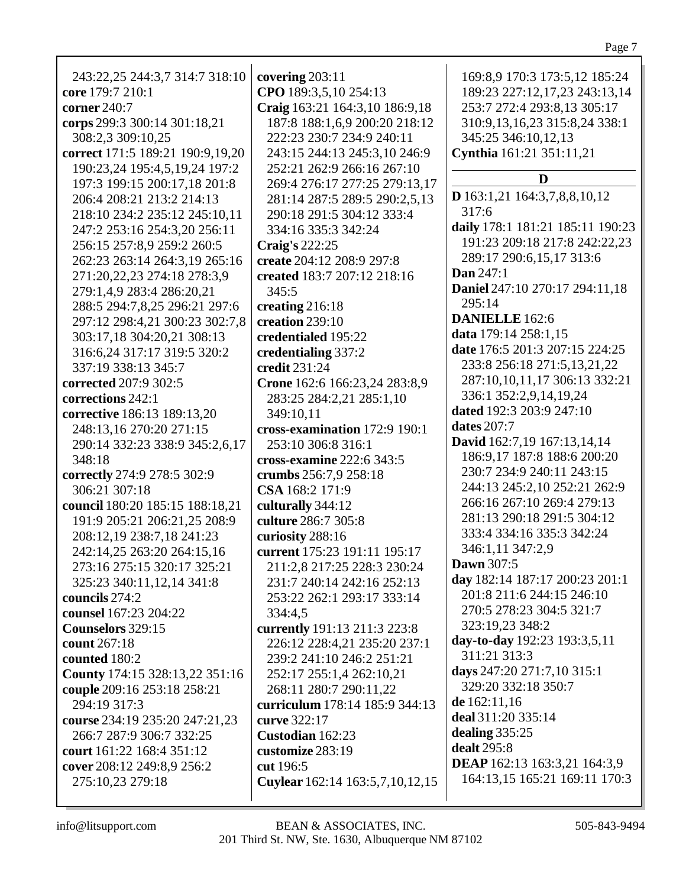243:22,25 244:3,7 314:7 318:10
**core** 179:7 210:1
**corner** 240:7
**corps** 299:3 300:14 301:18,21 308:2,3 309:10,25
**correct** 171:5 189:21 190:9,19,20 190:23,24 195:4,5,19,24 197:2 197:3 199:15 200:17,18 201:8 206:4 208:21 213:2 214:13 218:10 234:2 235:12 245:10,11 247:2 253:16 254:3,20 256:11 256:15 257:8,9 259:2 260:5 262:23 263:14 264:3,19 265:16 271:20,22,23 274:18 278:3,9 279:1,4,9 283:4 286:20,21 288:5 294:7,8,25 296:21 297:6 297:12 298:4,21 300:23 302:7,8 303:17,18 304:20,21 308:13 316:6,24 317:17 319:5 320:2 337:19 338:13 345:7
**corrected** 207:9 302:5
**corrections** 242:1
**corrective** 186:13 189:13,20 248:13,16 270:20 271:15 290:14 332:23 338:9 345:2,6,17 348:18
**correctly** 274:9 278:5 302:9 306:21 307:18
**council** 180:20 185:15 188:18,21 191:9 205:21 206:21,25 208:9 208:12,19 238:7,18 241:23 242:14,25 263:20 264:15,16 273:16 275:15 320:17 325:21 325:23 340:11,12,14 341:8
**councils** 274:2
**counsel** 167:23 204:22
**Counselors** 329:15
**count** 267:18
**counted** 180:2
**County** 174:15 328:13,22 351:16
**couple** 209:16 253:18 258:21 294:19 317:3
**course** 234:19 235:20 247:21,23 266:7 287:9 306:7 332:25
**court** 161:22 168:4 351:12
**cover** 208:12 249:8,9 256:2 275:10,23 279:18
**covering** 203:11
**CPO** 189:3,5,10 254:13
**Craig** 163:21 164:3,10 186:9,18 187:8 188:1,6,9 200:20 218:12 222:23 230:7 234:9 240:11 243:15 244:13 245:3,10 246:9 252:21 262:9 266:16 267:10 269:4 276:17 277:25 279:13,17 281:14 287:5 289:5 290:2,5,13 290:18 291:5 304:12 333:4 334:16 335:3 342:24
**Craig's** 222:25
**create** 204:12 208:9 297:8
**created** 183:7 207:12 218:16 345:5
**creating** 216:18
**creation** 239:10
**credentialed** 195:22
**credentialing** 337:2
**credit** 231:24
**Crone** 162:6 166:23,24 283:8,9 283:25 284:2,21 285:1,10 349:10,11
**cross-examination** 172:9 190:1 253:10 306:8 316:1
**cross-examine** 222:6 343:5
**crumbs** 256:7,9 258:18
**CSA** 168:2 171:9
**culturally** 344:12
**culture** 286:7 305:8
**curiosity** 288:16
**current** 175:23 191:11 195:17 211:2,8 217:25 228:3 230:24 231:7 240:14 242:16 252:13 253:22 262:1 293:17 333:14 334:4,5
**currently** 191:13 211:3 223:8 226:12 228:4,21 235:20 237:1 239:2 241:10 246:2 251:21 252:17 255:1,4 262:10,21 268:11 280:7 290:11,22
**curriculum** 178:14 185:9 344:13
**curve** 322:17
**Custodian** 162:23
**customize** 283:19
**cut** 196:5
**Cuylear** 162:14 163:5,7,10,12,15 169:8,9 170:3 173:5,12 185:24 189:23 227:12,17,23 243:13,14 253:7 272:4 293:8,13 305:17 310:9,13,16,23 315:8,24 338:1 345:25 346:10,12,13
**Cynthia** 161:21 351:11,21

## D

**D** 163:1,21 164:3,7,8,8,10,12 317:6
**daily** 178:1 181:21 185:11 190:23 191:23 209:18 217:8 242:22,23 289:17 290:6,15,17 313:6
**Dan** 247:1
**Daniel** 247:10 270:17 294:11,18 295:14
**DANIELLE** 162:6
**data** 179:14 258:1,15
**date** 176:5 201:3 207:15 224:25 233:8 256:18 271:5,13,21,22 287:10,10,11,17 306:13 332:21 336:1 352:2,9,14,19,24
**dated** 192:3 203:9 247:10
**dates** 207:7
**David** 162:7,19 167:13,14,14 186:9,17 187:8 188:6 200:20 230:7 234:9 240:11 243:15 244:13 245:2,10 252:21 262:9 266:16 267:10 269:4 279:13 281:13 290:18 291:5 304:12 333:4 334:16 335:3 342:24 346:1,11 347:2,9
**Dawn** 307:5
**day** 182:14 187:17 200:23 201:1 201:8 211:6 244:15 246:10 270:5 278:23 304:5 321:7 323:19,23 348:2
**day-to-day** 192:23 193:3,5,11 311:21 313:3
**days** 247:20 271:7,10 315:1 329:20 332:18 350:7
**de** 162:11,16
**deal** 311:20 335:14
**dealing** 335:25
**dealt** 295:8
**DEAP** 162:13 163:3,21 164:3,9 164:13,15 165:21 169:11 170:3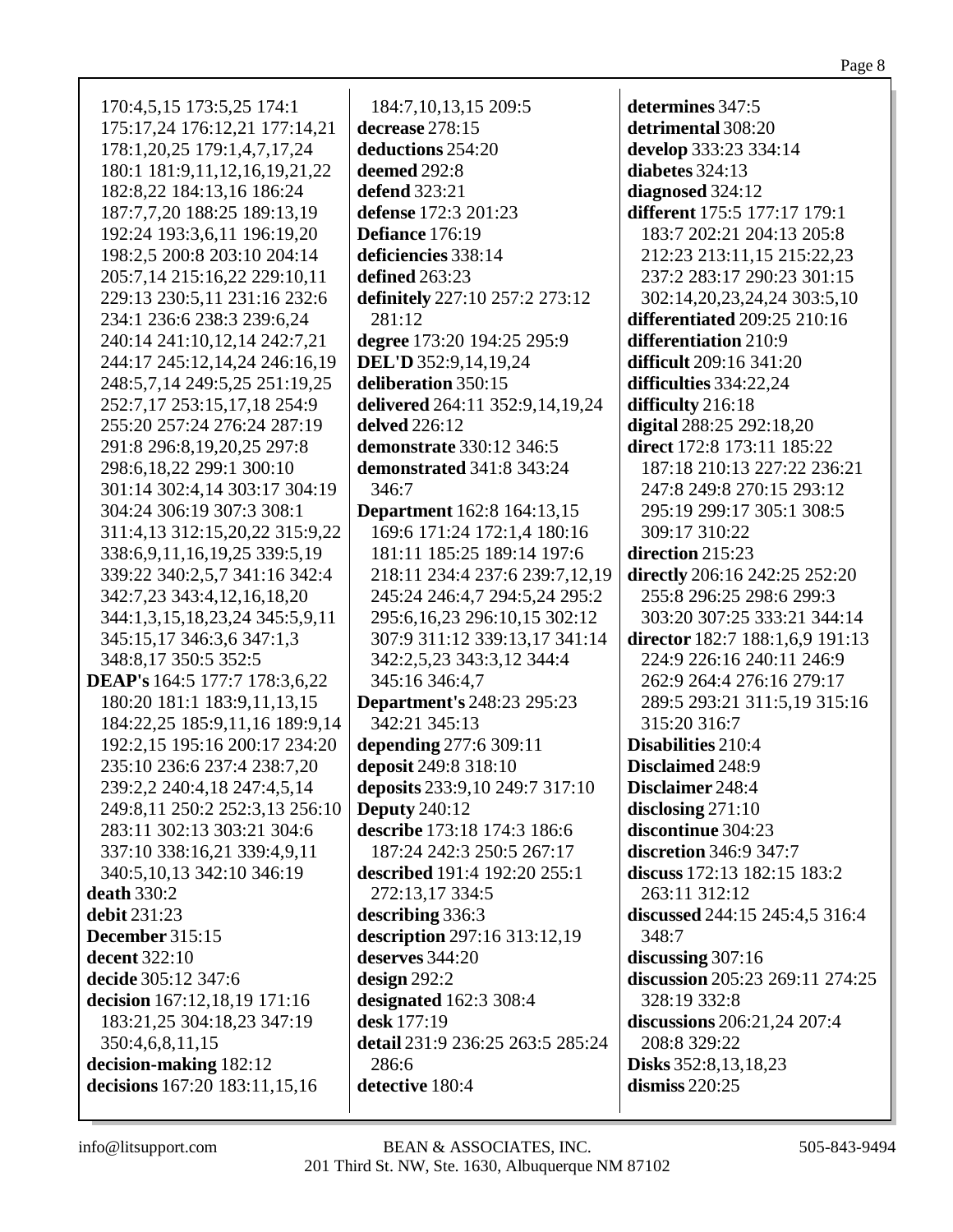170:4,5,15 173:5,25 174:1 175:17,24 176:12,21 177:14,21 178:1,20,25 179:1,4,7,17,24 180:1 181:9,11,12,16,19,21,22 182:8,22 184:13,16 186:24 187:7,7,20 188:25 189:13,19 192:24 193:3,6,11 196:19,20 198:2,5 200:8 203:10 204:14 205:7,14 215:16,22 229:10,11 229:13 230:5,11 231:16 232:6 234:1 236:6 238:3 239:6,24 240:14 241:10,12,14 242:7,21 244:17 245:12,14,24 246:16,19 248:5,7,14 249:5,25 251:19,25 252:7,17 253:15,17,18 254:9 255:20 257:24 276:24 287:19 291:8 296:8,19,20,25 297:8 298:6,18,22 299:1 300:10 301:14 302:4,14 303:17 304:19 304:24 306:19 307:3 308:1 311:4,13 312:15,20,22 315:9,22 338:6,9,11,16,19,25 339:5,19 339:22 340:2,5,7 341:16 342:4 342:7,23 343:4,12,16,18,20 344:1,3,15,18,23,24 345:5,9,11 345:15,17 346:3,6 347:1,3 348:8,17 350:5 352:5

**DEAP's** 164:5 177:7 178:3,6,22 180:20 181:1 183:9,11,13,15 184:22,25 185:9,11,16 189:9,14 192:2,15 195:16 200:17 234:20 235:10 236:6 237:4 238:7,20 239:2,2 240:4,18 247:4,5,14 249:8,11 250:2 252:3,13 256:10 283:11 302:13 303:21 304:6 337:10 338:16,21 339:4,9,11 340:5,10,13 342:10 346:19

**death** 330:2

**debit** 231:23

**December** 315:15

**decent** 322:10

**decide** 305:12 347:6

**decision** 167:12,18,19 171:16 183:21,25 304:18,23 347:19 350:4,6,8,11,15

**decision-making** 182:12

**decisions** 167:20 183:11,15,16 184:7,10,13,15 209:5

**decrease** 278:15

**deductions** 254:20

**deemed** 292:8

**defend** 323:21

**defense** 172:3 201:23

**Defiance** 176:19

**deficiencies** 338:14

**defined** 263:23

**definitely** 227:10 257:2 273:12 281:12

**degree** 173:20 194:25 295:9

**DEL'D** 352:9,14,19,24

**deliberation** 350:15

**delivered** 264:11 352:9,14,19,24

**delved** 226:12

**demonstrate** 330:12 346:5

**demonstrated** 341:8 343:24 346:7

**Department** 162:8 164:13,15 169:6 171:24 172:1,4 180:16 181:11 185:25 189:14 197:6 218:11 234:4 237:6 239:7,12,19 245:24 246:4,7 294:5,24 295:2 295:6,16,23 296:10,15 302:12 307:9 311:12 339:13,17 341:14 342:2,5,23 343:3,12 344:4 345:16 346:4,7

**Department's** 248:23 295:23 342:21 345:13

**depending** 277:6 309:11

**deposit** 249:8 318:10

**deposits** 233:9,10 249:7 317:10

**Deputy** 240:12

**describe** 173:18 174:3 186:6 187:24 242:3 250:5 267:17

**described** 191:4 192:20 255:1 272:13,17 334:5

**describing** 336:3

**description** 297:16 313:12,19

**deserves** 344:20

**design** 292:2

**designated** 162:3 308:4

**desk** 177:19

**detail** 231:9 236:25 263:5 285:24 286:6

**detective** 180:4

**determines** 347:5

**detrimental** 308:20

**develop** 333:23 334:14

**diabetes** 324:13

**diagnosed** 324:12

**different** 175:5 177:17 179:1 183:7 202:21 204:13 205:8 212:23 213:11,15 215:22,23 237:2 283:17 290:23 301:15 302:14,20,23,24,24 303:5,10

**differentiated** 209:25 210:16

**differentiation** 210:9

**difficult** 209:16 341:20

**difficulties** 334:22,24

**difficulty** 216:18

**digital** 288:25 292:18,20

**direct** 172:8 173:11 185:22 187:18 210:13 227:22 236:21 247:8 249:8 270:15 293:12 295:19 299:17 305:1 308:5 309:17 310:22

**direction** 215:23

**directly** 206:16 242:25 252:20 255:8 296:25 298:6 299:3 303:20 307:25 333:21 344:14

**director** 182:7 188:1,6,9 191:13 224:9 226:16 240:11 246:9 262:9 264:4 276:16 279:17 289:5 293:21 311:5,19 315:16 315:20 316:7

**Disabilities** 210:4

**Disclaimed** 248:9

**Disclaimer** 248:4

**disclosing** 271:10

**discontinue** 304:23

**discretion** 346:9 347:7

**discuss** 172:13 182:15 183:2 263:11 312:12

**discussed** 244:15 245:4,5 316:4 348:7

**discussing** 307:16

**discussion** 205:23 269:11 274:25 328:19 332:8

**discussions** 206:21,24 207:4 208:8 329:22

**Disks** 352:8,13,18,23

**dismiss** 220:25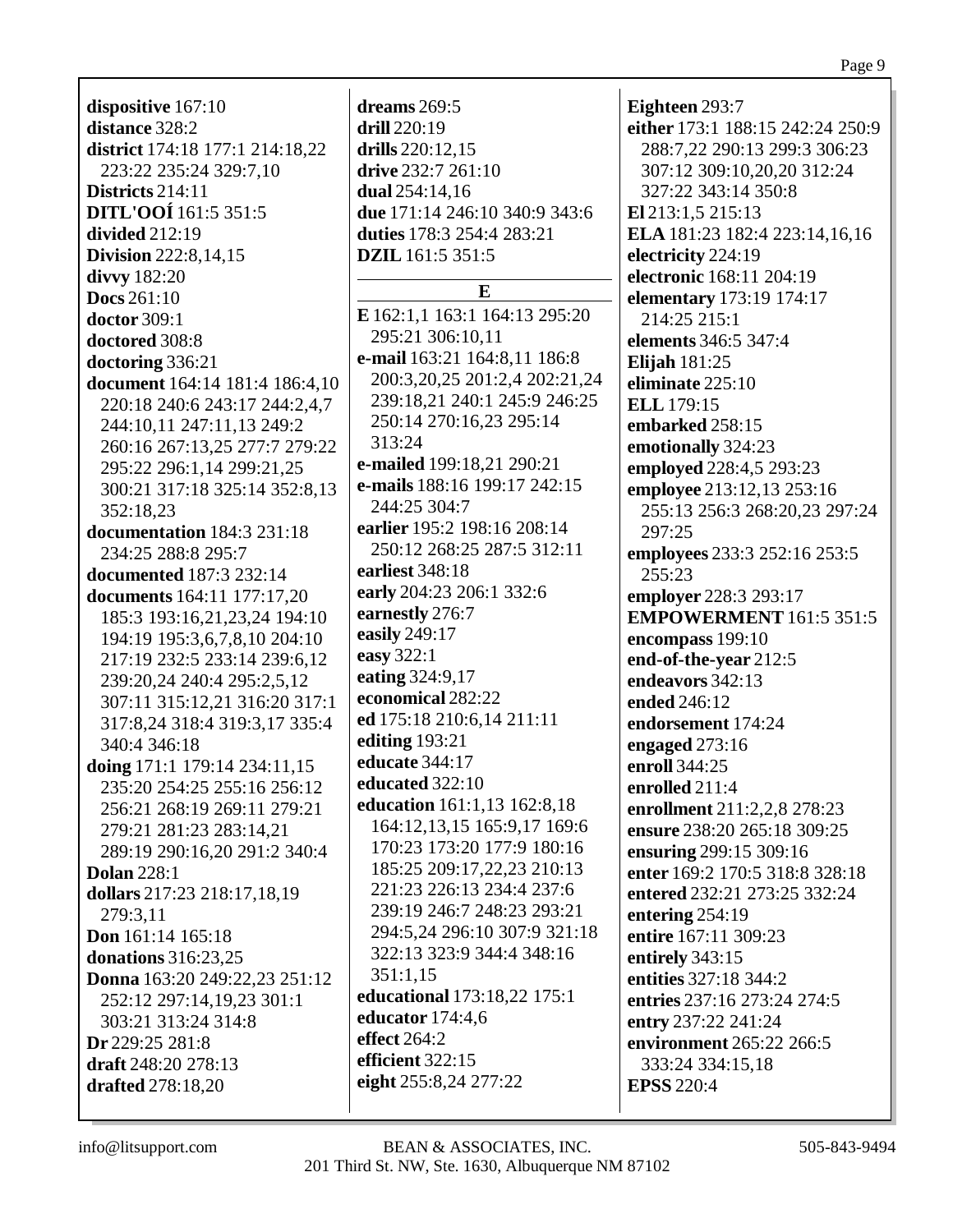**dispositive** 167:10
**distance** 328:2
**district** 174:18 177:1 214:18,22 223:22 235:24 329:7,10
**Districts** 214:11
**DITL'OOÍ** 161:5 351:5
**divided** 212:19
**Division** 222:8,14,15
**divvy** 182:20
**Docs** 261:10
**doctor** 309:1
**doctored** 308:8
**doctoring** 336:21
**document** 164:14 181:4 186:4,10 220:18 240:6 243:17 244:2,4,7 244:10,11 247:11,13 249:2 260:16 267:13,25 277:7 279:22 295:22 296:1,14 299:21,25 300:21 317:18 325:14 352:8,13 352:18,23
**documentation** 184:3 231:18 234:25 288:8 295:7
**documented** 187:3 232:14
**documents** 164:11 177:17,20 185:3 193:16,21,23,24 194:10 194:19 195:3,6,7,8,10 204:10 217:19 232:5 233:14 239:6,12 239:20,24 240:4 295:2,5,12 307:11 315:12,21 316:20 317:1 317:8,24 318:4 319:3,17 335:4 340:4 346:18
**doing** 171:1 179:14 234:11,15 235:20 254:25 255:16 256:12 256:21 268:19 269:11 279:21 279:21 281:23 283:14,21 289:19 290:16,20 291:2 340:4
**Dolan** 228:1
**dollars** 217:23 218:17,18,19 279:3,11
**Don** 161:14 165:18
**donations** 316:23,25
**Donna** 163:20 249:22,23 251:12 252:12 297:14,19,23 301:1 303:21 313:24 314:8
**Dr** 229:25 281:8
**draft** 248:20 278:13
**drafted** 278:18,20
**dreams** 269:5
**drill** 220:19
**drills** 220:12,15
**drive** 232:7 261:10
**dual** 254:14,16
**due** 171:14 246:10 340:9 343:6
**duties** 178:3 254:4 283:21
**DZIL** 161:5 351:5

## E

**E** 162:1,1 163:1 164:13 295:20 295:21 306:10,11
**e-mail** 163:21 164:8,11 186:8 200:3,20,25 201:2,4 202:21,24 239:18,21 240:1 245:9 246:25 250:14 270:16,23 295:14 313:24
**e-mailed** 199:18,21 290:21
**e-mails** 188:16 199:17 242:15 244:25 304:7
**earlier** 195:2 198:16 208:14 250:12 268:25 287:5 312:11
**earliest** 348:18
**early** 204:23 206:1 332:6
**earnestly** 276:7
**easily** 249:17
**easy** 322:1
**eating** 324:9,17
**economical** 282:22
**ed** 175:18 210:6,14 211:11
**editing** 193:21
**educate** 344:17
**educated** 322:10
**education** 161:1,13 162:8,18 164:12,13,15 165:9,17 169:6 170:23 173:20 177:9 180:16 185:25 209:17,22,23 210:13 221:23 226:13 234:4 237:6 239:19 246:7 248:23 293:21 294:5,24 296:10 307:9 321:18 322:13 323:9 344:4 348:16 351:1,15
**educational** 173:18,22 175:1
**educator** 174:4,6
**effect** 264:2
**efficient** 322:15
**eight** 255:8,24 277:22
**Eighteen** 293:7
**either** 173:1 188:15 242:24 250:9 288:7,22 290:13 299:3 306:23 307:12 309:10,20,20 312:24 327:22 343:14 350:8
**El** 213:1,5 215:13
**ELA** 181:23 182:4 223:14,16,16
**electricity** 224:19
**electronic** 168:11 204:19
**elementary** 173:19 174:17 214:25 215:1
**elements** 346:5 347:4
**Elijah** 181:25
**eliminate** 225:10
**ELL** 179:15
**embarked** 258:15
**emotionally** 324:23
**employed** 228:4,5 293:23
**employee** 213:12,13 253:16 255:13 256:3 268:20,23 297:24 297:25
**employees** 233:3 252:16 253:5 255:23
**employer** 228:3 293:17
**EMPOWERMENT** 161:5 351:5
**encompass** 199:10
**end-of-the-year** 212:5
**endeavors** 342:13
**ended** 246:12
**endorsement** 174:24
**engaged** 273:16
**enroll** 344:25
**enrolled** 211:4
**enrollment** 211:2,2,8 278:23
**ensure** 238:20 265:18 309:25
**ensuring** 299:15 309:16
**enter** 169:2 170:5 318:8 328:18
**entered** 232:21 273:25 332:24
**entering** 254:19
**entire** 167:11 309:23
**entirely** 343:15
**entities** 327:18 344:2
**entries** 237:16 273:24 274:5
**entry** 237:22 241:24
**environment** 265:22 266:5 333:24 334:15,18
**EPSS** 220:4

info@litsupport.com BEAN & ASSOCIATES, INC. 505-843-9494
201 Third St. NW, Ste. 1630, Albuquerque NM 87102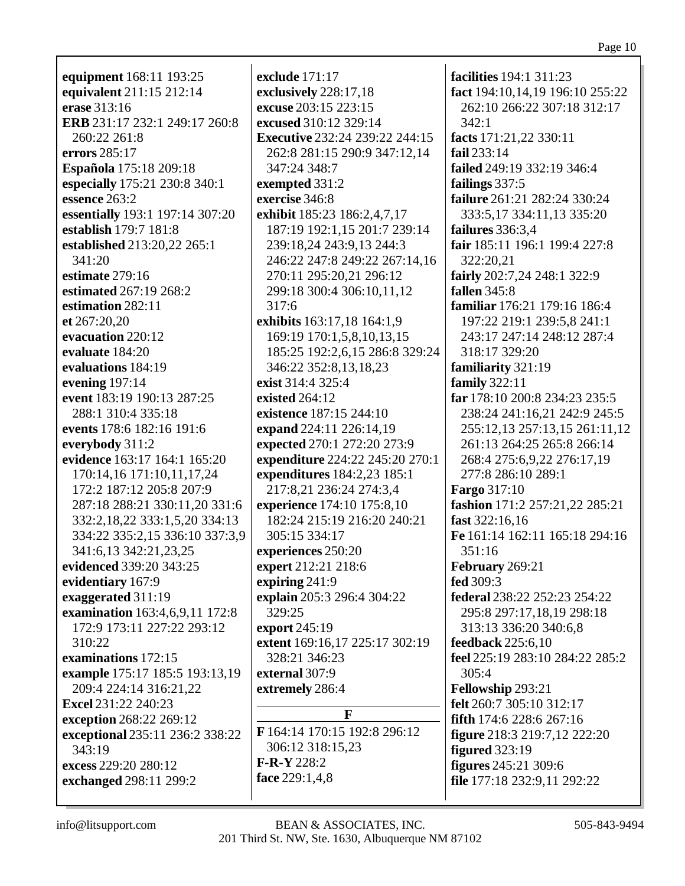**equipment** 168:11 193:25
**equivalent** 211:15 212:14
**erase** 313:16
**ERB** 231:17 232:1 249:17 260:8 260:22 261:8
**errors** 285:17
**Española** 175:18 209:18
**especially** 175:21 230:8 340:1
**essence** 263:2
**essentially** 193:1 197:14 307:20
**establish** 179:7 181:8
**established** 213:20,22 265:1 341:20
**estimate** 279:16
**estimated** 267:19 268:2
**estimation** 282:11
**et** 267:20,20
**evacuation** 220:12
**evaluate** 184:20
**evaluations** 184:19
**evening** 197:14
**event** 183:19 190:13 287:25 288:1 310:4 335:18
**events** 178:6 182:16 191:6
**everybody** 311:2
**evidence** 163:17 164:1 165:20 170:14,16 171:10,11,17,24 172:2 187:12 205:8 207:9 287:18 288:21 330:11,20 331:6 332:2,18,22 333:1,5,20 334:13 334:22 335:2,15 336:10 337:3,9 341:6,13 342:21,23,25
**evidenced** 339:20 343:25
**evidentiary** 167:9
**exaggerated** 311:19
**examination** 163:4,6,9,11 172:8 172:9 173:11 227:22 293:12 310:22
**examinations** 172:15
**example** 175:17 185:5 193:13,19 209:4 224:14 316:21,22
**Excel** 231:22 240:23
**exception** 268:22 269:12
**exceptional** 235:11 236:2 338:22 343:19
**excess** 229:20 280:12
**exchanged** 298:11 299:2
**exclude** 171:17
**exclusively** 228:17,18
**excuse** 203:15 223:15
**excused** 310:12 329:14
**Executive** 232:24 239:22 244:15 262:8 281:15 290:9 347:12,14 347:24 348:7
**exempted** 331:2
**exercise** 346:8
**exhibit** 185:23 186:2,4,7,17 187:19 192:1,15 201:7 239:14 239:18,24 243:9,13 244:3 246:22 247:8 249:22 267:14,16 270:11 295:20,21 296:12 299:18 300:4 306:10,11,12 317:6
**exhibits** 163:17,18 164:1,9 169:19 170:1,5,8,10,13,15 185:25 192:2,6,15 286:8 329:24 346:22 352:8,13,18,23
**exist** 314:4 325:4
**existed** 264:12
**existence** 187:15 244:10
**expand** 224:11 226:14,19
**expected** 270:1 272:20 273:9
**expenditure** 224:22 245:20 270:1
**expenditures** 184:2,23 185:1 217:8,21 236:24 274:3,4
**experience** 174:10 175:8,10 182:24 215:19 216:20 240:21 305:15 334:17
**experiences** 250:20
**expert** 212:21 218:6
**expiring** 241:9
**explain** 205:3 296:4 304:22 329:25
**export** 245:19
**extent** 169:16,17 225:17 302:19 328:21 346:23
**external** 307:9
**extremely** 286:4

## F

**F** 164:14 170:15 192:8 296:12 306:12 318:15,23
**F-R-Y** 228:2
**face** 229:1,4,8
**facilities** 194:1 311:23
**fact** 194:10,14,19 196:10 255:22 262:10 266:22 307:18 312:17 342:1
**facts** 171:21,22 330:11
**fail** 233:14
**failed** 249:19 332:19 346:4
**failings** 337:5
**failure** 261:21 282:24 330:24 333:5,17 334:11,13 335:20
**failures** 336:3,4
**fair** 185:11 196:1 199:4 227:8 322:20,21
**fairly** 202:7,24 248:1 322:9
**fallen** 345:8
**familiar** 176:21 179:16 186:4 197:22 219:1 239:5,8 241:1 243:17 247:14 248:12 287:4 318:17 329:20
**familiarity** 321:19
**family** 322:11
**far** 178:10 200:8 234:23 235:5 238:24 241:16,21 242:9 245:5 255:12,13 257:13,15 261:11,12 261:13 264:25 265:8 266:14 268:4 275:6,9,22 276:17,19 277:8 286:10 289:1
**Fargo** 317:10
**fashion** 171:2 257:21,22 285:21
**fast** 322:16,16
**Fe** 161:14 162:11 165:18 294:16 351:16
**February** 269:21
**fed** 309:3
**federal** 238:22 252:23 254:22 295:8 297:17,18,19 298:18 313:13 336:20 340:6,8
**feedback** 225:6,10
**feel** 225:19 283:10 284:22 285:2 305:4
**Fellowship** 293:21
**felt** 260:7 305:10 312:17
**fifth** 174:6 228:6 267:16
**figure** 218:3 219:7,12 222:20
**figured** 323:19
**figures** 245:21 309:6
**file** 177:18 232:9,11 292:22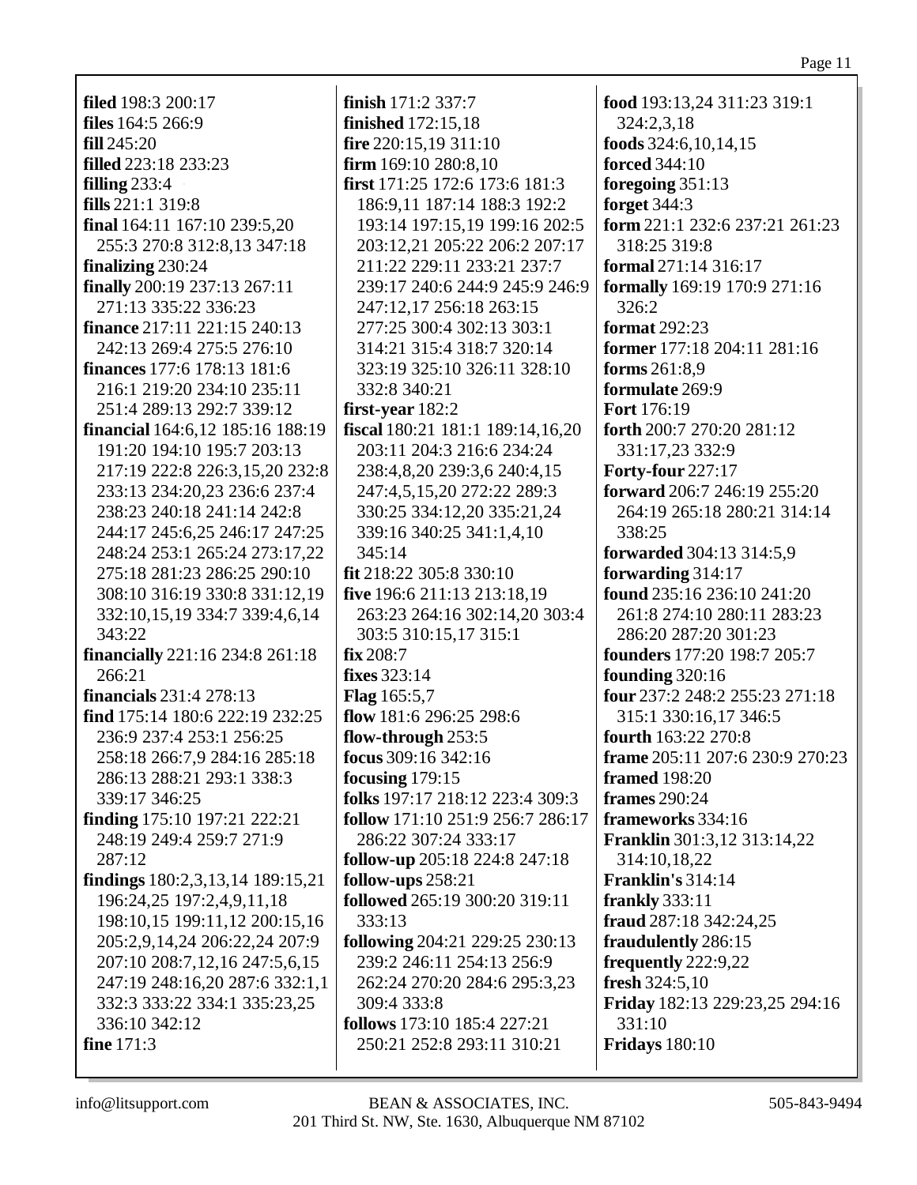**filed** 198:3 200:17
**files** 164:5 266:9
**fill** 245:20
**filled** 223:18 233:23
**filling** 233:4
**fills** 221:1 319:8
**final** 164:11 167:10 239:5,20 255:3 270:8 312:8,13 347:18
**finalizing** 230:24
**finally** 200:19 237:13 267:11 271:13 335:22 336:23
**finance** 217:11 221:15 240:13 242:13 269:4 275:5 276:10
**finances** 177:6 178:13 181:6 216:1 219:20 234:10 235:11 251:4 289:13 292:7 339:12
**financial** 164:6,12 185:16 188:19 191:20 194:10 195:7 203:13 217:19 222:8 226:3,15,20 232:8 233:13 234:20,23 236:6 237:4 238:23 240:18 241:14 242:8 244:17 245:6,25 246:17 247:25 248:24 253:1 265:24 273:17,22 275:18 281:23 286:25 290:10 308:10 316:19 330:8 331:12,19 332:10,15,19 334:7 339:4,6,14 343:22
**financially** 221:16 234:8 261:18 266:21
**financials** 231:4 278:13
**find** 175:14 180:6 222:19 232:25 236:9 237:4 253:1 256:25 258:18 266:7,9 284:16 285:18 286:13 288:21 293:1 338:3 339:17 346:25
**finding** 175:10 197:21 222:21 248:19 249:4 259:7 271:9 287:12
**findings** 180:2,3,13,14 189:15,21 196:24,25 197:2,4,9,11,18 198:10,15 199:11,12 200:15,16 205:2,9,14,24 206:22,24 207:9 207:10 208:7,12,16 247:5,6,15 247:19 248:16,20 287:6 332:1,1 332:3 333:22 334:1 335:23,25 336:10 342:12
**fine** 171:3
**finish** 171:2 337:7
**finished** 172:15,18
**fire** 220:15,19 311:10
**firm** 169:10 280:8,10
**first** 171:25 172:6 173:6 181:3 186:9,11 187:14 188:3 192:2 193:14 197:15,19 199:16 202:5 203:12,21 205:22 206:2 207:17 211:22 229:11 233:21 237:7 239:17 240:6 244:9 245:9 246:9 247:12,17 256:18 263:15 277:25 300:4 302:13 303:1 314:21 315:4 318:7 320:14 323:19 325:10 326:11 328:10 332:8 340:21
**first-year** 182:2
**fiscal** 180:21 181:1 189:14,16,20 203:11 204:3 216:6 234:24 238:4,8,20 239:3,6 240:4,15 247:4,5,15,20 272:22 289:3 330:25 334:12,20 335:21,24 339:16 340:25 341:1,4,10 345:14
**fit** 218:22 305:8 330:10
**five** 196:6 211:13 213:18,19 263:23 264:16 302:14,20 303:4 303:5 310:15,17 315:1
**fix** 208:7
**fixes** 323:14
**Flag** 165:5,7
**flow** 181:6 296:25 298:6
**flow-through** 253:5
**focus** 309:16 342:16
**focusing** 179:15
**folks** 197:17 218:12 223:4 309:3
**follow** 171:10 251:9 256:7 286:17 286:22 307:24 333:17
**follow-up** 205:18 224:8 247:18
**follow-ups** 258:21
**followed** 265:19 300:20 319:11 333:13
**following** 204:21 229:25 230:13 239:2 246:11 254:13 256:9 262:24 270:20 284:6 295:3,23 309:4 333:8
**follows** 173:10 185:4 227:21 250:21 252:8 293:11 310:21
**food** 193:13,24 311:23 319:1 324:2,3,18
**foods** 324:6,10,14,15
**forced** 344:10
**foregoing** 351:13
**forget** 344:3
**form** 221:1 232:6 237:21 261:23 318:25 319:8
**formal** 271:14 316:17
**formally** 169:19 170:9 271:16 326:2
**format** 292:23
**former** 177:18 204:11 281:16
**forms** 261:8,9
**formulate** 269:9
**Fort** 176:19
**forth** 200:7 270:20 281:12 331:17,23 332:9
**Forty-four** 227:17
**forward** 206:7 246:19 255:20 264:19 265:18 280:21 314:14 338:25
**forwarded** 304:13 314:5,9
**forwarding** 314:17
**found** 235:16 236:10 241:20 261:8 274:10 280:11 283:23 286:20 287:20 301:23
**founders** 177:20 198:7 205:7
**founding** 320:16
**four** 237:2 248:2 255:23 271:18 315:1 330:16,17 346:5
**fourth** 163:22 270:8
**frame** 205:11 207:6 230:9 270:23
**framed** 198:20
**frames** 290:24
**frameworks** 334:16
**Franklin** 301:3,12 313:14,22 314:10,18,22
**Franklin's** 314:14
**frankly** 333:11
**fraud** 287:18 342:24,25
**fraudulently** 286:15
**frequently** 222:9,22
**fresh** 324:5,10
**Friday** 182:13 229:23,25 294:16 331:10
**Fridays** 180:10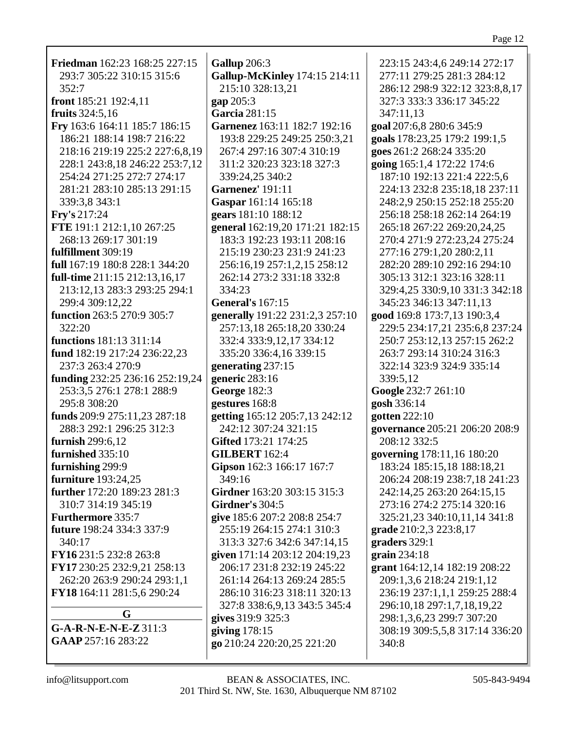**Friedman** 162:23 168:25 227:15 293:7 305:22 310:15 315:6 352:7
**front** 185:21 192:4,11
**fruits** 324:5,16
**Fry** 163:6 164:11 185:7 186:15 186:21 188:14 198:7 216:22 218:16 219:19 225:2 227:6,8,19 228:1 243:8,18 246:22 253:7,12 254:24 271:25 272:7 274:17 281:21 283:10 285:13 291:15 339:3,8 343:1
**Fry's** 217:24
**FTE** 191:1 212:1,10 267:25 268:13 269:17 301:19
**fulfillment** 309:19
**full** 167:19 180:8 228:1 344:20
**full-time** 211:15 212:13,16,17 213:12,13 283:3 293:25 294:1 299:4 309:12,22
**function** 263:5 270:9 305:7 322:20
**functions** 181:13 311:14
**fund** 182:19 217:24 236:22,23 237:3 263:4 270:9
**funding** 232:25 236:16 252:19,24 253:3,5 276:1 278:1 288:9 295:8 308:20
**funds** 209:9 275:11,23 287:18 288:3 292:1 296:25 312:3
**furnish** 299:6,12
**furnished** 335:10
**furnishing** 299:9
**furniture** 193:24,25
**further** 172:20 189:23 281:3 310:7 314:19 345:19
**Furthermore** 335:7
**future** 198:24 334:3 337:9 340:17
**FY16** 231:5 232:8 263:8
**FY17** 230:25 232:9,21 258:13 262:20 263:9 290:24 293:1,1
**FY18** 164:11 281:5,6 290:24

**G**

**G-A-R-N-E-N-E-Z** 311:3
**GAAP** 257:16 283:22
**Gallup** 206:3
**Gallup-McKinley** 174:15 214:11 215:10 328:13,21
**gap** 205:3
**Garcia** 281:15
**Garnenez** 163:11 182:7 192:16 193:8 229:25 249:25 250:3,21 267:4 297:16 307:4 310:19 311:2 320:23 323:18 327:3 339:24,25 340:2
**Garnenez'** 191:11
**Gaspar** 161:14 165:18
**gears** 181:10 188:12
**general** 162:19,20 171:21 182:15 183:3 192:23 193:11 208:16 215:19 230:23 231:9 241:23 256:16,19 257:1,2,15 258:12 262:14 273:2 331:18 332:8 334:23
**General's** 167:15
**generally** 191:22 231:2,3 257:10 257:13,18 265:18,20 330:24 332:4 333:9,12,17 334:12 335:20 336:4,16 339:15
**generating** 237:15
**generic** 283:16
**George** 182:3
**gestures** 168:8
**getting** 165:12 205:7,13 242:12 242:12 307:24 321:15
**Gifted** 173:21 174:25
**GILBERT** 162:4
**Gipson** 162:3 166:17 167:7 349:16
**Girdner** 163:20 303:15 315:3
**Girdner's** 304:5
**give** 185:6 207:2 208:8 254:7 255:19 264:15 274:1 310:3 313:3 327:6 342:6 347:14,15
**given** 171:14 203:12 204:19,23 206:17 231:8 232:19 245:22 261:14 264:13 269:24 285:5 286:10 316:23 318:11 320:13 327:8 338:6,9,13 343:5 345:4
**gives** 319:9 325:3
**giving** 178:15
**go** 210:24 220:20,25 221:20 223:15 243:4,6 249:14 272:17 277:11 279:25 281:3 284:12 286:12 298:9 322:12 323:8,8,17 327:3 333:3 336:17 345:22 347:11,13
**goal** 207:6,8 280:6 345:9
**goals** 178:23,25 179:2 199:1,5
**goes** 261:2 268:24 335:20
**going** 165:1,4 172:22 174:6 187:10 192:13 221:4 222:5,6 224:13 232:8 235:18,18 237:11 248:2,9 250:15 252:18 255:20 256:18 258:18 262:14 264:19 265:18 267:22 269:20,24,25 270:4 271:9 272:23,24 275:24 277:16 279:1,20 280:2,11 282:20 289:10 292:16 294:10 305:13 312:1 323:16 328:11 329:4,25 330:9,10 331:3 342:18 345:23 346:13 347:11,13
**good** 169:8 173:7,13 190:3,4 229:5 234:17,21 235:6,8 237:24 250:7 253:12,13 257:15 262:2 263:7 293:14 310:24 316:3 322:14 323:9 324:9 335:14 339:5,12
**Google** 232:7 261:10
**gosh** 336:14
**gotten** 222:10
**governance** 205:21 206:20 208:9 208:12 332:5
**governing** 178:11,16 180:20 183:24 185:15,18 188:18,21 206:24 208:19 238:7,18 241:23 242:14,25 263:20 264:15,15 273:16 274:2 275:14 320:16 325:21,23 340:10,11,14 341:8
**grade** 210:2,3 223:8,17
**graders** 329:1
**grain** 234:18
**grant** 164:12,14 182:19 208:22 209:1,3,6 218:24 219:1,12 236:19 237:1,1,1 259:25 288:4 296:10,18 297:1,7,18,19,22 298:1,3,6,23 299:7 307:20 308:19 309:5,5,8 317:14 336:20 340:8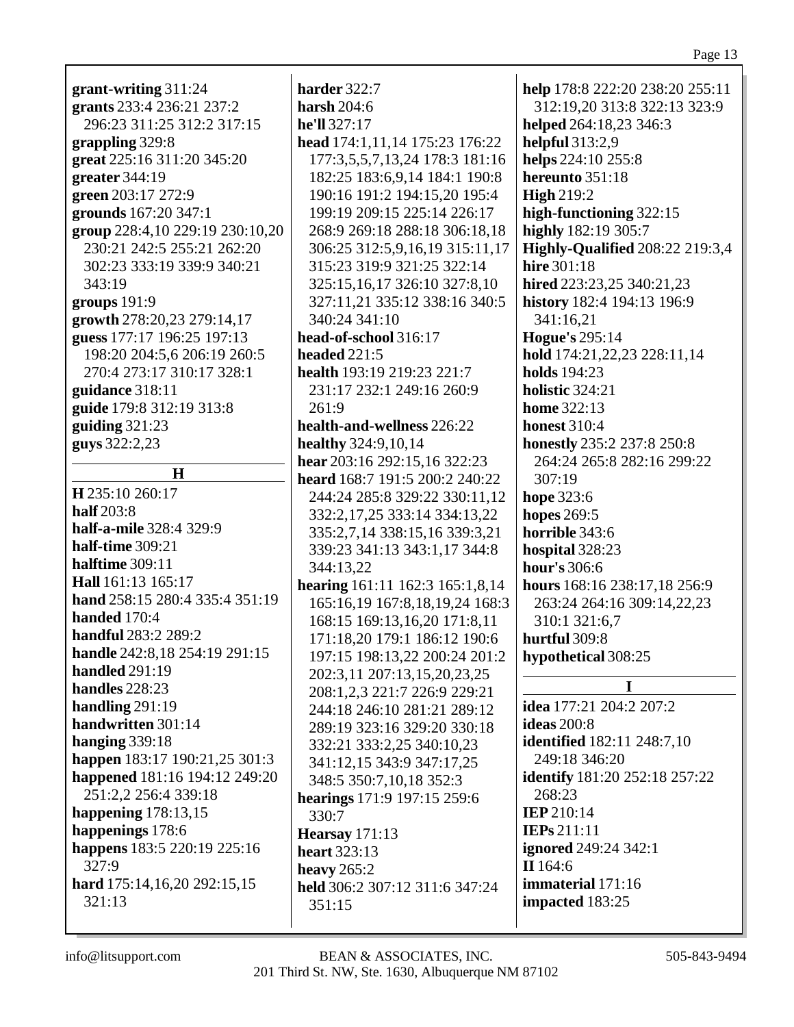**grant-writing** 311:24
**grants** 233:4 236:21 237:2 296:23 311:25 312:2 317:15
**grappling** 329:8
**great** 225:16 311:20 345:20
**greater** 344:19
**green** 203:17 272:9
**grounds** 167:20 347:1
**group** 228:4,10 229:19 230:10,20 230:21 242:5 255:21 262:20 302:23 333:19 339:9 340:21 343:19
**groups** 191:9
**growth** 278:20,23 279:14,17
**guess** 177:17 196:25 197:13 198:20 204:5,6 206:19 260:5 270:4 273:17 310:17 328:1
**guidance** 318:11
**guide** 179:8 312:19 313:8
**guiding** 321:23
**guys** 322:2,23

## H

**H** 235:10 260:17
**half** 203:8
**half-a-mile** 328:4 329:9
**half-time** 309:21
**halftime** 309:11
**Hall** 161:13 165:17
**hand** 258:15 280:4 335:4 351:19
**handed** 170:4
**handful** 283:2 289:2
**handle** 242:8,18 254:19 291:15
**handled** 291:19
**handles** 228:23
**handling** 291:19
**handwritten** 301:14
**hanging** 339:18
**happen** 183:17 190:21,25 301:3
**happened** 181:16 194:12 249:20 251:2,2 256:4 339:18
**happening** 178:13,15
**happenings** 178:6
**happens** 183:5 220:19 225:16 327:9
**hard** 175:14,16,20 292:15,15 321:13
**harder** 322:7
**harsh** 204:6
**he'll** 327:17
**head** 174:1,11,14 175:23 176:22 177:3,5,5,7,13,24 178:3 181:16 182:25 183:6,9,14 184:1 190:8 190:16 191:2 194:15,20 195:4 199:19 209:15 225:14 226:17 268:9 269:18 288:18 306:18,18 306:25 312:5,9,16,19 315:11,17 315:23 319:9 321:25 322:14 325:15,16,17 326:10 327:8,10 327:11,21 335:12 338:16 340:5 340:24 341:10
**head-of-school** 316:17
**headed** 221:5
**health** 193:19 219:23 221:7 231:17 232:1 249:16 260:9 261:9
**health-and-wellness** 226:22
**healthy** 324:9,10,14
**hear** 203:16 292:15,16 322:23
**heard** 168:7 191:5 200:2 240:22 244:24 285:8 329:22 330:11,12 332:2,17,25 333:14 334:13,22 335:2,7,14 338:15,16 339:3,21 339:23 341:13 343:1,17 344:8 344:13,22
**hearing** 161:11 162:3 165:1,8,14 165:16,19 167:8,18,19,24 168:3 168:15 169:13,16,20 171:8,11 171:18,20 179:1 186:12 190:6 197:15 198:13,22 200:24 201:2 202:3,11 207:13,15,20,23,25 208:1,2,3 221:7 226:9 229:21 244:18 246:10 281:21 289:12 289:19 323:16 329:20 330:18 332:21 333:2,25 340:10,23 341:12,15 343:9 347:17,25 348:5 350:7,10,18 352:3
**hearings** 171:9 197:15 259:6 330:7
**Hearsay** 171:13
**heart** 323:13
**heavy** 265:2
**held** 306:2 307:12 311:6 347:24 351:15
**help** 178:8 222:20 238:20 255:11 312:19,20 313:8 322:13 323:9
**helped** 264:18,23 346:3
**helpful** 313:2,9
**helps** 224:10 255:8
**hereunto** 351:18
**High** 219:2
**high-functioning** 322:15
**highly** 182:19 305:7
**Highly-Qualified** 208:22 219:3,4
**hire** 301:18
**hired** 223:23,25 340:21,23
**history** 182:4 194:13 196:9 341:16,21
**Hogue's** 295:14
**hold** 174:21,22,23 228:11,14
**holds** 194:23
**holistic** 324:21
**home** 322:13
**honest** 310:4
**honestly** 235:2 237:8 250:8 264:24 265:8 282:16 299:22 307:19
**hope** 323:6
**hopes** 269:5
**horrible** 343:6
**hospital** 328:23
**hour's** 306:6
**hours** 168:16 238:17,18 256:9 263:24 264:16 309:14,22,23 310:1 321:6,7
**hurtful** 309:8
**hypothetical** 308:25

## I

**idea** 177:21 204:2 207:2
**ideas** 200:8
**identified** 182:11 248:7,10 249:18 346:20
**identify** 181:20 252:18 257:22 268:23
**IEP** 210:14
**IEPs** 211:11
**ignored** 249:24 342:1
**II** 164:6
**immaterial** 171:16
**impacted** 183:25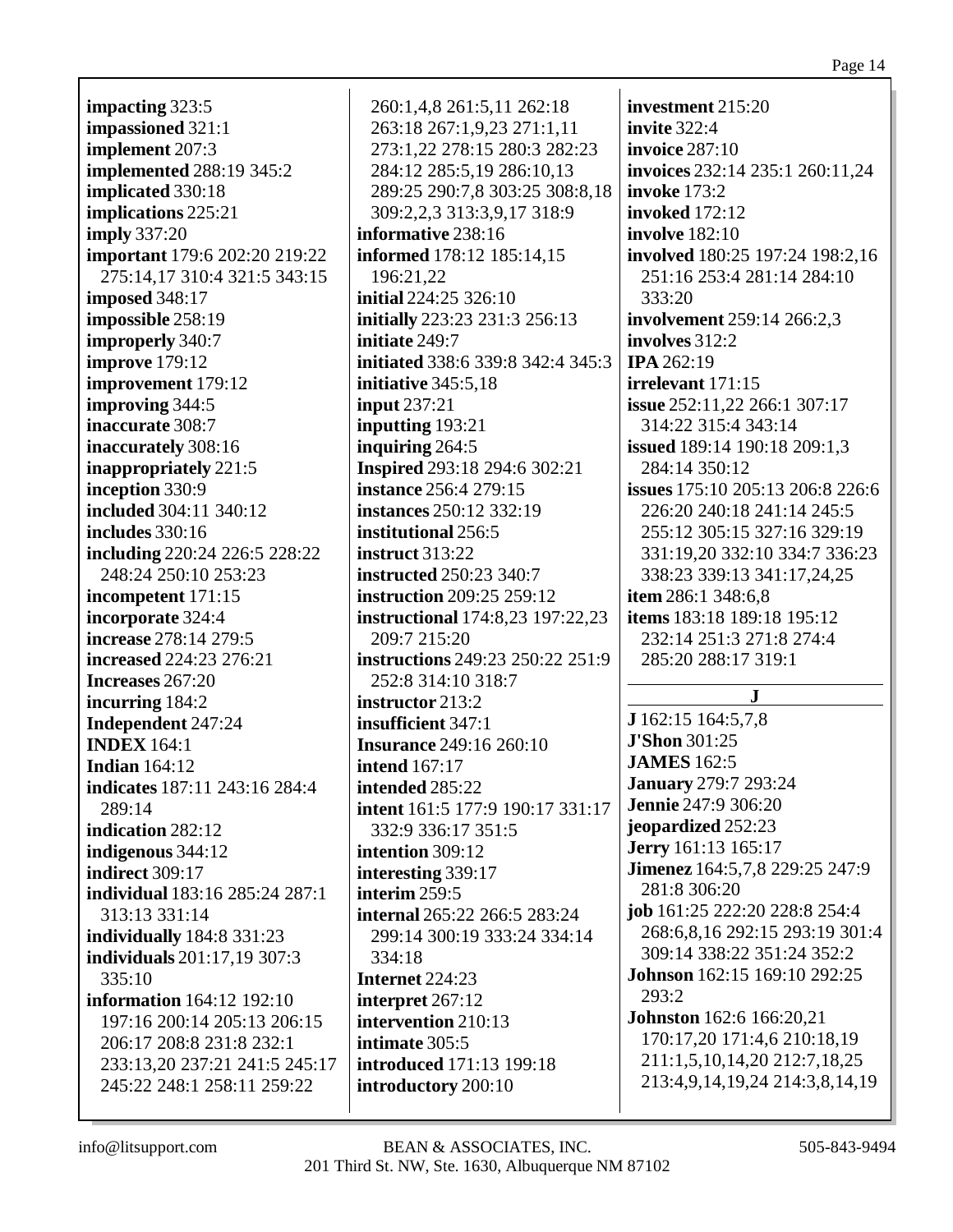**impacting** 323:5
**impassioned** 321:1
**implement** 207:3
**implemented** 288:19 345:2
**implicated** 330:18
**implications** 225:21
**imply** 337:20
**important** 179:6 202:20 219:22 275:14,17 310:4 321:5 343:15
**imposed** 348:17
**impossible** 258:19
**improperly** 340:7
**improve** 179:12
**improvement** 179:12
**improving** 344:5
**inaccurate** 308:7
**inaccurately** 308:16
**inappropriately** 221:5
**inception** 330:9
**included** 304:11 340:12
**includes** 330:16
**including** 220:24 226:5 228:22 248:24 250:10 253:23
**incompetent** 171:15
**incorporate** 324:4
**increase** 278:14 279:5
**increased** 224:23 276:21
**Increases** 267:20
**incurring** 184:2
**Independent** 247:24
**INDEX** 164:1
**Indian** 164:12
**indicates** 187:11 243:16 284:4 289:14
**indication** 282:12
**indigenous** 344:12
**indirect** 309:17
**individual** 183:16 285:24 287:1 313:13 331:14
**individually** 184:8 331:23
**individuals** 201:17,19 307:3 335:10
**information** 164:12 192:10 197:16 200:14 205:13 206:15 206:17 208:8 231:8 232:1 233:13,20 237:21 241:5 245:17 245:22 248:1 258:11 259:22 260:1,4,8 261:5,11 262:18 263:18 267:1,9,23 271:1,11 273:1,22 278:15 280:3 282:23 284:12 285:5,19 286:10,13 289:25 290:7,8 303:25 308:8,18 309:2,2,3 313:3,9,17 318:9
**informative** 238:16
**informed** 178:12 185:14,15 196:21,22
**initial** 224:25 326:10
**initially** 223:23 231:3 256:13
**initiate** 249:7
**initiated** 338:6 339:8 342:4 345:3
**initiative** 345:5,18
**input** 237:21
**inputting** 193:21
**inquiring** 264:5
**Inspired** 293:18 294:6 302:21
**instance** 256:4 279:15
**instances** 250:12 332:19
**institutional** 256:5
**instruct** 313:22
**instructed** 250:23 340:7
**instruction** 209:25 259:12
**instructional** 174:8,23 197:22,23 209:7 215:20
**instructions** 249:23 250:22 251:9 252:8 314:10 318:7
**instructor** 213:2
**insufficient** 347:1
**Insurance** 249:16 260:10
**intend** 167:17
**intended** 285:22
**intent** 161:5 177:9 190:17 331:17 332:9 336:17 351:5
**intention** 309:12
**interesting** 339:17
**interim** 259:5
**internal** 265:22 266:5 283:24 299:14 300:19 333:24 334:14 334:18
**Internet** 224:23
**interpret** 267:12
**intervention** 210:13
**intimate** 305:5
**introduced** 171:13 199:18
**introductory** 200:10
**investment** 215:20
**invite** 322:4
**invoice** 287:10
**invoices** 232:14 235:1 260:11,24
**invoke** 173:2
**invoked** 172:12
**involve** 182:10
**involved** 180:25 197:24 198:2,16 251:16 253:4 281:14 284:10 333:20
**involvement** 259:14 266:2,3
**involves** 312:2
**IPA** 262:19
**irrelevant** 171:15
**issue** 252:11,22 266:1 307:17 314:22 315:4 343:14
**issued** 189:14 190:18 209:1,3 284:14 350:12
**issues** 175:10 205:13 206:8 226:6 226:20 240:18 241:14 245:5 255:12 305:15 327:16 329:19 331:19,20 332:10 334:7 336:23 338:23 339:13 341:17,24,25
**item** 286:1 348:6,8
**items** 183:18 189:18 195:12 232:14 251:3 271:8 274:4 285:20 288:17 319:1

## J

**J** 162:15 164:5,7,8
**J'Shon** 301:25
**JAMES** 162:5
**January** 279:7 293:24
**Jennie** 247:9 306:20
**jeopardized** 252:23
**Jerry** 161:13 165:17
**Jimenez** 164:5,7,8 229:25 247:9 281:8 306:20
**job** 161:25 222:20 228:8 254:4 268:6,8,16 292:15 293:19 301:4 309:14 338:22 351:24 352:2
**Johnson** 162:15 169:10 292:25 293:2
**Johnston** 162:6 166:20,21 170:17,20 171:4,6 210:18,19 211:1,5,10,14,20 212:7,18,25 213:4,9,14,19,24 214:3,8,14,19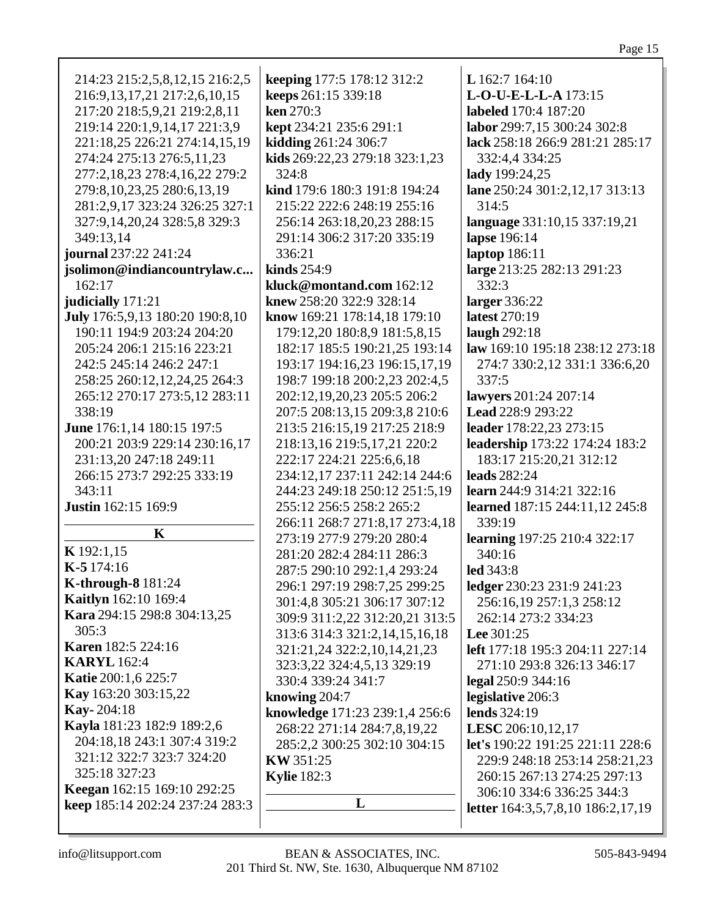214:23 215:2,5,8,12,15 216:2,5 216:9,13,17,21 217:2,6,10,15 217:20 218:5,9,21 219:2,8,11 219:14 220:1,9,14,17 221:3,9 221:18,25 226:21 274:14,15,19 274:24 275:13 276:5,11,23 277:2,18,23 278:4,16,22 279:2 279:8,10,23,25 280:6,13,19 281:2,9,17 323:24 326:25 327:1 327:9,14,20,24 328:5,8 329:3 349:13,14

**journal** 237:22 241:24

**jsolimon@indiancountrylaw.c...** 162:17

**judicially** 171:21

**July** 176:5,9,13 180:20 190:8,10 190:11 194:9 203:24 204:20 205:24 206:1 215:16 223:21 242:5 245:14 246:2 247:1 258:25 260:12,12,24,25 264:3 265:12 270:17 273:5,12 283:11 338:19

**June** 176:1,14 180:15 197:5 200:21 203:9 229:14 230:16,17 231:13,20 247:18 249:11 266:15 273:7 292:25 333:19 343:11

**Justin** 162:15 169:9

## K

**K** 192:1,15

**K-5** 174:16

**K-through-8** 181:24

**Kaitlyn** 162:10 169:4

**Kara** 294:15 298:8 304:13,25 305:3

**Karen** 182:5 224:16

**KARYL** 162:4

**Katie** 200:1,6 225:7

**Kay** 163:20 303:15,22

**Kay-** 204:18

**Kayla** 181:23 182:9 189:2,6 204:18,18 243:1 307:4 319:2 321:12 322:7 323:7 324:20 325:18 327:23

**Keegan** 162:15 169:10 292:25

**keep** 185:14 202:24 237:24 283:3

**keeping** 177:5 178:12 312:2

**keeps** 261:15 339:18

**ken** 270:3

**kept** 234:21 235:6 291:1

**kidding** 261:24 306:7

**kids** 269:22,23 279:18 323:1,23 324:8

**kind** 179:6 180:3 191:8 194:24 215:22 222:6 248:19 255:16 256:14 263:18,20,23 288:15 291:14 306:2 317:20 335:19 336:21

**kinds** 254:9

**kluck@montand.com** 162:12

**knew** 258:20 322:9 328:14

**know** 169:21 178:14,18 179:10 179:12,20 180:8,9 181:5,8,15 182:17 185:5 190:21,25 193:14 193:17 194:16,23 196:15,17,19 198:7 199:18 200:2,23 202:4,5 202:12,19,20,23 205:5 206:2 207:5 208:13,15 209:3,8 210:6 213:5 216:15,19 217:25 218:9 218:13,16 219:5,17,21 220:2 222:17 224:21 225:6,6,18 234:12,17 237:11 242:14 244:6 244:23 249:18 250:12 251:5,19 255:12 256:5 258:2 265:2 266:11 268:7 271:8,17 273:4,18 273:19 277:9 279:20 280:4 281:20 282:4 284:11 286:3 287:5 290:10 292:1,4 293:24 296:1 297:19 298:7,25 299:25 301:4,8 305:21 306:17 307:12 309:9 311:2,22 312:20,21 313:5 313:6 314:3 321:2,14,15,16,18 321:21,24 322:2,10,14,21,23 323:3,22 324:4,5,13 329:19 330:4 339:24 341:7

**knowing** 204:7

**knowledge** 171:23 239:1,4 256:6 268:22 271:14 284:7,8,19,22 285:2,2 300:25 302:10 304:15

**KW** 351:25

**Kylie** 182:3

## L

**L** 162:7 164:10

**L-O-U-E-L-L-A** 173:15

**labeled** 170:4 187:20

**labor** 299:7,15 300:24 302:8

**lack** 258:18 266:9 281:21 285:17 332:4,4 334:25

**lady** 199:24,25

**lane** 250:24 301:2,12,17 313:13 314:5

**language** 331:10,15 337:19,21

**lapse** 196:14

**laptop** 186:11

**large** 213:25 282:13 291:23 332:3

**larger** 336:22

**latest** 270:19

**laugh** 292:18

**law** 169:10 195:18 238:12 273:18 274:7 330:2,12 331:1 336:6,20 337:5

**lawyers** 201:24 207:14

**Lead** 228:9 293:22

**leader** 178:22,23 273:15

**leadership** 173:22 174:24 183:2 183:17 215:20,21 312:12

**leads** 282:24

**learn** 244:9 314:21 322:16

**learned** 187:15 244:11,12 245:8 339:19

**learning** 197:25 210:4 322:17 340:16

**led** 343:8

**ledger** 230:23 231:9 241:23 256:16,19 257:1,3 258:12 262:14 273:2 334:23

**Lee** 301:25

**left** 177:18 195:3 204:11 227:14 271:10 293:8 326:13 346:17

**legal** 250:9 344:16

**legislative** 206:3

**lends** 324:19

**LESC** 206:10,12,17

**let's** 190:22 191:25 221:11 228:6 229:9 248:18 253:14 258:21,23 260:15 267:13 274:25 297:13 306:10 334:6 336:25 344:3

**letter** 164:3,5,7,8,10 186:2,17,19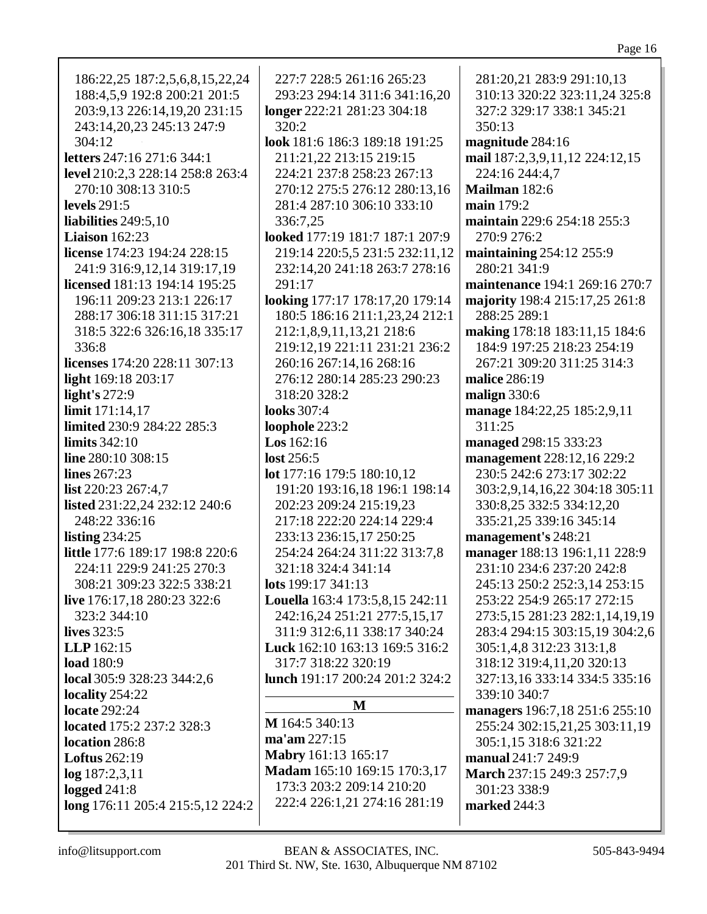186:22,25 187:2,5,6,8,15,22,24 188:4,5,9 192:8 200:21 201:5 203:9,13 226:14,19,20 231:15 243:14,20,23 245:13 247:9 304:12

**letters** 247:16 271:6 344:1

**level** 210:2,3 228:14 258:8 263:4 270:10 308:13 310:5

**levels** 291:5

**liabilities** 249:5,10

**Liaison** 162:23

**license** 174:23 194:24 228:15 241:9 316:9,12,14 319:17,19

**licensed** 181:13 194:14 195:25 196:11 209:23 213:1 226:17 288:17 306:18 311:15 317:21 318:5 322:6 326:16,18 335:17 336:8

**licenses** 174:20 228:11 307:13

**light** 169:18 203:17

**light's** 272:9

**limit** 171:14,17

**limited** 230:9 284:22 285:3

**limits** 342:10

**line** 280:10 308:15

**lines** 267:23

**list** 220:23 267:4,7

**listed** 231:22,24 232:12 240:6 248:22 336:16

**listing** 234:25

**little** 177:6 189:17 198:8 220:6 224:11 229:9 241:25 270:3 308:21 309:23 322:5 338:21

**live** 176:17,18 280:23 322:6 323:2 344:10

**lives** 323:5

**LLP** 162:15

**load** 180:9

**local** 305:9 328:23 344:2,6

**locality** 254:22

**locate** 292:24

**located** 175:2 237:2 328:3

**location** 286:8

**Loftus** 262:19

**log** 187:2,3,11

**logged** 241:8

**long** 176:11 205:4 215:5,12 224:2 227:7 228:5 261:16 265:23 293:23 294:14 311:6 341:16,20

**longer** 222:21 281:23 304:18 320:2

**look** 181:6 186:3 189:18 191:25 211:21,22 213:15 219:15 224:21 237:8 258:23 267:13 270:12 275:5 276:12 280:13,16 281:4 287:10 306:10 333:10 336:7,25

**looked** 177:19 181:7 187:1 207:9 219:14 220:5,5 231:5 232:11,12 232:14,20 241:18 263:7 278:16 291:17

**looking** 177:17 178:17,20 179:14 180:5 186:16 211:1,23,24 212:1 212:1,8,9,11,13,21 218:6 219:12,19 221:11 231:21 236:2 260:16 267:14,16 268:16 276:12 280:14 285:23 290:23 318:20 328:2

**looks** 307:4

**loophole** 223:2

**Los** 162:16

**lost** 256:5

**lot** 177:16 179:5 180:10,12 191:20 193:16,18 196:1 198:14 202:23 209:24 215:19,23 217:18 222:20 224:14 229:4 233:13 236:15,17 250:25 254:24 264:24 311:22 313:7,8 321:18 324:4 341:14

**lots** 199:17 341:13

**Louella** 163:4 173:5,8,15 242:11 242:16,24 251:21 277:5,15,17 311:9 312:6,11 338:17 340:24

**Luck** 162:10 163:13 169:5 316:2 317:7 318:22 320:19

**lunch** 191:17 200:24 201:2 324:2

## M

**M** 164:5 340:13

**ma'am** 227:15

**Mabry** 161:13 165:17

**Madam** 165:10 169:15 170:3,17 173:3 203:2 209:14 210:20 222:4 226:1,21 274:16 281:19 281:20,21 283:9 291:10,13 310:13 320:22 323:11,24 325:8 327:2 329:17 338:1 345:21 350:13

**magnitude** 284:16

**mail** 187:2,3,9,11,12 224:12,15 224:16 244:4,7

**Mailman** 182:6

**main** 179:2

**maintain** 229:6 254:18 255:3 270:9 276:2

**maintaining** 254:12 255:9 280:21 341:9

**maintenance** 194:1 269:16 270:7

**majority** 198:4 215:17,25 261:8 288:25 289:1

**making** 178:18 183:11,15 184:6 184:9 197:25 218:23 254:19 267:21 309:20 311:25 314:3

**malice** 286:19

**malign** 330:6

**manage** 184:22,25 185:2,9,11 311:25

**managed** 298:15 333:23

**management** 228:12,16 229:2 230:5 242:6 273:17 302:22 303:2,9,14,16,22 304:18 305:11 330:8,25 332:5 334:12,20 335:21,25 339:16 345:14

**management's** 248:21

**manager** 188:13 196:1,11 228:9 231:10 234:6 237:20 242:8 245:13 250:2 252:3,14 253:15 253:22 254:9 265:17 272:15 273:5,15 281:23 282:1,14,19,19 283:4 294:15 303:15,19 304:2,6 305:1,4,8 312:23 313:1,8 318:12 319:4,11,20 320:13 327:13,16 333:14 334:5 335:16 339:10 340:7

**managers** 196:7,18 251:6 255:10 255:24 302:15,21,25 303:11,19 305:1,15 318:6 321:22

**manual** 241:7 249:9

**March** 237:15 249:3 257:7,9 301:23 338:9

**marked** 244:3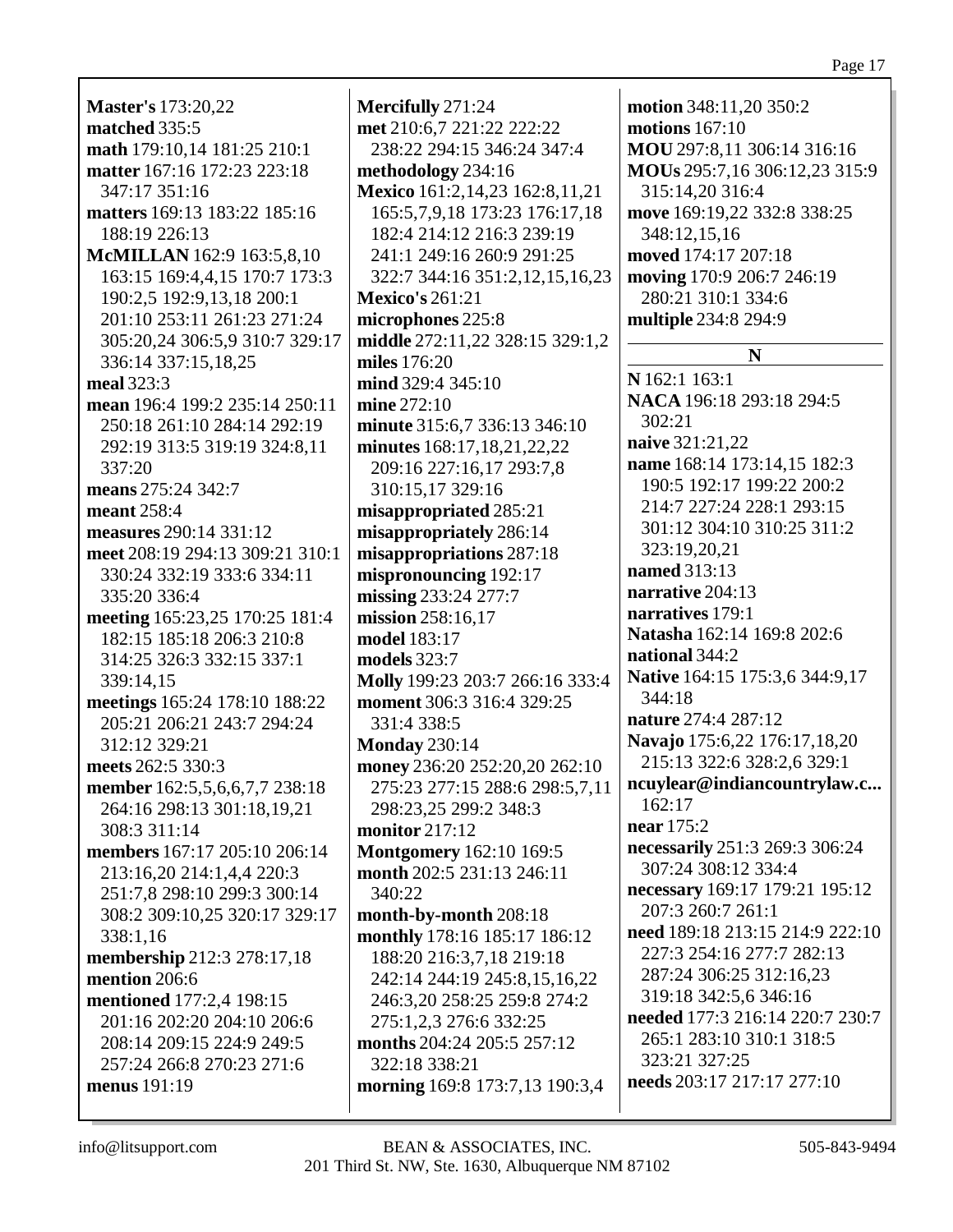**Master's** 173:20,22
**matched** 335:5
**math** 179:10,14 181:25 210:1
**matter** 167:16 172:23 223:18 347:17 351:16
**matters** 169:13 183:22 185:16 188:19 226:13
**McMILLAN** 162:9 163:5,8,10 163:15 169:4,4,15 170:7 173:3 190:2,5 192:9,13,18 200:1 201:10 253:11 261:23 271:24 305:20,24 306:5,9 310:7 329:17 336:14 337:15,18,25
**meal** 323:3
**mean** 196:4 199:2 235:14 250:11 250:18 261:10 284:14 292:19 292:19 313:5 319:19 324:8,11 337:20
**means** 275:24 342:7
**meant** 258:4
**measures** 290:14 331:12
**meet** 208:19 294:13 309:21 310:1 330:24 332:19 333:6 334:11 335:20 336:4
**meeting** 165:23,25 170:25 181:4 182:15 185:18 206:3 210:8 314:25 326:3 332:15 337:1 339:14,15
**meetings** 165:24 178:10 188:22 205:21 206:21 243:7 294:24 312:12 329:21
**meets** 262:5 330:3
**member** 162:5,5,6,6,7,7 238:18 264:16 298:13 301:18,19,21 308:3 311:14
**members** 167:17 205:10 206:14 213:16,20 214:1,4,4 220:3 251:7,8 298:10 299:3 300:14 308:2 309:10,25 320:17 329:17 338:1,16
**membership** 212:3 278:17,18
**mention** 206:6
**mentioned** 177:2,4 198:15 201:16 202:20 204:10 206:6 208:14 209:15 224:9 249:5 257:24 266:8 270:23 271:6
**menus** 191:19
**Mercifully** 271:24
**met** 210:6,7 221:22 222:22 238:22 294:15 346:24 347:4
**methodology** 234:16
**Mexico** 161:2,14,23 162:8,11,21 165:5,7,9,18 173:23 176:17,18 182:4 214:12 216:3 239:19 241:1 249:16 260:9 291:25 322:7 344:16 351:2,12,15,16,23
**Mexico's** 261:21
**microphones** 225:8
**middle** 272:11,22 328:15 329:1,2
**miles** 176:20
**mind** 329:4 345:10
**mine** 272:10
**minute** 315:6,7 336:13 346:10
**minutes** 168:17,18,21,22,22 209:16 227:16,17 293:7,8 310:15,17 329:16
**misappropriated** 285:21
**misappropriately** 286:14
**misappropriations** 287:18
**mispronouncing** 192:17
**missing** 233:24 277:7
**mission** 258:16,17
**model** 183:17
**models** 323:7
**Molly** 199:23 203:7 266:16 333:4
**moment** 306:3 316:4 329:25 331:4 338:5
**Monday** 230:14
**money** 236:20 252:20,20 262:10 275:23 277:15 288:6 298:5,7,11 298:23,25 299:2 348:3
**monitor** 217:12
**Montgomery** 162:10 169:5
**month** 202:5 231:13 246:11 340:22
**month-by-month** 208:18
**monthly** 178:16 185:17 186:12 188:20 216:3,7,18 219:18 242:14 244:19 245:8,15,16,22 246:3,20 258:25 259:8 274:2 275:1,2,3 276:6 332:25
**months** 204:24 205:5 257:12 322:18 338:21
**morning** 169:8 173:7,13 190:3,4
**motion** 348:11,20 350:2
**motions** 167:10
**MOU** 297:8,11 306:14 316:16
**MOUs** 295:7,16 306:12,23 315:9 315:14,20 316:4
**move** 169:19,22 332:8 338:25 348:12,15,16
**moved** 174:17 207:18
**moving** 170:9 206:7 246:19 280:21 310:1 334:6
**multiple** 234:8 294:9

## N

**N** 162:1 163:1
**NACA** 196:18 293:18 294:5 302:21
**naive** 321:21,22
**name** 168:14 173:14,15 182:3 190:5 192:17 199:22 200:2 214:7 227:24 228:1 293:15 301:12 304:10 310:25 311:2 323:19,20,21
**named** 313:13
**narrative** 204:13
**narratives** 179:1
**Natasha** 162:14 169:8 202:6
**national** 344:2
**Native** 164:15 175:3,6 344:9,17 344:18
**nature** 274:4 287:12
**Navajo** 175:6,22 176:17,18,20 215:13 322:6 328:2,6 329:1
**ncuylear@indiancountrylaw.c...** 162:17
**near** 175:2
**necessarily** 251:3 269:3 306:24 307:24 308:12 334:4
**necessary** 169:17 179:21 195:12 207:3 260:7 261:1
**need** 189:18 213:15 214:9 222:10 227:3 254:16 277:7 282:13 287:24 306:25 312:16,23 319:18 342:5,6 346:16
**needed** 177:3 216:14 220:7 230:7 265:1 283:10 310:1 318:5 323:21 327:25
**needs** 203:17 217:17 277:10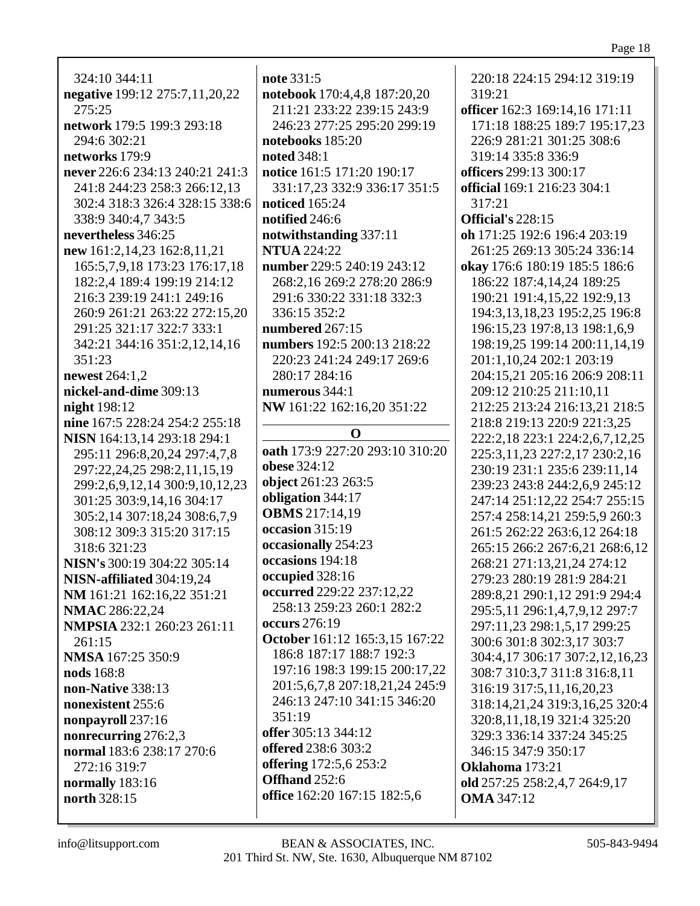324:10 344:11
**negative** 199:12 275:7,11,20,22 275:25
**network** 179:5 199:3 293:18 294:6 302:21
**networks** 179:9
**never** 226:6 234:13 240:21 241:3 241:8 244:23 258:3 266:12,13 302:4 318:3 326:4 328:15 338:6 338:9 340:4,7 343:5
**nevertheless** 346:25
**new** 161:2,14,23 162:8,11,21 165:5,7,9,18 173:23 176:17,18 182:2,4 189:4 199:19 214:12 216:3 239:19 241:1 249:16 260:9 261:21 263:22 272:15,20 291:25 321:17 322:7 333:1 342:21 344:16 351:2,12,14,16 351:23
**newest** 264:1,2
**nickel-and-dime** 309:13
**night** 198:12
**nine** 167:5 228:24 254:2 255:18
**NISN** 164:13,14 293:18 294:1 295:11 296:8,20,24 297:4,7,8 297:22,24,25 298:2,11,15,19 299:2,6,9,12,14 300:9,10,12,23 301:25 303:9,14,16 304:17 305:2,14 307:18,24 308:6,7,9 308:12 309:3 315:20 317:15 318:6 321:23
**NISN's** 300:19 304:22 305:14
**NISN-affiliated** 304:19,24
**NM** 161:21 162:16,22 351:21
**NMAC** 286:22,24
**NMPSIA** 232:1 260:23 261:11 261:15
**NMSA** 167:25 350:9
**nods** 168:8
**non-Native** 338:13
**nonexistent** 255:6
**nonpayroll** 237:16
**nonrecurring** 276:2,3
**normal** 183:6 238:17 270:6 272:16 319:7
**normally** 183:16
**north** 328:15
**note** 331:5
**notebook** 170:4,4,8 187:20,20 211:21 233:22 239:15 243:9 246:23 277:25 295:20 299:19
**notebooks** 185:20
**noted** 348:1
**notice** 161:5 171:20 190:17 331:17,23 332:9 336:17 351:5
**noticed** 165:24
**notified** 246:6
**notwithstanding** 337:11
**NTUA** 224:22
**number** 229:5 240:19 243:12 268:2,16 269:2 278:20 286:9 291:6 330:22 331:18 332:3 336:15 352:2
**numbered** 267:15
**numbers** 192:5 200:13 218:22 220:23 241:24 249:17 269:6 280:17 284:16
**numerous** 344:1
**NW** 161:22 162:16,20 351:22

## O

**oath** 173:9 227:20 293:10 310:20
**obese** 324:12
**object** 261:23 263:5
**obligation** 344:17
**OBMS** 217:14,19
**occasion** 315:19
**occasionally** 254:23
**occasions** 194:18
**occupied** 328:16
**occurred** 229:22 237:12,22 258:13 259:23 260:1 282:2
**occurs** 276:19
**October** 161:12 165:3,15 167:22 186:8 187:17 188:7 192:3 197:16 198:3 199:15 200:17,22 201:5,6,7,8 207:18,21,24 245:9 246:13 247:10 341:15 346:20 351:19
**offer** 305:13 344:12
**offered** 238:6 303:2
**offering** 172:5,6 253:2
**Offhand** 252:6
**office** 162:20 167:15 182:5,6 220:18 224:15 294:12 319:19 319:21
**officer** 162:3 169:14,16 171:11 171:18 188:25 189:7 195:17,23 226:9 281:21 301:25 308:6 319:14 335:8 336:9
**officers** 299:13 300:17
**official** 169:1 216:23 304:1 317:21
**Official's** 228:15
**oh** 171:25 192:6 196:4 203:19 261:25 269:13 305:24 336:14
**okay** 176:6 180:19 185:5 186:6 186:22 187:4,14,24 189:25 190:21 191:4,15,22 192:9,13 194:3,13,18,23 195:2,25 196:8 196:15,23 197:8,13 198:1,6,9 198:19,25 199:14 200:11,14,19 201:1,10,24 202:1 203:19 204:15,21 205:16 206:9 208:11 209:12 210:25 211:10,11 212:25 213:24 216:13,21 218:5 218:8 219:13 220:9 221:3,25 222:2,18 223:1 224:2,6,7,12,25 225:3,11,23 227:2,17 230:2,16 230:19 231:1 235:6 239:11,14 239:23 243:8 244:2,6,9 245:12 247:14 251:12,22 254:7 255:15 257:4 258:14,21 259:5,9 260:3 261:5 262:22 263:6,12 264:18 265:15 266:2 267:6,21 268:6,12 268:21 271:13,21,24 274:12 279:23 280:19 281:9 284:21 289:8,21 290:1,12 291:9 294:4 295:5,11 296:1,4,7,9,12 297:7 297:11,23 298:1,5,17 299:25 300:6 301:8 302:3,17 303:7 304:4,17 306:17 307:2,12,16,23 308:7 310:3,7 311:8 316:8,11 316:19 317:5,11,16,20,23 318:14,21,24 319:3,16,25 320:4 320:8,11,18,19 321:4 325:20 329:3 336:14 337:24 345:25 346:15 347:9 350:17
**Oklahoma** 173:21
**old** 257:25 258:2,4,7 264:9,17
**OMA** 347:12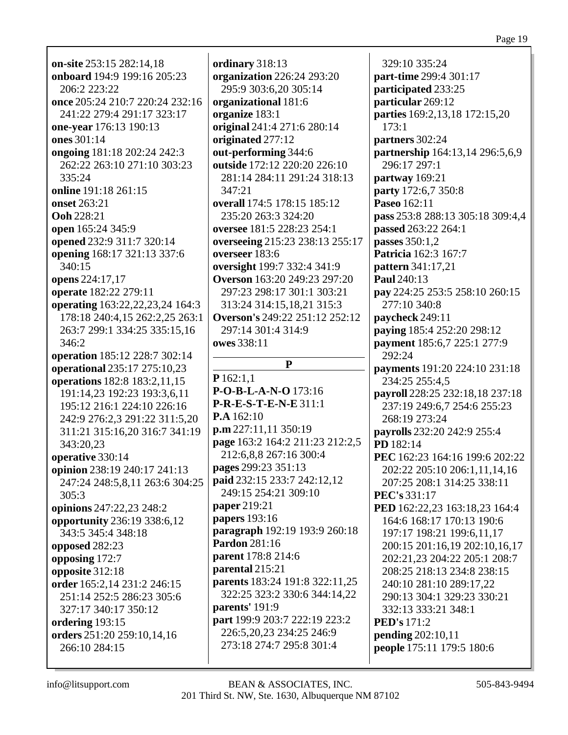**on-site** 253:15 282:14,18
**onboard** 194:9 199:16 205:23 206:2 223:22
**once** 205:24 210:7 220:24 232:16 241:22 279:4 291:17 323:17
**one-year** 176:13 190:13
**ones** 301:14
**ongoing** 181:18 202:24 242:3 262:22 263:10 271:10 303:23 335:24
**online** 191:18 261:15
**onset** 263:21
**Ooh** 228:21
**open** 165:24 345:9
**opened** 232:9 311:7 320:14
**opening** 168:17 321:13 337:6 340:15
**opens** 224:17,17
**operate** 182:22 279:11
**operating** 163:22,22,23,24 164:3 178:18 240:4,15 262:2,25 263:1 263:7 299:1 334:25 335:15,16 346:2
**operation** 185:12 228:7 302:14
**operational** 235:17 275:10,23
**operations** 182:8 183:2,11,15 191:14,23 192:23 193:3,6,11 195:12 216:1 224:10 226:16 242:9 276:2,3 291:22 311:5,20 311:21 315:16,20 316:7 341:19 343:20,23
**operative** 330:14
**opinion** 238:19 240:17 241:13 247:24 248:5,8,11 263:6 304:25 305:3
**opinions** 247:22,23 248:2
**opportunity** 236:19 338:6,12 343:5 345:4 348:18
**opposed** 282:23
**opposing** 172:7
**opposite** 312:18
**order** 165:2,14 231:2 246:15 251:14 252:5 286:23 305:6 327:17 340:17 350:12
**ordering** 193:15
**orders** 251:20 259:10,14,16 266:10 284:15
**ordinary** 318:13
**organization** 226:24 293:20 295:9 303:6,20 305:14
**organizational** 181:6
**organize** 183:1
**original** 241:4 271:6 280:14
**originated** 277:12
**out-performing** 344:6
**outside** 172:12 220:20 226:10 281:14 284:11 291:24 318:13 347:21
**overall** 174:5 178:15 185:12 235:20 263:3 324:20
**oversee** 181:5 228:23 254:1
**overseeing** 215:23 238:13 255:17
**overseer** 183:6
**oversight** 199:7 332:4 341:9
**Overson** 163:20 249:23 297:20 297:23 298:17 301:1 303:21 313:24 314:15,18,21 315:3
**Overson's** 249:22 251:12 252:12 297:14 301:4 314:9
**owes** 338:11

## P

**P** 162:1,1
**P-O-B-L-A-N-O** 173:16
**P-R-E-S-T-E-N-E** 311:1
**P.A** 162:10
**p.m** 227:11,11 350:19
**page** 163:2 164:2 211:23 212:2,5 212:6,8,8 267:16 300:4
**pages** 299:23 351:13
**paid** 232:15 233:7 242:12,12 249:15 254:21 309:10
**paper** 219:21
**papers** 193:16
**paragraph** 192:19 193:9 260:18
**Pardon** 281:16
**parent** 178:8 214:6
**parental** 215:21
**parents** 183:24 191:8 322:11,25 322:25 323:2 330:6 344:14,22
**parents'** 191:9
**part** 199:9 203:7 222:19 223:2 226:5,20,23 234:25 246:9 273:18 274:7 295:8 301:4 329:10 335:24
**part-time** 299:4 301:17
**participated** 233:25
**particular** 269:12
**parties** 169:2,13,18 172:15,20 173:1
**partners** 302:24
**partnership** 164:13,14 296:5,6,9 296:17 297:1
**partway** 169:21
**party** 172:6,7 350:8
**Paseo** 162:11
**pass** 253:8 288:13 305:18 309:4,4
**passed** 263:22 264:1
**passes** 350:1,2
**Patricia** 162:3 167:7
**pattern** 341:17,21
**Paul** 240:13
**pay** 224:25 253:5 258:10 260:15 277:10 340:8
**paycheck** 249:11
**paying** 185:4 252:20 298:12
**payment** 185:6,7 225:1 277:9 292:24
**payments** 191:20 224:10 231:18 234:25 255:4,5
**payroll** 228:25 232:18,18 237:18 237:19 249:6,7 254:6 255:23 268:19 273:24
**payrolls** 232:20 242:9 255:4
**PD** 182:14
**PEC** 162:23 164:16 199:6 202:22 202:22 205:10 206:1,11,14,16 207:25 208:1 314:25 338:11
**PEC's** 331:17
**PED** 162:22,23 163:18,23 164:4 164:6 168:17 170:13 190:6 197:17 198:21 199:6,11,17 200:15 201:16,19 202:10,16,17 202:21,23 204:22 205:1 208:7 208:25 218:13 234:8 238:15 240:10 281:10 289:17,22 290:13 304:1 329:23 330:21 332:13 333:21 348:1
**PED's** 171:2
**pending** 202:10,11
**people** 175:11 179:5 180:6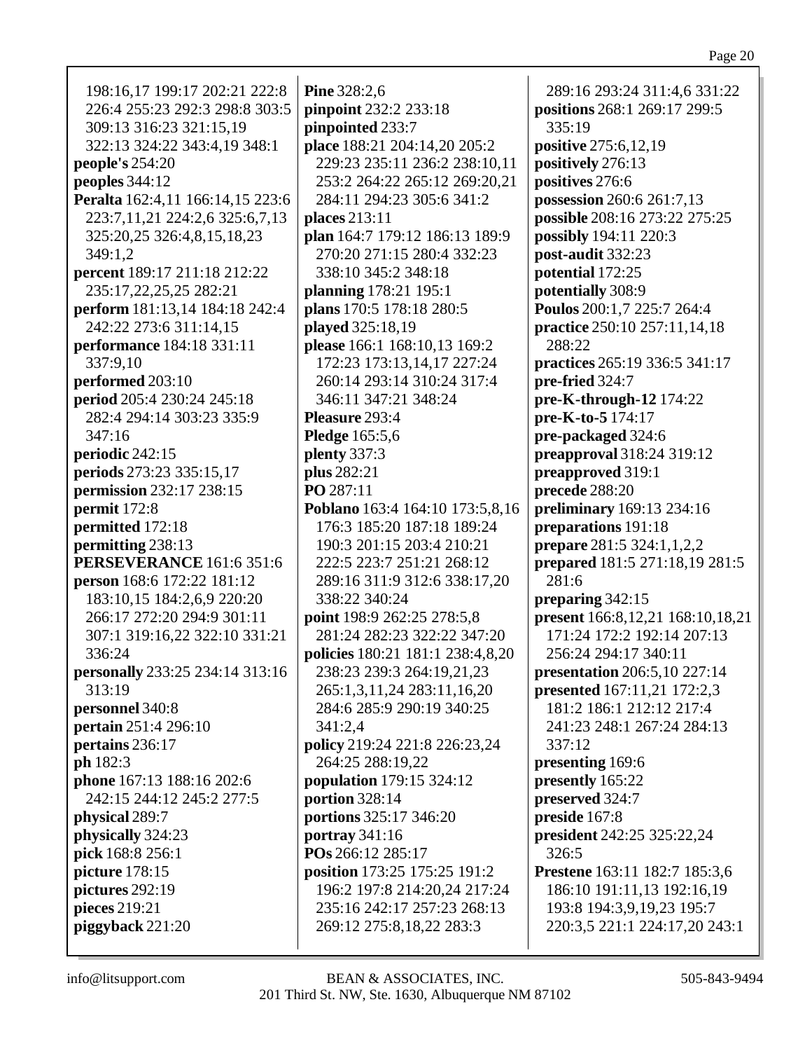198:16,17 199:17 202:21 222:8 226:4 255:23 292:3 298:8 303:5 309:13 316:23 321:15,19 322:13 324:22 343:4,19 348:1
**people's** 254:20
**peoples** 344:12
**Peralta** 162:4,11 166:14,15 223:6 223:7,11,21 224:2,6 325:6,7,13 325:20,25 326:4,8,15,18,23 349:1,2
**percent** 189:17 211:18 212:22 235:17,22,25,25 282:21
**perform** 181:13,14 184:18 242:4 242:22 273:6 311:14,15
**performance** 184:18 331:11 337:9,10
**performed** 203:10
**period** 205:4 230:24 245:18 282:4 294:14 303:23 335:9 347:16
**periodic** 242:15
**periods** 273:23 335:15,17
**permission** 232:17 238:15
**permit** 172:8
**permitted** 172:18
**permitting** 238:13
**PERSEVERANCE** 161:6 351:6
**person** 168:6 172:22 181:12 183:10,15 184:2,6,9 220:20 266:17 272:20 294:9 301:11 307:1 319:16,22 322:10 331:21 336:24
**personally** 233:25 234:14 313:16 313:19
**personnel** 340:8
**pertain** 251:4 296:10
**pertains** 236:17
**ph** 182:3
**phone** 167:13 188:16 202:6 242:15 244:12 245:2 277:5
**physical** 289:7
**physically** 324:23
**pick** 168:8 256:1
**picture** 178:15
**pictures** 292:19
**pieces** 219:21
**piggyback** 221:20
**Pine** 328:2,6
**pinpoint** 232:2 233:18
**pinpointed** 233:7
**place** 188:21 204:14,20 205:2 229:23 235:11 236:2 238:10,11 253:2 264:22 265:12 269:20,21 284:11 294:23 305:6 341:2
**places** 213:11
**plan** 164:7 179:12 186:13 189:9 270:20 271:15 280:4 332:23 338:10 345:2 348:18
**planning** 178:21 195:1
**plans** 170:5 178:18 280:5
**played** 325:18,19
**please** 166:1 168:10,13 169:2 172:23 173:13,14,17 227:24 260:14 293:14 310:24 317:4 346:11 347:21 348:24
**Pleasure** 293:4
**Pledge** 165:5,6
**plenty** 337:3
**plus** 282:21
**PO** 287:11
**Poblano** 163:4 164:10 173:5,8,16 176:3 185:20 187:18 189:24 190:3 201:15 203:4 210:21 222:5 223:7 251:21 268:12 289:16 311:9 312:6 338:17,20 338:22 340:24
**point** 198:9 262:25 278:5,8 281:24 282:23 322:22 347:20
**policies** 180:21 181:1 238:4,8,20 238:23 239:3 264:19,21,23 265:1,3,11,24 283:11,16,20 284:6 285:9 290:19 340:25 341:2,4
**policy** 219:24 221:8 226:23,24 264:25 288:19,22
**population** 179:15 324:12
**portion** 328:14
**portions** 325:17 346:20
**portray** 341:16
**POs** 266:12 285:17
**position** 173:25 175:25 191:2 196:2 197:8 214:20,24 217:24 235:16 242:17 257:23 268:13 269:12 275:8,18,22 283:3 289:16 293:24 311:4,6 331:22
**positions** 268:1 269:17 299:5 335:19
**positive** 275:6,12,19
**positively** 276:13
**positives** 276:6
**possession** 260:6 261:7,13
**possible** 208:16 273:22 275:25
**possibly** 194:11 220:3
**post-audit** 332:23
**potential** 172:25
**potentially** 308:9
**Poulos** 200:1,7 225:7 264:4
**practice** 250:10 257:11,14,18 288:22
**practices** 265:19 336:5 341:17
**pre-fried** 324:7
**pre-K-through-12** 174:22
**pre-K-to-5** 174:17
**pre-packaged** 324:6
**preapproval** 318:24 319:12
**preapproved** 319:1
**precede** 288:20
**preliminary** 169:13 234:16
**preparations** 191:18
**prepare** 281:5 324:1,1,2,2
**prepared** 181:5 271:18,19 281:5 281:6
**preparing** 342:15
**present** 166:8,12,21 168:10,18,21 171:24 172:2 192:14 207:13 256:24 294:17 340:11
**presentation** 206:5,10 227:14
**presented** 167:11,21 172:2,3 181:2 186:1 212:12 217:4 241:23 248:1 267:24 284:13 337:12
**presenting** 169:6
**presently** 165:22
**preserved** 324:7
**preside** 167:8
**president** 242:25 325:22,24 326:5
**Prestene** 163:11 182:7 185:3,6 186:10 191:11,13 192:16,19 193:8 194:3,9,19,23 195:7 220:3,5 221:1 224:17,20 243:1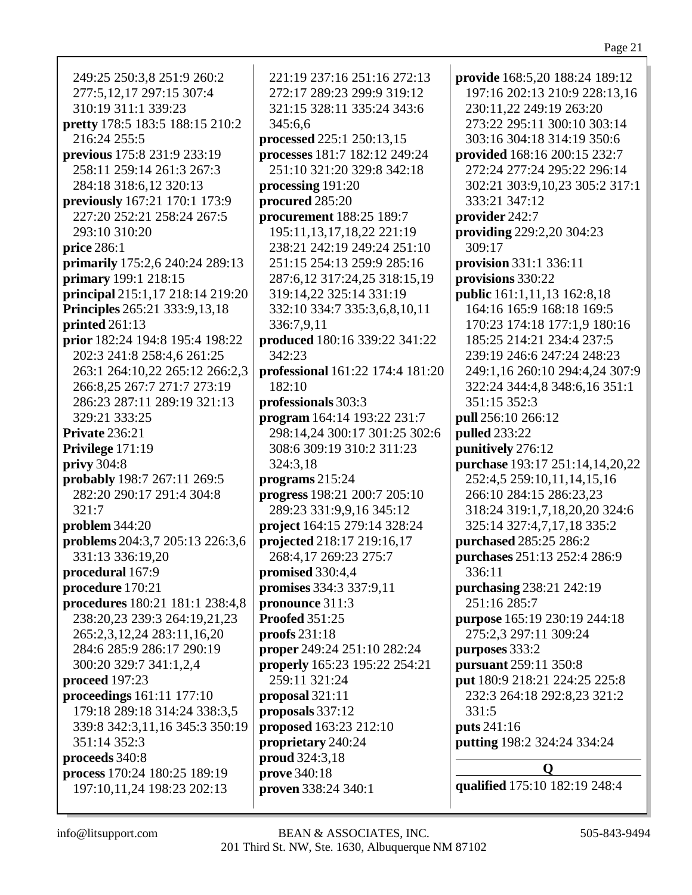249:25 250:3,8 251:9 260:2 277:5,12,17 297:15 307:4 310:19 311:1 339:23
**pretty** 178:5 183:5 188:15 210:2 216:24 255:5
**previous** 175:8 231:9 233:19 258:11 259:14 261:3 267:3 284:18 318:6,12 320:13
**previously** 167:21 170:1 173:9 227:20 252:21 258:24 267:5 293:10 310:20
**price** 286:1
**primarily** 175:2,6 240:24 289:13
**primary** 199:1 218:15
**principal** 215:1,17 218:14 219:20
**Principles** 265:21 333:9,13,18
**printed** 261:13
**prior** 182:24 194:8 195:4 198:22 202:3 241:8 258:4,6 261:25 263:1 264:10,22 265:12 266:2,3 266:8,25 267:7 271:7 273:19 286:23 287:11 289:19 321:13 329:21 333:25
**Private** 236:21
**Privilege** 171:19
**privy** 304:8
**probably** 198:7 267:11 269:5 282:20 290:17 291:4 304:8 321:7
**problem** 344:20
**problems** 204:3,7 205:13 226:3,6 331:13 336:19,20
**procedural** 167:9
**procedure** 170:21
**procedures** 180:21 181:1 238:4,8 238:20,23 239:3 264:19,21,23 265:2,3,12,24 283:11,16,20 284:6 285:9 286:17 290:19 300:20 329:7 341:1,2,4
**proceed** 197:23
**proceedings** 161:11 177:10 179:18 289:18 314:24 338:3,5 339:8 342:3,11,16 345:3 350:19 351:14 352:3
**proceeds** 340:8
**process** 170:24 180:25 189:19 197:10,11,24 198:23 202:13 221:19 237:16 251:16 272:13 272:17 289:23 299:9 319:12 321:15 328:11 335:24 343:6 345:6,6
**processed** 225:1 250:13,15
**processes** 181:7 182:12 249:24 251:10 321:20 329:8 342:18
**processing** 191:20
**procured** 285:20
**procurement** 188:25 189:7 195:11,13,17,18,22 221:19 238:21 242:19 249:24 251:10 251:15 254:13 259:9 285:16 287:6,12 317:24,25 318:15,19 319:14,22 325:14 331:19 332:10 334:7 335:3,6,8,10,11 336:7,9,11
**produced** 180:16 339:22 341:22 342:23
**professional** 161:22 174:4 181:20 182:10
**professionals** 303:3
**program** 164:14 193:22 231:7 298:14,24 300:17 301:25 302:6 308:6 309:19 310:2 311:23 324:3,18
**programs** 215:24
**progress** 198:21 200:7 205:10 289:23 331:9,9,16 345:12
**project** 164:15 279:14 328:24
**projected** 218:17 219:16,17 268:4,17 269:23 275:7
**promised** 330:4,4
**promises** 334:3 337:9,11
**pronounce** 311:3
**Proofed** 351:25
**proofs** 231:18
**proper** 249:24 251:10 282:24
**properly** 165:23 195:22 254:21 259:11 321:24
**proposal** 321:11
**proposals** 337:12
**proposed** 163:23 212:10
**proprietary** 240:24
**proud** 324:3,18
**prove** 340:18
**proven** 338:24 340:1
**provide** 168:5,20 188:24 189:12 197:16 202:13 210:9 228:13,16 230:11,22 249:19 263:20 273:22 295:11 300:10 303:14 303:16 304:18 314:19 350:6
**provided** 168:16 200:15 232:7 272:24 277:24 295:22 296:14 302:21 303:9,10,23 305:2 317:1 333:21 347:12
**provider** 242:7
**providing** 229:2,20 304:23 309:17
**provision** 331:1 336:11
**provisions** 330:22
**public** 161:1,11,13 162:8,18 164:16 165:9 168:18 169:5 170:23 174:18 177:1,9 180:16 185:25 214:21 234:4 237:5 239:19 246:6 247:24 248:23 249:1,16 260:10 294:4,24 307:9 322:24 344:4,8 348:6,16 351:1 351:15 352:3
**pull** 256:10 266:12
**pulled** 233:22
**punitively** 276:12
**purchase** 193:17 251:14,14,20,22 252:4,5 259:10,11,14,15,16 266:10 284:15 286:23,23 318:24 319:1,7,18,20,20 324:6 325:14 327:4,7,17,18 335:2
**purchased** 285:25 286:2
**purchases** 251:13 252:4 286:9 336:11
**purchasing** 238:21 242:19 251:16 285:7
**purpose** 165:19 230:19 244:18 275:2,3 297:11 309:24
**purposes** 333:2
**pursuant** 259:11 350:8
**put** 180:9 218:21 224:25 225:8 232:3 264:18 292:8,23 321:2 331:5
**puts** 241:16
**putting** 198:2 324:24 334:24

**Q**

**qualified** 175:10 182:19 248:4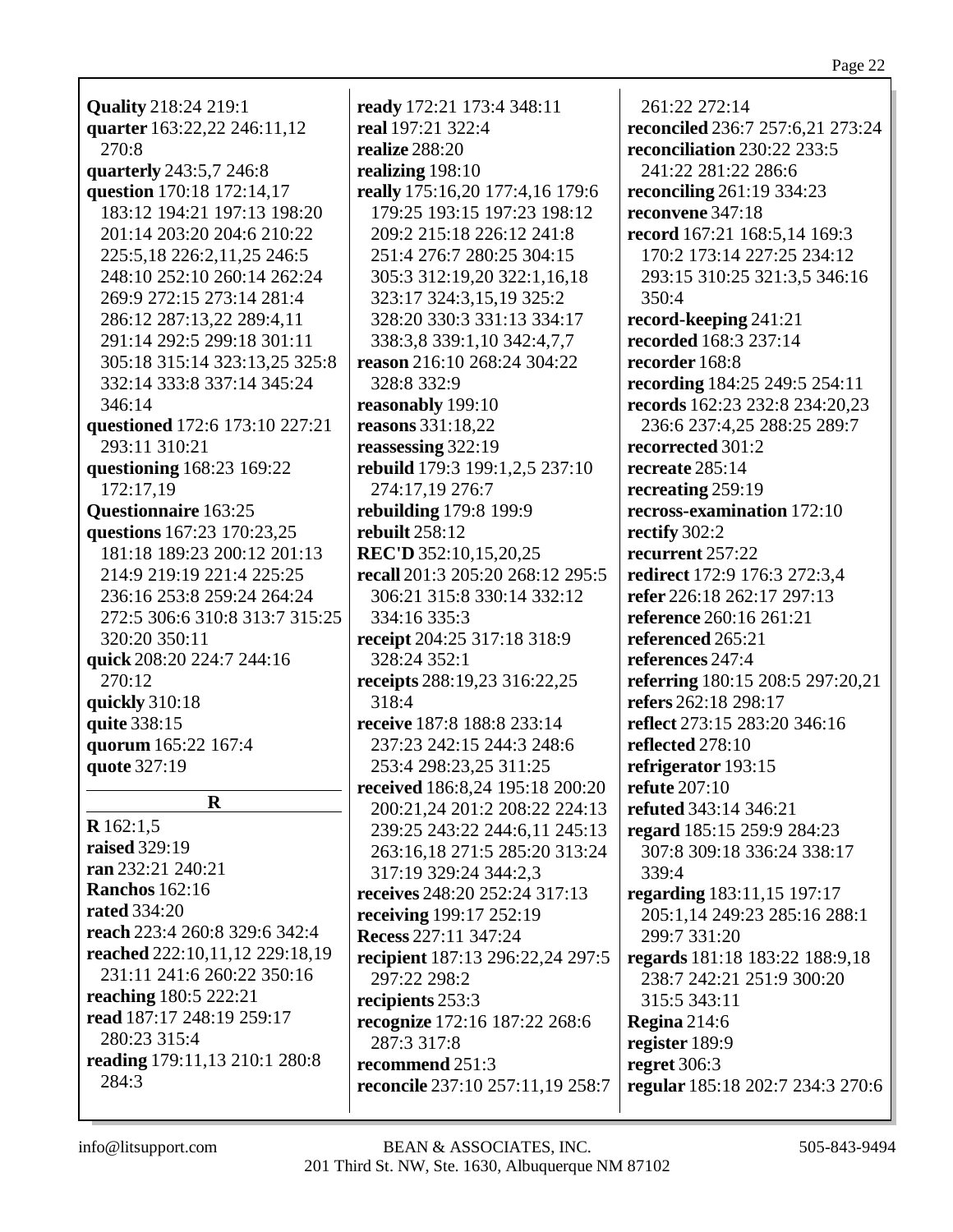**Quality** 218:24 219:1
**quarter** 163:22,22 246:11,12 270:8
**quarterly** 243:5,7 246:8
**question** 170:18 172:14,17 183:12 194:21 197:13 198:20 201:14 203:20 204:6 210:22 225:5,18 226:2,11,25 246:5 248:10 252:10 260:14 262:24 269:9 272:15 273:14 281:4 286:12 287:13,22 289:4,11 291:14 292:5 299:18 301:11 305:18 315:14 323:13,25 325:8 332:14 333:8 337:14 345:24 346:14
**questioned** 172:6 173:10 227:21 293:11 310:21
**questioning** 168:23 169:22 172:17,19
**Questionnaire** 163:25
**questions** 167:23 170:23,25 181:18 189:23 200:12 201:13 214:9 219:19 221:4 225:25 236:16 253:8 259:24 264:24 272:5 306:6 310:8 313:7 315:25 320:20 350:11
**quick** 208:20 224:7 244:16 270:12
**quickly** 310:18
**quite** 338:15
**quorum** 165:22 167:4
**quote** 327:19

## R

**R** 162:1,5
**raised** 329:19
**ran** 232:21 240:21
**Ranchos** 162:16
**rated** 334:20
**reach** 223:4 260:8 329:6 342:4
**reached** 222:10,11,12 229:18,19 231:11 241:6 260:22 350:16
**reaching** 180:5 222:21
**read** 187:17 248:19 259:17 280:23 315:4
**reading** 179:11,13 210:1 280:8 284:3
**ready** 172:21 173:4 348:11
**real** 197:21 322:4
**realize** 288:20
**realizing** 198:10
**really** 175:16,20 177:4,16 179:6 179:25 193:15 197:23 198:12 209:2 215:18 226:12 241:8 251:4 276:7 280:25 304:15 305:3 312:19,20 322:1,16,18 323:17 324:3,15,19 325:2 328:20 330:3 331:13 334:17 338:3,8 339:1,10 342:4,7,7
**reason** 216:10 268:24 304:22 328:8 332:9
**reasonably** 199:10
**reasons** 331:18,22
**reassessing** 322:19
**rebuild** 179:3 199:1,2,5 237:10 274:17,19 276:7
**rebuilding** 179:8 199:9
**rebuilt** 258:12
**REC'D** 352:10,15,20,25
**recall** 201:3 205:20 268:12 295:5 306:21 315:8 330:14 332:12 334:16 335:3
**receipt** 204:25 317:18 318:9 328:24 352:1
**receipts** 288:19,23 316:22,25 318:4
**receive** 187:8 188:8 233:14 237:23 242:15 244:3 248:6 253:4 298:23,25 311:25
**received** 186:8,24 195:18 200:20 200:21,24 201:2 208:22 224:13 239:25 243:22 244:6,11 245:13 263:16,18 271:5 285:20 313:24 317:19 329:24 344:2,3
**receives** 248:20 252:24 317:13
**receiving** 199:17 252:19
**Recess** 227:11 347:24
**recipient** 187:13 296:22,24 297:5 297:22 298:2
**recipients** 253:3
**recognize** 172:16 187:22 268:6 287:3 317:8
**recommend** 251:3
**reconcile** 237:10 257:11,19 258:7 261:22 272:14
**reconciled** 236:7 257:6,21 273:24
**reconciliation** 230:22 233:5 241:22 281:22 286:6
**reconciling** 261:19 334:23
**reconvene** 347:18
**record** 167:21 168:5,14 169:3 170:2 173:14 227:25 234:12 293:15 310:25 321:3,5 346:16 350:4
**record-keeping** 241:21
**recorded** 168:3 237:14
**recorder** 168:8
**recording** 184:25 249:5 254:11
**records** 162:23 232:8 234:20,23 236:6 237:4,25 288:25 289:7
**recorrected** 301:2
**recreate** 285:14
**recreating** 259:19
**recross-examination** 172:10
**rectify** 302:2
**recurrent** 257:22
**redirect** 172:9 176:3 272:3,4
**refer** 226:18 262:17 297:13
**reference** 260:16 261:21
**referenced** 265:21
**references** 247:4
**referring** 180:15 208:5 297:20,21
**refers** 262:18 298:17
**reflect** 273:15 283:20 346:16
**reflected** 278:10
**refrigerator** 193:15
**refute** 207:10
**refuted** 343:14 346:21
**regard** 185:15 259:9 284:23 307:8 309:18 336:24 338:17 339:4
**regarding** 183:11,15 197:17 205:1,14 249:23 285:16 288:1 299:7 331:20
**regards** 181:18 183:22 188:9,18 238:7 242:21 251:9 300:20 315:5 343:11
**Regina** 214:6
**register** 189:9
**regret** 306:3
**regular** 185:18 202:7 234:3 270:6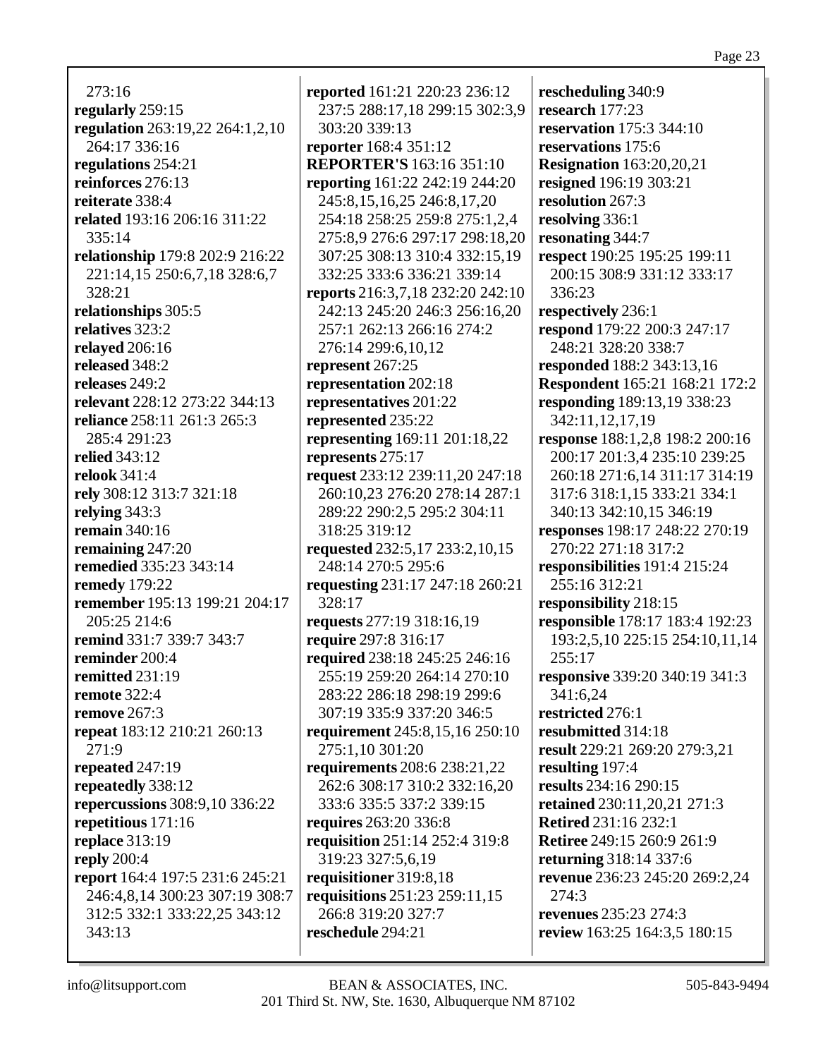273:16
**regularly** 259:15
**regulation** 263:19,22 264:1,2,10 264:17 336:16
**regulations** 254:21
**reinforces** 276:13
**reiterate** 338:4
**related** 193:16 206:16 311:22 335:14
**relationship** 179:8 202:9 216:22 221:14,15 250:6,7,18 328:6,7 328:21
**relationships** 305:5
**relatives** 323:2
**relayed** 206:16
**released** 348:2
**releases** 249:2
**relevant** 228:12 273:22 344:13
**reliance** 258:11 261:3 265:3 285:4 291:23
**relied** 343:12
**relook** 341:4
**rely** 308:12 313:7 321:18
**relying** 343:3
**remain** 340:16
**remaining** 247:20
**remedied** 335:23 343:14
**remedy** 179:22
**remember** 195:13 199:21 204:17 205:25 214:6
**remind** 331:7 339:7 343:7
**reminder** 200:4
**remitted** 231:19
**remote** 322:4
**remove** 267:3
**repeat** 183:12 210:21 260:13 271:9
**repeated** 247:19
**repeatedly** 338:12
**repercussions** 308:9,10 336:22
**repetitious** 171:16
**replace** 313:19
**reply** 200:4
**report** 164:4 197:5 231:6 245:21 246:4,8,14 300:23 307:19 308:7 312:5 332:1 333:22,25 343:12 343:13
**reported** 161:21 220:23 236:12 237:5 288:17,18 299:15 302:3,9 303:20 339:13
**reporter** 168:4 351:12
**REPORTER'S** 163:16 351:10
**reporting** 161:22 242:19 244:20 245:8,15,16,25 246:8,17,20 254:18 258:25 259:8 275:1,2,4 275:8,9 276:6 297:17 298:18,20 307:25 308:13 310:4 332:15,19 332:25 333:6 336:21 339:14
**reports** 216:3,7,18 232:20 242:10 242:13 245:20 246:3 256:16,20 257:1 262:13 266:16 274:2 276:14 299:6,10,12
**represent** 267:25
**representation** 202:18
**representatives** 201:22
**represented** 235:22
**representing** 169:11 201:18,22
**represents** 275:17
**request** 233:12 239:11,20 247:18 260:10,23 276:20 278:14 287:1 289:22 290:2,5 295:2 304:11 318:25 319:12
**requested** 232:5,17 233:2,10,15 248:14 270:5 295:6
**requesting** 231:17 247:18 260:21 328:17
**requests** 277:19 318:16,19
**require** 297:8 316:17
**required** 238:18 245:25 246:16 255:19 259:20 264:14 270:10 283:22 286:18 298:19 299:6 307:19 335:9 337:20 346:5
**requirement** 245:8,15,16 250:10 275:1,10 301:20
**requirements** 208:6 238:21,22 262:6 308:17 310:2 332:16,20 333:6 335:5 337:2 339:15
**requires** 263:20 336:8
**requisition** 251:14 252:4 319:8 319:23 327:5,6,19
**requisitioner** 319:8,18
**requisitions** 251:23 259:11,15 266:8 319:20 327:7
**reschedule** 294:21
**rescheduling** 340:9
**research** 177:23
**reservation** 175:3 344:10
**reservations** 175:6
**Resignation** 163:20,20,21
**resigned** 196:19 303:21
**resolution** 267:3
**resolving** 336:1
**resonating** 344:7
**respect** 190:25 195:25 199:11 200:15 308:9 331:12 333:17 336:23
**respectively** 236:1
**respond** 179:22 200:3 247:17 248:21 328:20 338:7
**responded** 188:2 343:13,16
**Respondent** 165:21 168:21 172:2
**responding** 189:13,19 338:23 342:11,12,17,19
**response** 188:1,2,8 198:2 200:16 200:17 201:3,4 235:10 239:25 260:18 271:6,14 311:17 314:19 317:6 318:1,15 333:21 334:1 340:13 342:10,15 346:19
**responses** 198:17 248:22 270:19 270:22 271:18 317:2
**responsibilities** 191:4 215:24 255:16 312:21
**responsibility** 218:15
**responsible** 178:17 183:4 192:23 193:2,5,10 225:15 254:10,11,14 255:17
**responsive** 339:20 340:19 341:3 341:6,24
**restricted** 276:1
**resubmitted** 314:18
**result** 229:21 269:20 279:3,21
**resulting** 197:4
**results** 234:16 290:15
**retained** 230:11,20,21 271:3
**Retired** 231:16 232:1
**Retiree** 249:15 260:9 261:9
**returning** 318:14 337:6
**revenue** 236:23 245:20 269:2,24 274:3
**revenues** 235:23 274:3
**review** 163:25 164:3,5 180:15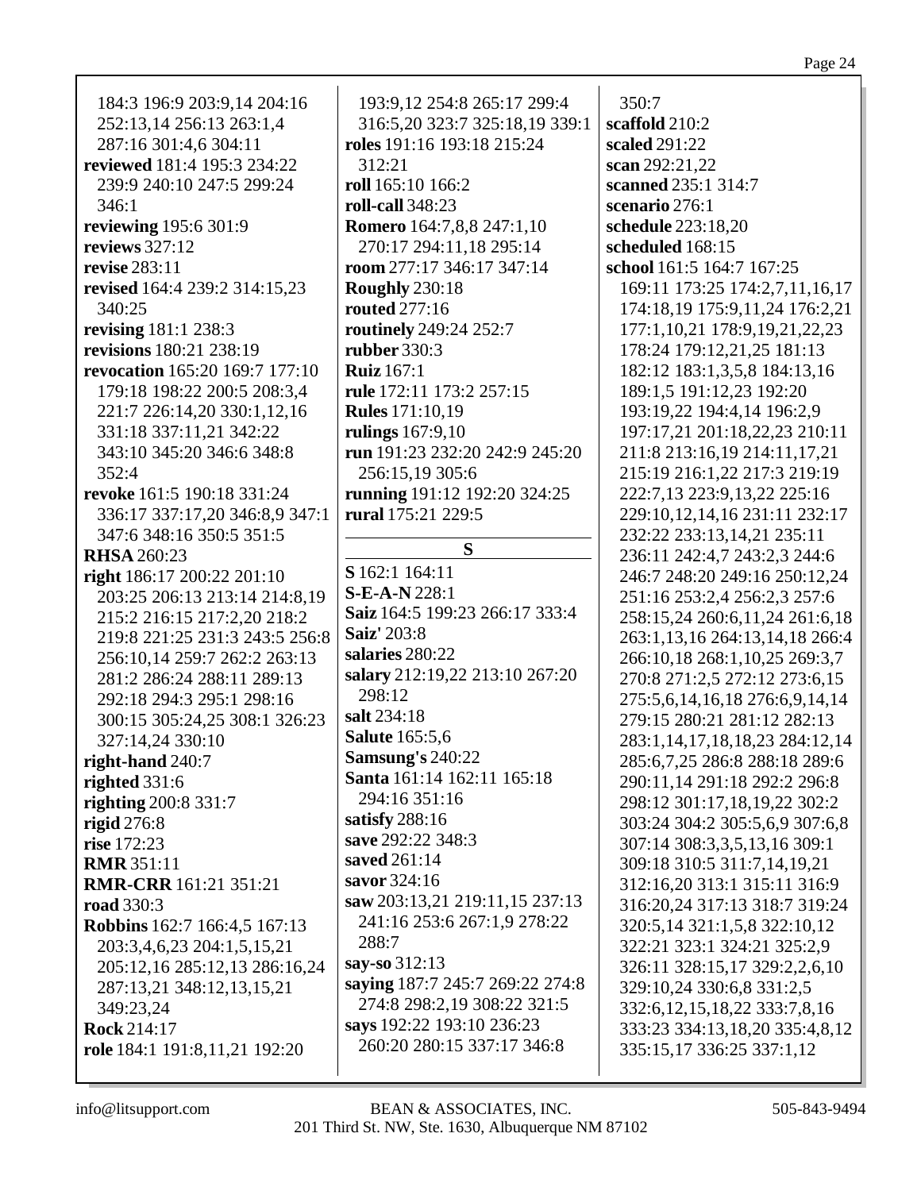184:3 196:9 203:9,14 204:16 252:13,14 256:13 263:1,4 287:16 301:4,6 304:11
**reviewed** 181:4 195:3 234:22 239:9 240:10 247:5 299:24 346:1
**reviewing** 195:6 301:9
**reviews** 327:12
**revise** 283:11
**revised** 164:4 239:2 314:15,23 340:25
**revising** 181:1 238:3
**revisions** 180:21 238:19
**revocation** 165:20 169:7 177:10 179:18 198:22 200:5 208:3,4 221:7 226:14,20 330:1,12,16 331:18 337:11,21 342:22 343:10 345:20 346:6 348:8 352:4
**revoke** 161:5 190:18 331:24 336:17 337:17,20 346:8,9 347:1 347:6 348:16 350:5 351:5
**RHSA** 260:23
**right** 186:17 200:22 201:10 203:25 206:13 213:14 214:8,19 215:2 216:15 217:2,20 218:2 219:8 221:25 231:3 243:5 256:8 256:10,14 259:7 262:2 263:13 281:2 286:24 288:11 289:13 292:18 294:3 295:1 298:16 300:15 305:24,25 308:1 326:23 327:14,24 330:10
**right-hand** 240:7
**righted** 331:6
**righting** 200:8 331:7
**rigid** 276:8
**rise** 172:23
**RMR** 351:11
**RMR-CRR** 161:21 351:21
**road** 330:3
**Robbins** 162:7 166:4,5 167:13 203:3,4,6,23 204:1,5,15,21 205:12,16 285:12,13 286:16,24 287:13,21 348:12,13,15,21 349:23,24
**Rock** 214:17
**role** 184:1 191:8,11,21 192:20 193:9,12 254:8 265:17 299:4 316:5,20 323:7 325:18,19 339:1
**roles** 191:16 193:18 215:24 312:21
**roll** 165:10 166:2
**roll-call** 348:23
**Romero** 164:7,8,8 247:1,10 270:17 294:11,18 295:14
**room** 277:17 346:17 347:14
**Roughly** 230:18
**routed** 277:16
**routinely** 249:24 252:7
**rubber** 330:3
**Ruiz** 167:1
**rule** 172:11 173:2 257:15
**Rules** 171:10,19
**rulings** 167:9,10
**run** 191:23 232:20 242:9 245:20 256:15,19 305:6
**running** 191:12 192:20 324:25
**rural** 175:21 229:5

## S

**S** 162:1 164:11
**S-E-A-N** 228:1
**Saiz** 164:5 199:23 266:17 333:4
**Saiz'** 203:8
**salaries** 280:22
**salary** 212:19,22 213:10 267:20 298:12
**salt** 234:18
**Salute** 165:5,6
**Samsung's** 240:22
**Santa** 161:14 162:11 165:18 294:16 351:16
**satisfy** 288:16
**save** 292:22 348:3
**saved** 261:14
**savor** 324:16
**saw** 203:13,21 219:11,15 237:13 241:16 253:6 267:1,9 278:22 288:7
**say-so** 312:13
**saying** 187:7 245:7 269:22 274:8 274:8 298:2,19 308:22 321:5
**says** 192:22 193:10 236:23 260:20 280:15 337:17 346:8 350:7
**scaffold** 210:2
**scaled** 291:22
**scan** 292:21,22
**scanned** 235:1 314:7
**scenario** 276:1
**schedule** 223:18,20
**scheduled** 168:15
**school** 161:5 164:7 167:25 169:11 173:25 174:2,7,11,16,17 174:18,19 175:9,11,24 176:2,21 177:1,10,21 178:9,19,21,22,23 178:24 179:12,21,25 181:13 182:12 183:1,3,5,8 184:13,16 189:1,5 191:12,23 192:20 193:19,22 194:4,14 196:2,9 197:17,21 201:18,22,23 210:11 211:8 213:16,19 214:11,17,21 215:19 216:1,22 217:3 219:19 222:7,13 223:9,13,22 225:16 229:10,12,14,16 231:11 232:17 232:22 233:13,14,21 235:11 236:11 242:4,7 243:2,3 244:6 246:7 248:20 249:16 250:12,24 251:16 253:2,4 256:2,3 257:6 258:15,24 260:6,11,24 261:6,18 263:1,13,16 264:13,14,18 266:4 266:10,18 268:1,10,25 269:3,7 270:8 271:2,5 272:12 273:6,15 275:5,6,14,16,18 276:6,9,14,14 279:15 280:21 281:12 282:13 283:1,14,17,18,18,23 284:12,14 285:6,7,25 286:8 288:18 289:6 290:11,14 291:18 292:2 296:8 298:12 301:17,18,19,22 302:2 303:24 304:2 305:5,6,9 307:6,8 307:14 308:3,3,5,13,16 309:1 309:18 310:5 311:7,14,19,21 312:16,20 313:1 315:11 316:9 316:20,24 317:13 318:7 319:24 320:5,14 321:1,5,8 322:10,12 322:21 323:1 324:21 325:2,9 326:11 328:15,17 329:2,2,6,10 329:10,24 330:6,8 331:2,5 332:6,12,15,18,22 333:7,8,16 333:23 334:13,18,20 335:4,8,12 335:15,17 336:25 337:1,12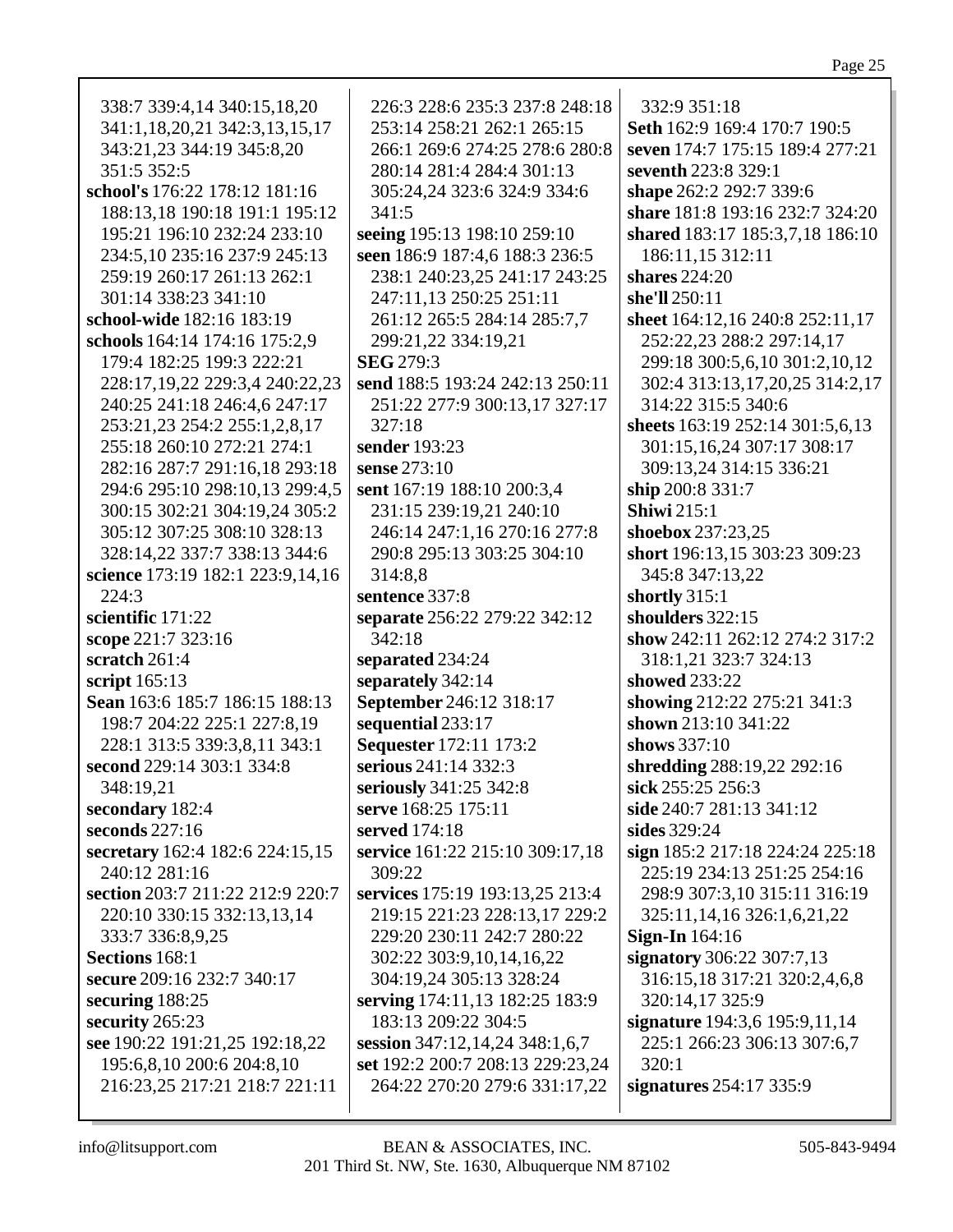338:7 339:4,14 340:15,18,20 341:1,18,20,21 342:3,13,15,17 343:21,23 344:19 345:8,20 351:5 352:5
**school's** 176:22 178:12 181:16 188:13,18 190:18 191:1 195:12 195:21 196:10 232:24 233:10 234:5,10 235:16 237:9 245:13 259:19 260:17 261:13 262:1 301:14 338:23 341:10
**school-wide** 182:16 183:19
**schools** 164:14 174:16 175:2,9 179:4 182:25 199:3 222:21 228:17,19,22 229:3,4 240:22,23 240:25 241:18 246:4,6 247:17 253:21,23 254:2 255:1,2,8,17 255:18 260:10 272:21 274:1 282:16 287:7 291:16,18 293:18 294:6 295:10 298:10,13 299:4,5 300:15 302:21 304:19,24 305:2 305:12 307:25 308:10 328:13 328:14,22 337:7 338:13 344:6
**science** 173:19 182:1 223:9,14,16 224:3
**scientific** 171:22
**scope** 221:7 323:16
**scratch** 261:4
**script** 165:13
**Sean** 163:6 185:7 186:15 188:13 198:7 204:22 225:1 227:8,19 228:1 313:5 339:3,8,11 343:1
**second** 229:14 303:1 334:8 348:19,21
**secondary** 182:4
**seconds** 227:16
**secretary** 162:4 182:6 224:15,15 240:12 281:16
**section** 203:7 211:22 212:9 220:7 220:10 330:15 332:13,13,14 333:7 336:8,9,25
**Sections** 168:1
**secure** 209:16 232:7 340:17
**securing** 188:25
**security** 265:23
**see** 190:22 191:21,25 192:18,22 195:6,8,10 200:6 204:8,10 216:23,25 217:21 218:7 221:11 226:3 228:6 235:3 237:8 248:18 253:14 258:21 262:1 265:15 266:1 269:6 274:25 278:6 280:8 280:14 281:4 284:4 301:13 305:24,24 323:6 324:9 334:6 341:5
**seeing** 195:13 198:10 259:10
**seen** 186:9 187:4,6 188:3 236:5 238:1 240:23,25 241:17 243:25 247:11,13 250:25 251:11 261:12 265:5 284:14 285:7,7 299:21,22 334:19,21
**SEG** 279:3
**send** 188:5 193:24 242:13 250:11 251:22 277:9 300:13,17 327:17 327:18
**sender** 193:23
**sense** 273:10
**sent** 167:19 188:10 200:3,4 231:15 239:19,21 240:10 246:14 247:1,16 270:16 277:8 290:8 295:13 303:25 304:10 314:8,8
**sentence** 337:8
**separate** 256:22 279:22 342:12 342:18
**separated** 234:24
**separately** 342:14
**September** 246:12 318:17
**sequential** 233:17
**Sequester** 172:11 173:2
**serious** 241:14 332:3
**seriously** 341:25 342:8
**serve** 168:25 175:11
**served** 174:18
**service** 161:22 215:10 309:17,18 309:22
**services** 175:19 193:13,25 213:4 219:15 221:23 228:13,17 229:2 229:20 230:11 242:7 280:22 302:22 303:9,10,14,16,22 304:19,24 305:13 328:24
**serving** 174:11,13 182:25 183:9 183:13 209:22 304:5
**session** 347:12,14,24 348:1,6,7
**set** 192:2 200:7 208:13 229:23,24 264:22 270:20 279:6 331:17,22 332:9 351:18
**Seth** 162:9 169:4 170:7 190:5
**seven** 174:7 175:15 189:4 277:21
**seventh** 223:8 329:1
**shape** 262:2 292:7 339:6
**share** 181:8 193:16 232:7 324:20
**shared** 183:17 185:3,7,18 186:10 186:11,15 312:11
**shares** 224:20
**she'll** 250:11
**sheet** 164:12,16 240:8 252:11,17 252:22,23 288:2 297:14,17 299:18 300:5,6,10 301:2,10,12 302:4 313:13,17,20,25 314:2,17 314:22 315:5 340:6
**sheets** 163:19 252:14 301:5,6,13 301:15,16,24 307:17 308:17 309:13,24 314:15 336:21
**ship** 200:8 331:7
**Shiwi** 215:1
**shoebox** 237:23,25
**short** 196:13,15 303:23 309:23 345:8 347:13,22
**shortly** 315:1
**shoulders** 322:15
**show** 242:11 262:12 274:2 317:2 318:1,21 323:7 324:13
**showed** 233:22
**showing** 212:22 275:21 341:3
**shown** 213:10 341:22
**shows** 337:10
**shredding** 288:19,22 292:16
**sick** 255:25 256:3
**side** 240:7 281:13 341:12
**sides** 329:24
**sign** 185:2 217:18 224:24 225:18 225:19 234:13 251:25 254:16 298:9 307:3,10 315:11 316:19 325:11,14,16 326:1,6,21,22
**Sign-In** 164:16
**signatory** 306:22 307:7,13 316:15,18 317:21 320:2,4,6,8 320:14,17 325:9
**signature** 194:3,6 195:9,11,14 225:1 266:23 306:13 307:6,7 320:1
**signatures** 254:17 335:9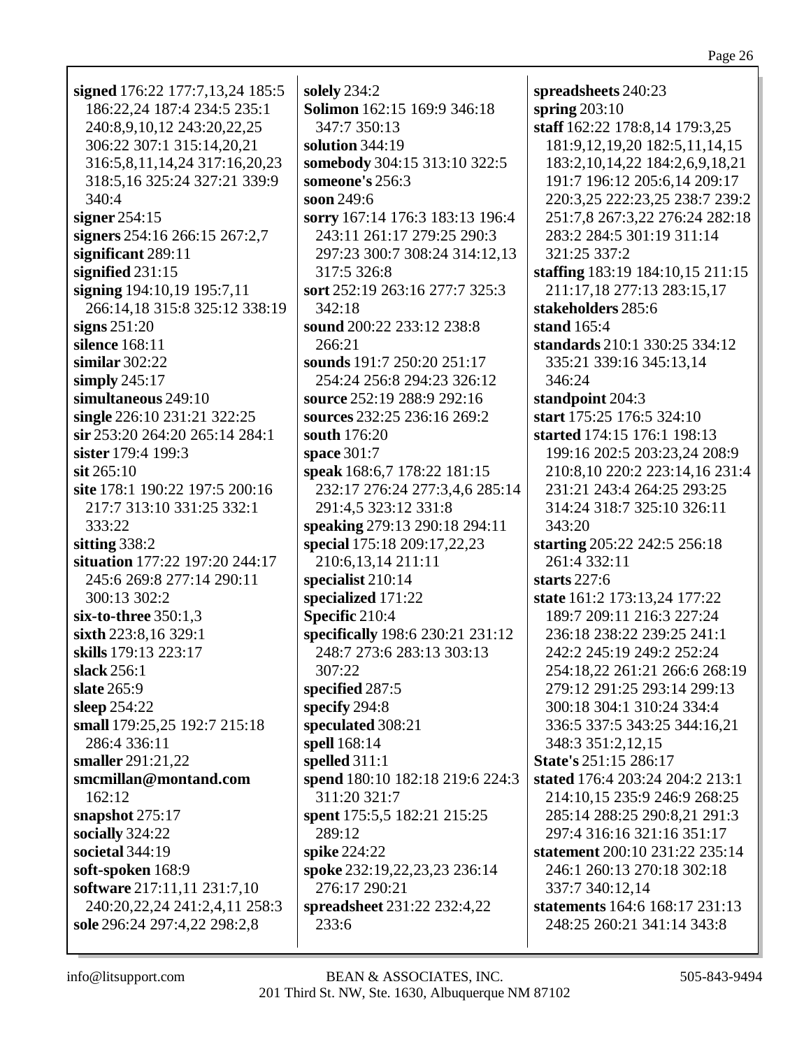**signed** 176:22 177:7,13,24 185:5 186:22,24 187:4 234:5 235:1 240:8,9,10,12 243:20,22,25 306:22 307:1 315:14,20,21 316:5,8,11,14,24 317:16,20,23 318:5,16 325:24 327:21 339:9 340:4
**signer** 254:15
**signers** 254:16 266:15 267:2,7
**significant** 289:11
**signified** 231:15
**signing** 194:10,19 195:7,11 266:14,18 315:8 325:12 338:19
**signs** 251:20
**silence** 168:11
**similar** 302:22
**simply** 245:17
**simultaneous** 249:10
**single** 226:10 231:21 322:25
**sir** 253:20 264:20 265:14 284:1
**sister** 179:4 199:3
**sit** 265:10
**site** 178:1 190:22 197:5 200:16 217:7 313:10 331:25 332:1 333:22
**sitting** 338:2
**situation** 177:22 197:20 244:17 245:6 269:8 277:14 290:11 300:13 302:2
**six-to-three** 350:1,3
**sixth** 223:8,16 329:1
**skills** 179:13 223:17
**slack** 256:1
**slate** 265:9
**sleep** 254:22
**small** 179:25,25 192:7 215:18 286:4 336:11
**smaller** 291:21,22
**smcmillan@montand.com** 162:12
**snapshot** 275:17
**socially** 324:22
**societal** 344:19
**soft-spoken** 168:9
**software** 217:11,11 231:7,10 240:20,22,24 241:2,4,11 258:3
**sole** 296:24 297:4,22 298:2,8
**solely** 234:2
**Solimon** 162:15 169:9 346:18 347:7 350:13
**solution** 344:19
**somebody** 304:15 313:10 322:5
**someone's** 256:3
**soon** 249:6
**sorry** 167:14 176:3 183:13 196:4 243:11 261:17 279:25 290:3 297:23 300:7 308:24 314:12,13 317:5 326:8
**sort** 252:19 263:16 277:7 325:3 342:18
**sound** 200:22 233:12 238:8 266:21
**sounds** 191:7 250:20 251:17 254:24 256:8 294:23 326:12
**source** 252:19 288:9 292:16
**sources** 232:25 236:16 269:2
**south** 176:20
**space** 301:7
**speak** 168:6,7 178:22 181:15 232:17 276:24 277:3,4,6 285:14 291:4,5 323:12 331:8
**speaking** 279:13 290:18 294:11
**special** 175:18 209:17,22,23 210:6,13,14 211:11
**specialist** 210:14
**specialized** 171:22
**Specific** 210:4
**specifically** 198:6 230:21 231:12 248:7 273:6 283:13 303:13 307:22
**specified** 287:5
**specify** 294:8
**speculated** 308:21
**spell** 168:14
**spelled** 311:1
**spend** 180:10 182:18 219:6 224:3 311:20 321:7
**spent** 175:5,5 182:21 215:25 289:12
**spike** 224:22
**spoke** 232:19,22,23,23 236:14 276:17 290:21
**spreadsheet** 231:22 232:4,22 233:6
**spreadsheets** 240:23
**spring** 203:10
**staff** 162:22 178:8,14 179:3,25 181:9,12,19,20 182:5,11,14,15 183:2,10,14,22 184:2,6,9,18,21 191:7 196:12 205:6,14 209:17 220:3,25 222:23,25 238:7 239:2 251:7,8 267:3,22 276:24 282:18 283:2 284:5 301:19 311:14 321:25 337:2
**staffing** 183:19 184:10,15 211:15 211:17,18 277:13 283:15,17
**stakeholders** 285:6
**stand** 165:4
**standards** 210:1 330:25 334:12 335:21 339:16 345:13,14 346:24
**standpoint** 204:3
**start** 175:25 176:5 324:10
**started** 174:15 176:1 198:13 199:16 202:5 203:23,24 208:9 210:8,10 220:2 223:14,16 231:4 231:21 243:4 264:25 293:25 314:24 318:7 325:10 326:11 343:20
**starting** 205:22 242:5 256:18 261:4 332:11
**starts** 227:6
**state** 161:2 173:13,24 177:22 189:7 209:11 216:3 227:24 236:18 238:22 239:25 241:1 242:2 245:19 249:2 252:24 254:18,22 261:21 266:6 268:19 279:12 291:25 293:14 299:13 300:18 304:1 310:24 334:4 336:5 337:5 343:25 344:16,21 348:3 351:2,12,15
**State's** 251:15 286:17
**stated** 176:4 203:24 204:2 213:1 214:10,15 235:9 246:9 268:25 285:14 288:25 290:8,21 291:3 297:4 316:16 321:16 351:17
**statement** 200:10 231:22 235:14 246:1 260:13 270:18 302:18 337:7 340:12,14
**statements** 164:6 168:17 231:13 248:25 260:21 341:14 343:8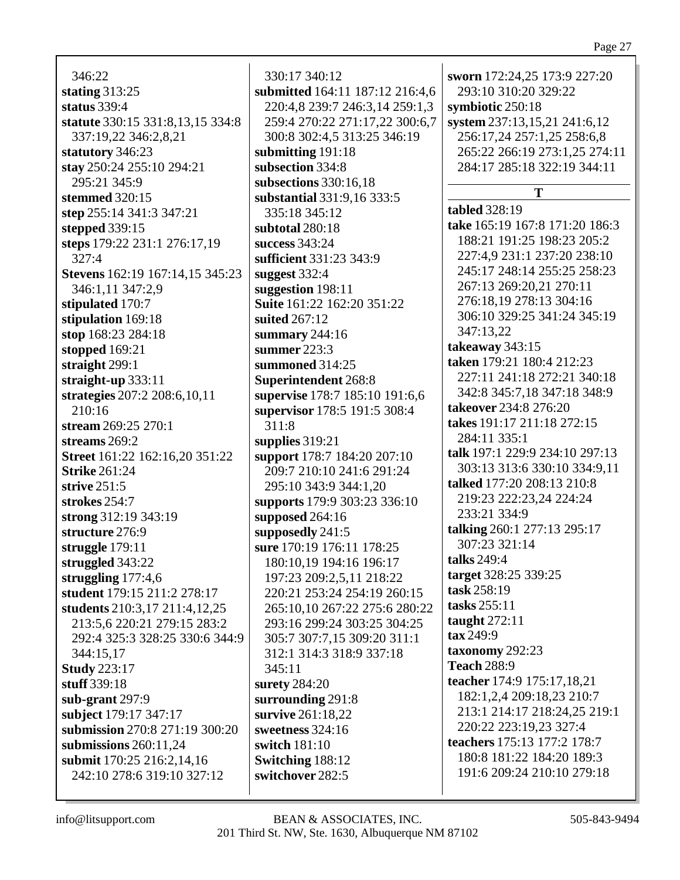346:22
**stating** 313:25
**status** 339:4
**statute** 330:15 331:8,13,15 334:8 337:19,22 346:2,8,21
**statutory** 346:23
**stay** 250:24 255:10 294:21 295:21 345:9
**stemmed** 320:15
**step** 255:14 341:3 347:21
**stepped** 339:15
**steps** 179:22 231:1 276:17,19 327:4
**Stevens** 162:19 167:14,15 345:23 346:1,11 347:2,9
**stipulated** 170:7
**stipulation** 169:18
**stop** 168:23 284:18
**stopped** 169:21
**straight** 299:1
**straight-up** 333:11
**strategies** 207:2 208:6,10,11 210:16
**stream** 269:25 270:1
**streams** 269:2
**Street** 161:22 162:16,20 351:22
**Strike** 261:24
**strive** 251:5
**strokes** 254:7
**strong** 312:19 343:19
**structure** 276:9
**struggle** 179:11
**struggled** 343:22
**struggling** 177:4,6
**student** 179:15 211:2 278:17
**students** 210:3,17 211:4,12,25 213:5,6 220:21 279:15 283:2 292:4 325:3 328:25 330:6 344:9 344:15,17
**Study** 223:17
**stuff** 339:18
**sub-grant** 297:9
**subject** 179:17 347:17
**submission** 270:8 271:19 300:20
**submissions** 260:11,24
**submit** 170:25 216:2,14,16 242:10 278:6 319:10 327:12
330:17 340:12
**submitted** 164:11 187:12 216:4,6 220:4,8 239:7 246:3,14 259:1,3 259:4 270:22 271:17,22 300:6,7 300:8 302:4,5 313:25 346:19
**submitting** 191:18
**subsection** 334:8
**subsections** 330:16,18
**substantial** 331:9,16 333:5 335:18 345:12
**subtotal** 280:18
**success** 343:24
**sufficient** 331:23 343:9
**suggest** 332:4
**suggestion** 198:11
**Suite** 161:22 162:20 351:22
**suited** 267:12
**summary** 244:16
**summer** 223:3
**summoned** 314:25
**Superintendent** 268:8
**supervise** 178:7 185:10 191:6,6
**supervisor** 178:5 191:5 308:4 311:8
**supplies** 319:21
**support** 178:7 184:20 207:10 209:7 210:10 241:6 291:24 295:10 343:9 344:1,20
**supports** 179:9 303:23 336:10
**supposed** 264:16
**supposedly** 241:5
**sure** 170:19 176:11 178:25 180:10,19 194:16 196:17 197:23 209:2,5,11 218:22 220:21 253:24 254:19 260:15 265:10,10 267:22 275:6 280:22 293:16 299:24 303:25 304:25 305:7 307:7,15 309:20 311:1 312:1 314:3 318:9 337:18 345:11
**surety** 284:20
**surrounding** 291:8
**survive** 261:18,22
**sweetness** 324:16
**switch** 181:10
**Switching** 188:12
**switchover** 282:5
**sworn** 172:24,25 173:9 227:20 293:10 310:20 329:22
**symbiotic** 250:18
**system** 237:13,15,21 241:6,12 256:17,24 257:1,25 258:6,8 265:22 266:19 273:1,25 274:11 284:17 285:18 322:19 344:11

## T

**tabled** 328:19
**take** 165:19 167:8 171:20 186:3 188:21 191:25 198:23 205:2 227:4,9 231:1 237:20 238:10 245:17 248:14 255:25 258:23 267:13 269:20,21 270:11 276:18,19 278:13 304:16 306:10 329:25 341:24 345:19 347:13,22
**takeaway** 343:15
**taken** 179:21 180:4 212:23 227:11 241:18 272:21 340:18 342:8 345:7,18 347:18 348:9
**takeover** 234:8 276:20
**takes** 191:17 211:18 272:15 284:11 335:1
**talk** 197:1 229:9 234:10 297:13 303:13 313:6 330:10 334:9,11
**talked** 177:20 208:13 210:8 219:23 222:23,24 224:24 233:21 334:9
**talking** 260:1 277:13 295:17 307:23 321:14
**talks** 249:4
**target** 328:25 339:25
**task** 258:19
**tasks** 255:11
**taught** 272:11
**tax** 249:9
**taxonomy** 292:23
**Teach** 288:9
**teacher** 174:9 175:17,18,21 182:1,2,4 209:18,23 210:7 213:1 214:17 218:24,25 219:1 220:22 223:19,23 327:4
**teachers** 175:13 177:2 178:7 180:8 181:22 184:20 189:3 191:6 209:24 210:10 279:18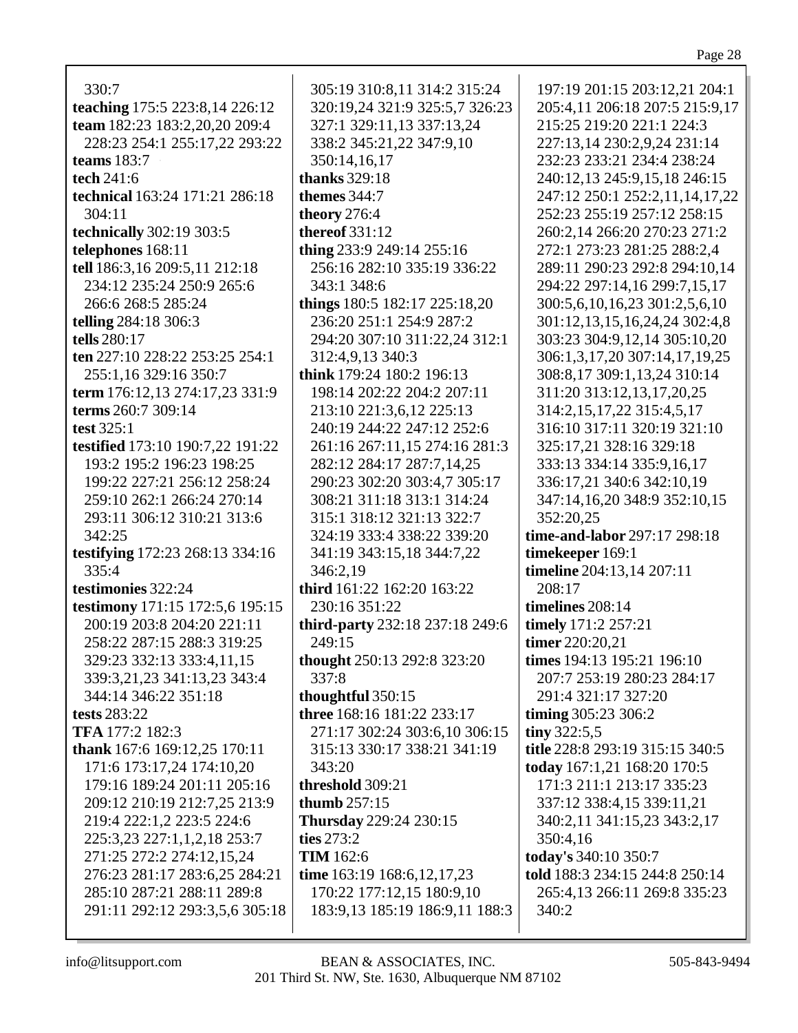330:7
**teaching** 175:5 223:8,14 226:12
**team** 182:23 183:2,20,20 209:4 228:23 254:1 255:17,22 293:22
**teams** 183:7
**tech** 241:6
**technical** 163:24 171:21 286:18 304:11
**technically** 302:19 303:5
**telephones** 168:11
**tell** 186:3,16 209:5,11 212:18 234:12 235:24 250:9 265:6 266:6 268:5 285:24
**telling** 284:18 306:3
**tells** 280:17
**ten** 227:10 228:22 253:25 254:1 255:1,16 329:16 350:7
**term** 176:12,13 274:17,23 331:9
**terms** 260:7 309:14
**test** 325:1
**testified** 173:10 190:7,22 191:22 193:2 195:2 196:23 198:25 199:22 227:21 256:12 258:24 259:10 262:1 266:24 270:14 293:11 306:12 310:21 313:6 342:25
**testifying** 172:23 268:13 334:16 335:4
**testimonies** 322:24
**testimony** 171:15 172:5,6 195:15 200:19 203:8 204:20 221:11 258:22 287:15 288:3 319:25 329:23 332:13 333:4,11,15 339:3,21,23 341:13,23 343:4 344:14 346:22 351:18
**tests** 283:22
**TFA** 177:2 182:3
**thank** 167:6 169:12,25 170:11 171:6 173:17,24 174:10,20 179:16 189:24 201:11 205:16 209:12 210:19 212:7,25 213:9 219:4 222:1,2 223:5 224:6 225:3,23 227:1,1,2,18 253:7 271:25 272:2 274:12,15,24 276:23 281:17 283:6,25 284:21 285:10 287:21 288:11 289:8 291:11 292:12 293:3,5,6 305:18 305:19 310:8,11 314:2 315:24 320:19,24 321:9 325:5,7 326:23 327:1 329:11,13 337:13,24 338:2 345:21,22 347:9,10 350:14,16,17
**thanks** 329:18
**themes** 344:7
**theory** 276:4
**thereof** 331:12
**thing** 233:9 249:14 255:16 256:16 282:10 335:19 336:22 343:1 348:6
**things** 180:5 182:17 225:18,20 236:20 251:1 254:9 287:2 294:20 307:10 311:22,24 312:1 312:4,9,13 340:3
**think** 179:24 180:2 196:13 198:14 202:22 204:2 207:11 213:10 221:3,6,12 225:13 240:19 244:22 247:12 252:6 261:16 267:11,15 274:16 281:3 282:12 284:17 287:7,14,25 290:23 302:20 303:4,7 305:17 308:21 311:18 313:1 314:24 315:1 318:12 321:13 322:7 324:19 333:4 338:22 339:20 341:19 343:15,18 344:7,22 346:2,19
**third** 161:22 162:20 163:22 230:16 351:22
**third-party** 232:18 237:18 249:6 249:15
**thought** 250:13 292:8 323:20 337:8
**thoughtful** 350:15
**three** 168:16 181:22 233:17 271:17 302:24 303:6,10 306:15 315:13 330:17 338:21 341:19 343:20
**threshold** 309:21
**thumb** 257:15
**Thursday** 229:24 230:15
**ties** 273:2
**TIM** 162:6
**time** 163:19 168:6,12,17,23 170:22 177:12,15 180:9,10 183:9,13 185:19 186:9,11 188:3 197:19 201:15 203:12,21 204:1 205:4,11 206:18 207:5 215:9,17 215:25 219:20 221:1 224:3 227:13,14 230:2,9,24 231:14 232:23 233:21 234:4 238:24 240:12,13 245:9,15,18 246:15 247:12 250:1 252:2,11,14,17,22 252:23 255:19 257:12 258:15 260:2,14 266:20 270:23 271:2 272:1 273:23 281:25 288:2,4 289:11 290:23 292:8 294:10,14 294:22 297:14,16 299:7,15,17 300:5,6,10,16,23 301:2,5,6,10 301:12,13,15,16,24,24 302:4,8 303:23 304:9,12,14 305:10,20 306:1,3,17,20 307:14,17,19,25 308:8,17 309:1,13,24 310:14 311:20 313:12,13,17,20,25 314:2,15,17,22 315:4,5,17 316:10 317:11 320:19 321:10 325:17,21 328:16 329:18 333:13 334:14 335:9,16,17 336:17,21 340:6 342:10,19 347:14,16,20 348:9 352:10,15 352:20,25
**time-and-labor** 297:17 298:18
**timekeeper** 169:1
**timeline** 204:13,14 207:11 208:17
**timelines** 208:14
**timely** 171:2 257:21
**timer** 220:20,21
**times** 194:13 195:21 196:10 207:7 253:19 280:23 284:17 291:4 321:17 327:20
**timing** 305:23 306:2
**tiny** 322:5,5
**title** 228:8 293:19 315:15 340:5
**today** 167:1,21 168:20 170:5 171:3 211:1 213:17 335:23 337:12 338:4,15 339:11,21 340:2,11 341:15,23 343:2,17 350:4,16
**today's** 340:10 350:7
**told** 188:3 234:15 244:8 250:14 265:4,13 266:11 269:8 335:23 340:2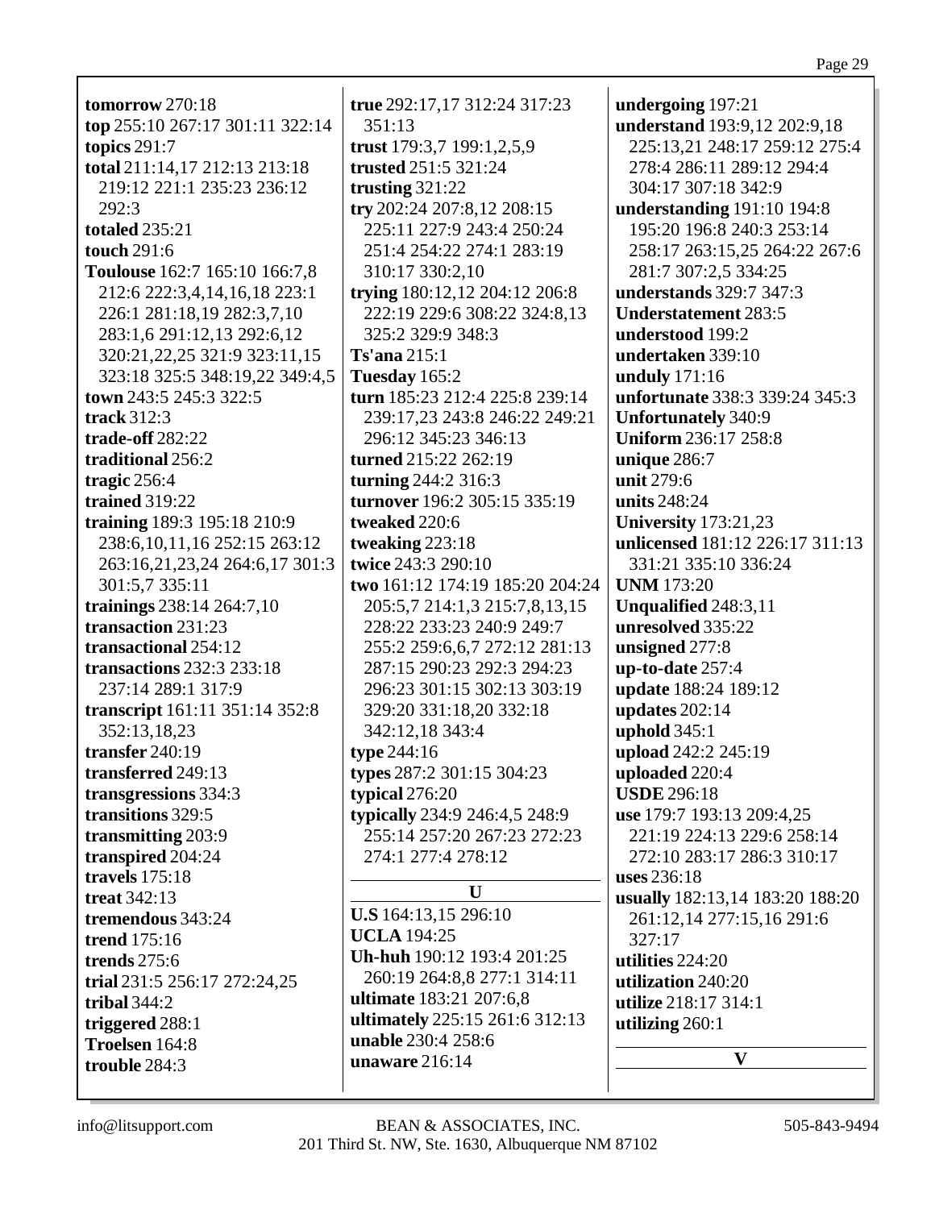**tomorrow** 270:18
**top** 255:10 267:17 301:11 322:14
**topics** 291:7
**total** 211:14,17 212:13 213:18 219:12 221:1 235:23 236:12 292:3
**totaled** 235:21
**touch** 291:6
**Toulouse** 162:7 165:10 166:7,8 212:6 222:3,4,14,16,18 223:1 226:1 281:18,19 282:3,7,10 283:1,6 291:12,13 292:6,12 320:21,22,25 321:9 323:11,15 323:18 325:5 348:19,22 349:4,5
**town** 243:5 245:3 322:5
**track** 312:3
**trade-off** 282:22
**traditional** 256:2
**tragic** 256:4
**trained** 319:22
**training** 189:3 195:18 210:9 238:6,10,11,16 252:15 263:12 263:16,21,23,24 264:6,17 301:3 301:5,7 335:11
**trainings** 238:14 264:7,10
**transaction** 231:23
**transactional** 254:12
**transactions** 232:3 233:18 237:14 289:1 317:9
**transcript** 161:11 351:14 352:8 352:13,18,23
**transfer** 240:19
**transferred** 249:13
**transgressions** 334:3
**transitions** 329:5
**transmitting** 203:9
**transpired** 204:24
**travels** 175:18
**treat** 342:13
**tremendous** 343:24
**trend** 175:16
**trends** 275:6
**trial** 231:5 256:17 272:24,25
**tribal** 344:2
**triggered** 288:1
**Troelsen** 164:8
**trouble** 284:3
**true** 292:17,17 312:24 317:23 351:13
**trust** 179:3,7 199:1,2,5,9
**trusted** 251:5 321:24
**trusting** 321:22
**try** 202:24 207:8,12 208:15 225:11 227:9 243:4 250:24 251:4 254:22 274:1 283:19 310:17 330:2,10
**trying** 180:12,12 204:12 206:8 222:19 229:6 308:22 324:8,13 325:2 329:9 348:3
**Ts'ana** 215:1
**Tuesday** 165:2
**turn** 185:23 212:4 225:8 239:14 239:17,23 243:8 246:22 249:21 296:12 345:23 346:13
**turned** 215:22 262:19
**turning** 244:2 316:3
**turnover** 196:2 305:15 335:19
**tweaked** 220:6
**tweaking** 223:18
**twice** 243:3 290:10
**two** 161:12 174:19 185:20 204:24 205:5,7 214:1,3 215:7,8,13,15 228:22 233:23 240:9 249:7 255:2 259:6,6,7 272:12 281:13 287:15 290:23 292:3 294:23 296:23 301:15 302:13 303:19 329:20 331:18,20 332:18 342:12,18 343:4
**type** 244:16
**types** 287:2 301:15 304:23
**typical** 276:20
**typically** 234:9 246:4,5 248:9 255:14 257:20 267:23 272:23 274:1 277:4 278:12

**U**

**U.S** 164:13,15 296:10
**UCLA** 194:25
**Uh-huh** 190:12 193:4 201:25 260:19 264:8,8 277:1 314:11
**ultimate** 183:21 207:6,8
**ultimately** 225:15 261:6 312:13
**unable** 230:4 258:6
**unaware** 216:14
**undergoing** 197:21
**understand** 193:9,12 202:9,18 225:13,21 248:17 259:12 275:4 278:4 286:11 289:12 294:4 304:17 307:18 342:9
**understanding** 191:10 194:8 195:20 196:8 240:3 253:14 258:17 263:15,25 264:22 267:6 281:7 307:2,5 334:25
**understands** 329:7 347:3
**Understatement** 283:5
**understood** 199:2
**undertaken** 339:10
**unduly** 171:16
**unfortunate** 338:3 339:24 345:3
**Unfortunately** 340:9
**Uniform** 236:17 258:8
**unique** 286:7
**unit** 279:6
**units** 248:24
**University** 173:21,23
**unlicensed** 181:12 226:17 311:13 331:21 335:10 336:24
**UNM** 173:20
**Unqualified** 248:3,11
**unresolved** 335:22
**unsigned** 277:8
**up-to-date** 257:4
**update** 188:24 189:12
**updates** 202:14
**uphold** 345:1
**upload** 242:2 245:19
**uploaded** 220:4
**USDE** 296:18
**use** 179:7 193:13 209:4,25 221:19 224:13 229:6 258:14 272:10 283:17 286:3 310:17
**uses** 236:18
**usually** 182:13,14 183:20 188:20 261:12,14 277:15,16 291:6 327:17
**utilities** 224:20
**utilization** 240:20
**utilize** 218:17 314:1
**utilizing** 260:1

**V**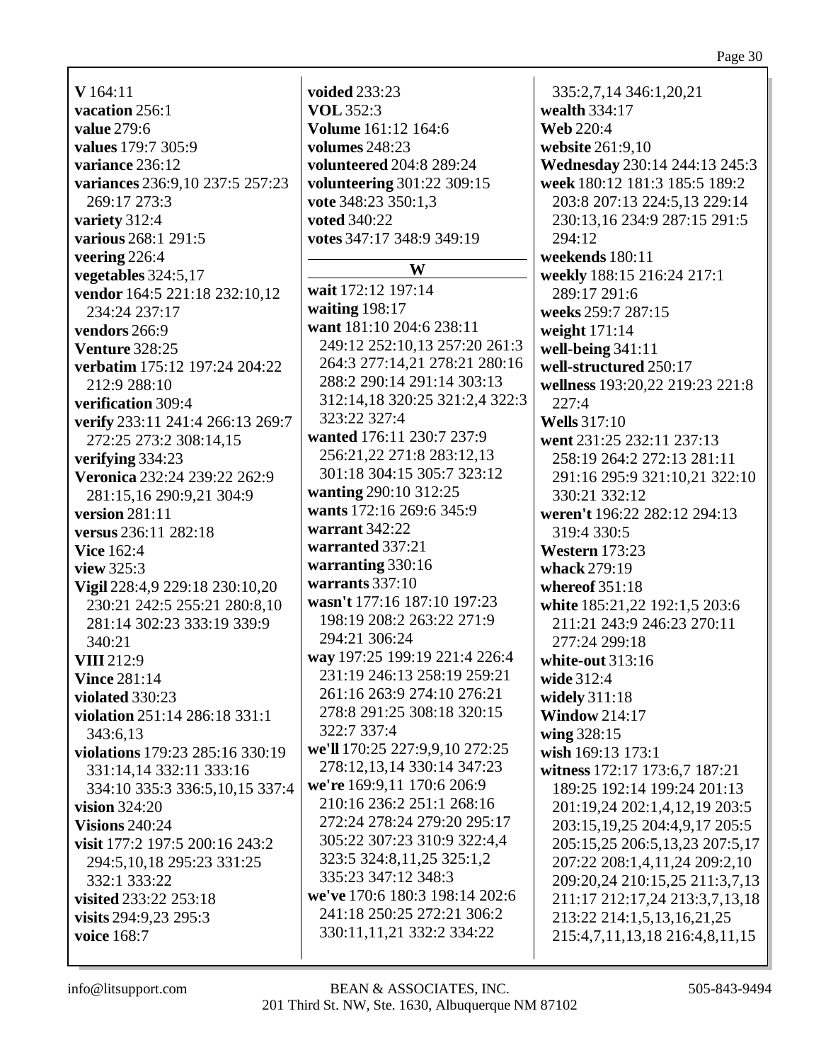**V** 164:11
**vacation** 256:1
**value** 279:6
**values** 179:7 305:9
**variance** 236:12
**variances** 236:9,10 237:5 257:23 269:17 273:3
**variety** 312:4
**various** 268:1 291:5
**veering** 226:4
**vegetables** 324:5,17
**vendor** 164:5 221:18 232:10,12 234:24 237:17
**vendors** 266:9
**Venture** 328:25
**verbatim** 175:12 197:24 204:22 212:9 288:10
**verification** 309:4
**verify** 233:11 241:4 266:13 269:7 272:25 273:2 308:14,15
**verifying** 334:23
**Veronica** 232:24 239:22 262:9 281:15,16 290:9,21 304:9
**version** 281:11
**versus** 236:11 282:18
**Vice** 162:4
**view** 325:3
**Vigil** 228:4,9 229:18 230:10,20 230:21 242:5 255:21 280:8,10 281:14 302:23 333:19 339:9 340:21
**VIII** 212:9
**Vince** 281:14
**violated** 330:23
**violation** 251:14 286:18 331:1 343:6,13
**violations** 179:23 285:16 330:19 331:14,14 332:11 333:16 334:10 335:3 336:5,10,15 337:4
**vision** 324:20
**Visions** 240:24
**visit** 177:2 197:5 200:16 243:2 294:5,10,18 295:23 331:25 332:1 333:22
**visited** 233:22 253:18
**visits** 294:9,23 295:3
**voice** 168:7
**voided** 233:23
**VOL** 352:3
**Volume** 161:12 164:6
**volumes** 248:23
**volunteered** 204:8 289:24
**volunteering** 301:22 309:15
**vote** 348:23 350:1,3
**voted** 340:22
**votes** 347:17 348:9 349:19

## W

**wait** 172:12 197:14
**waiting** 198:17
**want** 181:10 204:6 238:11 249:12 252:10,13 257:20 261:3 264:3 277:14,21 278:21 280:16 288:2 290:14 291:14 303:13 312:14,18 320:25 321:2,4 322:3 323:22 327:4
**wanted** 176:11 230:7 237:9 256:21,22 271:8 283:12,13 301:18 304:15 305:7 323:12
**wanting** 290:10 312:25
**wants** 172:16 269:6 345:9
**warrant** 342:22
**warranted** 337:21
**warranting** 330:16
**warrants** 337:10
**wasn't** 177:16 187:10 197:23 198:19 208:2 263:22 271:9 294:21 306:24
**way** 197:25 199:19 221:4 226:4 231:19 246:13 258:19 259:21 261:16 263:9 274:10 276:21 278:8 291:25 308:18 320:15 322:7 337:4
**we'll** 170:25 227:9,9,10 272:25 278:12,13,14 330:14 347:23
**we're** 169:9,11 170:6 206:9 210:16 236:2 251:1 268:16 272:24 278:24 279:20 295:17 305:22 307:23 310:9 322:4,4 323:5 324:8,11,25 325:1,2 335:23 347:12 348:3
**we've** 170:6 180:3 198:14 202:6 241:18 250:25 272:21 306:2 330:11,11,21 332:2 334:22 335:2,7,14 346:1,20,21
**wealth** 334:17
**Web** 220:4
**website** 261:9,10
**Wednesday** 230:14 244:13 245:3
**week** 180:12 181:3 185:5 189:2 203:8 207:13 224:5,13 229:14 230:13,16 234:9 287:15 291:5 294:12
**weekends** 180:11
**weekly** 188:15 216:24 217:1 289:17 291:6
**weeks** 259:7 287:15
**weight** 171:14
**well-being** 341:11
**well-structured** 250:17
**wellness** 193:20,22 219:23 221:8 227:4
**Wells** 317:10
**went** 231:25 232:11 237:13 258:19 264:2 272:13 281:11 291:16 295:9 321:10,21 322:10 330:21 332:12
**weren't** 196:22 282:12 294:13 319:4 330:5
**Western** 173:23
**whack** 279:19
**whereof** 351:18
**white** 185:21,22 192:1,5 203:6 211:21 243:9 246:23 270:11 277:24 299:18
**white-out** 313:16
**wide** 312:4
**widely** 311:18
**Window** 214:17
**wing** 328:15
**wish** 169:13 173:1
**witness** 172:17 173:6,7 187:21 189:25 192:14 199:24 201:13 201:19,24 202:1,4,12,19 203:5 203:15,19,25 204:4,9,17 205:5 205:15,25 206:5,13,23 207:5,17 207:22 208:1,4,11,24 209:2,10 209:20,24 210:15,25 211:3,7,13 211:17 212:17,24 213:3,7,13,18 213:22 214:1,5,13,16,21,25 215:4,7,11,13,18 216:4,8,11,15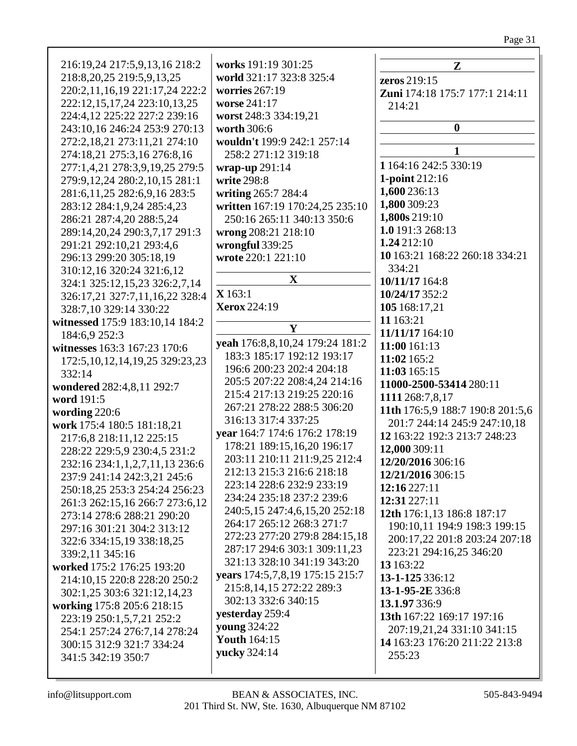216:19,24 217:5,9,13,16 218:2 218:8,20,25 219:5,9,13,25 220:2,11,16,19 221:17,24 222:2 222:12,15,17,24 223:10,13,25 224:4,12 225:22 227:2 239:16 243:10,16 246:24 253:9 270:13 272:2,18,21 273:11,21 274:10 274:18,21 275:3,16 276:8,16 277:1,4,21 278:3,9,19,25 279:5 279:9,12,24 280:2,10,15 281:1 281:6,11,25 282:6,9,16 283:5 283:12 284:1,9,24 285:4,23 286:21 287:4,20 288:5,24 289:14,20,24 290:3,7,17 291:3 291:21 292:10,21 293:4,6 296:13 299:20 305:18,19 310:12,16 320:24 321:6,12 324:1 325:12,15,23 326:2,7,14 326:17,21 327:7,11,16,22 328:4 328:7,10 329:14 330:22

**witnessed** 175:9 183:10,14 184:2 184:6,9 252:3

**witnesses** 163:3 167:23 170:6 172:5,10,12,14,19,25 329:23,23 332:14

**wondered** 282:4,8,11 292:7

**word** 191:5

**wording** 220:6

**work** 175:4 180:5 181:18,21 217:6,8 218:11,12 225:15 228:22 229:5,9 230:4,5 231:2 232:16 234:1,1,2,7,11,13 236:6 237:9 241:14 242:3,21 245:6 250:18,25 253:3 254:24 256:23 261:3 262:15,16 266:7 273:6,12 273:14 278:6 288:21 290:20 297:16 301:21 304:2 313:12 322:6 334:15,19 338:18,25 339:2,11 345:16

**worked** 175:2 176:25 193:20 214:10,15 220:8 228:20 250:2 302:1,25 303:6 321:12,14,23

**working** 175:8 205:6 218:15 223:19 250:1,5,7,21 252:2 254:1 257:24 276:7,14 278:24 300:15 312:9 321:7 334:24 341:5 342:19 350:7

**works** 191:19 301:25

**world** 321:17 323:8 325:4

**worries** 267:19

**worse** 241:17

**worst** 248:3 334:19,21

**worth** 306:6

**wouldn't** 199:9 242:1 257:14 258:2 271:12 319:18

**wrap-up** 291:14

**write** 298:8

**writing** 265:7 284:4

**written** 167:19 170:24,25 235:10 250:16 265:11 340:13 350:6

**wrong** 208:21 218:10

**wrongful** 339:25

**wrote** 220:1 221:10

## X

**X** 163:1

**Xerox** 224:19

## Y

**yeah** 176:8,8,10,24 179:24 181:2 183:3 185:17 192:12 193:17 196:6 200:23 202:4 204:18 205:5 207:22 208:4,24 214:16 215:4 217:13 219:25 220:16 267:21 278:22 288:5 306:20 316:13 317:4 337:25

**year** 164:7 174:6 176:2 178:19 178:21 189:15,16,20 196:17 203:11 210:11 211:9,25 212:4 212:13 215:3 216:6 218:18 223:14 228:6 232:9 233:19 234:24 235:18 237:2 239:6 240:5,15 247:4,6,15,20 252:18 264:17 265:12 268:3 271:7 272:23 277:20 279:8 284:15,18 287:17 294:6 303:1 309:11,23 321:13 328:10 341:19 343:20

**years** 174:5,7,8,19 175:15 215:7 215:8,14,15 272:22 289:3 302:13 332:6 340:15

**yesterday** 259:4

**young** 324:22

**Youth** 164:15

**yucky** 324:14

## Z

**zeros** 219:15

**Zuni** 174:18 175:7 177:1 214:11 214:21

## 0

## 1

**1** 164:16 242:5 330:19

**1-point** 212:16

**1,600** 236:13

**1,800** 309:23

**1,800s** 219:10

**1.0** 191:3 268:13

**1.24** 212:10

**10** 163:21 168:22 260:18 334:21 334:21

**10/11/17** 164:8

**10/24/17** 352:2

**105** 168:17,21

**11** 163:21

**11/11/17** 164:10

**11:00** 161:13

**11:02** 165:2

**11:03** 165:15

**11000-2500-53414** 280:11

**1111** 268:7,8,17

**11th** 176:5,9 188:7 190:8 201:5,6 201:7 244:14 245:9 247:10,18

**12** 163:22 192:3 213:7 248:23

**12,000** 309:11

**12/20/2016** 306:16

**12/21/2016** 306:15

**12:16** 227:11

**12:31** 227:11

**12th** 176:1,13 186:8 187:17 190:10,11 194:9 198:3 199:15 200:17,22 201:8 203:24 207:18 223:21 294:16,25 346:20

**13** 163:22

**13-1-125** 336:12

**13-1-95-2E** 336:8

**13.1.97** 336:9

**13th** 167:22 169:17 197:16 207:19,21,24 331:10 341:15

**14** 163:23 176:20 211:22 213:8 255:23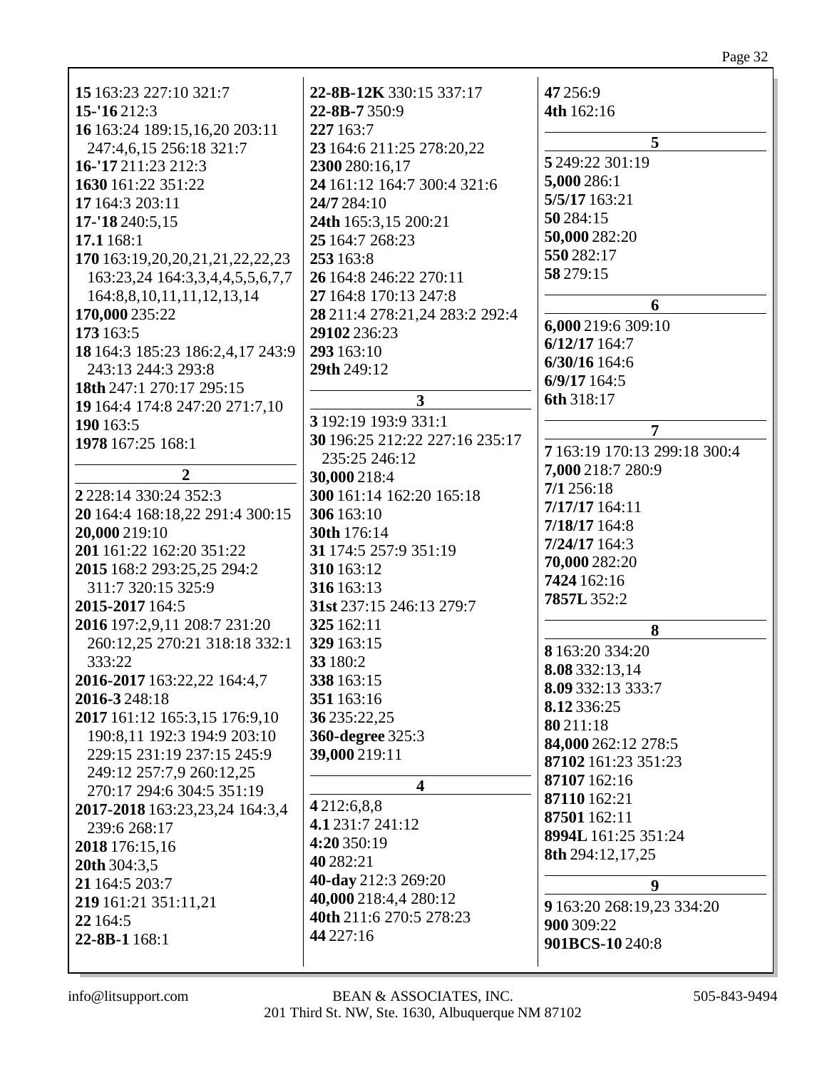**15** 163:23 227:10 321:7
**15-'16** 212:3
**16** 163:24 189:15,16,20 203:11 247:4,6,15 256:18 321:7
**16-'17** 211:23 212:3
**1630** 161:22 351:22
**17** 164:3 203:11
**17-'18** 240:5,15
**17.1** 168:1
**170** 163:19,20,20,21,21,22,22,23 163:23,24 164:3,3,4,4,5,5,6,7,7 164:8,8,10,11,11,12,13,14
**170,000** 235:22
**173** 163:5
**18** 164:3 185:23 186:2,4,17 243:9 243:13 244:3 293:8
**18th** 247:1 270:17 295:15
**19** 164:4 174:8 247:20 271:7,10
**190** 163:5
**1978** 167:25 168:1

## 2

**2** 228:14 330:24 352:3
**20** 164:4 168:18,22 291:4 300:15
**20,000** 219:10
**201** 161:22 162:20 351:22
**2015** 168:2 293:25,25 294:2 311:7 320:15 325:9
**2015-2017** 164:5
**2016** 197:2,9,11 208:7 231:20 260:12,25 270:21 318:18 332:1 333:22
**2016-2017** 163:22,22 164:4,7
**2016-3** 248:18
**2017** 161:12 165:3,15 176:9,10 190:8,11 192:3 194:9 203:10 229:15 231:19 237:15 245:9 249:12 257:7,9 260:12,25 270:17 294:6 304:5 351:19
**2017-2018** 163:23,23,24 164:3,4 239:6 268:17
**2018** 176:15,16
**20th** 304:3,5
**21** 164:5 203:7
**219** 161:21 351:11,21
**22** 164:5
**22-8B-1** 168:1
**22-8B-12K** 330:15 337:17
**22-8B-7** 350:9
**227** 163:7
**23** 164:6 211:25 278:20,22
**2300** 280:16,17
**24** 161:12 164:7 300:4 321:6
**24/7** 284:10
**24th** 165:3,15 200:21
**25** 164:7 268:23
**253** 163:8
**26** 164:8 246:22 270:11
**27** 164:8 170:13 247:8
**28** 211:4 278:21,24 283:2 292:4
**29102** 236:23
**293** 163:10
**29th** 249:12

## 3

**3** 192:19 193:9 331:1
**30** 196:25 212:22 227:16 235:17 235:25 246:12
**30,000** 218:4
**300** 161:14 162:20 165:18
**306** 163:10
**30th** 176:14
**31** 174:5 257:9 351:19
**310** 163:12
**316** 163:13
**31st** 237:15 246:13 279:7
**325** 162:11
**329** 163:15
**33** 180:2
**338** 163:15
**351** 163:16
**36** 235:22,25
**360-degree** 325:3
**39,000** 219:11

## 4

**4** 212:6,8,8
**4.1** 231:7 241:12
**4:20** 350:19
**40** 282:21
**40-day** 212:3 269:20
**40,000** 218:4,4 280:12
**40th** 211:6 270:5 278:23
**44** 227:16
**47** 256:9
**4th** 162:16

## 5

**5** 249:22 301:19
**5,000** 286:1
**5/5/17** 163:21
**50** 284:15
**50,000** 282:20
**550** 282:17
**58** 279:15

## 6

**6,000** 219:6 309:10
**6/12/17** 164:7
**6/30/16** 164:6
**6/9/17** 164:5
**6th** 318:17

## 7

**7** 163:19 170:13 299:18 300:4
**7,000** 218:7 280:9
**7/1** 256:18
**7/17/17** 164:11
**7/18/17** 164:8
**7/24/17** 164:3
**70,000** 282:20
**7424** 162:16
**7857L** 352:2

## 8

**8** 163:20 334:20
**8.08** 332:13,14
**8.09** 332:13 333:7
**8.12** 336:25
**80** 211:18
**84,000** 262:12 278:5
**87102** 161:23 351:23
**87107** 162:16
**87110** 162:21
**87501** 162:11
**8994L** 161:25 351:24
**8th** 294:12,17,25

## 9

**9** 163:20 268:19,23 334:20
**900** 309:22
**901BCS-10** 240:8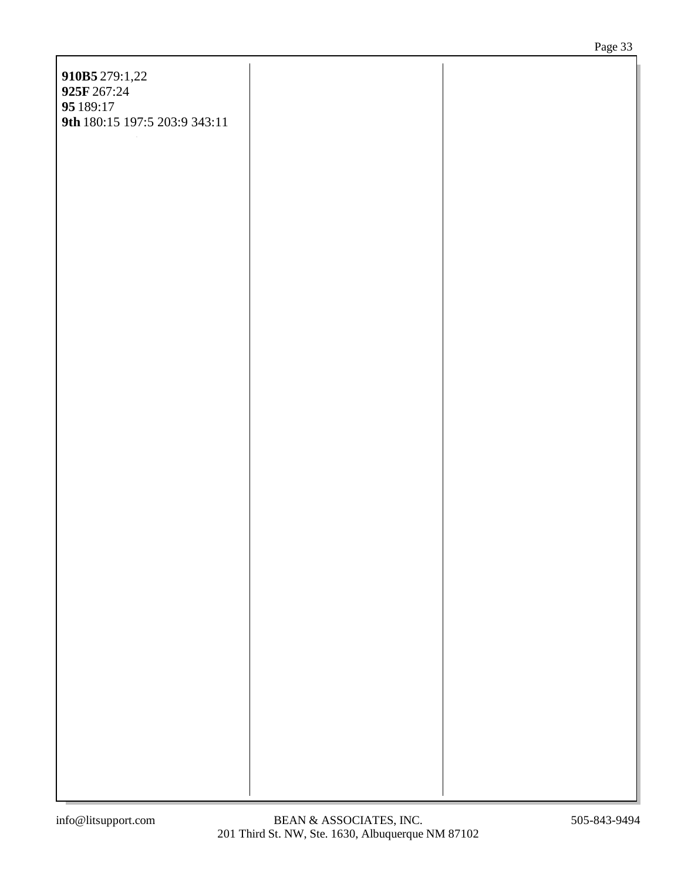**910B5** 279:1,22
**925F** 267:24
**95** 189:17
**9th** 180:15 197:5 203:9 343:11